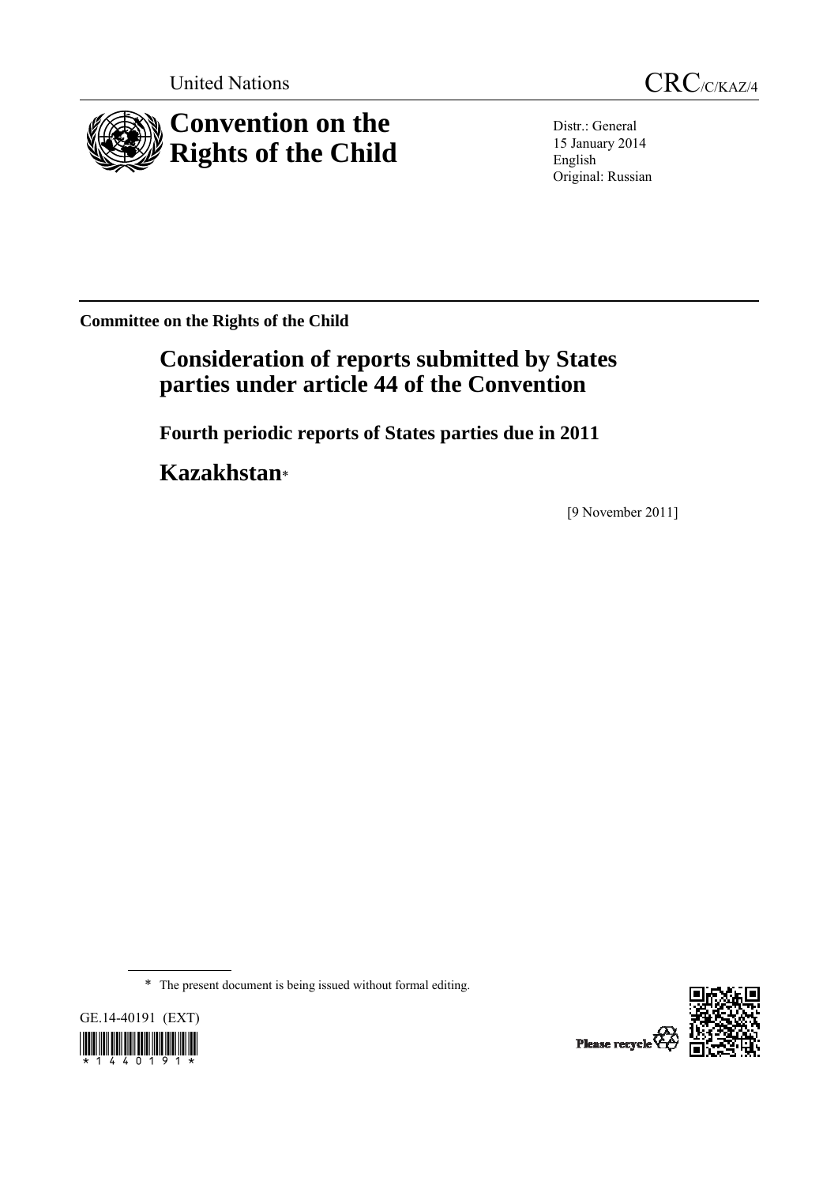United Nations

CRC/C/KAZ/4

# Convention on the Rights of the Child

Distr.: General
15 January 2014
English
Original: Russian

**Committee on the Rights of the Child**

## Consideration of reports submitted by States parties under article 44 of the Convention

### Fourth periodic reports of States parties due in 2011

## Kazakhstan*

[9 November 2011]

---

\* The present document is being issued without formal editing.

GE.14-40191 (EXT)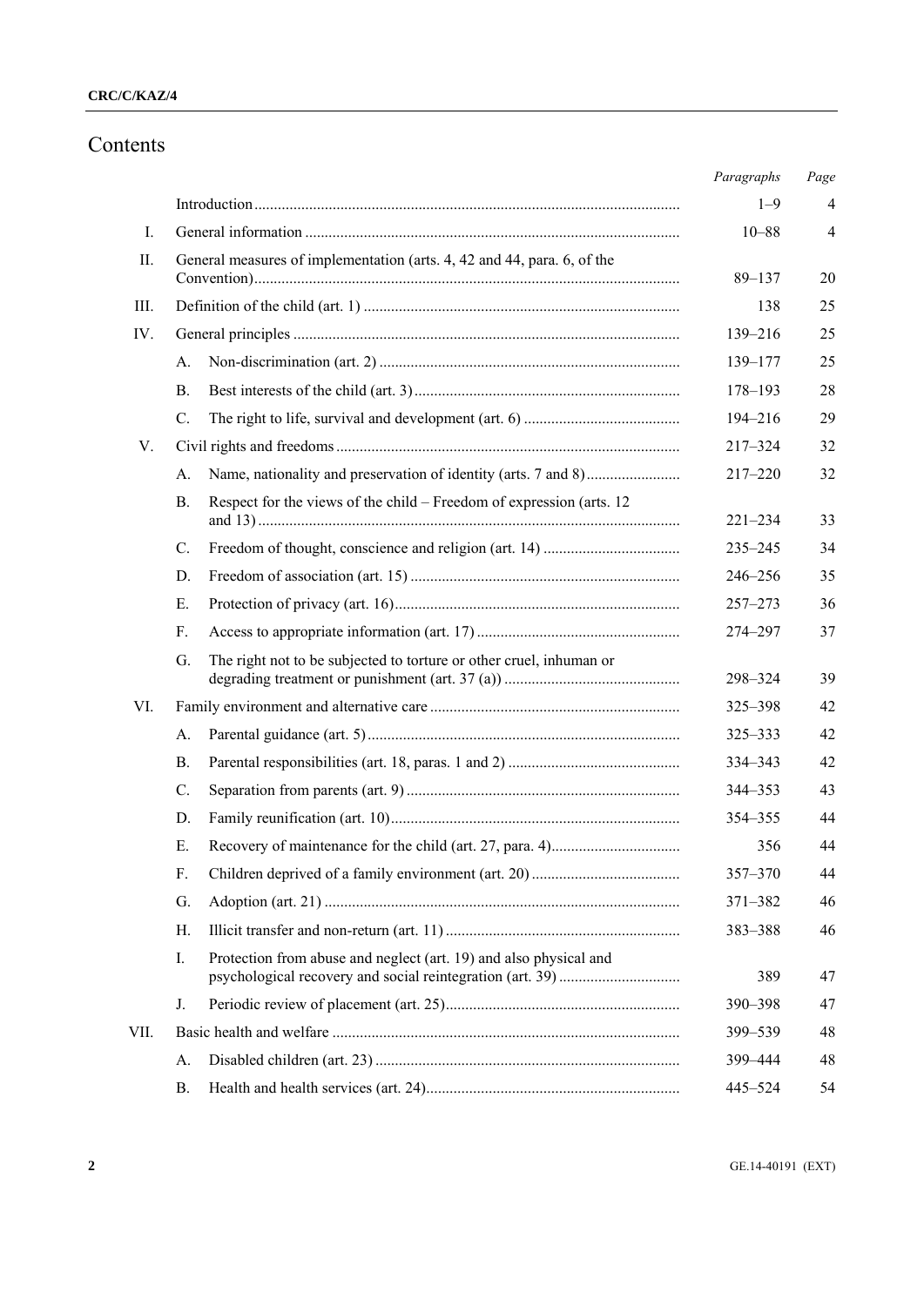# Contents

| | | | Paragraphs | Page |
|---|---|---|---|---|
| | Introduction | | 1–9 | 4 |
| I. | General information | | 10–88 | 4 |
| II. | General measures of implementation (arts. 4, 42 and 44, para. 6, of the Convention) | | 89–137 | 20 |
| III. | Definition of the child (art. 1) | | 138 | 25 |
| IV. | General principles | | 139–216 | 25 |
| | A. | Non-discrimination (art. 2) | 139–177 | 25 |
| | B. | Best interests of the child (art. 3) | 178–193 | 28 |
| | C. | The right to life, survival and development (art. 6) | 194–216 | 29 |
| V. | Civil rights and freedoms | | 217–324 | 32 |
| | A. | Name, nationality and preservation of identity (arts. 7 and 8) | 217–220 | 32 |
| | B. | Respect for the views of the child – Freedom of expression (arts. 12 and 13) | 221–234 | 33 |
| | C. | Freedom of thought, conscience and religion (art. 14) | 235–245 | 34 |
| | D. | Freedom of association (art. 15) | 246–256 | 35 |
| | E. | Protection of privacy (art. 16) | 257–273 | 36 |
| | F. | Access to appropriate information (art. 17) | 274–297 | 37 |
| | G. | The right not to be subjected to torture or other cruel, inhuman or degrading treatment or punishment (art. 37 (a)) | 298–324 | 39 |
| VI. | Family environment and alternative care | | 325–398 | 42 |
| | A. | Parental guidance (art. 5) | 325–333 | 42 |
| | B. | Parental responsibilities (art. 18, paras. 1 and 2) | 334–343 | 42 |
| | C. | Separation from parents (art. 9) | 344–353 | 43 |
| | D. | Family reunification (art. 10) | 354–355 | 44 |
| | E. | Recovery of maintenance for the child (art. 27, para. 4) | 356 | 44 |
| | F. | Children deprived of a family environment (art. 20) | 357–370 | 44 |
| | G. | Adoption (art. 21) | 371–382 | 46 |
| | H. | Illicit transfer and non-return (art. 11) | 383–388 | 46 |
| | I. | Protection from abuse and neglect (art. 19) and also physical and psychological recovery and social reintegration (art. 39) | 389 | 47 |
| | J. | Periodic review of placement (art. 25) | 390–398 | 47 |
| VII. | Basic health and welfare | | 399–539 | 48 |
| | A. | Disabled children (art. 23) | 399–444 | 48 |
| | B. | Health and health services (art. 24) | 445–524 | 54 |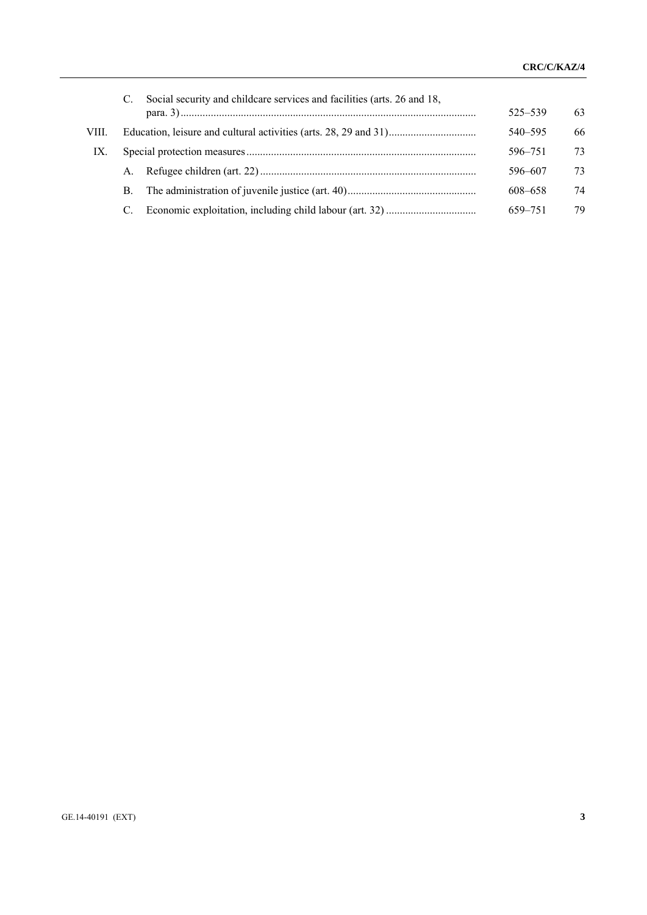| | | | | |
|---|---|---|---|---|
| | C. | Social security and childcare services and facilities (arts. 26 and 18, para. 3) | 525–539 | 63 |
| VIII. | | Education, leisure and cultural activities (arts. 28, 29 and 31) | 540–595 | 66 |
| IX. | | Special protection measures | 596–751 | 73 |
| | A. | Refugee children (art. 22) | 596–607 | 73 |
| | B. | The administration of juvenile justice (art. 40) | 608–658 | 74 |
| | C. | Economic exploitation, including child labour (art. 32) | 659–751 | 79 |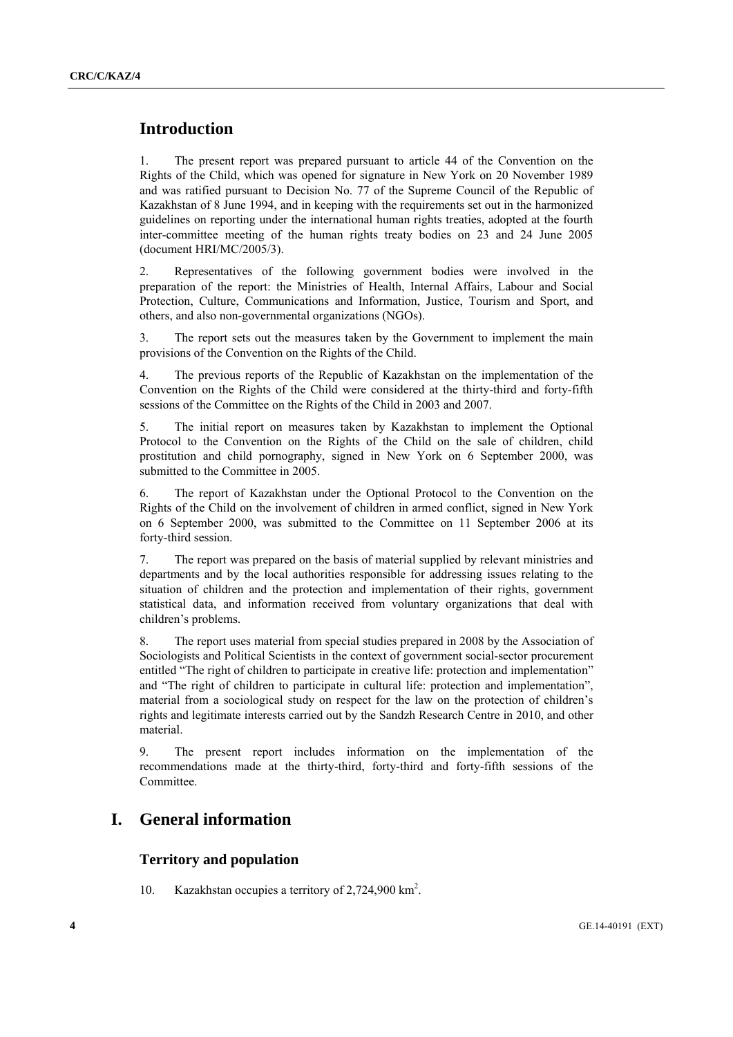# Introduction

1. The present report was prepared pursuant to article 44 of the Convention on the Rights of the Child, which was opened for signature in New York on 20 November 1989 and was ratified pursuant to Decision No. 77 of the Supreme Council of the Republic of Kazakhstan of 8 June 1994, and in keeping with the requirements set out in the harmonized guidelines on reporting under the international human rights treaties, adopted at the fourth inter-committee meeting of the human rights treaty bodies on 23 and 24 June 2005 (document HRI/MC/2005/3).

2. Representatives of the following government bodies were involved in the preparation of the report: the Ministries of Health, Internal Affairs, Labour and Social Protection, Culture, Communications and Information, Justice, Tourism and Sport, and others, and also non-governmental organizations (NGOs).

3. The report sets out the measures taken by the Government to implement the main provisions of the Convention on the Rights of the Child.

4. The previous reports of the Republic of Kazakhstan on the implementation of the Convention on the Rights of the Child were considered at the thirty-third and forty-fifth sessions of the Committee on the Rights of the Child in 2003 and 2007.

5. The initial report on measures taken by Kazakhstan to implement the Optional Protocol to the Convention on the Rights of the Child on the sale of children, child prostitution and child pornography, signed in New York on 6 September 2000, was submitted to the Committee in 2005.

6. The report of Kazakhstan under the Optional Protocol to the Convention on the Rights of the Child on the involvement of children in armed conflict, signed in New York on 6 September 2000, was submitted to the Committee on 11 September 2006 at its forty-third session.

7. The report was prepared on the basis of material supplied by relevant ministries and departments and by the local authorities responsible for addressing issues relating to the situation of children and the protection and implementation of their rights, government statistical data, and information received from voluntary organizations that deal with children's problems.

8. The report uses material from special studies prepared in 2008 by the Association of Sociologists and Political Scientists in the context of government social-sector procurement entitled "The right of children to participate in creative life: protection and implementation" and "The right of children to participate in cultural life: protection and implementation", material from a sociological study on respect for the law on the protection of children's rights and legitimate interests carried out by the Sandzh Research Centre in 2010, and other material.

9. The present report includes information on the implementation of the recommendations made at the thirty-third, forty-third and forty-fifth sessions of the Committee.

# I. General information

## Territory and population

10. Kazakhstan occupies a territory of 2,724,900 km$^2$.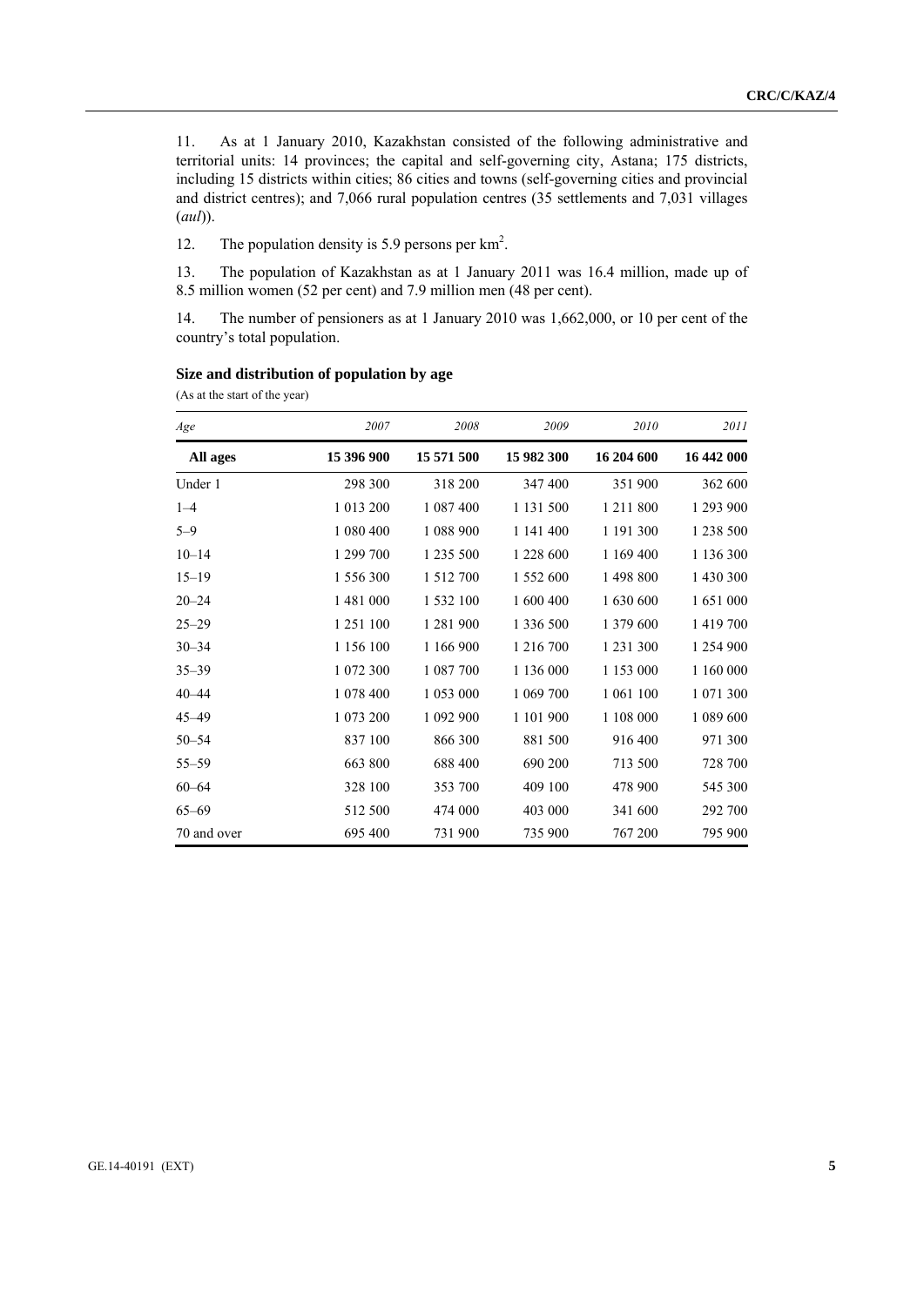11. As at 1 January 2010, Kazakhstan consisted of the following administrative and territorial units: 14 provinces; the capital and self-governing city, Astana; 175 districts, including 15 districts within cities; 86 cities and towns (self-governing cities and provincial and district centres); and 7,066 rural population centres (35 settlements and 7,031 villages (*aul*)).

12. The population density is 5.9 persons per km$^2$.

13. The population of Kazakhstan as at 1 January 2011 was 16.4 million, made up of 8.5 million women (52 per cent) and 7.9 million men (48 per cent).

14. The number of pensioners as at 1 January 2010 was 1,662,000, or 10 per cent of the country's total population.

**Size and distribution of population by age**

(As at the start of the year)

| *Age* | *2007* | *2008* | *2009* | *2010* | *2011* |
|---|---|---|---|---|---|
| **All ages** | **15 396 900** | **15 571 500** | **15 982 300** | **16 204 600** | **16 442 000** |
| Under 1 | 298 300 | 318 200 | 347 400 | 351 900 | 362 600 |
| 1–4 | 1 013 200 | 1 087 400 | 1 131 500 | 1 211 800 | 1 293 900 |
| 5–9 | 1 080 400 | 1 088 900 | 1 141 400 | 1 191 300 | 1 238 500 |
| 10–14 | 1 299 700 | 1 235 500 | 1 228 600 | 1 169 400 | 1 136 300 |
| 15–19 | 1 556 300 | 1 512 700 | 1 552 600 | 1 498 800 | 1 430 300 |
| 20–24 | 1 481 000 | 1 532 100 | 1 600 400 | 1 630 600 | 1 651 000 |
| 25–29 | 1 251 100 | 1 281 900 | 1 336 500 | 1 379 600 | 1 419 700 |
| 30–34 | 1 156 100 | 1 166 900 | 1 216 700 | 1 231 300 | 1 254 900 |
| 35–39 | 1 072 300 | 1 087 700 | 1 136 000 | 1 153 000 | 1 160 000 |
| 40–44 | 1 078 400 | 1 053 000 | 1 069 700 | 1 061 100 | 1 071 300 |
| 45–49 | 1 073 200 | 1 092 900 | 1 101 900 | 1 108 000 | 1 089 600 |
| 50–54 | 837 100 | 866 300 | 881 500 | 916 400 | 971 300 |
| 55–59 | 663 800 | 688 400 | 690 200 | 713 500 | 728 700 |
| 60–64 | 328 100 | 353 700 | 409 100 | 478 900 | 545 300 |
| 65–69 | 512 500 | 474 000 | 403 000 | 341 600 | 292 700 |
| 70 and over | 695 400 | 731 900 | 735 900 | 767 200 | 795 900 |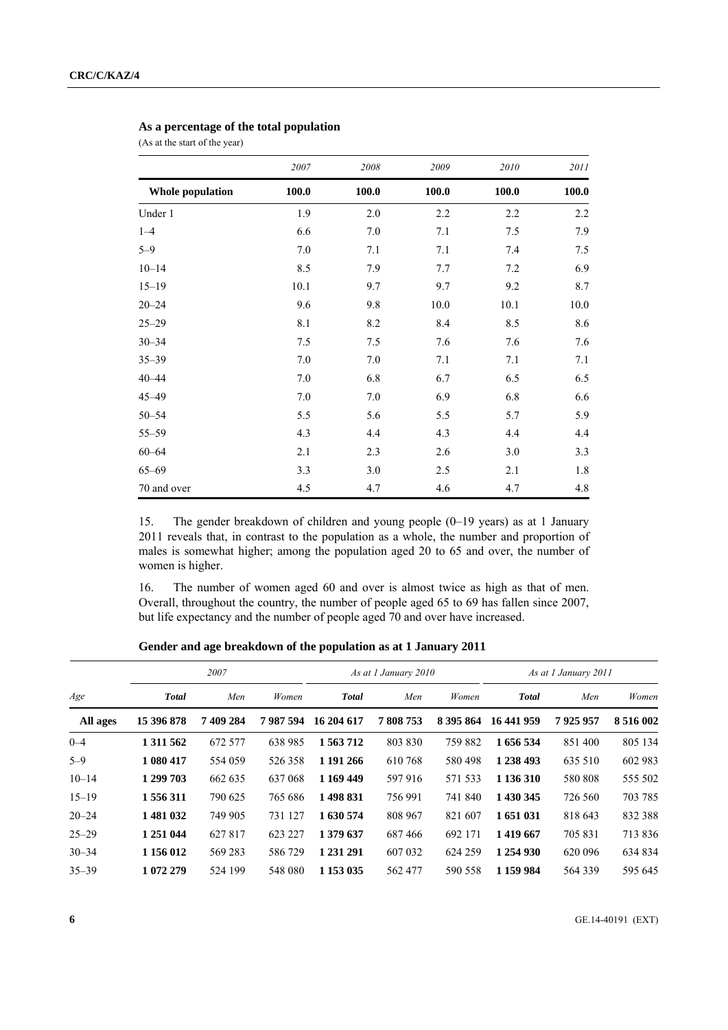### As a percentage of the total population

(As at the start of the year)

| | *2007* | *2008* | *2009* | *2010* | *2011* |
|---|---|---|---|---|---|
| **Whole population** | **100.0** | **100.0** | **100.0** | **100.0** | **100.0** |
| Under 1 | 1.9 | 2.0 | 2.2 | 2.2 | 2.2 |
| 1–4 | 6.6 | 7.0 | 7.1 | 7.5 | 7.9 |
| 5–9 | 7.0 | 7.1 | 7.1 | 7.4 | 7.5 |
| 10–14 | 8.5 | 7.9 | 7.7 | 7.2 | 6.9 |
| 15–19 | 10.1 | 9.7 | 9.7 | 9.2 | 8.7 |
| 20–24 | 9.6 | 9.8 | 10.0 | 10.1 | 10.0 |
| 25–29 | 8.1 | 8.2 | 8.4 | 8.5 | 8.6 |
| 30–34 | 7.5 | 7.5 | 7.6 | 7.6 | 7.6 |
| 35–39 | 7.0 | 7.0 | 7.1 | 7.1 | 7.1 |
| 40–44 | 7.0 | 6.8 | 6.7 | 6.5 | 6.5 |
| 45–49 | 7.0 | 7.0 | 6.9 | 6.8 | 6.6 |
| 50–54 | 5.5 | 5.6 | 5.5 | 5.7 | 5.9 |
| 55–59 | 4.3 | 4.4 | 4.3 | 4.4 | 4.4 |
| 60–64 | 2.1 | 2.3 | 2.6 | 3.0 | 3.3 |
| 65–69 | 3.3 | 3.0 | 2.5 | 2.1 | 1.8 |
| 70 and over | 4.5 | 4.7 | 4.6 | 4.7 | 4.8 |

15. The gender breakdown of children and young people (0–19 years) as at 1 January 2011 reveals that, in contrast to the population as a whole, the number and proportion of males is somewhat higher; among the population aged 20 to 65 and over, the number of women is higher.

16. The number of women aged 60 and over is almost twice as high as that of men. Overall, throughout the country, the number of people aged 65 to 69 has fallen since 2007, but life expectancy and the number of people aged 70 and over have increased.

### Gender and age breakdown of the population as at 1 January 2011

| *Age* | *2007* | | | *As at 1 January 2010* | | | *As at 1 January 2011* | | |
|---|---|---|---|---|---|---|---|---|---|
| | ***Total*** | *Men* | *Women* | ***Total*** | *Men* | *Women* | ***Total*** | *Men* | *Women* |
| **All ages** | **15 396 878** | **7 409 284** | **7 987 594** | **16 204 617** | **7 808 753** | **8 395 864** | **16 441 959** | **7 925 957** | **8 516 002** |
| 0–4 | **1 311 562** | 672 577 | 638 985 | **1 563 712** | 803 830 | 759 882 | **1 656 534** | 851 400 | 805 134 |
| 5–9 | **1 080 417** | 554 059 | 526 358 | **1 191 266** | 610 768 | 580 498 | **1 238 493** | 635 510 | 602 983 |
| 10–14 | **1 299 703** | 662 635 | 637 068 | **1 169 449** | 597 916 | 571 533 | **1 136 310** | 580 808 | 555 502 |
| 15–19 | **1 556 311** | 790 625 | 765 686 | **1 498 831** | 756 991 | 741 840 | **1 430 345** | 726 560 | 703 785 |
| 20–24 | **1 481 032** | 749 905 | 731 127 | **1 630 574** | 808 967 | 821 607 | **1 651 031** | 818 643 | 832 388 |
| 25–29 | **1 251 044** | 627 817 | 623 227 | **1 379 637** | 687 466 | 692 171 | **1 419 667** | 705 831 | 713 836 |
| 30–34 | **1 156 012** | 569 283 | 586 729 | **1 231 291** | 607 032 | 624 259 | **1 254 930** | 620 096 | 634 834 |
| 35–39 | **1 072 279** | 524 199 | 548 080 | **1 153 035** | 562 477 | 590 558 | **1 159 984** | 564 339 | 595 645 |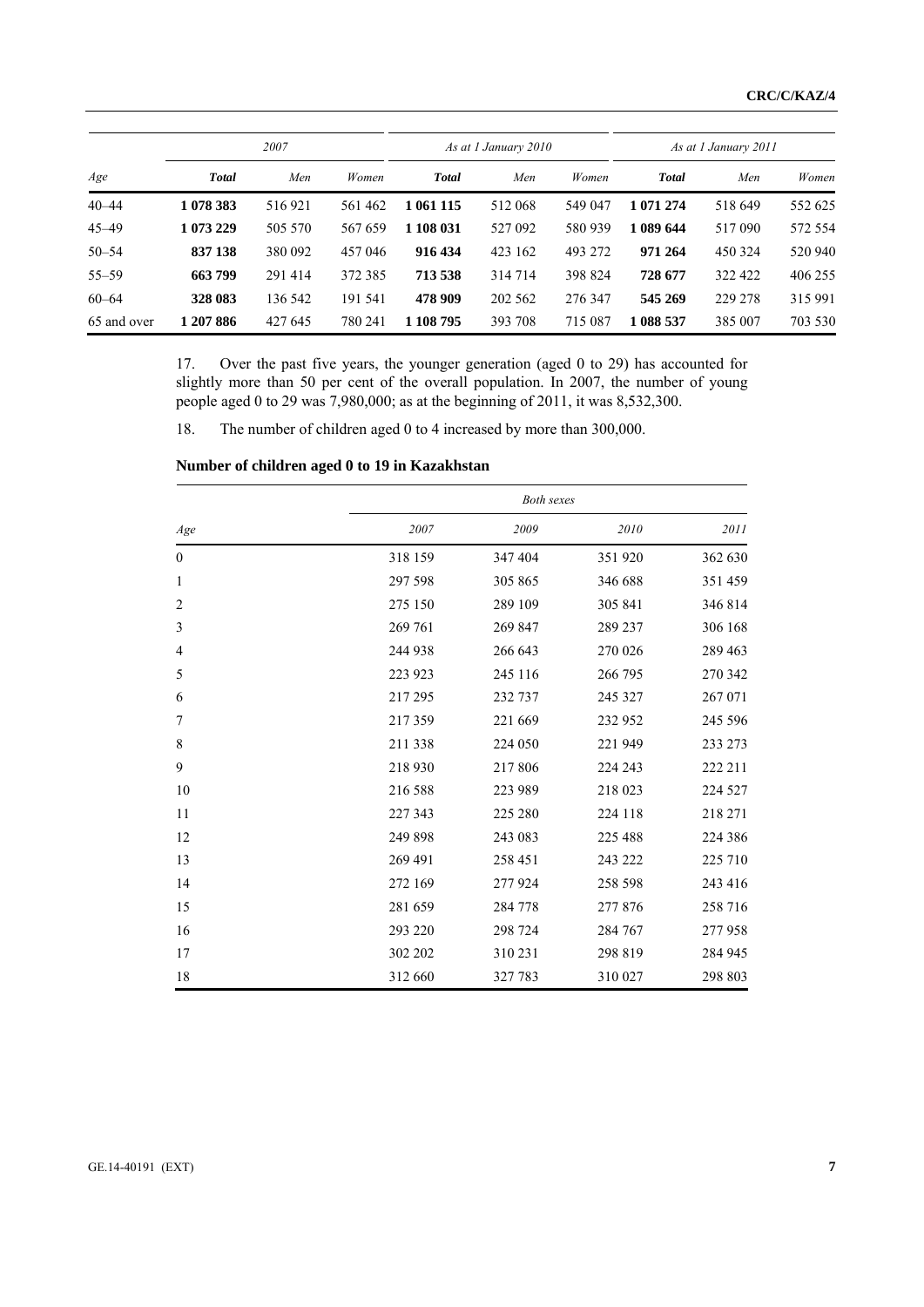| Age | 2007 | | | As at 1 January 2010 | | | As at 1 January 2011 | | |
|---|---|---|---|---|---|---|---|---|---|
| | **Total** | Men | Women | **Total** | Men | Women | **Total** | Men | Women |
| 40–44 | **1 078 383** | 516 921 | 561 462 | **1 061 115** | 512 068 | 549 047 | **1 071 274** | 518 649 | 552 625 |
| 45–49 | **1 073 229** | 505 570 | 567 659 | **1 108 031** | 527 092 | 580 939 | **1 089 644** | 517 090 | 572 554 |
| 50–54 | **837 138** | 380 092 | 457 046 | **916 434** | 423 162 | 493 272 | **971 264** | 450 324 | 520 940 |
| 55–59 | **663 799** | 291 414 | 372 385 | **713 538** | 314 714 | 398 824 | **728 677** | 322 422 | 406 255 |
| 60–64 | **328 083** | 136 542 | 191 541 | **478 909** | 202 562 | 276 347 | **545 269** | 229 278 | 315 991 |
| 65 and over | **1 207 886** | 427 645 | 780 241 | **1 108 795** | 393 708 | 715 087 | **1 088 537** | 385 007 | 703 530 |

17. Over the past five years, the younger generation (aged 0 to 29) has accounted for slightly more than 50 per cent of the overall population. In 2007, the number of young people aged 0 to 29 was 7,980,000; as at the beginning of 2011, it was 8,532,300.

18. The number of children aged 0 to 4 increased by more than 300,000.

**Number of children aged 0 to 19 in Kazakhstan**

| Age | *Both sexes* | | | |
|---|---|---|---|---|
| | 2007 | 2009 | 2010 | 2011 |
| 0 | 318 159 | 347 404 | 351 920 | 362 630 |
| 1 | 297 598 | 305 865 | 346 688 | 351 459 |
| 2 | 275 150 | 289 109 | 305 841 | 346 814 |
| 3 | 269 761 | 269 847 | 289 237 | 306 168 |
| 4 | 244 938 | 266 643 | 270 026 | 289 463 |
| 5 | 223 923 | 245 116 | 266 795 | 270 342 |
| 6 | 217 295 | 232 737 | 245 327 | 267 071 |
| 7 | 217 359 | 221 669 | 232 952 | 245 596 |
| 8 | 211 338 | 224 050 | 221 949 | 233 273 |
| 9 | 218 930 | 217 806 | 224 243 | 222 211 |
| 10 | 216 588 | 223 989 | 218 023 | 224 527 |
| 11 | 227 343 | 225 280 | 224 118 | 218 271 |
| 12 | 249 898 | 243 083 | 225 488 | 224 386 |
| 13 | 269 491 | 258 451 | 243 222 | 225 710 |
| 14 | 272 169 | 277 924 | 258 598 | 243 416 |
| 15 | 281 659 | 284 778 | 277 876 | 258 716 |
| 16 | 293 220 | 298 724 | 284 767 | 277 958 |
| 17 | 302 202 | 310 231 | 298 819 | 284 945 |
| 18 | 312 660 | 327 783 | 310 027 | 298 803 |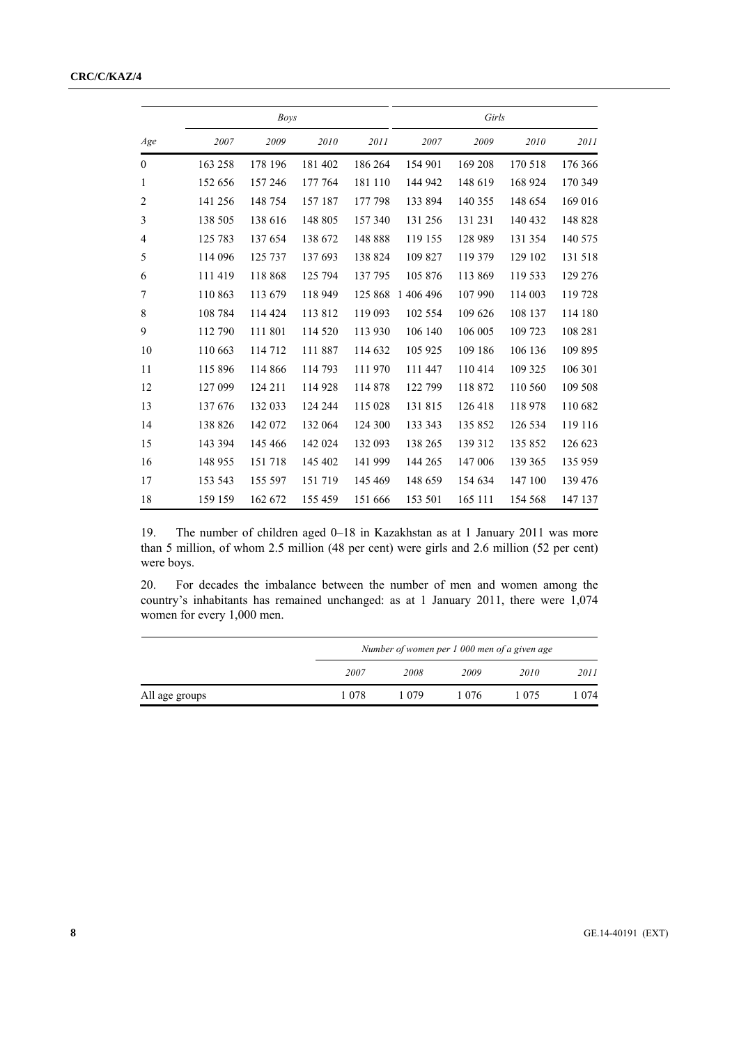| Age | Boys | | | | Girls | | | |
|---|---|---|---|---|---|---|---|---|
| | *2007* | *2009* | *2010* | *2011* | *2007* | *2009* | *2010* | *2011* |
| 0 | 163 258 | 178 196 | 181 402 | 186 264 | 154 901 | 169 208 | 170 518 | 176 366 |
| 1 | 152 656 | 157 246 | 177 764 | 181 110 | 144 942 | 148 619 | 168 924 | 170 349 |
| 2 | 141 256 | 148 754 | 157 187 | 177 798 | 133 894 | 140 355 | 148 654 | 169 016 |
| 3 | 138 505 | 138 616 | 148 805 | 157 340 | 131 256 | 131 231 | 140 432 | 148 828 |
| 4 | 125 783 | 137 654 | 138 672 | 148 888 | 119 155 | 128 989 | 131 354 | 140 575 |
| 5 | 114 096 | 125 737 | 137 693 | 138 824 | 109 827 | 119 379 | 129 102 | 131 518 |
| 6 | 111 419 | 118 868 | 125 794 | 137 795 | 105 876 | 113 869 | 119 533 | 129 276 |
| 7 | 110 863 | 113 679 | 118 949 | 125 868 | 1 406 496 | 107 990 | 114 003 | 119 728 |
| 8 | 108 784 | 114 424 | 113 812 | 119 093 | 102 554 | 109 626 | 108 137 | 114 180 |
| 9 | 112 790 | 111 801 | 114 520 | 113 930 | 106 140 | 106 005 | 109 723 | 108 281 |
| 10 | 110 663 | 114 712 | 111 887 | 114 632 | 105 925 | 109 186 | 106 136 | 109 895 |
| 11 | 115 896 | 114 866 | 114 793 | 111 970 | 111 447 | 110 414 | 109 325 | 106 301 |
| 12 | 127 099 | 124 211 | 114 928 | 114 878 | 122 799 | 118 872 | 110 560 | 109 508 |
| 13 | 137 676 | 132 033 | 124 244 | 115 028 | 131 815 | 126 418 | 118 978 | 110 682 |
| 14 | 138 826 | 142 072 | 132 064 | 124 300 | 133 343 | 135 852 | 126 534 | 119 116 |
| 15 | 143 394 | 145 466 | 142 024 | 132 093 | 138 265 | 139 312 | 135 852 | 126 623 |
| 16 | 148 955 | 151 718 | 145 402 | 141 999 | 144 265 | 147 006 | 139 365 | 135 959 |
| 17 | 153 543 | 155 597 | 151 719 | 145 469 | 148 659 | 154 634 | 147 100 | 139 476 |
| 18 | 159 159 | 162 672 | 155 459 | 151 666 | 153 501 | 165 111 | 154 568 | 147 137 |

19. The number of children aged 0–18 in Kazakhstan as at 1 January 2011 was more than 5 million, of whom 2.5 million (48 per cent) were girls and 2.6 million (52 per cent) were boys.

20. For decades the imbalance between the number of men and women among the country's inhabitants has remained unchanged: as at 1 January 2011, there were 1,074 women for every 1,000 men.

| | *Number of women per 1 000 men of a given age* | | | | |
|---|---|---|---|---|---|
| | *2007* | *2008* | *2009* | *2010* | *2011* |
| All age groups | 1 078 | 1 079 | 1 076 | 1 075 | 1 074 |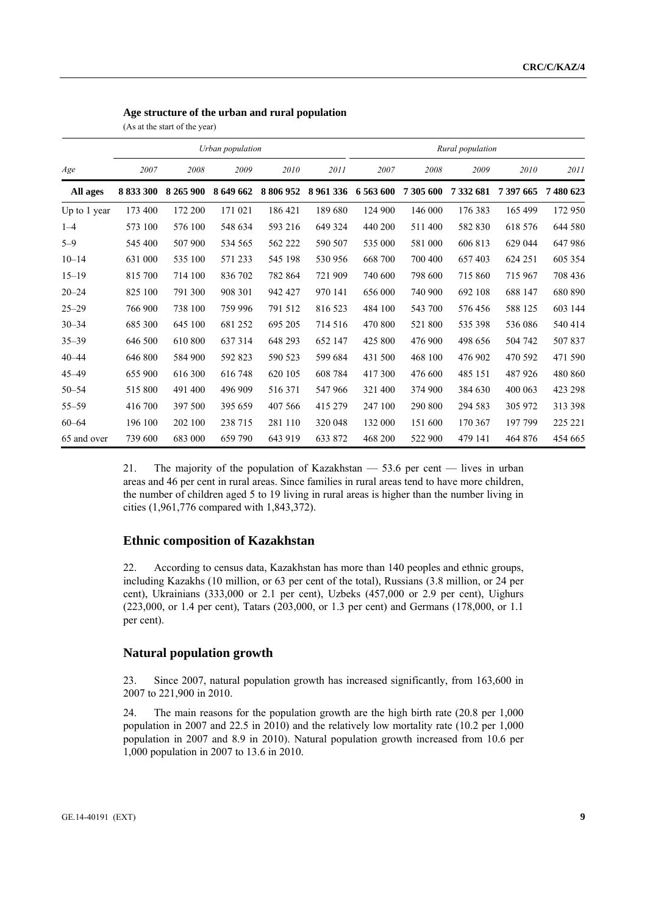**Age structure of the urban and rural population**

(As at the start of the year)

| *Age* | *Urban population* | | | | | *Rural population* | | | | |
|---|---|---|---|---|---|---|---|---|---|---|
| | *2007* | *2008* | *2009* | *2010* | *2011* | *2007* | *2008* | *2009* | *2010* | *2011* |
| **All ages** | **8 833 300** | **8 265 900** | **8 649 662** | **8 806 952** | **8 961 336** | **6 563 600** | **7 305 600** | **7 332 681** | **7 397 665** | **7 480 623** |
| Up to 1 year | 173 400 | 172 200 | 171 021 | 186 421 | 189 680 | 124 900 | 146 000 | 176 383 | 165 499 | 172 950 |
| 1–4 | 573 100 | 576 100 | 548 634 | 593 216 | 649 324 | 440 200 | 511 400 | 582 830 | 618 576 | 644 580 |
| 5–9 | 545 400 | 507 900 | 534 565 | 562 222 | 590 507 | 535 000 | 581 000 | 606 813 | 629 044 | 647 986 |
| 10–14 | 631 000 | 535 100 | 571 233 | 545 198 | 530 956 | 668 700 | 700 400 | 657 403 | 624 251 | 605 354 |
| 15–19 | 815 700 | 714 100 | 836 702 | 782 864 | 721 909 | 740 600 | 798 600 | 715 860 | 715 967 | 708 436 |
| 20–24 | 825 100 | 791 300 | 908 301 | 942 427 | 970 141 | 656 000 | 740 900 | 692 108 | 688 147 | 680 890 |
| 25–29 | 766 900 | 738 100 | 759 996 | 791 512 | 816 523 | 484 100 | 543 700 | 576 456 | 588 125 | 603 144 |
| 30–34 | 685 300 | 645 100 | 681 252 | 695 205 | 714 516 | 470 800 | 521 800 | 535 398 | 536 086 | 540 414 |
| 35–39 | 646 500 | 610 800 | 637 314 | 648 293 | 652 147 | 425 800 | 476 900 | 498 656 | 504 742 | 507 837 |
| 40–44 | 646 800 | 584 900 | 592 823 | 590 523 | 599 684 | 431 500 | 468 100 | 476 902 | 470 592 | 471 590 |
| 45–49 | 655 900 | 616 300 | 616 748 | 620 105 | 608 784 | 417 300 | 476 600 | 485 151 | 487 926 | 480 860 |
| 50–54 | 515 800 | 491 400 | 496 909 | 516 371 | 547 966 | 321 400 | 374 900 | 384 630 | 400 063 | 423 298 |
| 55–59 | 416 700 | 397 500 | 395 659 | 407 566 | 415 279 | 247 100 | 290 800 | 294 583 | 305 972 | 313 398 |
| 60–64 | 196 100 | 202 100 | 238 715 | 281 110 | 320 048 | 132 000 | 151 600 | 170 367 | 197 799 | 225 221 |
| 65 and over | 739 600 | 683 000 | 659 790 | 643 919 | 633 872 | 468 200 | 522 900 | 479 141 | 464 876 | 454 665 |

21. The majority of the population of Kazakhstan — 53.6 per cent — lives in urban areas and 46 per cent in rural areas. Since families in rural areas tend to have more children, the number of children aged 5 to 19 living in rural areas is higher than the number living in cities (1,961,776 compared with 1,843,372).

## Ethnic composition of Kazakhstan

22. According to census data, Kazakhstan has more than 140 peoples and ethnic groups, including Kazakhs (10 million, or 63 per cent of the total), Russians (3.8 million, or 24 per cent), Ukrainians (333,000 or 2.1 per cent), Uzbeks (457,000 or 2.9 per cent), Uighurs (223,000, or 1.4 per cent), Tatars (203,000, or 1.3 per cent) and Germans (178,000, or 1.1 per cent).

## Natural population growth

23. Since 2007, natural population growth has increased significantly, from 163,600 in 2007 to 221,900 in 2010.

24. The main reasons for the population growth are the high birth rate (20.8 per 1,000 population in 2007 and 22.5 in 2010) and the relatively low mortality rate (10.2 per 1,000 population in 2007 and 8.9 in 2010). Natural population growth increased from 10.6 per 1,000 population in 2007 to 13.6 in 2010.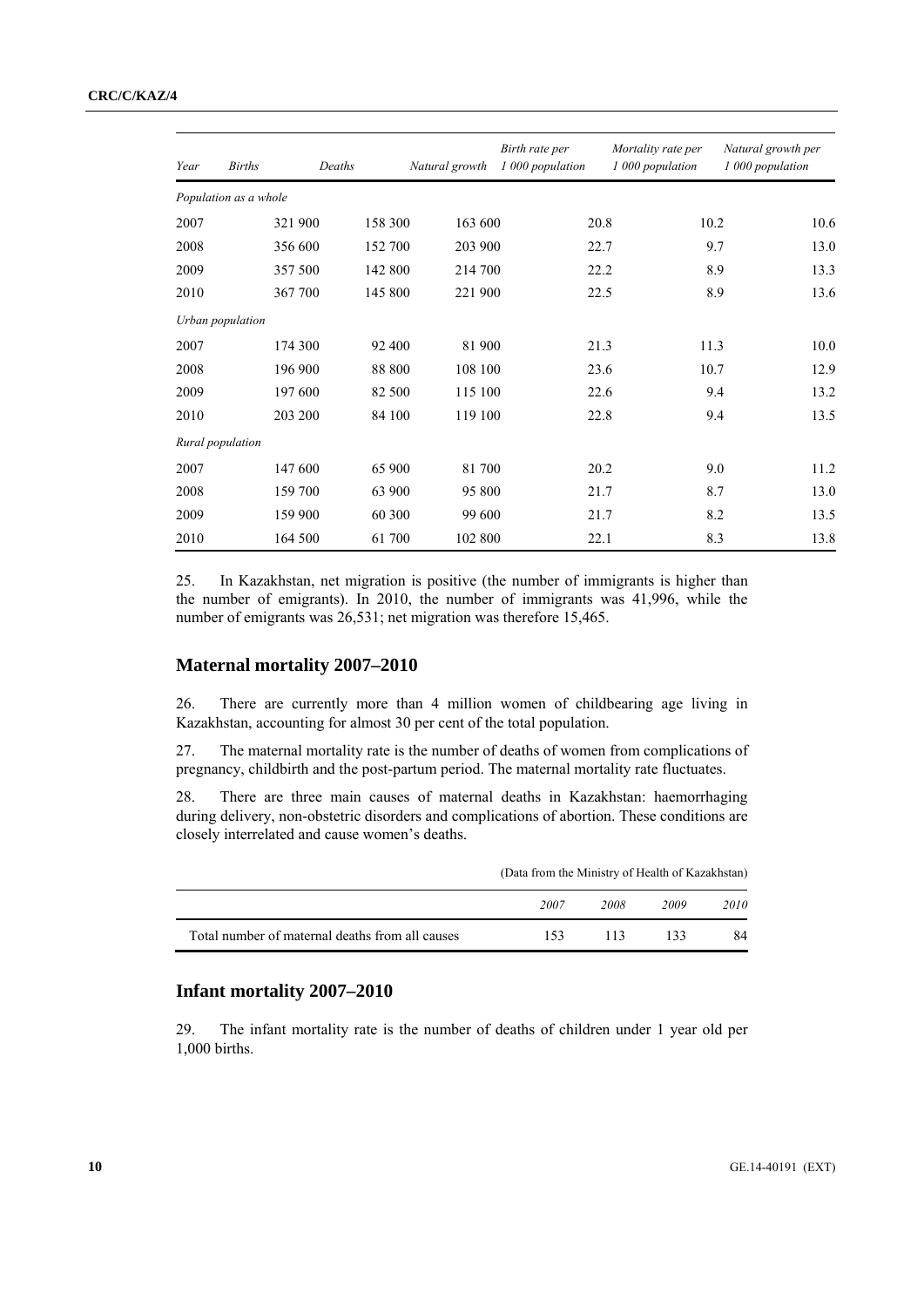| Year | Births | Deaths | Natural growth | Birth rate per 1 000 population | Mortality rate per 1 000 population | Natural growth per 1 000 population |
|---|---|---|---|---|---|---|
| *Population as a whole* | | | | | | |
| 2007 | 321 900 | 158 300 | 163 600 | 20.8 | 10.2 | 10.6 |
| 2008 | 356 600 | 152 700 | 203 900 | 22.7 | 9.7 | 13.0 |
| 2009 | 357 500 | 142 800 | 214 700 | 22.2 | 8.9 | 13.3 |
| 2010 | 367 700 | 145 800 | 221 900 | 22.5 | 8.9 | 13.6 |
| *Urban population* | | | | | | |
| 2007 | 174 300 | 92 400 | 81 900 | 21.3 | 11.3 | 10.0 |
| 2008 | 196 900 | 88 800 | 108 100 | 23.6 | 10.7 | 12.9 |
| 2009 | 197 600 | 82 500 | 115 100 | 22.6 | 9.4 | 13.2 |
| 2010 | 203 200 | 84 100 | 119 100 | 22.8 | 9.4 | 13.5 |
| *Rural population* | | | | | | |
| 2007 | 147 600 | 65 900 | 81 700 | 20.2 | 9.0 | 11.2 |
| 2008 | 159 700 | 63 900 | 95 800 | 21.7 | 8.7 | 13.0 |
| 2009 | 159 900 | 60 300 | 99 600 | 21.7 | 8.2 | 13.5 |
| 2010 | 164 500 | 61 700 | 102 800 | 22.1 | 8.3 | 13.8 |

25. In Kazakhstan, net migration is positive (the number of immigrants is higher than the number of emigrants). In 2010, the number of immigrants was 41,996, while the number of emigrants was 26,531; net migration was therefore 15,465.

## Maternal mortality 2007–2010

26. There are currently more than 4 million women of childbearing age living in Kazakhstan, accounting for almost 30 per cent of the total population.

27. The maternal mortality rate is the number of deaths of women from complications of pregnancy, childbirth and the post-partum period. The maternal mortality rate fluctuates.

28. There are three main causes of maternal deaths in Kazakhstan: haemorrhaging during delivery, non-obstetric disorders and complications of abortion. These conditions are closely interrelated and cause women's deaths.

(Data from the Ministry of Health of Kazakhstan)

| | *2007* | *2008* | *2009* | *2010* |
|---|---|---|---|---|
| Total number of maternal deaths from all causes | 153 | 113 | 133 | 84 |

## Infant mortality 2007–2010

29. The infant mortality rate is the number of deaths of children under 1 year old per 1,000 births.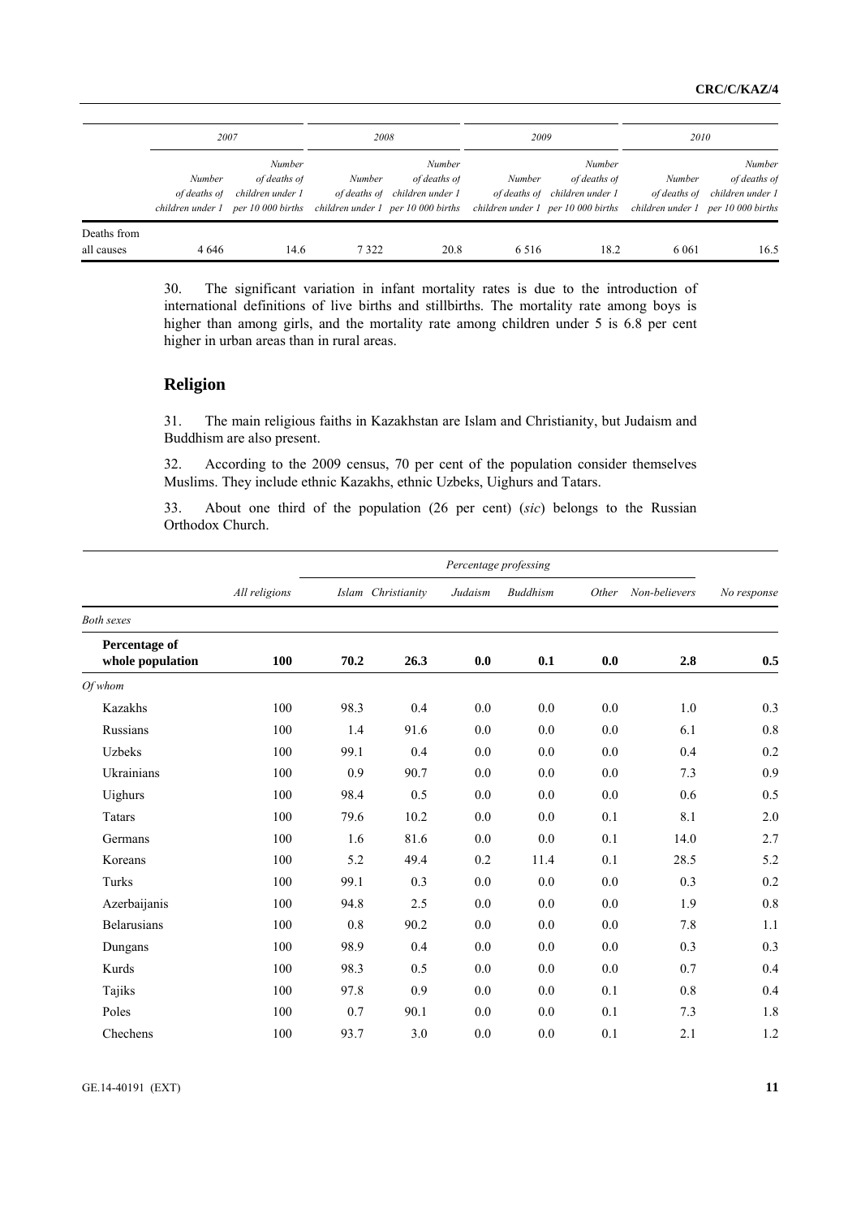| | 2007 | | 2008 | | 2009 | | 2010 | |
|---|---|---|---|---|---|---|---|---|
| | *Number of deaths of children under 1* | *Number of deaths of children under 1 per 10 000 births* | *Number of deaths of children under 1* | *Number of deaths of children under 1 per 10 000 births* | *Number of deaths of children under 1* | *Number of deaths of children under 1 per 10 000 births* | *Number of deaths of children under 1* | *Number of deaths of children under 1 per 10 000 births* |
| Deaths from all causes | 4 646 | 14.6 | 7 322 | 20.8 | 6 516 | 18.2 | 6 061 | 16.5 |

30. The significant variation in infant mortality rates is due to the introduction of international definitions of live births and stillbirths. The mortality rate among boys is higher than among girls, and the mortality rate among children under 5 is 6.8 per cent higher in urban areas than in rural areas.

## Religion

31. The main religious faiths in Kazakhstan are Islam and Christianity, but Judaism and Buddhism are also present.

32. According to the 2009 census, 70 per cent of the population consider themselves Muslims. They include ethnic Kazakhs, ethnic Uzbeks, Uighurs and Tatars.

33. About one third of the population (26 per cent) (*sic*) belongs to the Russian Orthodox Church.

| | | *Percentage professing* | | | | | | |
|---|---|---|---|---|---|---|---|---|
| | *All religions* | *Islam* | *Christianity* | *Judaism* | *Buddhism* | *Other* | *Non-believers* | *No response* |
| *Both sexes* | | | | | | | | |
| **Percentage of whole population** | **100** | **70.2** | **26.3** | **0.0** | **0.1** | **0.0** | **2.8** | **0.5** |
| *Of whom* | | | | | | | | |
| Kazakhs | 100 | 98.3 | 0.4 | 0.0 | 0.0 | 0.0 | 1.0 | 0.3 |
| Russians | 100 | 1.4 | 91.6 | 0.0 | 0.0 | 0.0 | 6.1 | 0.8 |
| Uzbeks | 100 | 99.1 | 0.4 | 0.0 | 0.0 | 0.0 | 0.4 | 0.2 |
| Ukrainians | 100 | 0.9 | 90.7 | 0.0 | 0.0 | 0.0 | 7.3 | 0.9 |
| Uighurs | 100 | 98.4 | 0.5 | 0.0 | 0.0 | 0.0 | 0.6 | 0.5 |
| Tatars | 100 | 79.6 | 10.2 | 0.0 | 0.0 | 0.1 | 8.1 | 2.0 |
| Germans | 100 | 1.6 | 81.6 | 0.0 | 0.0 | 0.1 | 14.0 | 2.7 |
| Koreans | 100 | 5.2 | 49.4 | 0.2 | 11.4 | 0.1 | 28.5 | 5.2 |
| Turks | 100 | 99.1 | 0.3 | 0.0 | 0.0 | 0.0 | 0.3 | 0.2 |
| Azerbaijanis | 100 | 94.8 | 2.5 | 0.0 | 0.0 | 0.0 | 1.9 | 0.8 |
| Belarusians | 100 | 0.8 | 90.2 | 0.0 | 0.0 | 0.0 | 7.8 | 1.1 |
| Dungans | 100 | 98.9 | 0.4 | 0.0 | 0.0 | 0.0 | 0.3 | 0.3 |
| Kurds | 100 | 98.3 | 0.5 | 0.0 | 0.0 | 0.0 | 0.7 | 0.4 |
| Tajiks | 100 | 97.8 | 0.9 | 0.0 | 0.0 | 0.1 | 0.8 | 0.4 |
| Poles | 100 | 0.7 | 90.1 | 0.0 | 0.0 | 0.1 | 7.3 | 1.8 |
| Chechens | 100 | 93.7 | 3.0 | 0.0 | 0.0 | 0.1 | 2.1 | 1.2 |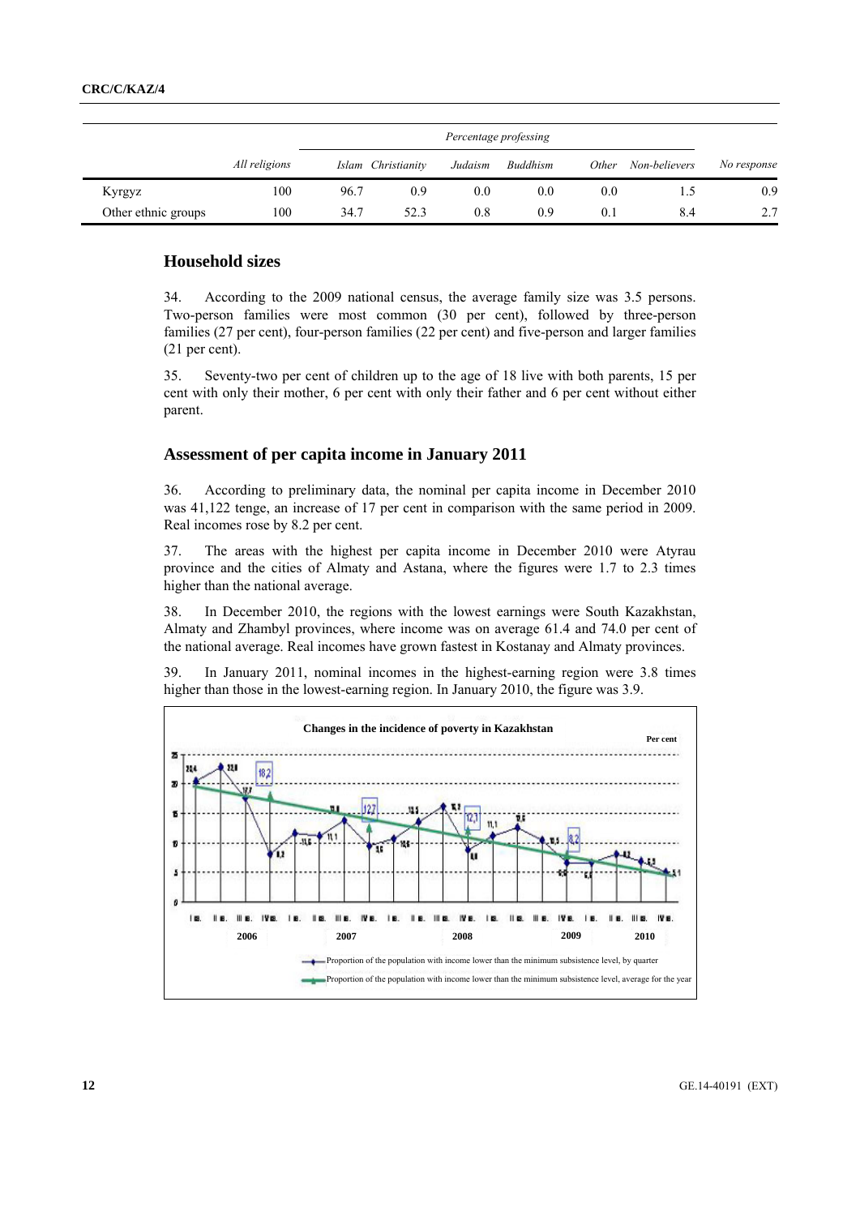| | All religions | Percentage professing | | | | | | |
|---|---|---|---|---|---|---|---|---|
| | | Islam | Christianity | Judaism | Buddhism | Other | Non-believers | No response |
| Kyrgyz | 100 | 96.7 | 0.9 | 0.0 | 0.0 | 0.0 | 1.5 | 0.9 |
| Other ethnic groups | 100 | 34.7 | 52.3 | 0.8 | 0.9 | 0.1 | 8.4 | 2.7 |

## Household sizes

34. According to the 2009 national census, the average family size was 3.5 persons. Two-person families were most common (30 per cent), followed by three-person families (27 per cent), four-person families (22 per cent) and five-person and larger families (21 per cent).

35. Seventy-two per cent of children up to the age of 18 live with both parents, 15 per cent with only their mother, 6 per cent with only their father and 6 per cent without either parent.

## Assessment of per capita income in January 2011

36. According to preliminary data, the nominal per capita income in December 2010 was 41,122 tenge, an increase of 17 per cent in comparison with the same period in 2009. Real incomes rose by 8.2 per cent.

37. The areas with the highest per capita income in December 2010 were Atyrau province and the cities of Almaty and Astana, where the figures were 1.7 to 2.3 times higher than the national average.

38. In December 2010, the regions with the lowest earnings were South Kazakhstan, Almaty and Zhambyl provinces, where income was on average 61.4 and 74.0 per cent of the national average. Real incomes have grown fastest in Kostanay and Almaty provinces.

39. In January 2011, nominal incomes in the highest-earning region were 3.8 times higher than those in the lowest-earning region. In January 2010, the figure was 3.9.

**Changes in the incidence of poverty in Kazakhstan**

Per cent

Proportion of the population with income lower than the minimum subsistence level, by quarter

Proportion of the population with income lower than the minimum subsistence level, average for the year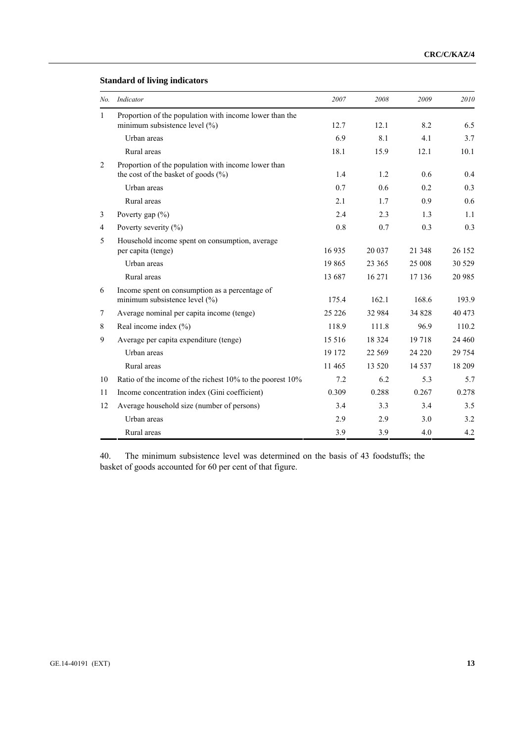**Standard of living indicators**

| No. | Indicator | 2007 | 2008 | 2009 | 2010 |
|---|---|---|---|---|---|
| 1 | Proportion of the population with income lower than the minimum subsistence level (%) | 12.7 | 12.1 | 8.2 | 6.5 |
| | Urban areas | 6.9 | 8.1 | 4.1 | 3.7 |
| | Rural areas | 18.1 | 15.9 | 12.1 | 10.1 |
| 2 | Proportion of the population with income lower than the cost of the basket of goods (%) | 1.4 | 1.2 | 0.6 | 0.4 |
| | Urban areas | 0.7 | 0.6 | 0.2 | 0.3 |
| | Rural areas | 2.1 | 1.7 | 0.9 | 0.6 |
| 3 | Poverty gap (%) | 2.4 | 2.3 | 1.3 | 1.1 |
| 4 | Poverty severity (%) | 0.8 | 0.7 | 0.3 | 0.3 |
| 5 | Household income spent on consumption, average per capita (tenge) | 16 935 | 20 037 | 21 348 | 26 152 |
| | Urban areas | 19 865 | 23 365 | 25 008 | 30 529 |
| | Rural areas | 13 687 | 16 271 | 17 136 | 20 985 |
| 6 | Income spent on consumption as a percentage of minimum subsistence level (%) | 175.4 | 162.1 | 168.6 | 193.9 |
| 7 | Average nominal per capita income (tenge) | 25 226 | 32 984 | 34 828 | 40 473 |
| 8 | Real income index (%) | 118.9 | 111.8 | 96.9 | 110.2 |
| 9 | Average per capita expenditure (tenge) | 15 516 | 18 324 | 19 718 | 24 460 |
| | Urban areas | 19 172 | 22 569 | 24 220 | 29 754 |
| | Rural areas | 11 465 | 13 520 | 14 537 | 18 209 |
| 10 | Ratio of the income of the richest 10% to the poorest 10% | 7.2 | 6.2 | 5.3 | 5.7 |
| 11 | Income concentration index (Gini coefficient) | 0.309 | 0.288 | 0.267 | 0.278 |
| 12 | Average household size (number of persons) | 3.4 | 3.3 | 3.4 | 3.5 |
| | Urban areas | 2.9 | 2.9 | 3.0 | 3.2 |
| | Rural areas | 3.9 | 3.9 | 4.0 | 4.2 |

40. The minimum subsistence level was determined on the basis of 43 foodstuffs; the basket of goods accounted for 60 per cent of that figure.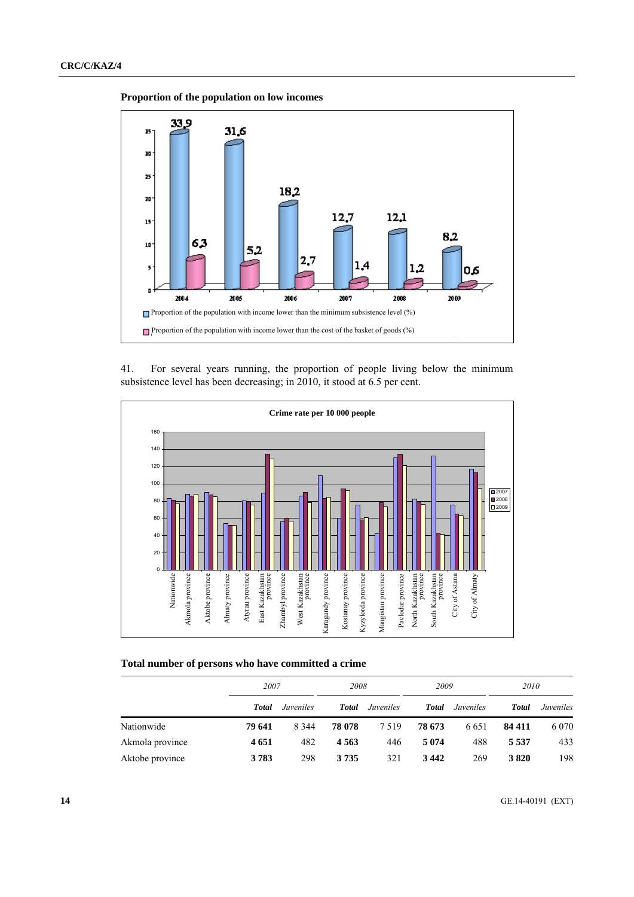**Proportion of the population on low incomes**

| Year | Proportion of the population with income lower than the minimum subsistence level (%) | Proportion of the population with income lower than the cost of the basket of goods (%) |
|---|---|---|
| 2004 | 33,9 | 6,3 |
| 2005 | 31,6 | 5,2 |
| 2006 | 18,2 | 2,7 |
| 2007 | 12,7 | 1,4 |
| 2008 | 12,1 | 1,2 |
| 2009 | 8,2 | 0,6 |

41. For several years running, the proportion of people living below the minimum subsistence level has been decreasing; in 2010, it stood at 6.5 per cent.

**Crime rate per 10 000 people**

(Bar chart for 2007, 2008, 2009 covering: Nationwide, Akmola province, Aktobe province, Almaty province, Atyrau province, East Kazakhstan province, Zhambyl province, West Kazakhstan province, Karagandy province, Kostanay province, Kyzylorda province, Mangistau province, Pavlodar province, North Kazakhstan province, South Kazakhstan province, City of Astana, City of Almaty)

**Total number of persons who have committed a crime**

| | 2007 | | 2008 | | 2009 | | 2010 | |
|---|---|---|---|---|---|---|---|---|
| | ***Total*** | *Juveniles* | ***Total*** | *Juveniles* | ***Total*** | *Juveniles* | ***Total*** | *Juveniles* |
| Nationwide | **79 641** | 8 344 | **78 078** | 7 519 | **78 673** | 6 651 | **84 411** | 6 070 |
| Akmola province | **4 651** | 482 | **4 563** | 446 | **5 074** | 488 | **5 537** | 433 |
| Aktobe province | **3 783** | 298 | **3 735** | 321 | **3 442** | 269 | **3 820** | 198 |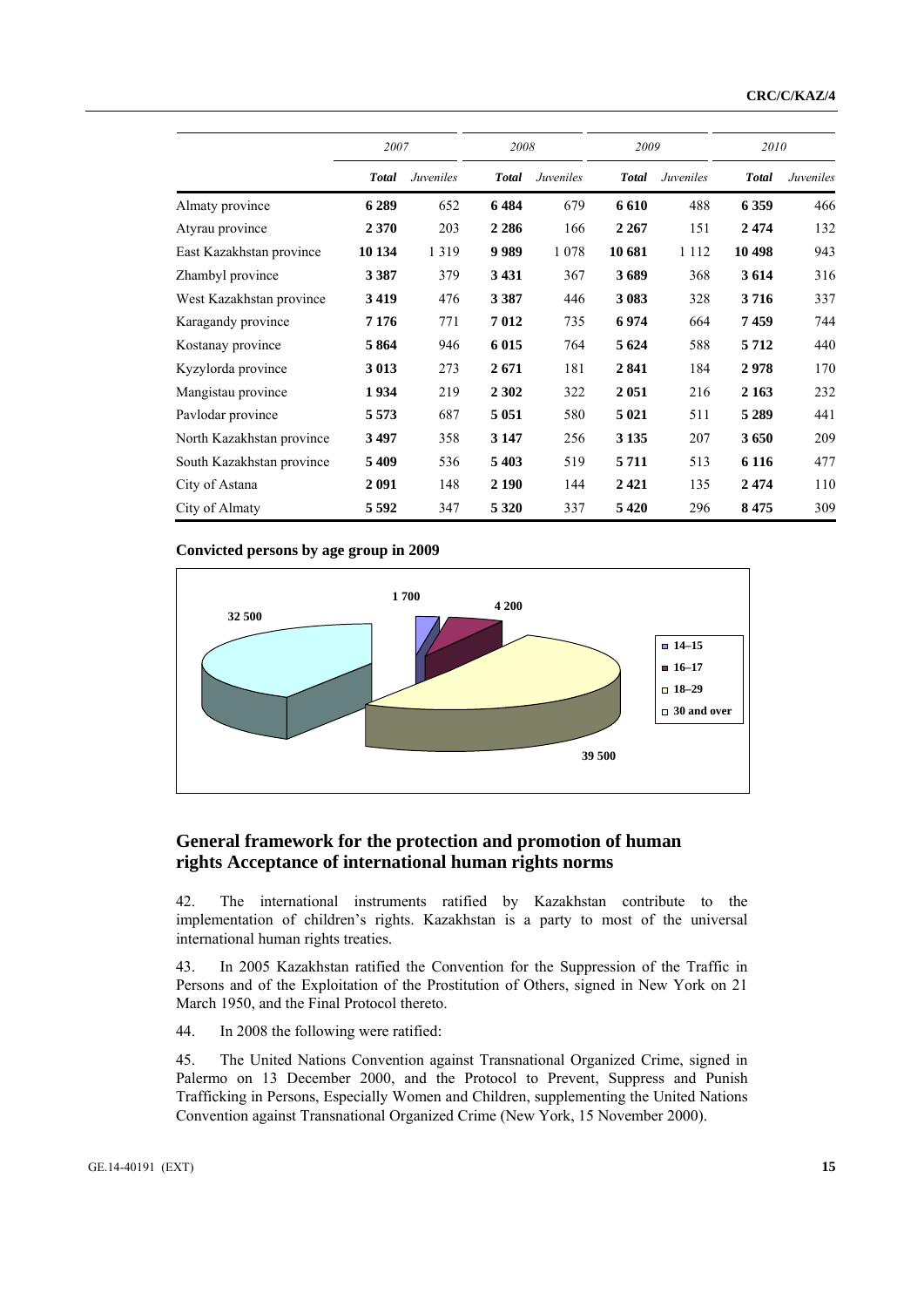| | 2007 | | 2008 | | 2009 | | 2010 | |
|---|---|---|---|---|---|---|---|---|
| | *Total* | *Juveniles* | *Total* | *Juveniles* | *Total* | *Juveniles* | *Total* | *Juveniles* |
| Almaty province | **6 289** | 652 | **6 484** | 679 | **6 610** | 488 | **6 359** | 466 |
| Atyrau province | **2 370** | 203 | **2 286** | 166 | **2 267** | 151 | **2 474** | 132 |
| East Kazakhstan province | **10 134** | 1 319 | **9 989** | 1 078 | **10 681** | 1 112 | **10 498** | 943 |
| Zhambyl province | **3 387** | 379 | **3 431** | 367 | **3 689** | 368 | **3 614** | 316 |
| West Kazakhstan province | **3 419** | 476 | **3 387** | 446 | **3 083** | 328 | **3 716** | 337 |
| Karagandy province | **7 176** | 771 | **7 012** | 735 | **6 974** | 664 | **7 459** | 744 |
| Kostanay province | **5 864** | 946 | **6 015** | 764 | **5 624** | 588 | **5 712** | 440 |
| Kyzylorda province | **3 013** | 273 | **2 671** | 181 | **2 841** | 184 | **2 978** | 170 |
| Mangistau province | **1 934** | 219 | **2 302** | 322 | **2 051** | 216 | **2 163** | 232 |
| Pavlodar province | **5 573** | 687 | **5 051** | 580 | **5 021** | 511 | **5 289** | 441 |
| North Kazakhstan province | **3 497** | 358 | **3 147** | 256 | **3 135** | 207 | **3 650** | 209 |
| South Kazakhstan province | **5 409** | 536 | **5 403** | 519 | **5 711** | 513 | **6 116** | 477 |
| City of Astana | **2 091** | 148 | **2 190** | 144 | **2 421** | 135 | **2 474** | 110 |
| City of Almaty | **5 592** | 347 | **5 320** | 337 | **5 420** | 296 | **8 475** | 309 |

**Convicted persons by age group in 2009**

| Age group | Convicted persons |
|---|---|
| 14–15 | 1 700 |
| 16–17 | 4 200 |
| 18–29 | 39 500 |
| 30 and over | 32 500 |

## General framework for the protection and promotion of human rights Acceptance of international human rights norms

42. The international instruments ratified by Kazakhstan contribute to the implementation of children's rights. Kazakhstan is a party to most of the universal international human rights treaties.

43. In 2005 Kazakhstan ratified the Convention for the Suppression of the Traffic in Persons and of the Exploitation of the Prostitution of Others, signed in New York on 21 March 1950, and the Final Protocol thereto.

44. In 2008 the following were ratified:

45. The United Nations Convention against Transnational Organized Crime, signed in Palermo on 13 December 2000, and the Protocol to Prevent, Suppress and Punish Trafficking in Persons, Especially Women and Children, supplementing the United Nations Convention against Transnational Organized Crime (New York, 15 November 2000).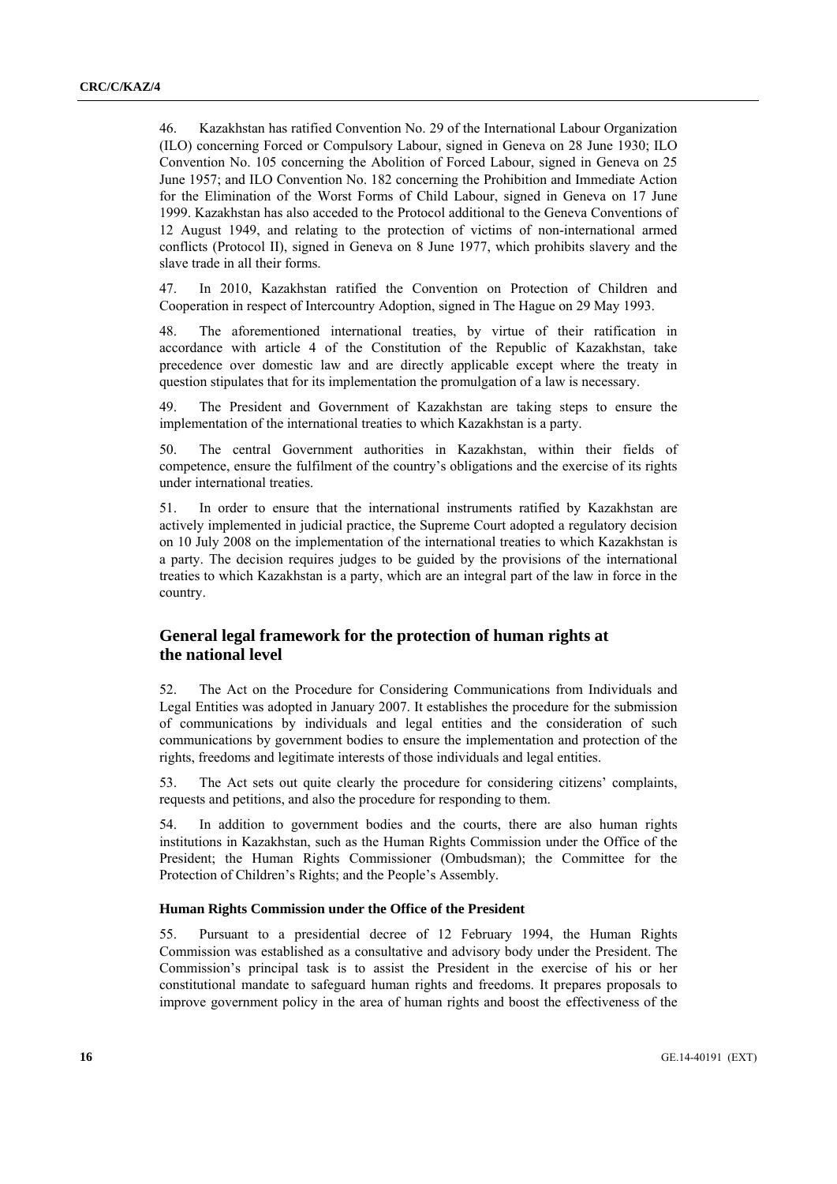46. Kazakhstan has ratified Convention No. 29 of the International Labour Organization (ILO) concerning Forced or Compulsory Labour, signed in Geneva on 28 June 1930; ILO Convention No. 105 concerning the Abolition of Forced Labour, signed in Geneva on 25 June 1957; and ILO Convention No. 182 concerning the Prohibition and Immediate Action for the Elimination of the Worst Forms of Child Labour, signed in Geneva on 17 June 1999. Kazakhstan has also acceded to the Protocol additional to the Geneva Conventions of 12 August 1949, and relating to the protection of victims of non-international armed conflicts (Protocol II), signed in Geneva on 8 June 1977, which prohibits slavery and the slave trade in all their forms.

47. In 2010, Kazakhstan ratified the Convention on Protection of Children and Cooperation in respect of Intercountry Adoption, signed in The Hague on 29 May 1993.

48. The aforementioned international treaties, by virtue of their ratification in accordance with article 4 of the Constitution of the Republic of Kazakhstan, take precedence over domestic law and are directly applicable except where the treaty in question stipulates that for its implementation the promulgation of a law is necessary.

49. The President and Government of Kazakhstan are taking steps to ensure the implementation of the international treaties to which Kazakhstan is a party.

50. The central Government authorities in Kazakhstan, within their fields of competence, ensure the fulfilment of the country's obligations and the exercise of its rights under international treaties.

51. In order to ensure that the international instruments ratified by Kazakhstan are actively implemented in judicial practice, the Supreme Court adopted a regulatory decision on 10 July 2008 on the implementation of the international treaties to which Kazakhstan is a party. The decision requires judges to be guided by the provisions of the international treaties to which Kazakhstan is a party, which are an integral part of the law in force in the country.

## General legal framework for the protection of human rights at the national level

52. The Act on the Procedure for Considering Communications from Individuals and Legal Entities was adopted in January 2007. It establishes the procedure for the submission of communications by individuals and legal entities and the consideration of such communications by government bodies to ensure the implementation and protection of the rights, freedoms and legitimate interests of those individuals and legal entities.

53. The Act sets out quite clearly the procedure for considering citizens' complaints, requests and petitions, and also the procedure for responding to them.

54. In addition to government bodies and the courts, there are also human rights institutions in Kazakhstan, such as the Human Rights Commission under the Office of the President; the Human Rights Commissioner (Ombudsman); the Committee for the Protection of Children's Rights; and the People's Assembly.

### Human Rights Commission under the Office of the President

55. Pursuant to a presidential decree of 12 February 1994, the Human Rights Commission was established as a consultative and advisory body under the President. The Commission's principal task is to assist the President in the exercise of his or her constitutional mandate to safeguard human rights and freedoms. It prepares proposals to improve government policy in the area of human rights and boost the effectiveness of the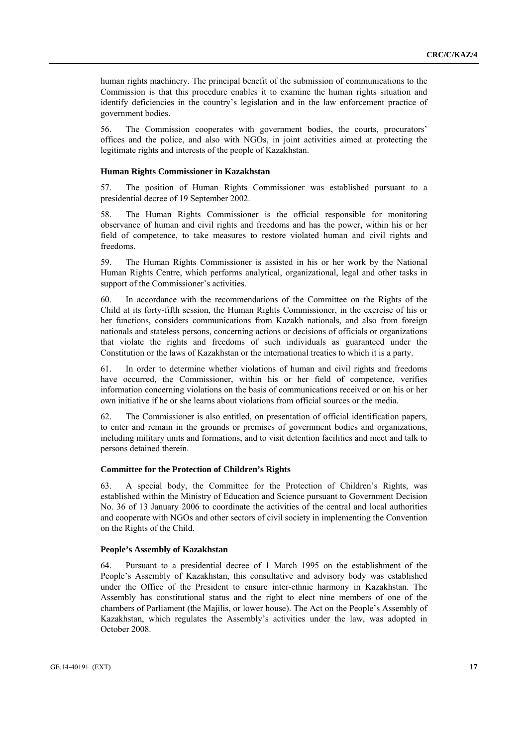human rights machinery. The principal benefit of the submission of communications to the Commission is that this procedure enables it to examine the human rights situation and identify deficiencies in the country's legislation and in the law enforcement practice of government bodies.

56. The Commission cooperates with government bodies, the courts, procurators' offices and the police, and also with NGOs, in joint activities aimed at protecting the legitimate rights and interests of the people of Kazakhstan.

### Human Rights Commissioner in Kazakhstan

57. The position of Human Rights Commissioner was established pursuant to a presidential decree of 19 September 2002.

58. The Human Rights Commissioner is the official responsible for monitoring observance of human and civil rights and freedoms and has the power, within his or her field of competence, to take measures to restore violated human and civil rights and freedoms.

59. The Human Rights Commissioner is assisted in his or her work by the National Human Rights Centre, which performs analytical, organizational, legal and other tasks in support of the Commissioner's activities.

60. In accordance with the recommendations of the Committee on the Rights of the Child at its forty-fifth session, the Human Rights Commissioner, in the exercise of his or her functions, considers communications from Kazakh nationals, and also from foreign nationals and stateless persons, concerning actions or decisions of officials or organizations that violate the rights and freedoms of such individuals as guaranteed under the Constitution or the laws of Kazakhstan or the international treaties to which it is a party.

61. In order to determine whether violations of human and civil rights and freedoms have occurred, the Commissioner, within his or her field of competence, verifies information concerning violations on the basis of communications received or on his or her own initiative if he or she learns about violations from official sources or the media.

62. The Commissioner is also entitled, on presentation of official identification papers, to enter and remain in the grounds or premises of government bodies and organizations, including military units and formations, and to visit detention facilities and meet and talk to persons detained therein.

### Committee for the Protection of Children's Rights

63. A special body, the Committee for the Protection of Children's Rights, was established within the Ministry of Education and Science pursuant to Government Decision No. 36 of 13 January 2006 to coordinate the activities of the central and local authorities and cooperate with NGOs and other sectors of civil society in implementing the Convention on the Rights of the Child.

### People's Assembly of Kazakhstan

64. Pursuant to a presidential decree of 1 March 1995 on the establishment of the People's Assembly of Kazakhstan, this consultative and advisory body was established under the Office of the President to ensure inter-ethnic harmony in Kazakhstan. The Assembly has constitutional status and the right to elect nine members of one of the chambers of Parliament (the Majilis, or lower house). The Act on the People's Assembly of Kazakhstan, which regulates the Assembly's activities under the law, was adopted in October 2008.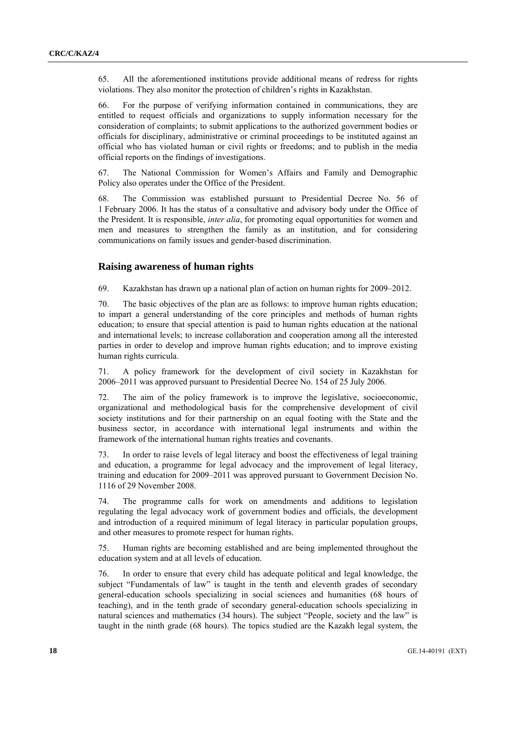65. All the aforementioned institutions provide additional means of redress for rights violations. They also monitor the protection of children's rights in Kazakhstan.

66. For the purpose of verifying information contained in communications, they are entitled to request officials and organizations to supply information necessary for the consideration of complaints; to submit applications to the authorized government bodies or officials for disciplinary, administrative or criminal proceedings to be instituted against an official who has violated human or civil rights or freedoms; and to publish in the media official reports on the findings of investigations.

67. The National Commission for Women's Affairs and Family and Demographic Policy also operates under the Office of the President.

68. The Commission was established pursuant to Presidential Decree No. 56 of 1 February 2006. It has the status of a consultative and advisory body under the Office of the President. It is responsible, *inter alia*, for promoting equal opportunities for women and men and measures to strengthen the family as an institution, and for considering communications on family issues and gender-based discrimination.

## Raising awareness of human rights

69. Kazakhstan has drawn up a national plan of action on human rights for 2009–2012.

70. The basic objectives of the plan are as follows: to improve human rights education; to impart a general understanding of the core principles and methods of human rights education; to ensure that special attention is paid to human rights education at the national and international levels; to increase collaboration and cooperation among all the interested parties in order to develop and improve human rights education; and to improve existing human rights curricula.

71. A policy framework for the development of civil society in Kazakhstan for 2006–2011 was approved pursuant to Presidential Decree No. 154 of 25 July 2006.

72. The aim of the policy framework is to improve the legislative, socioeconomic, organizational and methodological basis for the comprehensive development of civil society institutions and for their partnership on an equal footing with the State and the business sector, in accordance with international legal instruments and within the framework of the international human rights treaties and covenants.

73. In order to raise levels of legal literacy and boost the effectiveness of legal training and education, a programme for legal advocacy and the improvement of legal literacy, training and education for 2009–2011 was approved pursuant to Government Decision No. 1116 of 29 November 2008.

74. The programme calls for work on amendments and additions to legislation regulating the legal advocacy work of government bodies and officials, the development and introduction of a required minimum of legal literacy in particular population groups, and other measures to promote respect for human rights.

75. Human rights are becoming established and are being implemented throughout the education system and at all levels of education.

76. In order to ensure that every child has adequate political and legal knowledge, the subject "Fundamentals of law" is taught in the tenth and eleventh grades of secondary general-education schools specializing in social sciences and humanities (68 hours of teaching), and in the tenth grade of secondary general-education schools specializing in natural sciences and mathematics (34 hours). The subject "People, society and the law" is taught in the ninth grade (68 hours). The topics studied are the Kazakh legal system, the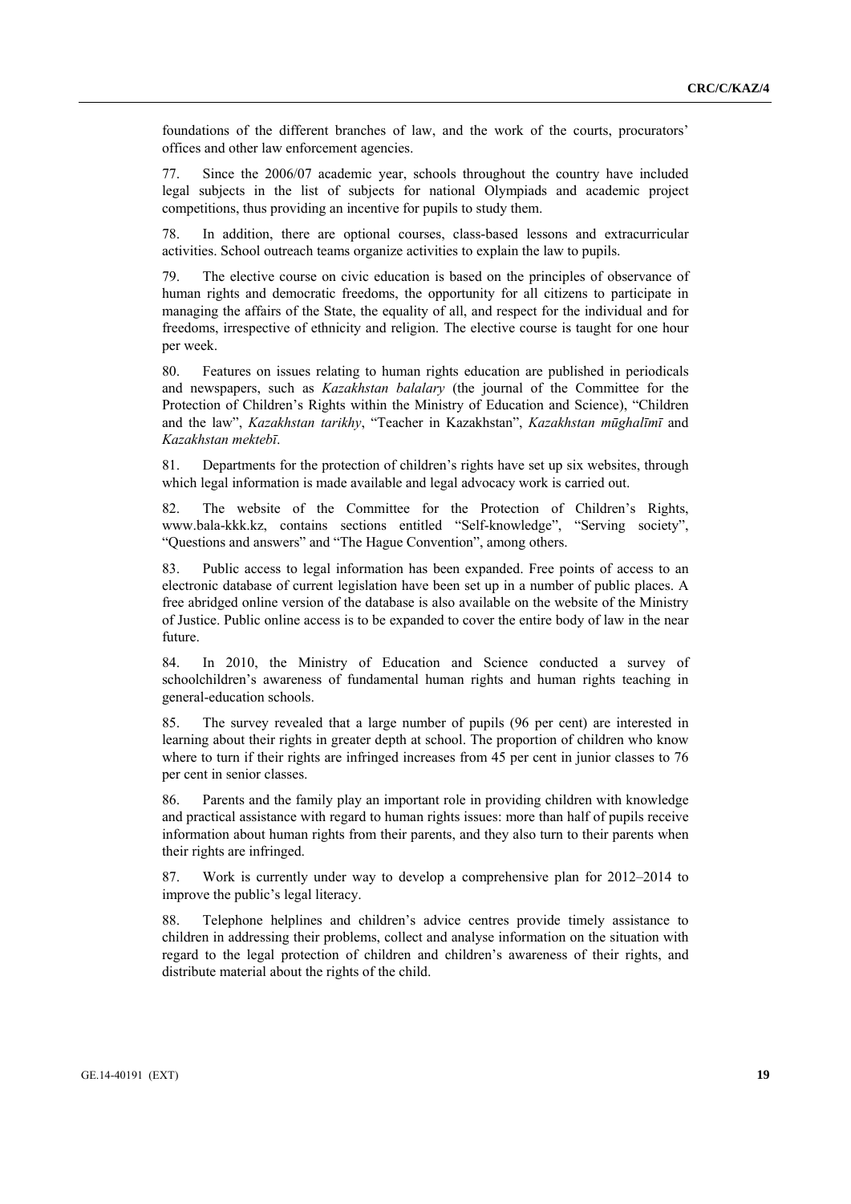foundations of the different branches of law, and the work of the courts, procurators' offices and other law enforcement agencies.

77. Since the 2006/07 academic year, schools throughout the country have included legal subjects in the list of subjects for national Olympiads and academic project competitions, thus providing an incentive for pupils to study them.

78. In addition, there are optional courses, class-based lessons and extracurricular activities. School outreach teams organize activities to explain the law to pupils.

79. The elective course on civic education is based on the principles of observance of human rights and democratic freedoms, the opportunity for all citizens to participate in managing the affairs of the State, the equality of all, and respect for the individual and for freedoms, irrespective of ethnicity and religion. The elective course is taught for one hour per week.

80. Features on issues relating to human rights education are published in periodicals and newspapers, such as *Kazakhstan balalary* (the journal of the Committee for the Protection of Children's Rights within the Ministry of Education and Science), "Children and the law", *Kazakhstan tarikhy*, "Teacher in Kazakhstan", *Kazakhstan mūghalīmī* and *Kazakhstan mektebī*.

81. Departments for the protection of children's rights have set up six websites, through which legal information is made available and legal advocacy work is carried out.

82. The website of the Committee for the Protection of Children's Rights, www.bala-kkk.kz, contains sections entitled "Self-knowledge", "Serving society", "Questions and answers" and "The Hague Convention", among others.

83. Public access to legal information has been expanded. Free points of access to an electronic database of current legislation have been set up in a number of public places. A free abridged online version of the database is also available on the website of the Ministry of Justice. Public online access is to be expanded to cover the entire body of law in the near future.

84. In 2010, the Ministry of Education and Science conducted a survey of schoolchildren's awareness of fundamental human rights and human rights teaching in general-education schools.

85. The survey revealed that a large number of pupils (96 per cent) are interested in learning about their rights in greater depth at school. The proportion of children who know where to turn if their rights are infringed increases from 45 per cent in junior classes to 76 per cent in senior classes.

86. Parents and the family play an important role in providing children with knowledge and practical assistance with regard to human rights issues: more than half of pupils receive information about human rights from their parents, and they also turn to their parents when their rights are infringed.

87. Work is currently under way to develop a comprehensive plan for 2012–2014 to improve the public's legal literacy.

88. Telephone helplines and children's advice centres provide timely assistance to children in addressing their problems, collect and analyse information on the situation with regard to the legal protection of children and children's awareness of their rights, and distribute material about the rights of the child.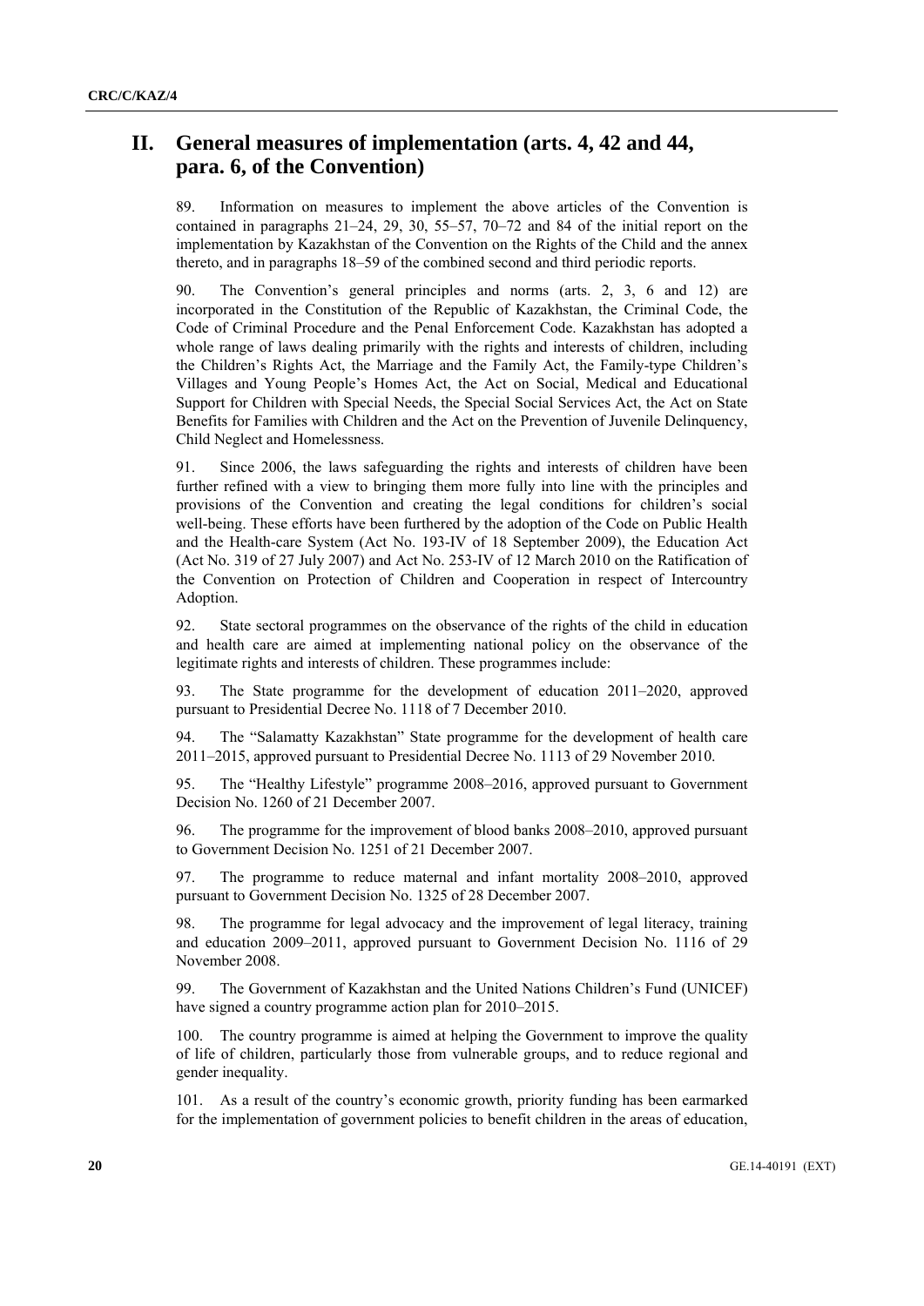# II. General measures of implementation (arts. 4, 42 and 44, para. 6, of the Convention)

89. Information on measures to implement the above articles of the Convention is contained in paragraphs 21–24, 29, 30, 55–57, 70–72 and 84 of the initial report on the implementation by Kazakhstan of the Convention on the Rights of the Child and the annex thereto, and in paragraphs 18–59 of the combined second and third periodic reports.

90. The Convention's general principles and norms (arts. 2, 3, 6 and 12) are incorporated in the Constitution of the Republic of Kazakhstan, the Criminal Code, the Code of Criminal Procedure and the Penal Enforcement Code. Kazakhstan has adopted a whole range of laws dealing primarily with the rights and interests of children, including the Children's Rights Act, the Marriage and the Family Act, the Family-type Children's Villages and Young People's Homes Act, the Act on Social, Medical and Educational Support for Children with Special Needs, the Special Social Services Act, the Act on State Benefits for Families with Children and the Act on the Prevention of Juvenile Delinquency, Child Neglect and Homelessness.

91. Since 2006, the laws safeguarding the rights and interests of children have been further refined with a view to bringing them more fully into line with the principles and provisions of the Convention and creating the legal conditions for children's social well-being. These efforts have been furthered by the adoption of the Code on Public Health and the Health-care System (Act No. 193-IV of 18 September 2009), the Education Act (Act No. 319 of 27 July 2007) and Act No. 253-IV of 12 March 2010 on the Ratification of the Convention on Protection of Children and Cooperation in respect of Intercountry Adoption.

92. State sectoral programmes on the observance of the rights of the child in education and health care are aimed at implementing national policy on the observance of the legitimate rights and interests of children. These programmes include:

93. The State programme for the development of education 2011–2020, approved pursuant to Presidential Decree No. 1118 of 7 December 2010.

94. The "Salamatty Kazakhstan" State programme for the development of health care 2011–2015, approved pursuant to Presidential Decree No. 1113 of 29 November 2010.

95. The "Healthy Lifestyle" programme 2008–2016, approved pursuant to Government Decision No. 1260 of 21 December 2007.

96. The programme for the improvement of blood banks 2008–2010, approved pursuant to Government Decision No. 1251 of 21 December 2007.

97. The programme to reduce maternal and infant mortality 2008–2010, approved pursuant to Government Decision No. 1325 of 28 December 2007.

98. The programme for legal advocacy and the improvement of legal literacy, training and education 2009–2011, approved pursuant to Government Decision No. 1116 of 29 November 2008.

99. The Government of Kazakhstan and the United Nations Children's Fund (UNICEF) have signed a country programme action plan for 2010–2015.

100. The country programme is aimed at helping the Government to improve the quality of life of children, particularly those from vulnerable groups, and to reduce regional and gender inequality.

101. As a result of the country's economic growth, priority funding has been earmarked for the implementation of government policies to benefit children in the areas of education,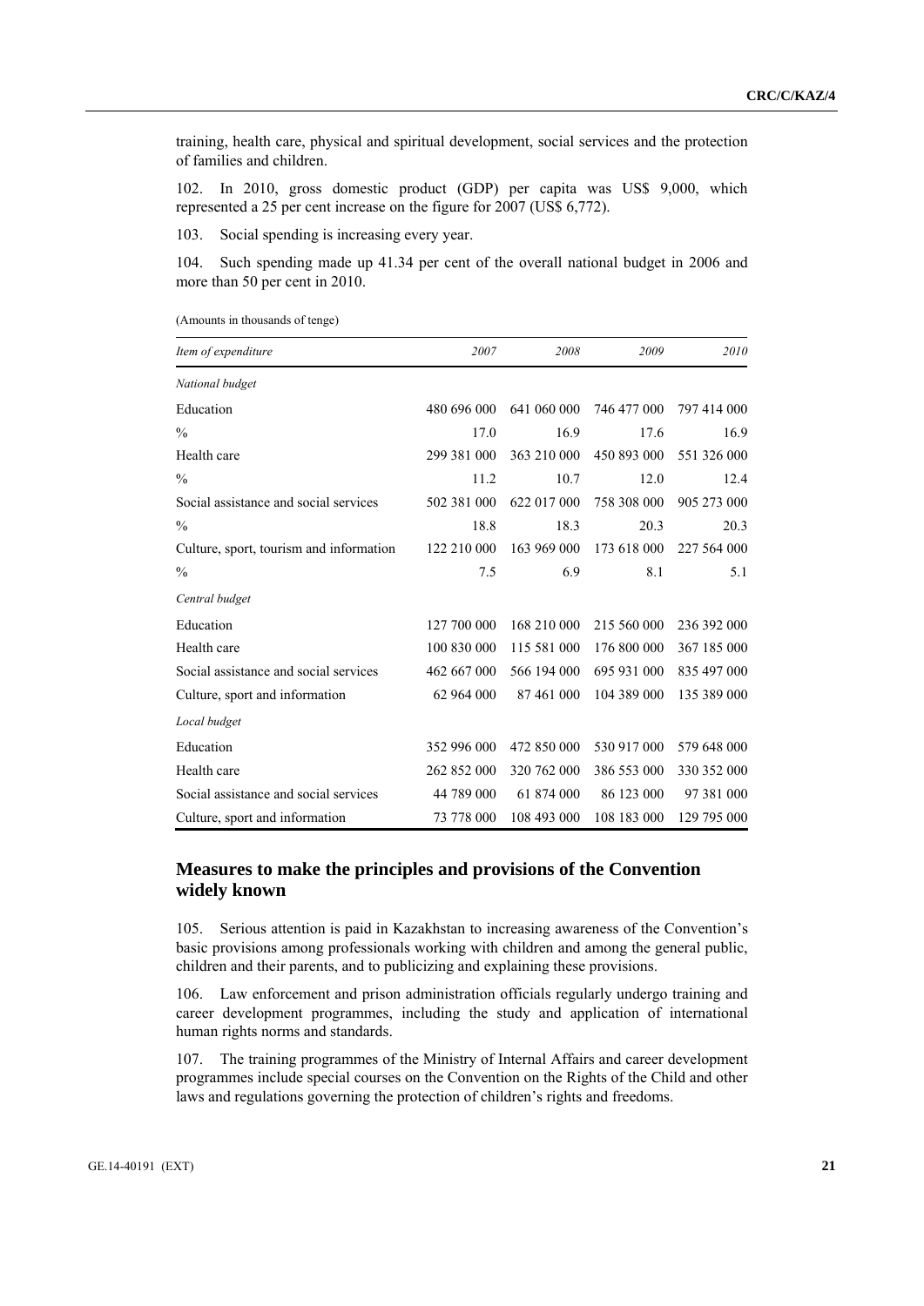training, health care, physical and spiritual development, social services and the protection of families and children.

102. In 2010, gross domestic product (GDP) per capita was US$ 9,000, which represented a 25 per cent increase on the figure for 2007 (US$ 6,772).

103. Social spending is increasing every year.

104. Such spending made up 41.34 per cent of the overall national budget in 2006 and more than 50 per cent in 2010.

(Amounts in thousands of tenge)

| *Item of expenditure* | *2007* | *2008* | *2009* | *2010* |
|---|---|---|---|---|
| *National budget* | | | | |
| Education | 480 696 000 | 641 060 000 | 746 477 000 | 797 414 000 |
| % | 17.0 | 16.9 | 17.6 | 16.9 |
| Health care | 299 381 000 | 363 210 000 | 450 893 000 | 551 326 000 |
| % | 11.2 | 10.7 | 12.0 | 12.4 |
| Social assistance and social services | 502 381 000 | 622 017 000 | 758 308 000 | 905 273 000 |
| % | 18.8 | 18.3 | 20.3 | 20.3 |
| Culture, sport, tourism and information | 122 210 000 | 163 969 000 | 173 618 000 | 227 564 000 |
| % | 7.5 | 6.9 | 8.1 | 5.1 |
| *Central budget* | | | | |
| Education | 127 700 000 | 168 210 000 | 215 560 000 | 236 392 000 |
| Health care | 100 830 000 | 115 581 000 | 176 800 000 | 367 185 000 |
| Social assistance and social services | 462 667 000 | 566 194 000 | 695 931 000 | 835 497 000 |
| Culture, sport and information | 62 964 000 | 87 461 000 | 104 389 000 | 135 389 000 |
| *Local budget* | | | | |
| Education | 352 996 000 | 472 850 000 | 530 917 000 | 579 648 000 |
| Health care | 262 852 000 | 320 762 000 | 386 553 000 | 330 352 000 |
| Social assistance and social services | 44 789 000 | 61 874 000 | 86 123 000 | 97 381 000 |
| Culture, sport and information | 73 778 000 | 108 493 000 | 108 183 000 | 129 795 000 |

## Measures to make the principles and provisions of the Convention widely known

105. Serious attention is paid in Kazakhstan to increasing awareness of the Convention's basic provisions among professionals working with children and among the general public, children and their parents, and to publicizing and explaining these provisions.

106. Law enforcement and prison administration officials regularly undergo training and career development programmes, including the study and application of international human rights norms and standards.

107. The training programmes of the Ministry of Internal Affairs and career development programmes include special courses on the Convention on the Rights of the Child and other laws and regulations governing the protection of children's rights and freedoms.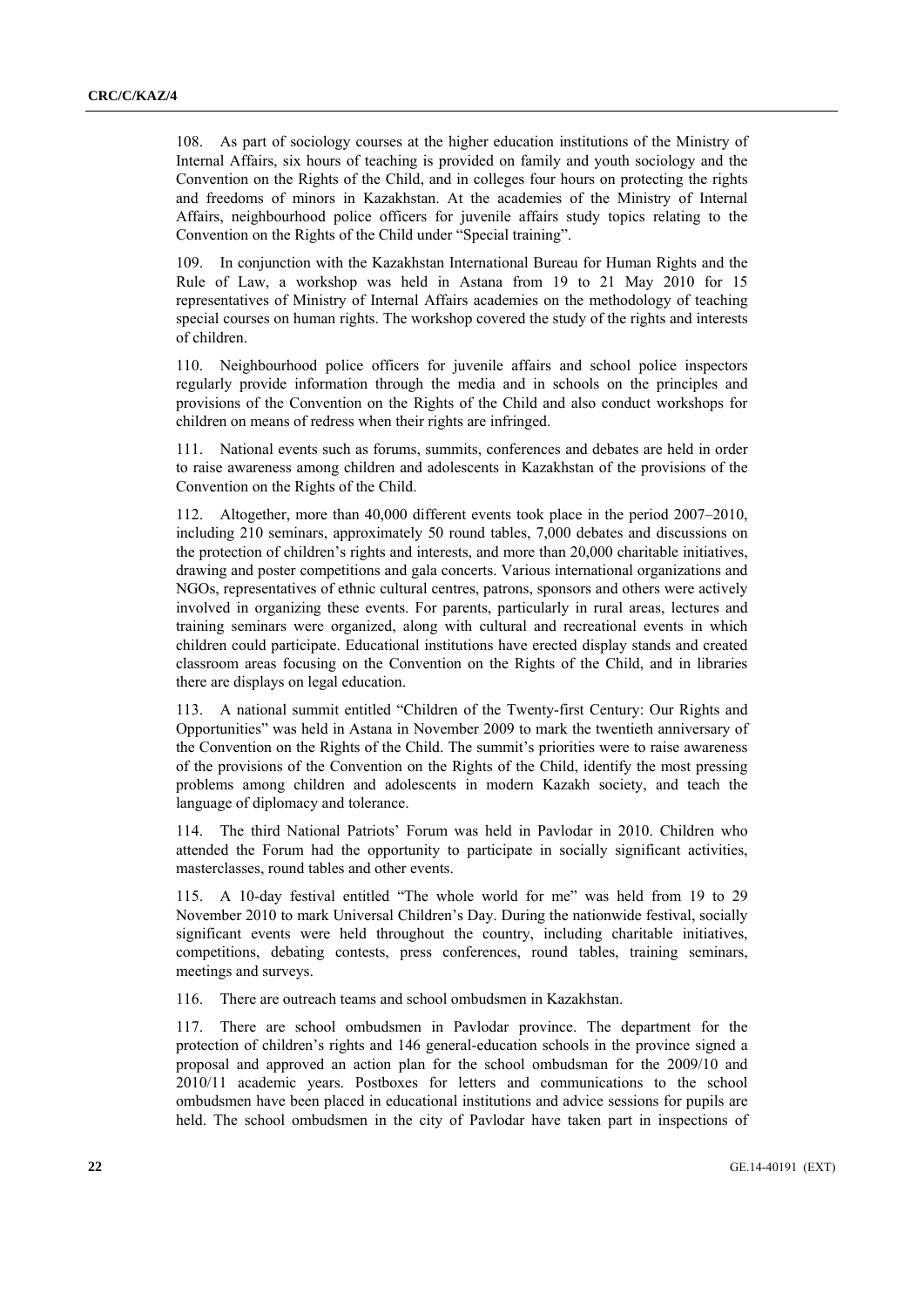108. As part of sociology courses at the higher education institutions of the Ministry of Internal Affairs, six hours of teaching is provided on family and youth sociology and the Convention on the Rights of the Child, and in colleges four hours on protecting the rights and freedoms of minors in Kazakhstan. At the academies of the Ministry of Internal Affairs, neighbourhood police officers for juvenile affairs study topics relating to the Convention on the Rights of the Child under "Special training".

109. In conjunction with the Kazakhstan International Bureau for Human Rights and the Rule of Law, a workshop was held in Astana from 19 to 21 May 2010 for 15 representatives of Ministry of Internal Affairs academies on the methodology of teaching special courses on human rights. The workshop covered the study of the rights and interests of children.

110. Neighbourhood police officers for juvenile affairs and school police inspectors regularly provide information through the media and in schools on the principles and provisions of the Convention on the Rights of the Child and also conduct workshops for children on means of redress when their rights are infringed.

111. National events such as forums, summits, conferences and debates are held in order to raise awareness among children and adolescents in Kazakhstan of the provisions of the Convention on the Rights of the Child.

112. Altogether, more than 40,000 different events took place in the period 2007–2010, including 210 seminars, approximately 50 round tables, 7,000 debates and discussions on the protection of children's rights and interests, and more than 20,000 charitable initiatives, drawing and poster competitions and gala concerts. Various international organizations and NGOs, representatives of ethnic cultural centres, patrons, sponsors and others were actively involved in organizing these events. For parents, particularly in rural areas, lectures and training seminars were organized, along with cultural and recreational events in which children could participate. Educational institutions have erected display stands and created classroom areas focusing on the Convention on the Rights of the Child, and in libraries there are displays on legal education.

113. A national summit entitled "Children of the Twenty-first Century: Our Rights and Opportunities" was held in Astana in November 2009 to mark the twentieth anniversary of the Convention on the Rights of the Child. The summit's priorities were to raise awareness of the provisions of the Convention on the Rights of the Child, identify the most pressing problems among children and adolescents in modern Kazakh society, and teach the language of diplomacy and tolerance.

114. The third National Patriots' Forum was held in Pavlodar in 2010. Children who attended the Forum had the opportunity to participate in socially significant activities, masterclasses, round tables and other events.

115. A 10-day festival entitled "The whole world for me" was held from 19 to 29 November 2010 to mark Universal Children's Day. During the nationwide festival, socially significant events were held throughout the country, including charitable initiatives, competitions, debating contests, press conferences, round tables, training seminars, meetings and surveys.

116. There are outreach teams and school ombudsmen in Kazakhstan.

117. There are school ombudsmen in Pavlodar province. The department for the protection of children's rights and 146 general-education schools in the province signed a proposal and approved an action plan for the school ombudsman for the 2009/10 and 2010/11 academic years. Postboxes for letters and communications to the school ombudsmen have been placed in educational institutions and advice sessions for pupils are held. The school ombudsmen in the city of Pavlodar have taken part in inspections of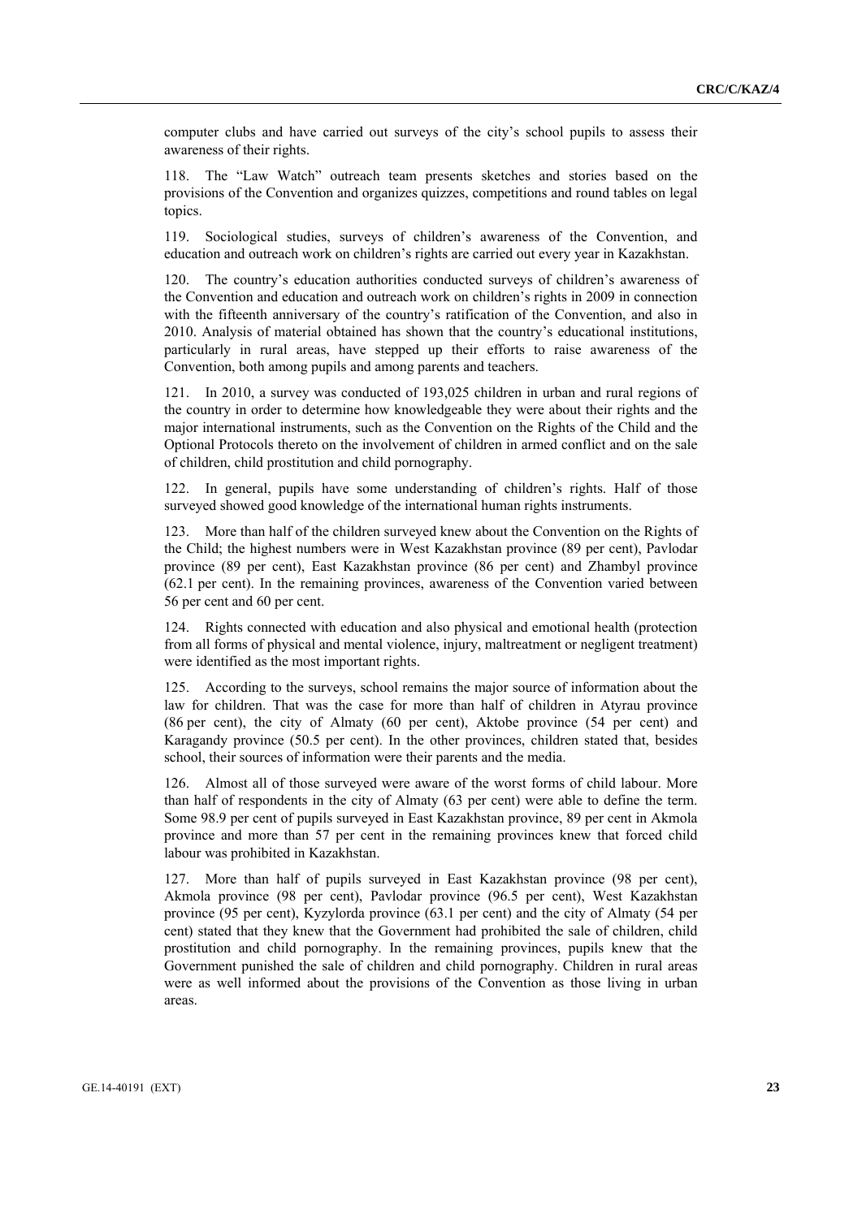computer clubs and have carried out surveys of the city's school pupils to assess their awareness of their rights.

118. The "Law Watch" outreach team presents sketches and stories based on the provisions of the Convention and organizes quizzes, competitions and round tables on legal topics.

119. Sociological studies, surveys of children's awareness of the Convention, and education and outreach work on children's rights are carried out every year in Kazakhstan.

120. The country's education authorities conducted surveys of children's awareness of the Convention and education and outreach work on children's rights in 2009 in connection with the fifteenth anniversary of the country's ratification of the Convention, and also in 2010. Analysis of material obtained has shown that the country's educational institutions, particularly in rural areas, have stepped up their efforts to raise awareness of the Convention, both among pupils and among parents and teachers.

121. In 2010, a survey was conducted of 193,025 children in urban and rural regions of the country in order to determine how knowledgeable they were about their rights and the major international instruments, such as the Convention on the Rights of the Child and the Optional Protocols thereto on the involvement of children in armed conflict and on the sale of children, child prostitution and child pornography.

122. In general, pupils have some understanding of children's rights. Half of those surveyed showed good knowledge of the international human rights instruments.

123. More than half of the children surveyed knew about the Convention on the Rights of the Child; the highest numbers were in West Kazakhstan province (89 per cent), Pavlodar province (89 per cent), East Kazakhstan province (86 per cent) and Zhambyl province (62.1 per cent). In the remaining provinces, awareness of the Convention varied between 56 per cent and 60 per cent.

124. Rights connected with education and also physical and emotional health (protection from all forms of physical and mental violence, injury, maltreatment or negligent treatment) were identified as the most important rights.

125. According to the surveys, school remains the major source of information about the law for children. That was the case for more than half of children in Atyrau province (86 per cent), the city of Almaty (60 per cent), Aktobe province (54 per cent) and Karagandy province (50.5 per cent). In the other provinces, children stated that, besides school, their sources of information were their parents and the media.

126. Almost all of those surveyed were aware of the worst forms of child labour. More than half of respondents in the city of Almaty (63 per cent) were able to define the term. Some 98.9 per cent of pupils surveyed in East Kazakhstan province, 89 per cent in Akmola province and more than 57 per cent in the remaining provinces knew that forced child labour was prohibited in Kazakhstan.

127. More than half of pupils surveyed in East Kazakhstan province (98 per cent), Akmola province (98 per cent), Pavlodar province (96.5 per cent), West Kazakhstan province (95 per cent), Kyzylorda province (63.1 per cent) and the city of Almaty (54 per cent) stated that they knew that the Government had prohibited the sale of children, child prostitution and child pornography. In the remaining provinces, pupils knew that the Government punished the sale of children and child pornography. Children in rural areas were as well informed about the provisions of the Convention as those living in urban areas.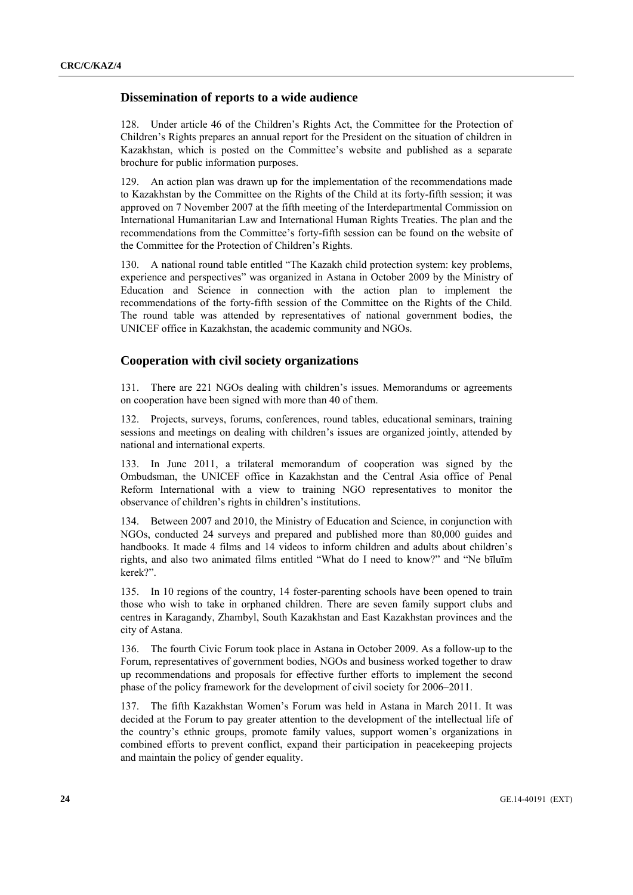## Dissemination of reports to a wide audience

128. Under article 46 of the Children's Rights Act, the Committee for the Protection of Children's Rights prepares an annual report for the President on the situation of children in Kazakhstan, which is posted on the Committee's website and published as a separate brochure for public information purposes.

129. An action plan was drawn up for the implementation of the recommendations made to Kazakhstan by the Committee on the Rights of the Child at its forty-fifth session; it was approved on 7 November 2007 at the fifth meeting of the Interdepartmental Commission on International Humanitarian Law and International Human Rights Treaties. The plan and the recommendations from the Committee's forty-fifth session can be found on the website of the Committee for the Protection of Children's Rights.

130. A national round table entitled "The Kazakh child protection system: key problems, experience and perspectives" was organized in Astana in October 2009 by the Ministry of Education and Science in connection with the action plan to implement the recommendations of the forty-fifth session of the Committee on the Rights of the Child. The round table was attended by representatives of national government bodies, the UNICEF office in Kazakhstan, the academic community and NGOs.

## Cooperation with civil society organizations

131. There are 221 NGOs dealing with children's issues. Memorandums or agreements on cooperation have been signed with more than 40 of them.

132. Projects, surveys, forums, conferences, round tables, educational seminars, training sessions and meetings on dealing with children's issues are organized jointly, attended by national and international experts.

133. In June 2011, a trilateral memorandum of cooperation was signed by the Ombudsman, the UNICEF office in Kazakhstan and the Central Asia office of Penal Reform International with a view to training NGO representatives to monitor the observance of children's rights in children's institutions.

134. Between 2007 and 2010, the Ministry of Education and Science, in conjunction with NGOs, conducted 24 surveys and prepared and published more than 80,000 guides and handbooks. It made 4 films and 14 videos to inform children and adults about children's rights, and also two animated films entitled "What do I need to know?" and "Ne bīluīm kerek?".

135. In 10 regions of the country, 14 foster-parenting schools have been opened to train those who wish to take in orphaned children. There are seven family support clubs and centres in Karagandy, Zhambyl, South Kazakhstan and East Kazakhstan provinces and the city of Astana.

136. The fourth Civic Forum took place in Astana in October 2009. As a follow-up to the Forum, representatives of government bodies, NGOs and business worked together to draw up recommendations and proposals for effective further efforts to implement the second phase of the policy framework for the development of civil society for 2006–2011.

137. The fifth Kazakhstan Women's Forum was held in Astana in March 2011. It was decided at the Forum to pay greater attention to the development of the intellectual life of the country's ethnic groups, promote family values, support women's organizations in combined efforts to prevent conflict, expand their participation in peacekeeping projects and maintain the policy of gender equality.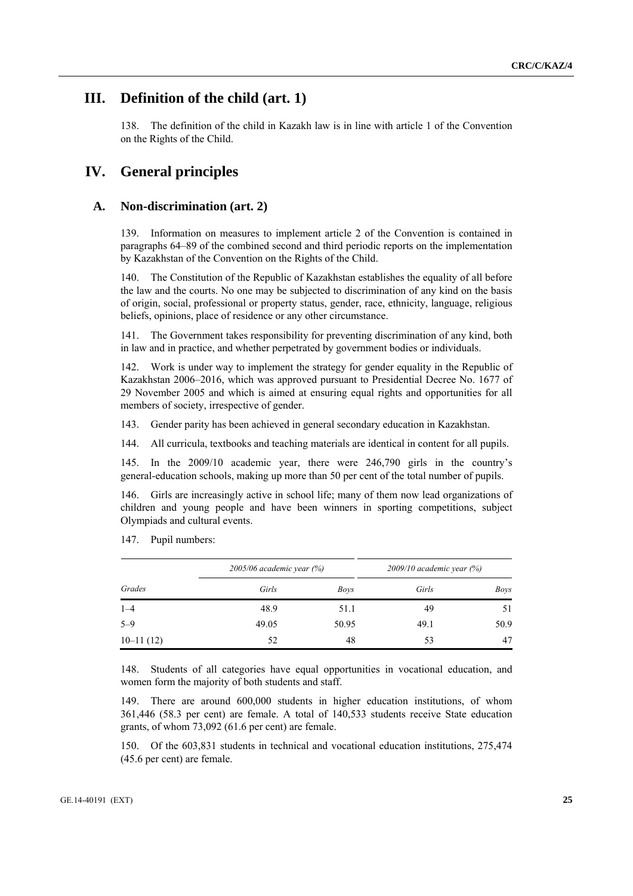# III. Definition of the child (art. 1)

138. The definition of the child in Kazakh law is in line with article 1 of the Convention on the Rights of the Child.

# IV. General principles

## A. Non-discrimination (art. 2)

139. Information on measures to implement article 2 of the Convention is contained in paragraphs 64–89 of the combined second and third periodic reports on the implementation by Kazakhstan of the Convention on the Rights of the Child.

140. The Constitution of the Republic of Kazakhstan establishes the equality of all before the law and the courts. No one may be subjected to discrimination of any kind on the basis of origin, social, professional or property status, gender, race, ethnicity, language, religious beliefs, opinions, place of residence or any other circumstance.

141. The Government takes responsibility for preventing discrimination of any kind, both in law and in practice, and whether perpetrated by government bodies or individuals.

142. Work is under way to implement the strategy for gender equality in the Republic of Kazakhstan 2006–2016, which was approved pursuant to Presidential Decree No. 1677 of 29 November 2005 and which is aimed at ensuring equal rights and opportunities for all members of society, irrespective of gender.

143. Gender parity has been achieved in general secondary education in Kazakhstan.

144. All curricula, textbooks and teaching materials are identical in content for all pupils.

145. In the 2009/10 academic year, there were 246,790 girls in the country's general-education schools, making up more than 50 per cent of the total number of pupils.

146. Girls are increasingly active in school life; many of them now lead organizations of children and young people and have been winners in sporting competitions, subject Olympiads and cultural events.

147. Pupil numbers:

| | *2005/06 academic year (%)* | | *2009/10 academic year (%)* | |
|---|---|---|---|---|
| *Grades* | *Girls* | *Boys* | *Girls* | *Boys* |
| 1–4 | 48.9 | 51.1 | 49 | 51 |
| 5–9 | 49.05 | 50.95 | 49.1 | 50.9 |
| 10–11 (12) | 52 | 48 | 53 | 47 |

148. Students of all categories have equal opportunities in vocational education, and women form the majority of both students and staff.

149. There are around 600,000 students in higher education institutions, of whom 361,446 (58.3 per cent) are female. A total of 140,533 students receive State education grants, of whom 73,092 (61.6 per cent) are female.

150. Of the 603,831 students in technical and vocational education institutions, 275,474 (45.6 per cent) are female.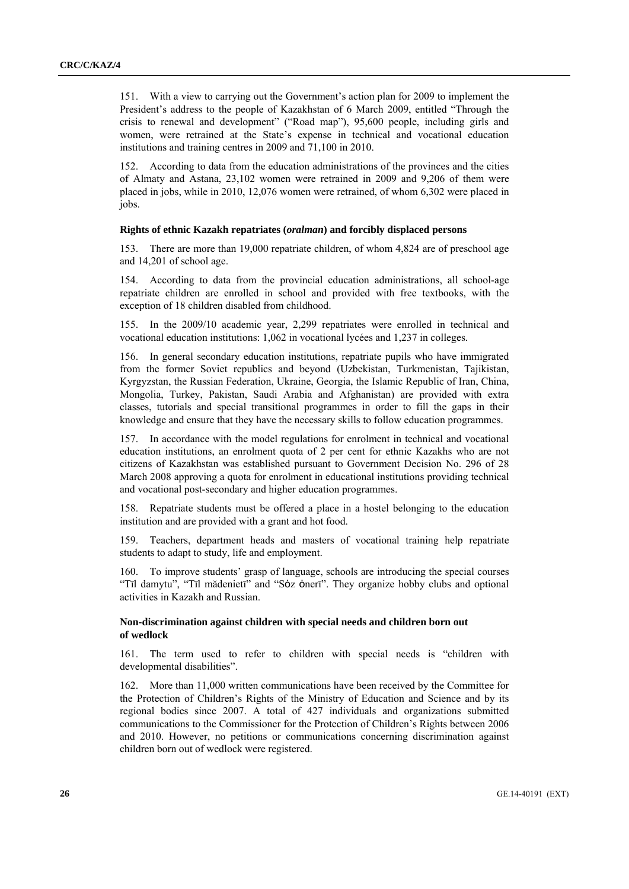151. With a view to carrying out the Government's action plan for 2009 to implement the President's address to the people of Kazakhstan of 6 March 2009, entitled "Through the crisis to renewal and development" ("Road map"), 95,600 people, including girls and women, were retrained at the State's expense in technical and vocational education institutions and training centres in 2009 and 71,100 in 2010.

152. According to data from the education administrations of the provinces and the cities of Almaty and Astana, 23,102 women were retrained in 2009 and 9,206 of them were placed in jobs, while in 2010, 12,076 women were retrained, of whom 6,302 were placed in jobs.

### Rights of ethnic Kazakh repatriates (*oralman*) and forcibly displaced persons

153. There are more than 19,000 repatriate children, of whom 4,824 are of preschool age and 14,201 of school age.

154. According to data from the provincial education administrations, all school-age repatriate children are enrolled in school and provided with free textbooks, with the exception of 18 children disabled from childhood.

155. In the 2009/10 academic year, 2,299 repatriates were enrolled in technical and vocational education institutions: 1,062 in vocational lycées and 1,237 in colleges.

156. In general secondary education institutions, repatriate pupils who have immigrated from the former Soviet republics and beyond (Uzbekistan, Turkmenistan, Tajikistan, Kyrgyzstan, the Russian Federation, Ukraine, Georgia, the Islamic Republic of Iran, China, Mongolia, Turkey, Pakistan, Saudi Arabia and Afghanistan) are provided with extra classes, tutorials and special transitional programmes in order to fill the gaps in their knowledge and ensure that they have the necessary skills to follow education programmes.

157. In accordance with the model regulations for enrolment in technical and vocational education institutions, an enrolment quota of 2 per cent for ethnic Kazakhs who are not citizens of Kazakhstan was established pursuant to Government Decision No. 296 of 28 March 2008 approving a quota for enrolment in educational institutions providing technical and vocational post-secondary and higher education programmes.

158. Repatriate students must be offered a place in a hostel belonging to the education institution and are provided with a grant and hot food.

159. Teachers, department heads and masters of vocational training help repatriate students to adapt to study, life and employment.

160. To improve students' grasp of language, schools are introducing the special courses "Tīl damytu", "Tīl mădenietī" and "Sӧz ӧnerī". They organize hobby clubs and optional activities in Kazakh and Russian.

### Non-discrimination against children with special needs and children born out of wedlock

161. The term used to refer to children with special needs is "children with developmental disabilities".

162. More than 11,000 written communications have been received by the Committee for the Protection of Children's Rights of the Ministry of Education and Science and by its regional bodies since 2007. A total of 427 individuals and organizations submitted communications to the Commissioner for the Protection of Children's Rights between 2006 and 2010. However, no petitions or communications concerning discrimination against children born out of wedlock were registered.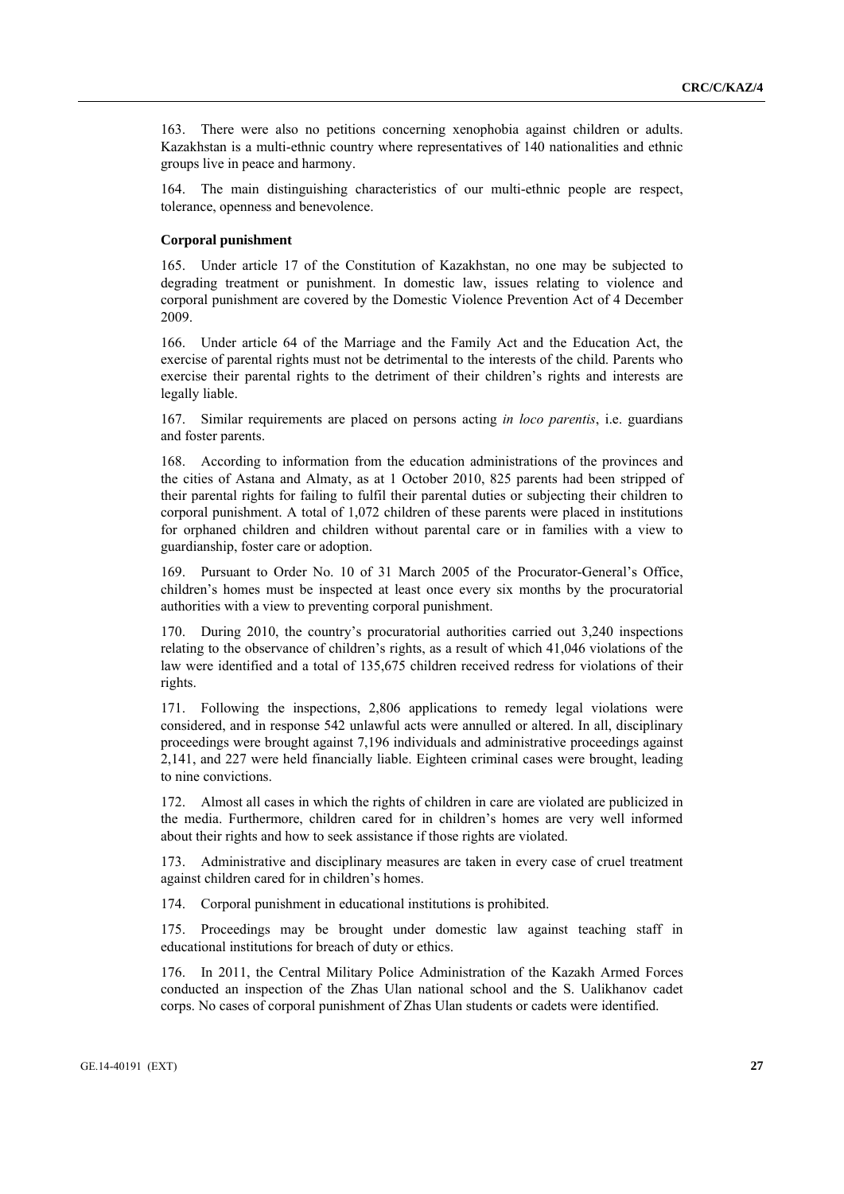163. There were also no petitions concerning xenophobia against children or adults. Kazakhstan is a multi-ethnic country where representatives of 140 nationalities and ethnic groups live in peace and harmony.

164. The main distinguishing characteristics of our multi-ethnic people are respect, tolerance, openness and benevolence.

**Corporal punishment**

165. Under article 17 of the Constitution of Kazakhstan, no one may be subjected to degrading treatment or punishment. In domestic law, issues relating to violence and corporal punishment are covered by the Domestic Violence Prevention Act of 4 December 2009.

166. Under article 64 of the Marriage and the Family Act and the Education Act, the exercise of parental rights must not be detrimental to the interests of the child. Parents who exercise their parental rights to the detriment of their children's rights and interests are legally liable.

167. Similar requirements are placed on persons acting *in loco parentis*, i.e. guardians and foster parents.

168. According to information from the education administrations of the provinces and the cities of Astana and Almaty, as at 1 October 2010, 825 parents had been stripped of their parental rights for failing to fulfil their parental duties or subjecting their children to corporal punishment. A total of 1,072 children of these parents were placed in institutions for orphaned children and children without parental care or in families with a view to guardianship, foster care or adoption.

169. Pursuant to Order No. 10 of 31 March 2005 of the Procurator-General's Office, children's homes must be inspected at least once every six months by the procuratorial authorities with a view to preventing corporal punishment.

170. During 2010, the country's procuratorial authorities carried out 3,240 inspections relating to the observance of children's rights, as a result of which 41,046 violations of the law were identified and a total of 135,675 children received redress for violations of their rights.

171. Following the inspections, 2,806 applications to remedy legal violations were considered, and in response 542 unlawful acts were annulled or altered. In all, disciplinary proceedings were brought against 7,196 individuals and administrative proceedings against 2,141, and 227 were held financially liable. Eighteen criminal cases were brought, leading to nine convictions.

172. Almost all cases in which the rights of children in care are violated are publicized in the media. Furthermore, children cared for in children's homes are very well informed about their rights and how to seek assistance if those rights are violated.

173. Administrative and disciplinary measures are taken in every case of cruel treatment against children cared for in children's homes.

174. Corporal punishment in educational institutions is prohibited.

175. Proceedings may be brought under domestic law against teaching staff in educational institutions for breach of duty or ethics.

176. In 2011, the Central Military Police Administration of the Kazakh Armed Forces conducted an inspection of the Zhas Ulan national school and the S. Ualikhanov cadet corps. No cases of corporal punishment of Zhas Ulan students or cadets were identified.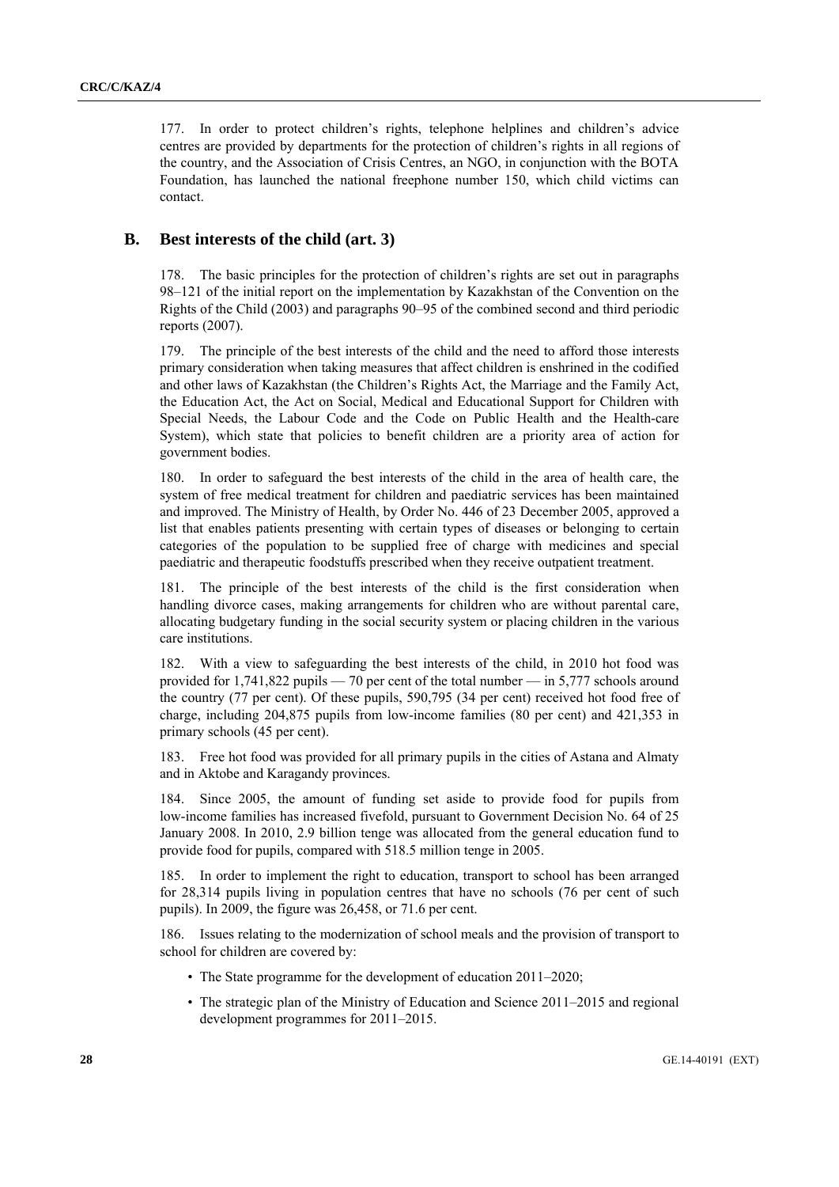177. In order to protect children's rights, telephone helplines and children's advice centres are provided by departments for the protection of children's rights in all regions of the country, and the Association of Crisis Centres, an NGO, in conjunction with the BOTA Foundation, has launched the national freephone number 150, which child victims can contact.

## B. Best interests of the child (art. 3)

178. The basic principles for the protection of children's rights are set out in paragraphs 98–121 of the initial report on the implementation by Kazakhstan of the Convention on the Rights of the Child (2003) and paragraphs 90–95 of the combined second and third periodic reports (2007).

179. The principle of the best interests of the child and the need to afford those interests primary consideration when taking measures that affect children is enshrined in the codified and other laws of Kazakhstan (the Children's Rights Act, the Marriage and the Family Act, the Education Act, the Act on Social, Medical and Educational Support for Children with Special Needs, the Labour Code and the Code on Public Health and the Health-care System), which state that policies to benefit children are a priority area of action for government bodies.

180. In order to safeguard the best interests of the child in the area of health care, the system of free medical treatment for children and paediatric services has been maintained and improved. The Ministry of Health, by Order No. 446 of 23 December 2005, approved a list that enables patients presenting with certain types of diseases or belonging to certain categories of the population to be supplied free of charge with medicines and special paediatric and therapeutic foodstuffs prescribed when they receive outpatient treatment.

181. The principle of the best interests of the child is the first consideration when handling divorce cases, making arrangements for children who are without parental care, allocating budgetary funding in the social security system or placing children in the various care institutions.

182. With a view to safeguarding the best interests of the child, in 2010 hot food was provided for 1,741,822 pupils — 70 per cent of the total number — in 5,777 schools around the country (77 per cent). Of these pupils, 590,795 (34 per cent) received hot food free of charge, including 204,875 pupils from low-income families (80 per cent) and 421,353 in primary schools (45 per cent).

183. Free hot food was provided for all primary pupils in the cities of Astana and Almaty and in Aktobe and Karagandy provinces.

184. Since 2005, the amount of funding set aside to provide food for pupils from low-income families has increased fivefold, pursuant to Government Decision No. 64 of 25 January 2008. In 2010, 2.9 billion tenge was allocated from the general education fund to provide food for pupils, compared with 518.5 million tenge in 2005.

185. In order to implement the right to education, transport to school has been arranged for 28,314 pupils living in population centres that have no schools (76 per cent of such pupils). In 2009, the figure was 26,458, or 71.6 per cent.

186. Issues relating to the modernization of school meals and the provision of transport to school for children are covered by:

- The State programme for the development of education 2011–2020;
- The strategic plan of the Ministry of Education and Science 2011–2015 and regional development programmes for 2011–2015.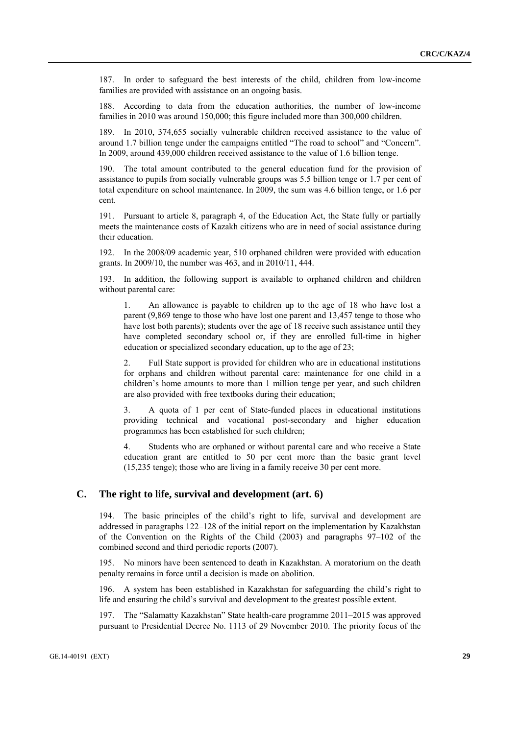187. In order to safeguard the best interests of the child, children from low-income families are provided with assistance on an ongoing basis.

188. According to data from the education authorities, the number of low-income families in 2010 was around 150,000; this figure included more than 300,000 children.

189. In 2010, 374,655 socially vulnerable children received assistance to the value of around 1.7 billion tenge under the campaigns entitled "The road to school" and "Concern". In 2009, around 439,000 children received assistance to the value of 1.6 billion tenge.

190. The total amount contributed to the general education fund for the provision of assistance to pupils from socially vulnerable groups was 5.5 billion tenge or 1.7 per cent of total expenditure on school maintenance. In 2009, the sum was 4.6 billion tenge, or 1.6 per cent.

191. Pursuant to article 8, paragraph 4, of the Education Act, the State fully or partially meets the maintenance costs of Kazakh citizens who are in need of social assistance during their education.

192. In the 2008/09 academic year, 510 orphaned children were provided with education grants. In 2009/10, the number was 463, and in 2010/11, 444.

193. In addition, the following support is available to orphaned children and children without parental care:

1. An allowance is payable to children up to the age of 18 who have lost a parent (9,869 tenge to those who have lost one parent and 13,457 tenge to those who have lost both parents); students over the age of 18 receive such assistance until they have completed secondary school or, if they are enrolled full-time in higher education or specialized secondary education, up to the age of 23;

2. Full State support is provided for children who are in educational institutions for orphans and children without parental care: maintenance for one child in a children's home amounts to more than 1 million tenge per year, and such children are also provided with free textbooks during their education;

3. A quota of 1 per cent of State-funded places in educational institutions providing technical and vocational post-secondary and higher education programmes has been established for such children;

4. Students who are orphaned or without parental care and who receive a State education grant are entitled to 50 per cent more than the basic grant level (15,235 tenge); those who are living in a family receive 30 per cent more.

## C. The right to life, survival and development (art. 6)

194. The basic principles of the child's right to life, survival and development are addressed in paragraphs 122–128 of the initial report on the implementation by Kazakhstan of the Convention on the Rights of the Child (2003) and paragraphs 97–102 of the combined second and third periodic reports (2007).

195. No minors have been sentenced to death in Kazakhstan. A moratorium on the death penalty remains in force until a decision is made on abolition.

196. A system has been established in Kazakhstan for safeguarding the child's right to life and ensuring the child's survival and development to the greatest possible extent.

197. The "Salamatty Kazakhstan" State health-care programme 2011–2015 was approved pursuant to Presidential Decree No. 1113 of 29 November 2010. The priority focus of the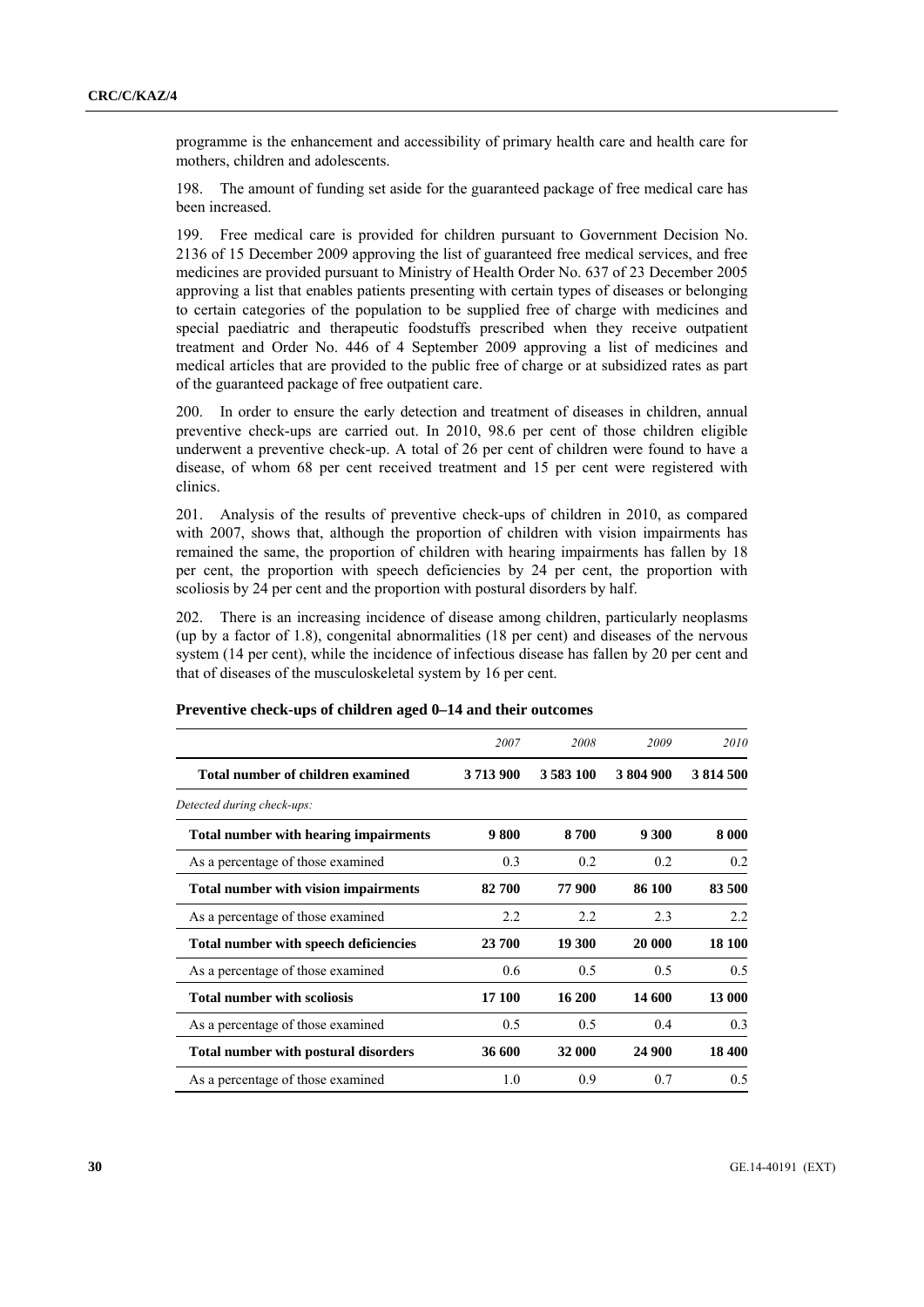programme is the enhancement and accessibility of primary health care and health care for mothers, children and adolescents.

198. The amount of funding set aside for the guaranteed package of free medical care has been increased.

199. Free medical care is provided for children pursuant to Government Decision No. 2136 of 15 December 2009 approving the list of guaranteed free medical services, and free medicines are provided pursuant to Ministry of Health Order No. 637 of 23 December 2005 approving a list that enables patients presenting with certain types of diseases or belonging to certain categories of the population to be supplied free of charge with medicines and special paediatric and therapeutic foodstuffs prescribed when they receive outpatient treatment and Order No. 446 of 4 September 2009 approving a list of medicines and medical articles that are provided to the public free of charge or at subsidized rates as part of the guaranteed package of free outpatient care.

200. In order to ensure the early detection and treatment of diseases in children, annual preventive check-ups are carried out. In 2010, 98.6 per cent of those children eligible underwent a preventive check-up. A total of 26 per cent of children were found to have a disease, of whom 68 per cent received treatment and 15 per cent were registered with clinics.

201. Analysis of the results of preventive check-ups of children in 2010, as compared with 2007, shows that, although the proportion of children with vision impairments has remained the same, the proportion of children with hearing impairments has fallen by 18 per cent, the proportion with speech deficiencies by 24 per cent, the proportion with scoliosis by 24 per cent and the proportion with postural disorders by half.

202. There is an increasing incidence of disease among children, particularly neoplasms (up by a factor of 1.8), congenital abnormalities (18 per cent) and diseases of the nervous system (14 per cent), while the incidence of infectious disease has fallen by 20 per cent and that of diseases of the musculoskeletal system by 16 per cent.

**Preventive check-ups of children aged 0–14 and their outcomes**

| | *2007* | *2008* | *2009* | *2010* |
|---|---|---|---|---|
| **Total number of children examined** | **3 713 900** | **3 583 100** | **3 804 900** | **3 814 500** |
| *Detected during check-ups:* | | | | |
| **Total number with hearing impairments** | **9 800** | **8 700** | **9 300** | **8 000** |
| As a percentage of those examined | 0.3 | 0.2 | 0.2 | 0.2 |
| **Total number with vision impairments** | **82 700** | **77 900** | **86 100** | **83 500** |
| As a percentage of those examined | 2.2 | 2.2 | 2.3 | 2.2 |
| **Total number with speech deficiencies** | **23 700** | **19 300** | **20 000** | **18 100** |
| As a percentage of those examined | 0.6 | 0.5 | 0.5 | 0.5 |
| **Total number with scoliosis** | **17 100** | **16 200** | **14 600** | **13 000** |
| As a percentage of those examined | 0.5 | 0.5 | 0.4 | 0.3 |
| **Total number with postural disorders** | **36 600** | **32 000** | **24 900** | **18 400** |
| As a percentage of those examined | 1.0 | 0.9 | 0.7 | 0.5 |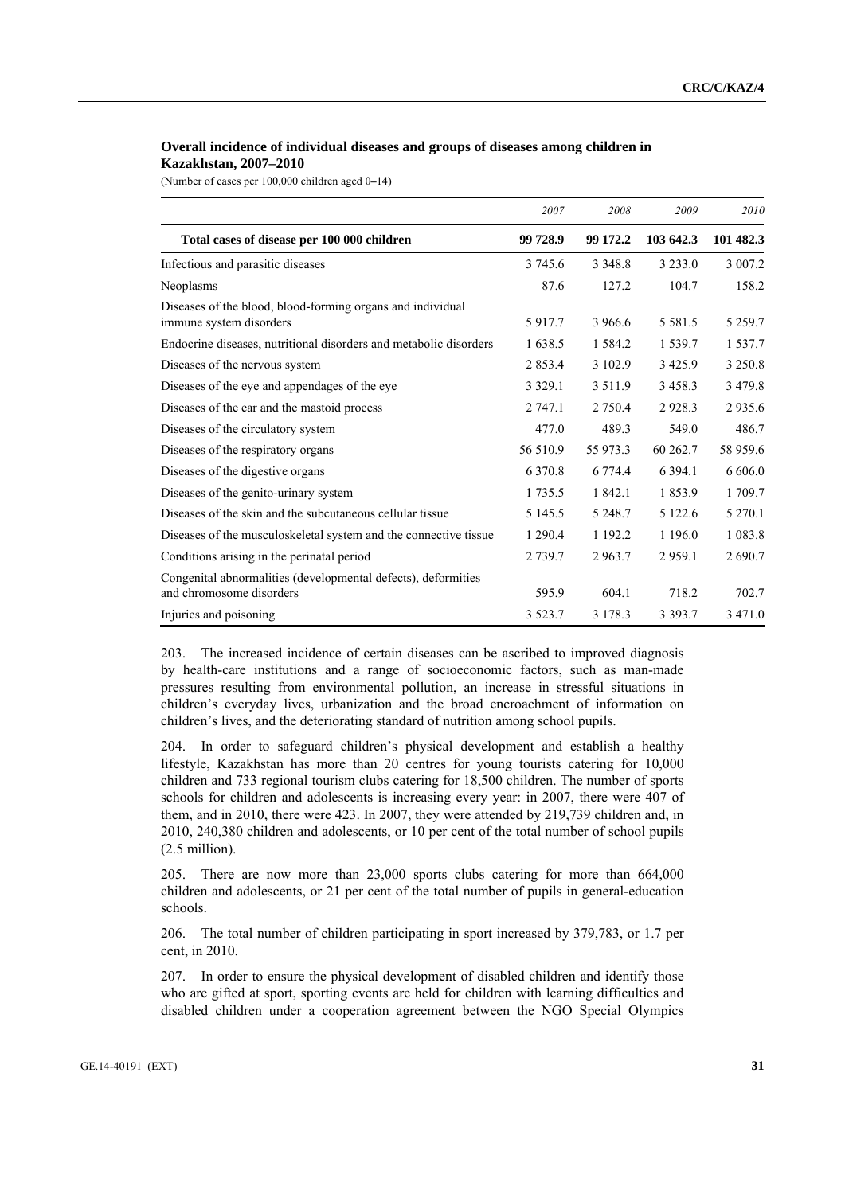**Overall incidence of individual diseases and groups of diseases among children in Kazakhstan, 2007–2010**

(Number of cases per 100,000 children aged 0–14)

| | *2007* | *2008* | *2009* | *2010* |
|---|---|---|---|---|
| **Total cases of disease per 100 000 children** | **99 728.9** | **99 172.2** | **103 642.3** | **101 482.3** |
| Infectious and parasitic diseases | 3 745.6 | 3 348.8 | 3 233.0 | 3 007.2 |
| Neoplasms | 87.6 | 127.2 | 104.7 | 158.2 |
| Diseases of the blood, blood-forming organs and individual immune system disorders | 5 917.7 | 3 966.6 | 5 581.5 | 5 259.7 |
| Endocrine diseases, nutritional disorders and metabolic disorders | 1 638.5 | 1 584.2 | 1 539.7 | 1 537.7 |
| Diseases of the nervous system | 2 853.4 | 3 102.9 | 3 425.9 | 3 250.8 |
| Diseases of the eye and appendages of the eye | 3 329.1 | 3 511.9 | 3 458.3 | 3 479.8 |
| Diseases of the ear and the mastoid process | 2 747.1 | 2 750.4 | 2 928.3 | 2 935.6 |
| Diseases of the circulatory system | 477.0 | 489.3 | 549.0 | 486.7 |
| Diseases of the respiratory organs | 56 510.9 | 55 973.3 | 60 262.7 | 58 959.6 |
| Diseases of the digestive organs | 6 370.8 | 6 774.4 | 6 394.1 | 6 606.0 |
| Diseases of the genito-urinary system | 1 735.5 | 1 842.1 | 1 853.9 | 1 709.7 |
| Diseases of the skin and the subcutaneous cellular tissue | 5 145.5 | 5 248.7 | 5 122.6 | 5 270.1 |
| Diseases of the musculoskeletal system and the connective tissue | 1 290.4 | 1 192.2 | 1 196.0 | 1 083.8 |
| Conditions arising in the perinatal period | 2 739.7 | 2 963.7 | 2 959.1 | 2 690.7 |
| Congenital abnormalities (developmental defects), deformities and chromosome disorders | 595.9 | 604.1 | 718.2 | 702.7 |
| Injuries and poisoning | 3 523.7 | 3 178.3 | 3 393.7 | 3 471.0 |

203. The increased incidence of certain diseases can be ascribed to improved diagnosis by health-care institutions and a range of socioeconomic factors, such as man-made pressures resulting from environmental pollution, an increase in stressful situations in children's everyday lives, urbanization and the broad encroachment of information on children's lives, and the deteriorating standard of nutrition among school pupils.

204. In order to safeguard children's physical development and establish a healthy lifestyle, Kazakhstan has more than 20 centres for young tourists catering for 10,000 children and 733 regional tourism clubs catering for 18,500 children. The number of sports schools for children and adolescents is increasing every year: in 2007, there were 407 of them, and in 2010, there were 423. In 2007, they were attended by 219,739 children and, in 2010, 240,380 children and adolescents, or 10 per cent of the total number of school pupils (2.5 million).

205. There are now more than 23,000 sports clubs catering for more than 664,000 children and adolescents, or 21 per cent of the total number of pupils in general-education schools.

206. The total number of children participating in sport increased by 379,783, or 1.7 per cent, in 2010.

207. In order to ensure the physical development of disabled children and identify those who are gifted at sport, sporting events are held for children with learning difficulties and disabled children under a cooperation agreement between the NGO Special Olympics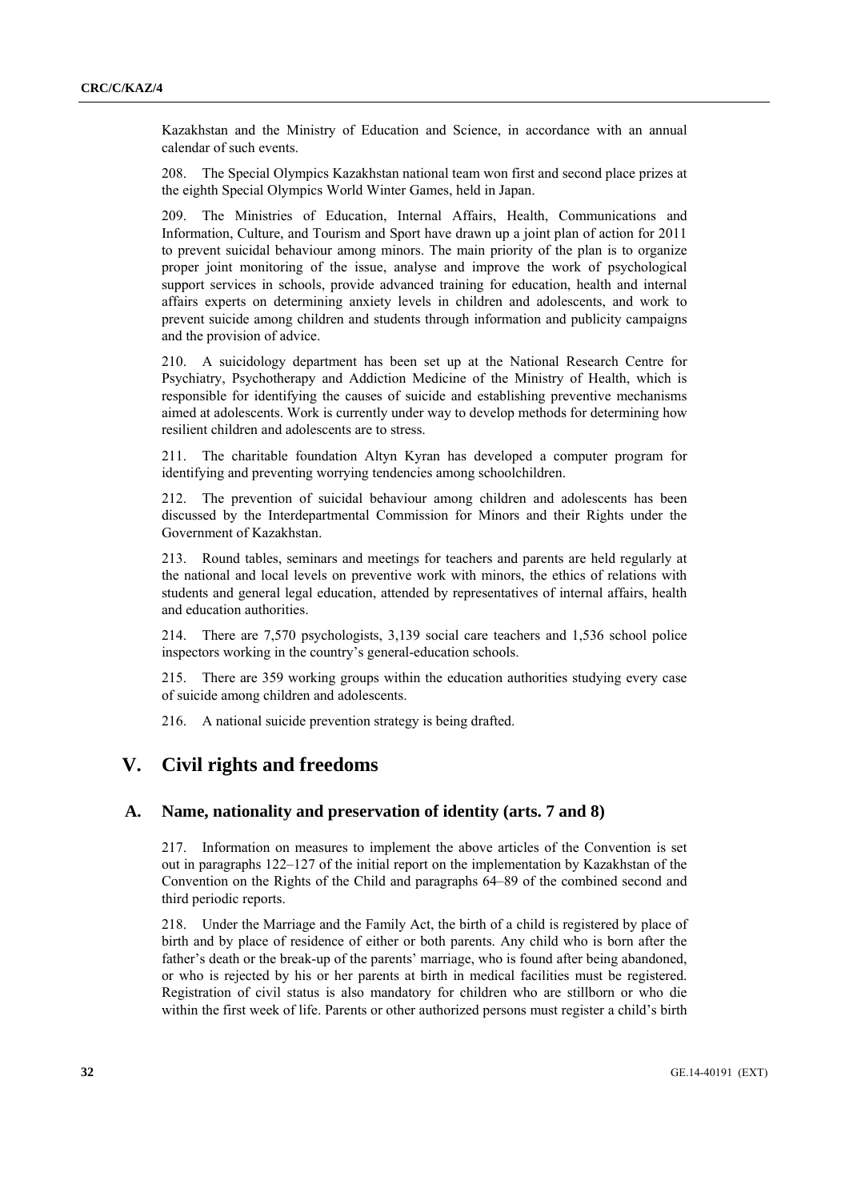Kazakhstan and the Ministry of Education and Science, in accordance with an annual calendar of such events.

208. The Special Olympics Kazakhstan national team won first and second place prizes at the eighth Special Olympics World Winter Games, held in Japan.

209. The Ministries of Education, Internal Affairs, Health, Communications and Information, Culture, and Tourism and Sport have drawn up a joint plan of action for 2011 to prevent suicidal behaviour among minors. The main priority of the plan is to organize proper joint monitoring of the issue, analyse and improve the work of psychological support services in schools, provide advanced training for education, health and internal affairs experts on determining anxiety levels in children and adolescents, and work to prevent suicide among children and students through information and publicity campaigns and the provision of advice.

210. A suicidology department has been set up at the National Research Centre for Psychiatry, Psychotherapy and Addiction Medicine of the Ministry of Health, which is responsible for identifying the causes of suicide and establishing preventive mechanisms aimed at adolescents. Work is currently under way to develop methods for determining how resilient children and adolescents are to stress.

211. The charitable foundation Altyn Kyran has developed a computer program for identifying and preventing worrying tendencies among schoolchildren.

212. The prevention of suicidal behaviour among children and adolescents has been discussed by the Interdepartmental Commission for Minors and their Rights under the Government of Kazakhstan.

213. Round tables, seminars and meetings for teachers and parents are held regularly at the national and local levels on preventive work with minors, the ethics of relations with students and general legal education, attended by representatives of internal affairs, health and education authorities.

214. There are 7,570 psychologists, 3,139 social care teachers and 1,536 school police inspectors working in the country's general-education schools.

215. There are 359 working groups within the education authorities studying every case of suicide among children and adolescents.

216. A national suicide prevention strategy is being drafted.

# V. Civil rights and freedoms

## A. Name, nationality and preservation of identity (arts. 7 and 8)

217. Information on measures to implement the above articles of the Convention is set out in paragraphs 122–127 of the initial report on the implementation by Kazakhstan of the Convention on the Rights of the Child and paragraphs 64–89 of the combined second and third periodic reports.

218. Under the Marriage and the Family Act, the birth of a child is registered by place of birth and by place of residence of either or both parents. Any child who is born after the father's death or the break-up of the parents' marriage, who is found after being abandoned, or who is rejected by his or her parents at birth in medical facilities must be registered. Registration of civil status is also mandatory for children who are stillborn or who die within the first week of life. Parents or other authorized persons must register a child's birth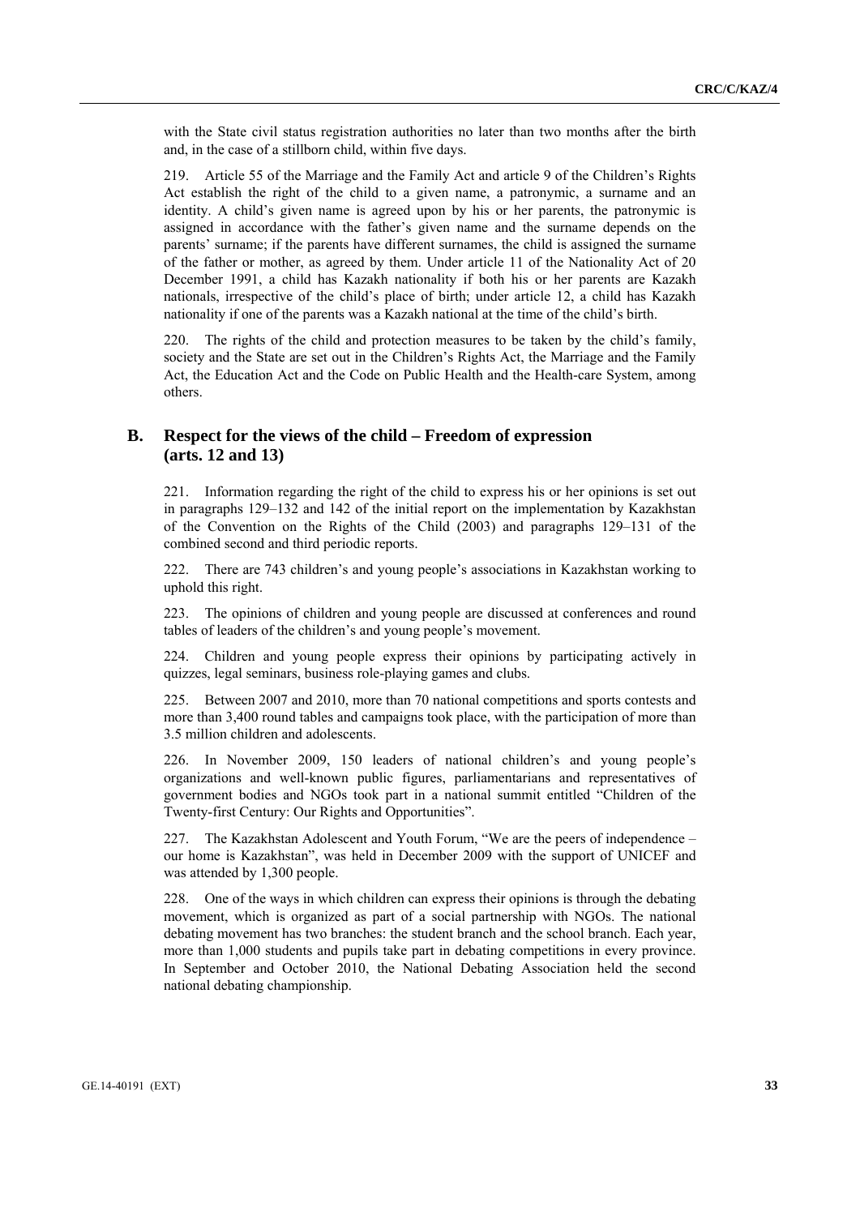with the State civil status registration authorities no later than two months after the birth and, in the case of a stillborn child, within five days.

219. Article 55 of the Marriage and the Family Act and article 9 of the Children's Rights Act establish the right of the child to a given name, a patronymic, a surname and an identity. A child's given name is agreed upon by his or her parents, the patronymic is assigned in accordance with the father's given name and the surname depends on the parents' surname; if the parents have different surnames, the child is assigned the surname of the father or mother, as agreed by them. Under article 11 of the Nationality Act of 20 December 1991, a child has Kazakh nationality if both his or her parents are Kazakh nationals, irrespective of the child's place of birth; under article 12, a child has Kazakh nationality if one of the parents was a Kazakh national at the time of the child's birth.

220. The rights of the child and protection measures to be taken by the child's family, society and the State are set out in the Children's Rights Act, the Marriage and the Family Act, the Education Act and the Code on Public Health and the Health-care System, among others.

## B. Respect for the views of the child – Freedom of expression (arts. 12 and 13)

221. Information regarding the right of the child to express his or her opinions is set out in paragraphs 129–132 and 142 of the initial report on the implementation by Kazakhstan of the Convention on the Rights of the Child (2003) and paragraphs 129–131 of the combined second and third periodic reports.

222. There are 743 children's and young people's associations in Kazakhstan working to uphold this right.

223. The opinions of children and young people are discussed at conferences and round tables of leaders of the children's and young people's movement.

224. Children and young people express their opinions by participating actively in quizzes, legal seminars, business role-playing games and clubs.

225. Between 2007 and 2010, more than 70 national competitions and sports contests and more than 3,400 round tables and campaigns took place, with the participation of more than 3.5 million children and adolescents.

226. In November 2009, 150 leaders of national children's and young people's organizations and well-known public figures, parliamentarians and representatives of government bodies and NGOs took part in a national summit entitled "Children of the Twenty-first Century: Our Rights and Opportunities".

227. The Kazakhstan Adolescent and Youth Forum, "We are the peers of independence – our home is Kazakhstan", was held in December 2009 with the support of UNICEF and was attended by 1,300 people.

228. One of the ways in which children can express their opinions is through the debating movement, which is organized as part of a social partnership with NGOs. The national debating movement has two branches: the student branch and the school branch. Each year, more than 1,000 students and pupils take part in debating competitions in every province. In September and October 2010, the National Debating Association held the second national debating championship.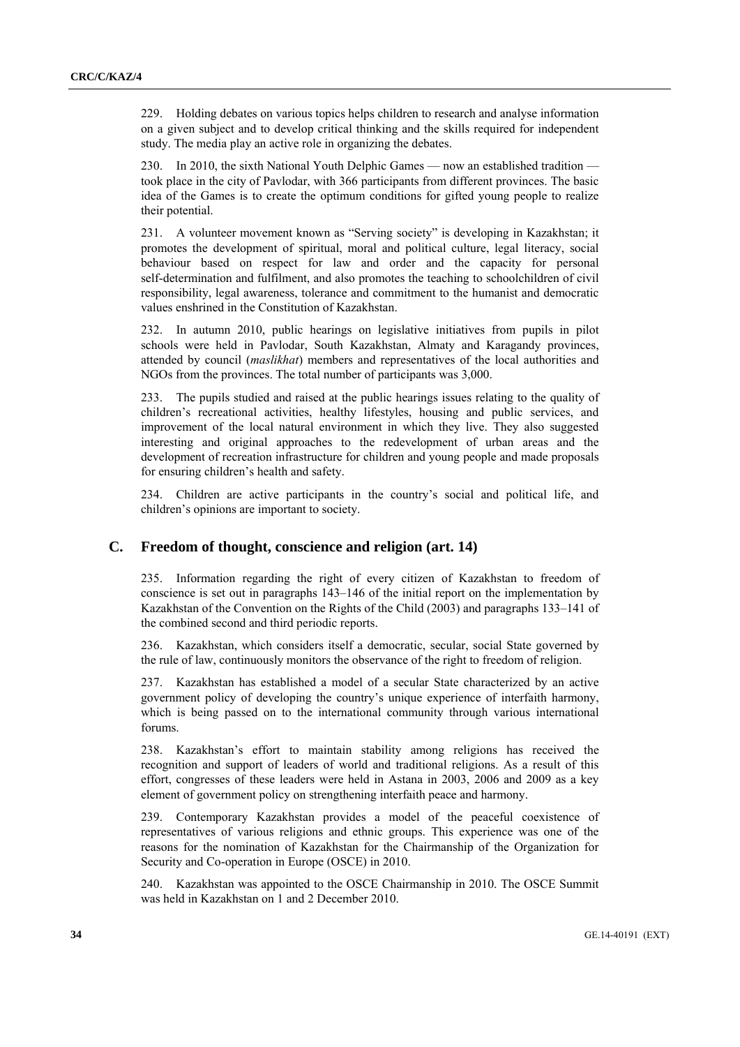229. Holding debates on various topics helps children to research and analyse information on a given subject and to develop critical thinking and the skills required for independent study. The media play an active role in organizing the debates.

230. In 2010, the sixth National Youth Delphic Games — now an established tradition — took place in the city of Pavlodar, with 366 participants from different provinces. The basic idea of the Games is to create the optimum conditions for gifted young people to realize their potential.

231. A volunteer movement known as "Serving society" is developing in Kazakhstan; it promotes the development of spiritual, moral and political culture, legal literacy, social behaviour based on respect for law and order and the capacity for personal self-determination and fulfilment, and also promotes the teaching to schoolchildren of civil responsibility, legal awareness, tolerance and commitment to the humanist and democratic values enshrined in the Constitution of Kazakhstan.

232. In autumn 2010, public hearings on legislative initiatives from pupils in pilot schools were held in Pavlodar, South Kazakhstan, Almaty and Karagandy provinces, attended by council (*maslikhat*) members and representatives of the local authorities and NGOs from the provinces. The total number of participants was 3,000.

233. The pupils studied and raised at the public hearings issues relating to the quality of children's recreational activities, healthy lifestyles, housing and public services, and improvement of the local natural environment in which they live. They also suggested interesting and original approaches to the redevelopment of urban areas and the development of recreation infrastructure for children and young people and made proposals for ensuring children's health and safety.

234. Children are active participants in the country's social and political life, and children's opinions are important to society.

## C. Freedom of thought, conscience and religion (art. 14)

235. Information regarding the right of every citizen of Kazakhstan to freedom of conscience is set out in paragraphs 143–146 of the initial report on the implementation by Kazakhstan of the Convention on the Rights of the Child (2003) and paragraphs 133–141 of the combined second and third periodic reports.

236. Kazakhstan, which considers itself a democratic, secular, social State governed by the rule of law, continuously monitors the observance of the right to freedom of religion.

237. Kazakhstan has established a model of a secular State characterized by an active government policy of developing the country's unique experience of interfaith harmony, which is being passed on to the international community through various international forums.

238. Kazakhstan's effort to maintain stability among religions has received the recognition and support of leaders of world and traditional religions. As a result of this effort, congresses of these leaders were held in Astana in 2003, 2006 and 2009 as a key element of government policy on strengthening interfaith peace and harmony.

239. Contemporary Kazakhstan provides a model of the peaceful coexistence of representatives of various religions and ethnic groups. This experience was one of the reasons for the nomination of Kazakhstan for the Chairmanship of the Organization for Security and Co-operation in Europe (OSCE) in 2010.

240. Kazakhstan was appointed to the OSCE Chairmanship in 2010. The OSCE Summit was held in Kazakhstan on 1 and 2 December 2010.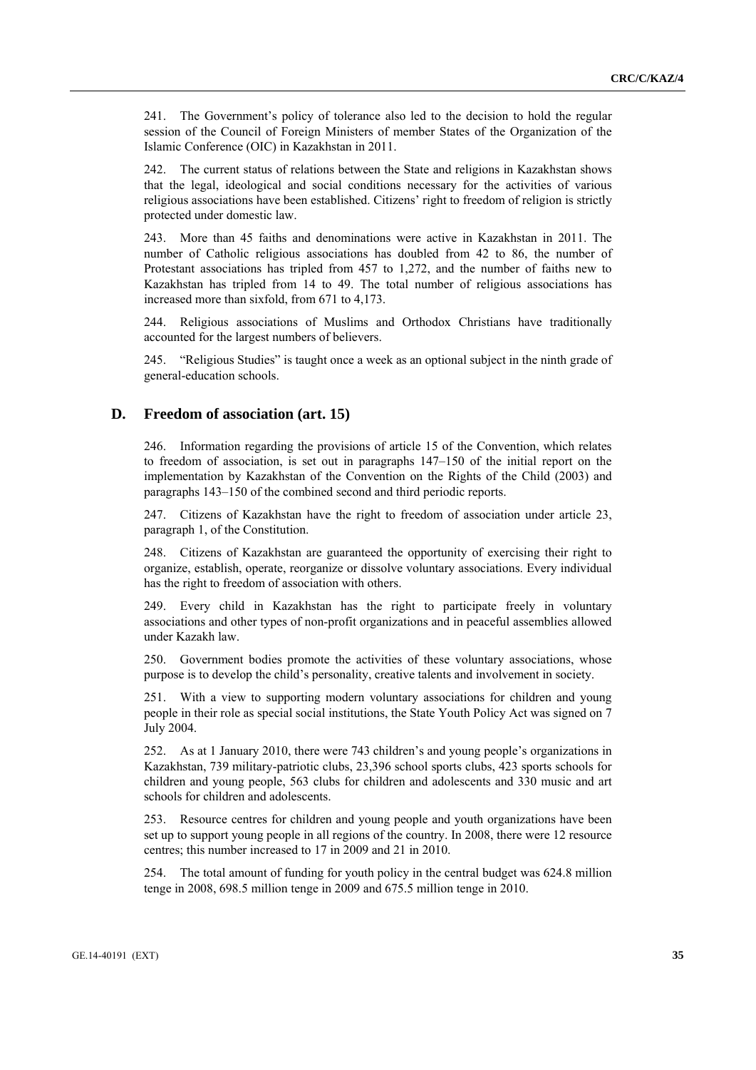241. The Government's policy of tolerance also led to the decision to hold the regular session of the Council of Foreign Ministers of member States of the Organization of the Islamic Conference (OIC) in Kazakhstan in 2011.

242. The current status of relations between the State and religions in Kazakhstan shows that the legal, ideological and social conditions necessary for the activities of various religious associations have been established. Citizens' right to freedom of religion is strictly protected under domestic law.

243. More than 45 faiths and denominations were active in Kazakhstan in 2011. The number of Catholic religious associations has doubled from 42 to 86, the number of Protestant associations has tripled from 457 to 1,272, and the number of faiths new to Kazakhstan has tripled from 14 to 49. The total number of religious associations has increased more than sixfold, from 671 to 4,173.

244. Religious associations of Muslims and Orthodox Christians have traditionally accounted for the largest numbers of believers.

245. "Religious Studies" is taught once a week as an optional subject in the ninth grade of general-education schools.

## D. Freedom of association (art. 15)

246. Information regarding the provisions of article 15 of the Convention, which relates to freedom of association, is set out in paragraphs 147–150 of the initial report on the implementation by Kazakhstan of the Convention on the Rights of the Child (2003) and paragraphs 143–150 of the combined second and third periodic reports.

247. Citizens of Kazakhstan have the right to freedom of association under article 23, paragraph 1, of the Constitution.

248. Citizens of Kazakhstan are guaranteed the opportunity of exercising their right to organize, establish, operate, reorganize or dissolve voluntary associations. Every individual has the right to freedom of association with others.

249. Every child in Kazakhstan has the right to participate freely in voluntary associations and other types of non-profit organizations and in peaceful assemblies allowed under Kazakh law.

250. Government bodies promote the activities of these voluntary associations, whose purpose is to develop the child's personality, creative talents and involvement in society.

251. With a view to supporting modern voluntary associations for children and young people in their role as special social institutions, the State Youth Policy Act was signed on 7 July 2004.

252. As at 1 January 2010, there were 743 children's and young people's organizations in Kazakhstan, 739 military-patriotic clubs, 23,396 school sports clubs, 423 sports schools for children and young people, 563 clubs for children and adolescents and 330 music and art schools for children and adolescents.

253. Resource centres for children and young people and youth organizations have been set up to support young people in all regions of the country. In 2008, there were 12 resource centres; this number increased to 17 in 2009 and 21 in 2010.

254. The total amount of funding for youth policy in the central budget was 624.8 million tenge in 2008, 698.5 million tenge in 2009 and 675.5 million tenge in 2010.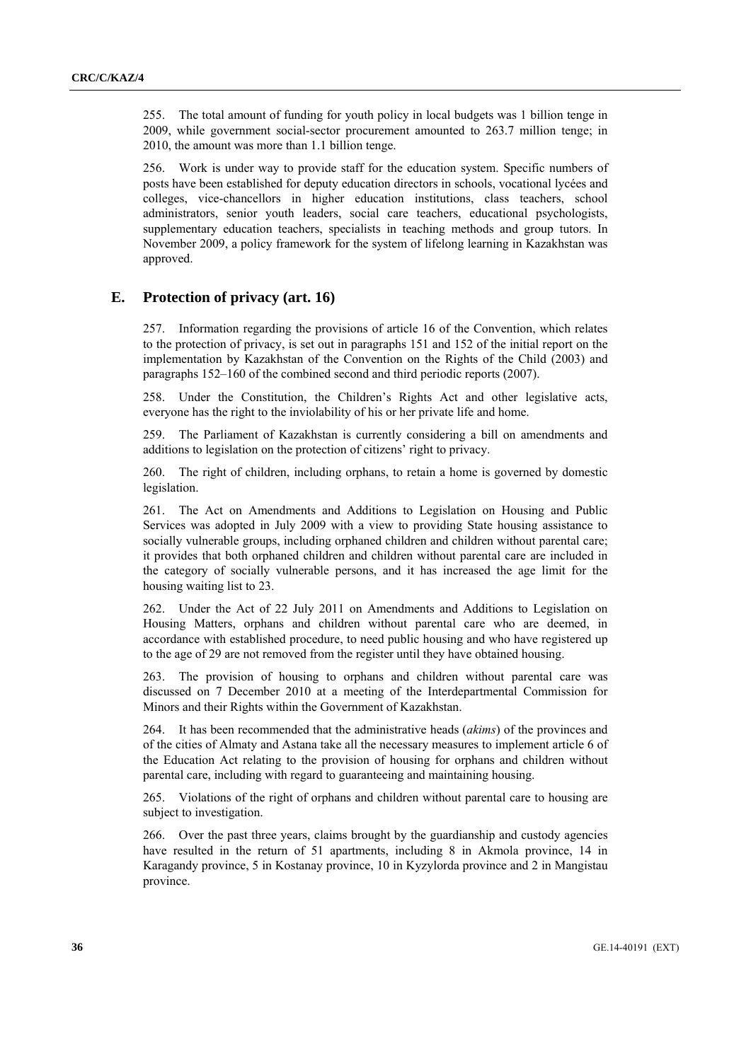255. The total amount of funding for youth policy in local budgets was 1 billion tenge in 2009, while government social-sector procurement amounted to 263.7 million tenge; in 2010, the amount was more than 1.1 billion tenge.

256. Work is under way to provide staff for the education system. Specific numbers of posts have been established for deputy education directors in schools, vocational lycées and colleges, vice-chancellors in higher education institutions, class teachers, school administrators, senior youth leaders, social care teachers, educational psychologists, supplementary education teachers, specialists in teaching methods and group tutors. In November 2009, a policy framework for the system of lifelong learning in Kazakhstan was approved.

## E. Protection of privacy (art. 16)

257. Information regarding the provisions of article 16 of the Convention, which relates to the protection of privacy, is set out in paragraphs 151 and 152 of the initial report on the implementation by Kazakhstan of the Convention on the Rights of the Child (2003) and paragraphs 152–160 of the combined second and third periodic reports (2007).

258. Under the Constitution, the Children's Rights Act and other legislative acts, everyone has the right to the inviolability of his or her private life and home.

259. The Parliament of Kazakhstan is currently considering a bill on amendments and additions to legislation on the protection of citizens' right to privacy.

260. The right of children, including orphans, to retain a home is governed by domestic legislation.

261. The Act on Amendments and Additions to Legislation on Housing and Public Services was adopted in July 2009 with a view to providing State housing assistance to socially vulnerable groups, including orphaned children and children without parental care; it provides that both orphaned children and children without parental care are included in the category of socially vulnerable persons, and it has increased the age limit for the housing waiting list to 23.

262. Under the Act of 22 July 2011 on Amendments and Additions to Legislation on Housing Matters, orphans and children without parental care who are deemed, in accordance with established procedure, to need public housing and who have registered up to the age of 29 are not removed from the register until they have obtained housing.

263. The provision of housing to orphans and children without parental care was discussed on 7 December 2010 at a meeting of the Interdepartmental Commission for Minors and their Rights within the Government of Kazakhstan.

264. It has been recommended that the administrative heads (*akims*) of the provinces and of the cities of Almaty and Astana take all the necessary measures to implement article 6 of the Education Act relating to the provision of housing for orphans and children without parental care, including with regard to guaranteeing and maintaining housing.

265. Violations of the right of orphans and children without parental care to housing are subject to investigation.

266. Over the past three years, claims brought by the guardianship and custody agencies have resulted in the return of 51 apartments, including 8 in Akmola province, 14 in Karagandy province, 5 in Kostanay province, 10 in Kyzylorda province and 2 in Mangistau province.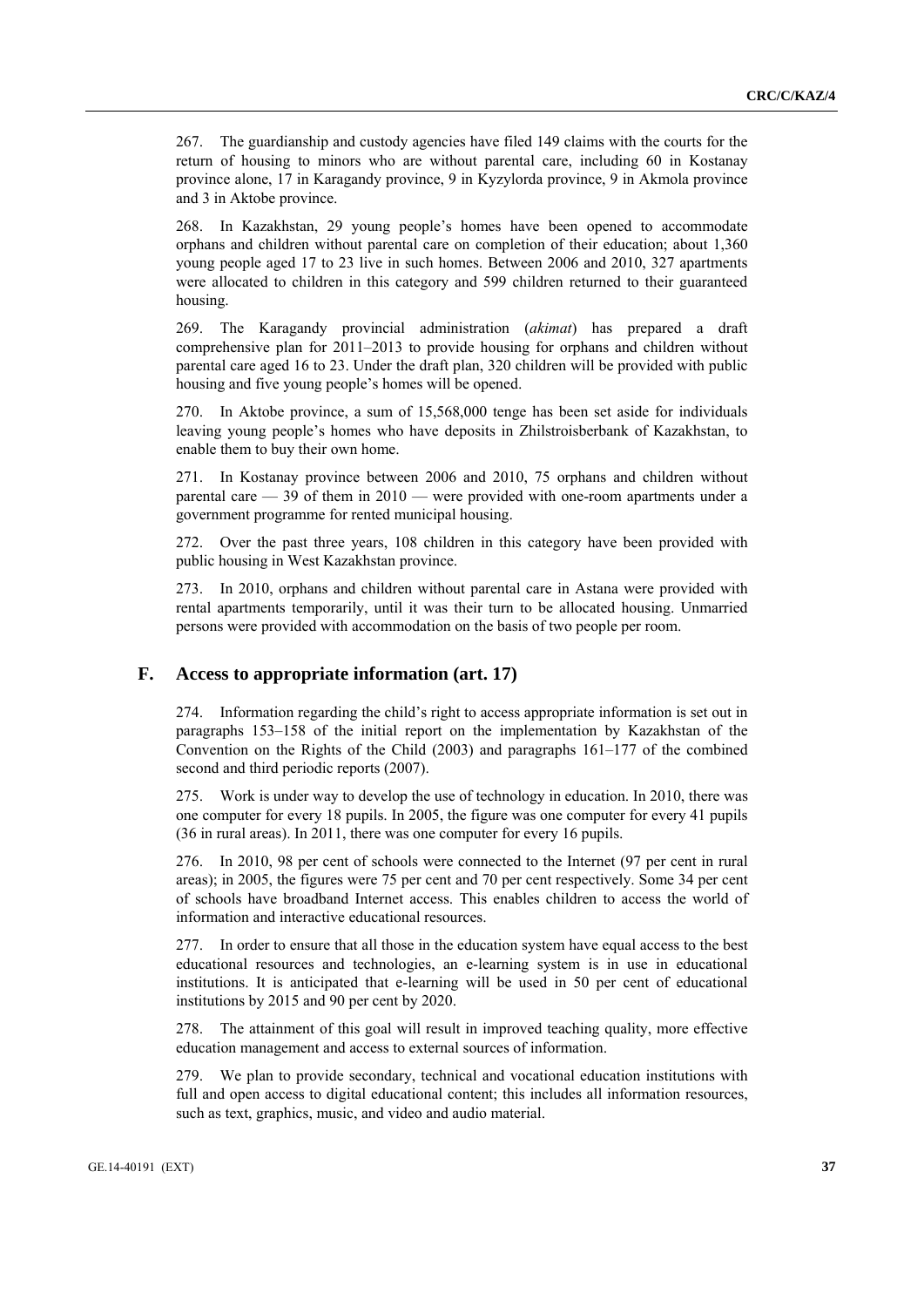267. The guardianship and custody agencies have filed 149 claims with the courts for the return of housing to minors who are without parental care, including 60 in Kostanay province alone, 17 in Karagandy province, 9 in Kyzylorda province, 9 in Akmola province and 3 in Aktobe province.

268. In Kazakhstan, 29 young people's homes have been opened to accommodate orphans and children without parental care on completion of their education; about 1,360 young people aged 17 to 23 live in such homes. Between 2006 and 2010, 327 apartments were allocated to children in this category and 599 children returned to their guaranteed housing.

269. The Karagandy provincial administration (*akimat*) has prepared a draft comprehensive plan for 2011–2013 to provide housing for orphans and children without parental care aged 16 to 23. Under the draft plan, 320 children will be provided with public housing and five young people's homes will be opened.

270. In Aktobe province, a sum of 15,568,000 tenge has been set aside for individuals leaving young people's homes who have deposits in Zhilstroisberbank of Kazakhstan, to enable them to buy their own home.

271. In Kostanay province between 2006 and 2010, 75 orphans and children without parental care — 39 of them in 2010 — were provided with one-room apartments under a government programme for rented municipal housing.

272. Over the past three years, 108 children in this category have been provided with public housing in West Kazakhstan province.

273. In 2010, orphans and children without parental care in Astana were provided with rental apartments temporarily, until it was their turn to be allocated housing. Unmarried persons were provided with accommodation on the basis of two people per room.

## F. Access to appropriate information (art. 17)

274. Information regarding the child's right to access appropriate information is set out in paragraphs 153–158 of the initial report on the implementation by Kazakhstan of the Convention on the Rights of the Child (2003) and paragraphs 161–177 of the combined second and third periodic reports (2007).

275. Work is under way to develop the use of technology in education. In 2010, there was one computer for every 18 pupils. In 2005, the figure was one computer for every 41 pupils (36 in rural areas). In 2011, there was one computer for every 16 pupils.

276. In 2010, 98 per cent of schools were connected to the Internet (97 per cent in rural areas); in 2005, the figures were 75 per cent and 70 per cent respectively. Some 34 per cent of schools have broadband Internet access. This enables children to access the world of information and interactive educational resources.

277. In order to ensure that all those in the education system have equal access to the best educational resources and technologies, an e-learning system is in use in educational institutions. It is anticipated that e-learning will be used in 50 per cent of educational institutions by 2015 and 90 per cent by 2020.

278. The attainment of this goal will result in improved teaching quality, more effective education management and access to external sources of information.

279. We plan to provide secondary, technical and vocational education institutions with full and open access to digital educational content; this includes all information resources, such as text, graphics, music, and video and audio material.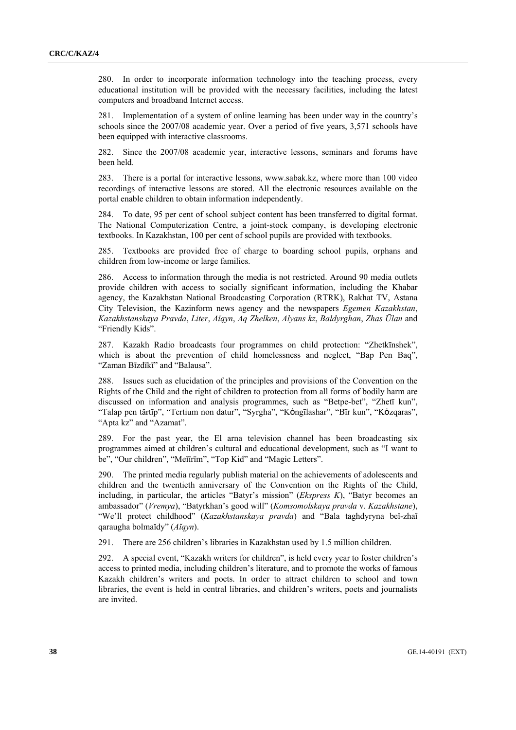280. In order to incorporate information technology into the teaching process, every educational institution will be provided with the necessary facilities, including the latest computers and broadband Internet access.

281. Implementation of a system of online learning has been under way in the country's schools since the 2007/08 academic year. Over a period of five years, 3,571 schools have been equipped with interactive classrooms.

282. Since the 2007/08 academic year, interactive lessons, seminars and forums have been held.

283. There is a portal for interactive lessons, www.sabak.kz, where more than 100 video recordings of interactive lessons are stored. All the electronic resources available on the portal enable children to obtain information independently.

284. To date, 95 per cent of school subject content has been transferred to digital format. The National Computerization Centre, a joint-stock company, is developing electronic textbooks. In Kazakhstan, 100 per cent of school pupils are provided with textbooks.

285. Textbooks are provided free of charge to boarding school pupils, orphans and children from low-income or large families.

286. Access to information through the media is not restricted. Around 90 media outlets provide children with access to socially significant information, including the Khabar agency, the Kazakhstan National Broadcasting Corporation (RTRK), Rakhat TV, Astana City Television, the Kazinform news agency and the newspapers *Egemen Kazakhstan*, *Kazakhstanskaya Pravda*, *Liter*, *Aĭqyn*, *Aq Zhelken*, *Alyans kz*, *Baldyrghan*, *Zhas Ūlan* and "Friendly Kids".

287. Kazakh Radio broadcasts four programmes on child protection: "Zhetkīnshek", which is about the prevention of child homelessness and neglect, "Bap Pen Baq", "Zaman Bīzdīkī" and "Balausa".

288. Issues such as elucidation of the principles and provisions of the Convention on the Rights of the Child and the right of children to protection from all forms of bodily harm are discussed on information and analysis programmes, such as "Betpe-bet", "Zhetī kun", "Talap pen tărtīp", "Tertium non datur", "Syrgha", "Kӧngīlashar", "Bīr kun", "Kӧzqaras", "Apta kz" and "Azamat".

289. For the past year, the El arna television channel has been broadcasting six programmes aimed at children's cultural and educational development, such as "I want to be", "Our children", "Meīīrīm", "Top Kid" and "Magic Letters".

290. The printed media regularly publish material on the achievements of adolescents and children and the twentieth anniversary of the Convention on the Rights of the Child, including, in particular, the articles "Batyr's mission" (*Ekspress K*), "Batyr becomes an ambassador" (*Vremya*), "Batyrkhan's good will" (*Komsomolskaya pravda* v. *Kazakhstane*), "We'll protect childhood" (*Kazakhstanskaya pravda*) and "Bala taghdyryna beĭ-zhaĭ qaraugha bolmaĭdy" (*Aĭqyn*).

291. There are 256 children's libraries in Kazakhstan used by 1.5 million children.

292. A special event, "Kazakh writers for children", is held every year to foster children's access to printed media, including children's literature, and to promote the works of famous Kazakh children's writers and poets. In order to attract children to school and town libraries, the event is held in central libraries, and children's writers, poets and journalists are invited.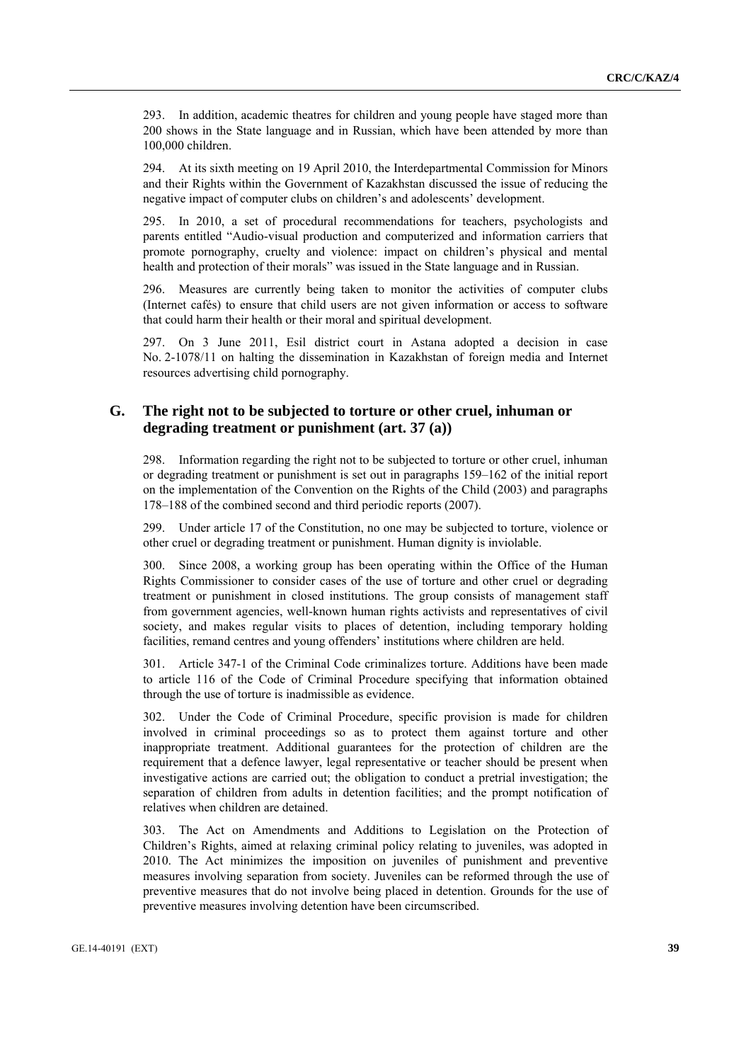293. In addition, academic theatres for children and young people have staged more than 200 shows in the State language and in Russian, which have been attended by more than 100,000 children.

294. At its sixth meeting on 19 April 2010, the Interdepartmental Commission for Minors and their Rights within the Government of Kazakhstan discussed the issue of reducing the negative impact of computer clubs on children's and adolescents' development.

295. In 2010, a set of procedural recommendations for teachers, psychologists and parents entitled "Audio-visual production and computerized and information carriers that promote pornography, cruelty and violence: impact on children's physical and mental health and protection of their morals" was issued in the State language and in Russian.

296. Measures are currently being taken to monitor the activities of computer clubs (Internet cafés) to ensure that child users are not given information or access to software that could harm their health or their moral and spiritual development.

297. On 3 June 2011, Esil district court in Astana adopted a decision in case No. 2-1078/11 on halting the dissemination in Kazakhstan of foreign media and Internet resources advertising child pornography.

## G. The right not to be subjected to torture or other cruel, inhuman or degrading treatment or punishment (art. 37 (a))

298. Information regarding the right not to be subjected to torture or other cruel, inhuman or degrading treatment or punishment is set out in paragraphs 159–162 of the initial report on the implementation of the Convention on the Rights of the Child (2003) and paragraphs 178–188 of the combined second and third periodic reports (2007).

299. Under article 17 of the Constitution, no one may be subjected to torture, violence or other cruel or degrading treatment or punishment. Human dignity is inviolable.

300. Since 2008, a working group has been operating within the Office of the Human Rights Commissioner to consider cases of the use of torture and other cruel or degrading treatment or punishment in closed institutions. The group consists of management staff from government agencies, well-known human rights activists and representatives of civil society, and makes regular visits to places of detention, including temporary holding facilities, remand centres and young offenders' institutions where children are held.

301. Article 347-1 of the Criminal Code criminalizes torture. Additions have been made to article 116 of the Code of Criminal Procedure specifying that information obtained through the use of torture is inadmissible as evidence.

302. Under the Code of Criminal Procedure, specific provision is made for children involved in criminal proceedings so as to protect them against torture and other inappropriate treatment. Additional guarantees for the protection of children are the requirement that a defence lawyer, legal representative or teacher should be present when investigative actions are carried out; the obligation to conduct a pretrial investigation; the separation of children from adults in detention facilities; and the prompt notification of relatives when children are detained.

303. The Act on Amendments and Additions to Legislation on the Protection of Children's Rights, aimed at relaxing criminal policy relating to juveniles, was adopted in 2010. The Act minimizes the imposition on juveniles of punishment and preventive measures involving separation from society. Juveniles can be reformed through the use of preventive measures that do not involve being placed in detention. Grounds for the use of preventive measures involving detention have been circumscribed.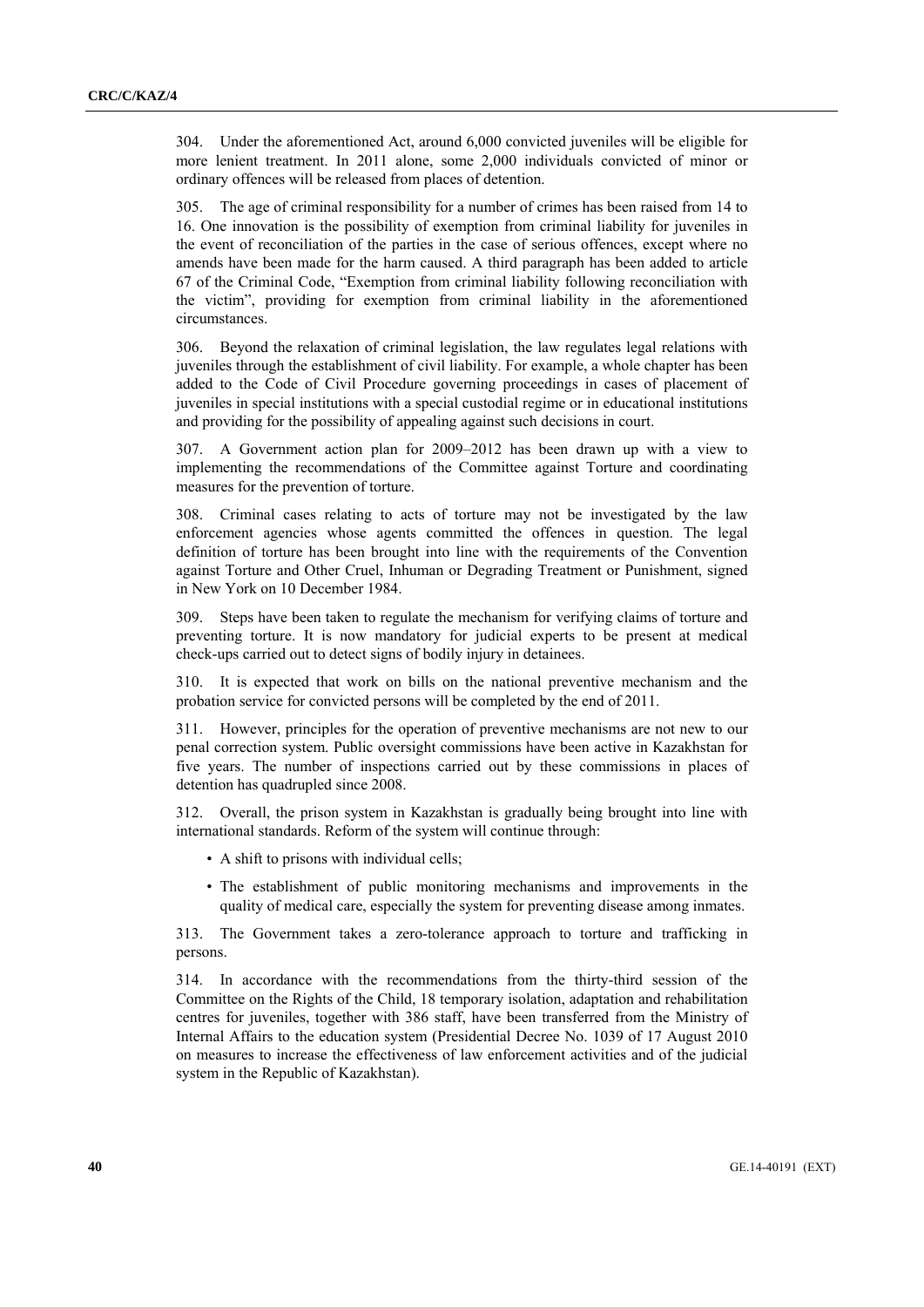304. Under the aforementioned Act, around 6,000 convicted juveniles will be eligible for more lenient treatment. In 2011 alone, some 2,000 individuals convicted of minor or ordinary offences will be released from places of detention.

305. The age of criminal responsibility for a number of crimes has been raised from 14 to 16. One innovation is the possibility of exemption from criminal liability for juveniles in the event of reconciliation of the parties in the case of serious offences, except where no amends have been made for the harm caused. A third paragraph has been added to article 67 of the Criminal Code, "Exemption from criminal liability following reconciliation with the victim", providing for exemption from criminal liability in the aforementioned circumstances.

306. Beyond the relaxation of criminal legislation, the law regulates legal relations with juveniles through the establishment of civil liability. For example, a whole chapter has been added to the Code of Civil Procedure governing proceedings in cases of placement of juveniles in special institutions with a special custodial regime or in educational institutions and providing for the possibility of appealing against such decisions in court.

307. A Government action plan for 2009–2012 has been drawn up with a view to implementing the recommendations of the Committee against Torture and coordinating measures for the prevention of torture.

308. Criminal cases relating to acts of torture may not be investigated by the law enforcement agencies whose agents committed the offences in question. The legal definition of torture has been brought into line with the requirements of the Convention against Torture and Other Cruel, Inhuman or Degrading Treatment or Punishment, signed in New York on 10 December 1984.

309. Steps have been taken to regulate the mechanism for verifying claims of torture and preventing torture. It is now mandatory for judicial experts to be present at medical check-ups carried out to detect signs of bodily injury in detainees.

310. It is expected that work on bills on the national preventive mechanism and the probation service for convicted persons will be completed by the end of 2011.

311. However, principles for the operation of preventive mechanisms are not new to our penal correction system. Public oversight commissions have been active in Kazakhstan for five years. The number of inspections carried out by these commissions in places of detention has quadrupled since 2008.

312. Overall, the prison system in Kazakhstan is gradually being brought into line with international standards. Reform of the system will continue through:

- A shift to prisons with individual cells;
- The establishment of public monitoring mechanisms and improvements in the quality of medical care, especially the system for preventing disease among inmates.

313. The Government takes a zero-tolerance approach to torture and trafficking in persons.

314. In accordance with the recommendations from the thirty-third session of the Committee on the Rights of the Child, 18 temporary isolation, adaptation and rehabilitation centres for juveniles, together with 386 staff, have been transferred from the Ministry of Internal Affairs to the education system (Presidential Decree No. 1039 of 17 August 2010 on measures to increase the effectiveness of law enforcement activities and of the judicial system in the Republic of Kazakhstan).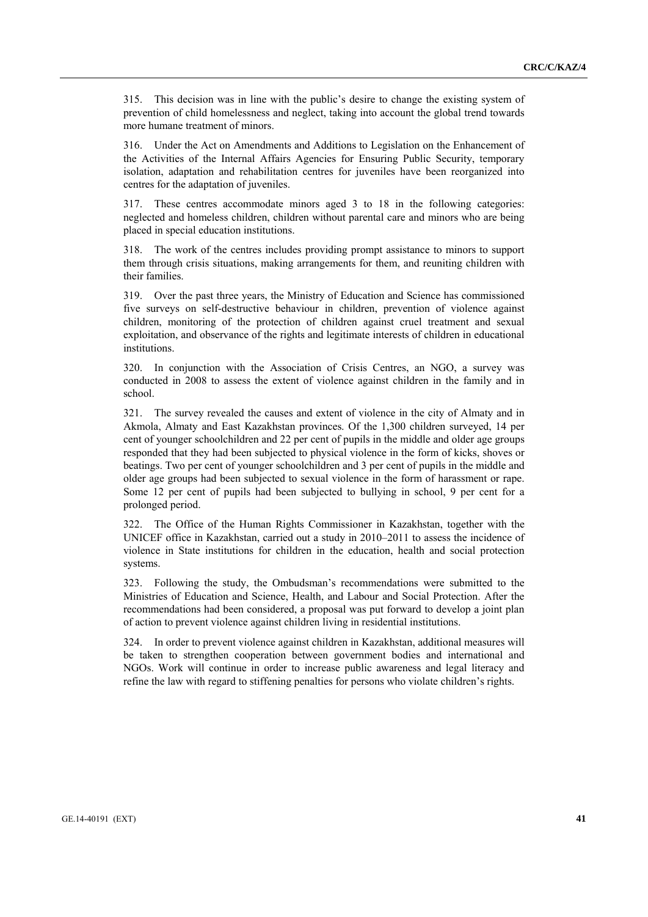315. This decision was in line with the public's desire to change the existing system of prevention of child homelessness and neglect, taking into account the global trend towards more humane treatment of minors.

316. Under the Act on Amendments and Additions to Legislation on the Enhancement of the Activities of the Internal Affairs Agencies for Ensuring Public Security, temporary isolation, adaptation and rehabilitation centres for juveniles have been reorganized into centres for the adaptation of juveniles.

317. These centres accommodate minors aged 3 to 18 in the following categories: neglected and homeless children, children without parental care and minors who are being placed in special education institutions.

318. The work of the centres includes providing prompt assistance to minors to support them through crisis situations, making arrangements for them, and reuniting children with their families.

319. Over the past three years, the Ministry of Education and Science has commissioned five surveys on self-destructive behaviour in children, prevention of violence against children, monitoring of the protection of children against cruel treatment and sexual exploitation, and observance of the rights and legitimate interests of children in educational institutions.

320. In conjunction with the Association of Crisis Centres, an NGO, a survey was conducted in 2008 to assess the extent of violence against children in the family and in school.

321. The survey revealed the causes and extent of violence in the city of Almaty and in Akmola, Almaty and East Kazakhstan provinces. Of the 1,300 children surveyed, 14 per cent of younger schoolchildren and 22 per cent of pupils in the middle and older age groups responded that they had been subjected to physical violence in the form of kicks, shoves or beatings. Two per cent of younger schoolchildren and 3 per cent of pupils in the middle and older age groups had been subjected to sexual violence in the form of harassment or rape. Some 12 per cent of pupils had been subjected to bullying in school, 9 per cent for a prolonged period.

322. The Office of the Human Rights Commissioner in Kazakhstan, together with the UNICEF office in Kazakhstan, carried out a study in 2010–2011 to assess the incidence of violence in State institutions for children in the education, health and social protection systems.

323. Following the study, the Ombudsman's recommendations were submitted to the Ministries of Education and Science, Health, and Labour and Social Protection. After the recommendations had been considered, a proposal was put forward to develop a joint plan of action to prevent violence against children living in residential institutions.

324. In order to prevent violence against children in Kazakhstan, additional measures will be taken to strengthen cooperation between government bodies and international and NGOs. Work will continue in order to increase public awareness and legal literacy and refine the law with regard to stiffening penalties for persons who violate children's rights.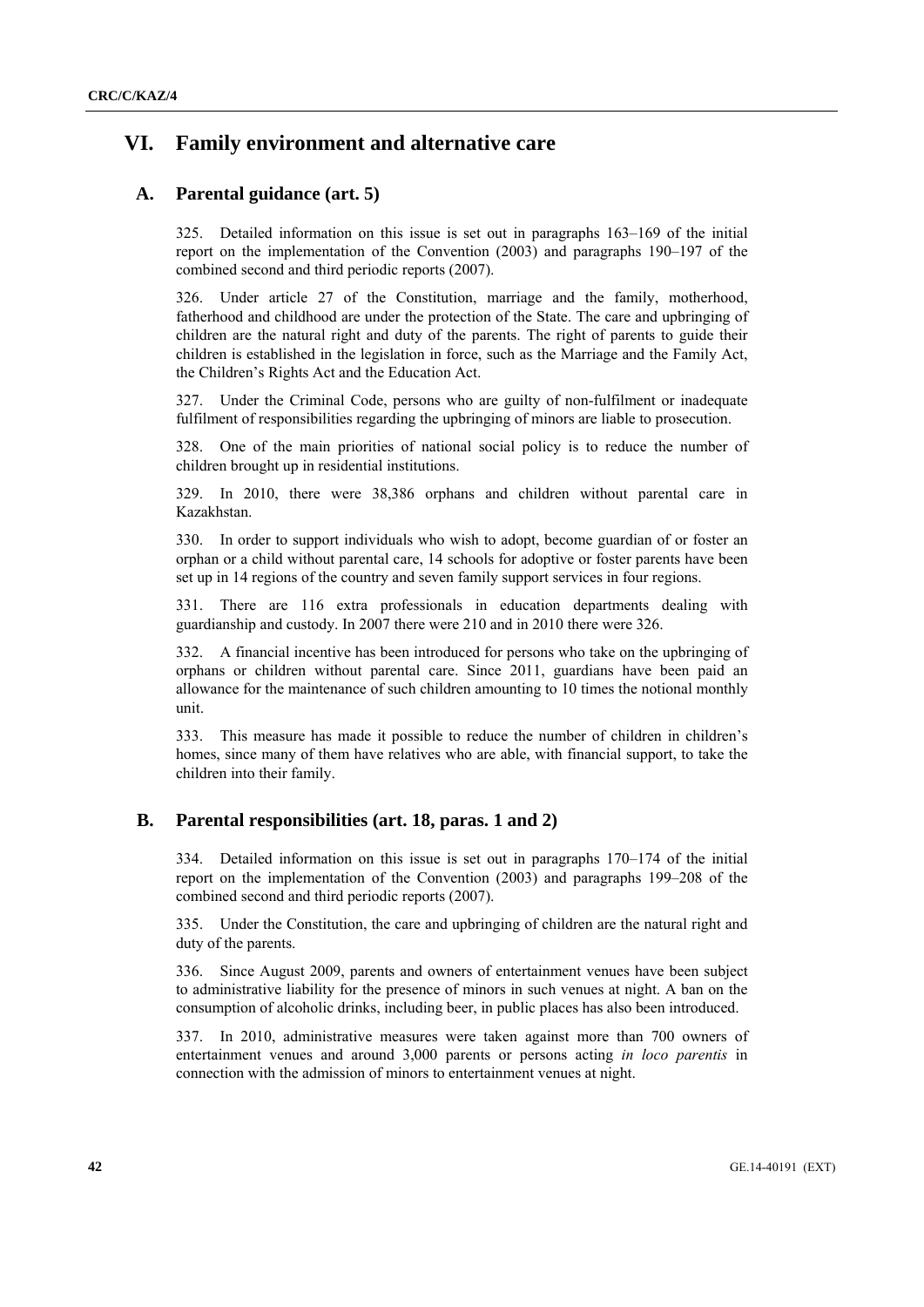# VI. Family environment and alternative care

## A. Parental guidance (art. 5)

325. Detailed information on this issue is set out in paragraphs 163–169 of the initial report on the implementation of the Convention (2003) and paragraphs 190–197 of the combined second and third periodic reports (2007).

326. Under article 27 of the Constitution, marriage and the family, motherhood, fatherhood and childhood are under the protection of the State. The care and upbringing of children are the natural right and duty of the parents. The right of parents to guide their children is established in the legislation in force, such as the Marriage and the Family Act, the Children's Rights Act and the Education Act.

327. Under the Criminal Code, persons who are guilty of non-fulfilment or inadequate fulfilment of responsibilities regarding the upbringing of minors are liable to prosecution.

328. One of the main priorities of national social policy is to reduce the number of children brought up in residential institutions.

329. In 2010, there were 38,386 orphans and children without parental care in Kazakhstan.

330. In order to support individuals who wish to adopt, become guardian of or foster an orphan or a child without parental care, 14 schools for adoptive or foster parents have been set up in 14 regions of the country and seven family support services in four regions.

331. There are 116 extra professionals in education departments dealing with guardianship and custody. In 2007 there were 210 and in 2010 there were 326.

332. A financial incentive has been introduced for persons who take on the upbringing of orphans or children without parental care. Since 2011, guardians have been paid an allowance for the maintenance of such children amounting to 10 times the notional monthly unit.

333. This measure has made it possible to reduce the number of children in children's homes, since many of them have relatives who are able, with financial support, to take the children into their family.

## B. Parental responsibilities (art. 18, paras. 1 and 2)

334. Detailed information on this issue is set out in paragraphs 170–174 of the initial report on the implementation of the Convention (2003) and paragraphs 199–208 of the combined second and third periodic reports (2007).

335. Under the Constitution, the care and upbringing of children are the natural right and duty of the parents.

336. Since August 2009, parents and owners of entertainment venues have been subject to administrative liability for the presence of minors in such venues at night. A ban on the consumption of alcoholic drinks, including beer, in public places has also been introduced.

337. In 2010, administrative measures were taken against more than 700 owners of entertainment venues and around 3,000 parents or persons acting *in loco parentis* in connection with the admission of minors to entertainment venues at night.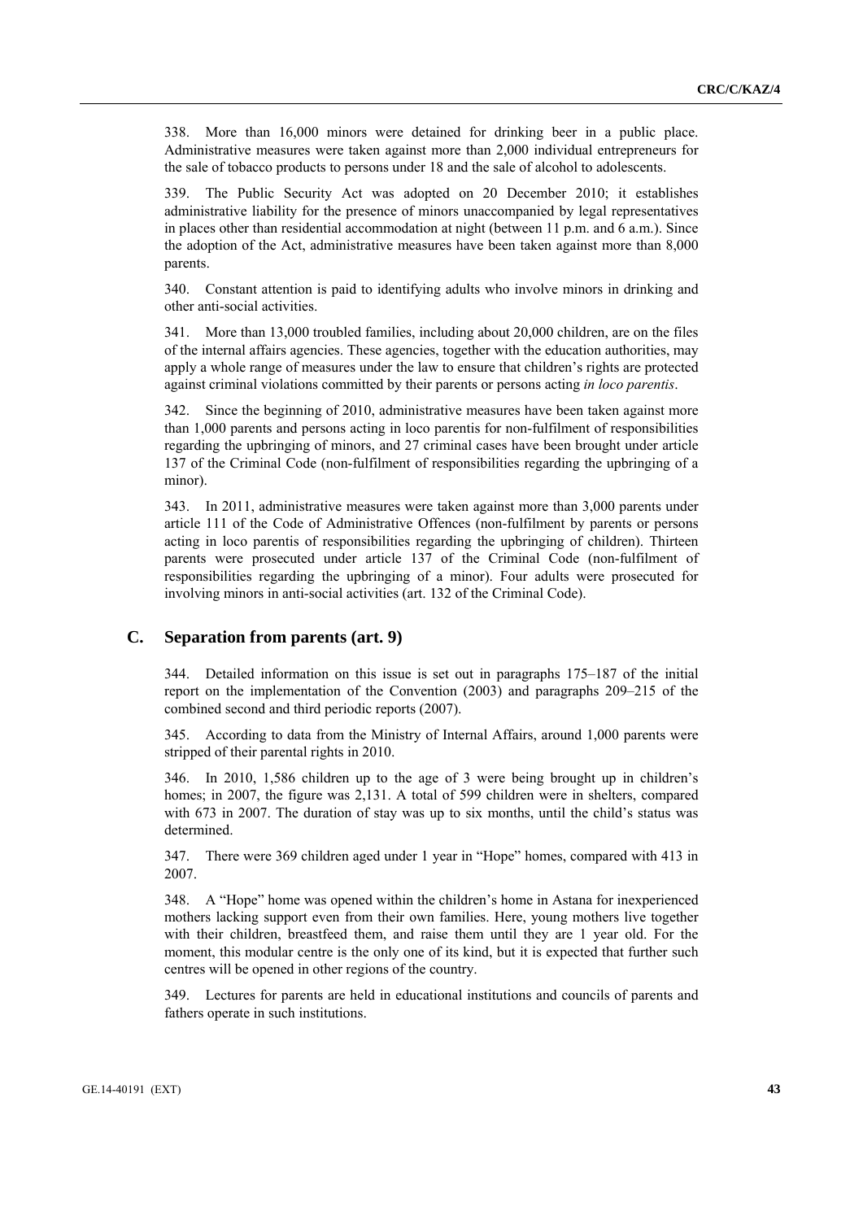338. More than 16,000 minors were detained for drinking beer in a public place. Administrative measures were taken against more than 2,000 individual entrepreneurs for the sale of tobacco products to persons under 18 and the sale of alcohol to adolescents.

339. The Public Security Act was adopted on 20 December 2010; it establishes administrative liability for the presence of minors unaccompanied by legal representatives in places other than residential accommodation at night (between 11 p.m. and 6 a.m.). Since the adoption of the Act, administrative measures have been taken against more than 8,000 parents.

340. Constant attention is paid to identifying adults who involve minors in drinking and other anti-social activities.

341. More than 13,000 troubled families, including about 20,000 children, are on the files of the internal affairs agencies. These agencies, together with the education authorities, may apply a whole range of measures under the law to ensure that children's rights are protected against criminal violations committed by their parents or persons acting *in loco parentis*.

342. Since the beginning of 2010, administrative measures have been taken against more than 1,000 parents and persons acting in loco parentis for non-fulfilment of responsibilities regarding the upbringing of minors, and 27 criminal cases have been brought under article 137 of the Criminal Code (non-fulfilment of responsibilities regarding the upbringing of a minor).

343. In 2011, administrative measures were taken against more than 3,000 parents under article 111 of the Code of Administrative Offences (non-fulfilment by parents or persons acting in loco parentis of responsibilities regarding the upbringing of children). Thirteen parents were prosecuted under article 137 of the Criminal Code (non-fulfilment of responsibilities regarding the upbringing of a minor). Four adults were prosecuted for involving minors in anti-social activities (art. 132 of the Criminal Code).

## C. Separation from parents (art. 9)

344. Detailed information on this issue is set out in paragraphs 175–187 of the initial report on the implementation of the Convention (2003) and paragraphs 209–215 of the combined second and third periodic reports (2007).

345. According to data from the Ministry of Internal Affairs, around 1,000 parents were stripped of their parental rights in 2010.

346. In 2010, 1,586 children up to the age of 3 were being brought up in children's homes; in 2007, the figure was 2,131. A total of 599 children were in shelters, compared with 673 in 2007. The duration of stay was up to six months, until the child's status was determined.

347. There were 369 children aged under 1 year in "Hope" homes, compared with 413 in 2007.

348. A "Hope" home was opened within the children's home in Astana for inexperienced mothers lacking support even from their own families. Here, young mothers live together with their children, breastfeed them, and raise them until they are 1 year old. For the moment, this modular centre is the only one of its kind, but it is expected that further such centres will be opened in other regions of the country.

349. Lectures for parents are held in educational institutions and councils of parents and fathers operate in such institutions.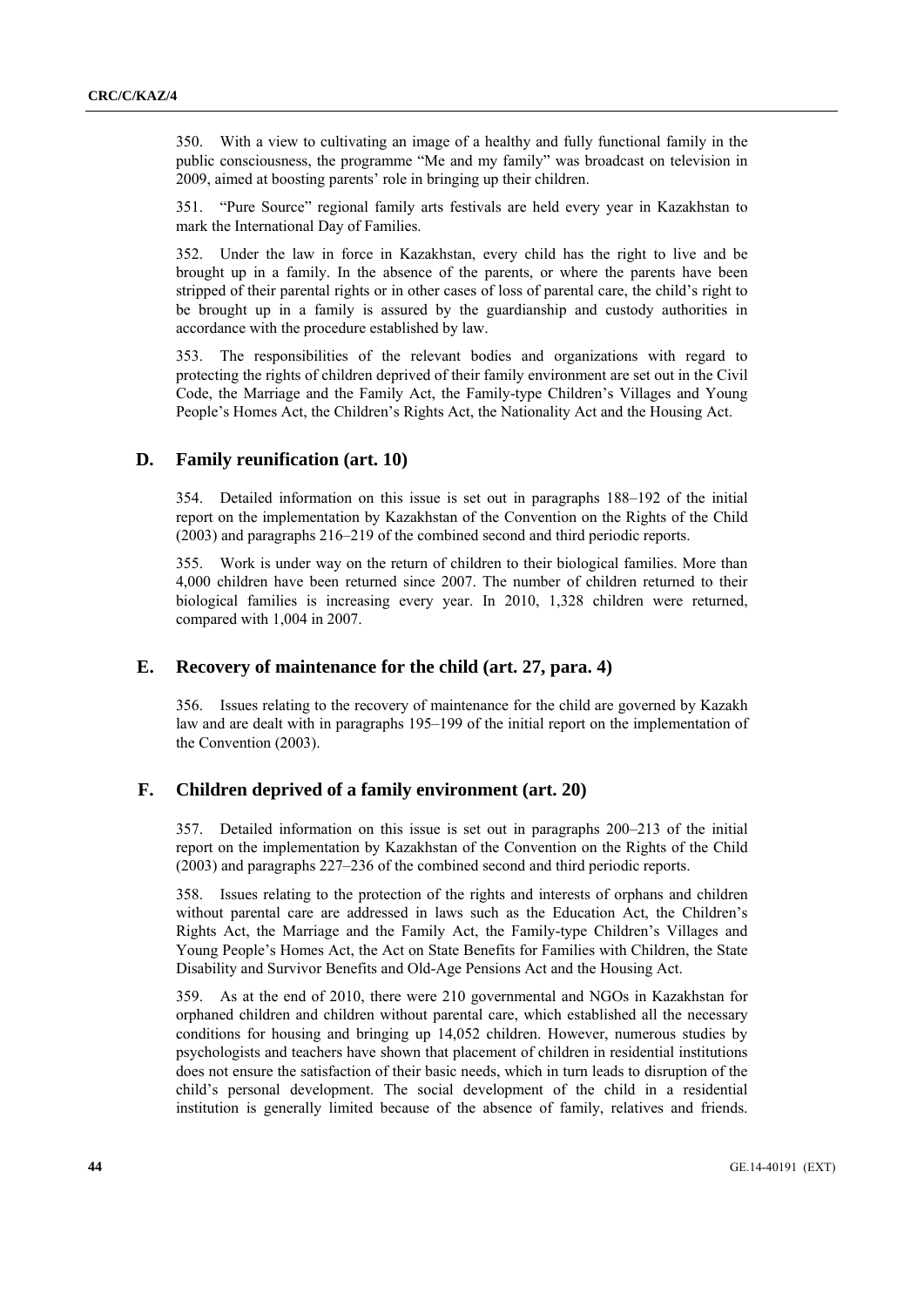350. With a view to cultivating an image of a healthy and fully functional family in the public consciousness, the programme "Me and my family" was broadcast on television in 2009, aimed at boosting parents' role in bringing up their children.

351. "Pure Source" regional family arts festivals are held every year in Kazakhstan to mark the International Day of Families.

352. Under the law in force in Kazakhstan, every child has the right to live and be brought up in a family. In the absence of the parents, or where the parents have been stripped of their parental rights or in other cases of loss of parental care, the child's right to be brought up in a family is assured by the guardianship and custody authorities in accordance with the procedure established by law.

353. The responsibilities of the relevant bodies and organizations with regard to protecting the rights of children deprived of their family environment are set out in the Civil Code, the Marriage and the Family Act, the Family-type Children's Villages and Young People's Homes Act, the Children's Rights Act, the Nationality Act and the Housing Act.

## D. Family reunification (art. 10)

354. Detailed information on this issue is set out in paragraphs 188–192 of the initial report on the implementation by Kazakhstan of the Convention on the Rights of the Child (2003) and paragraphs 216–219 of the combined second and third periodic reports.

355. Work is under way on the return of children to their biological families. More than 4,000 children have been returned since 2007. The number of children returned to their biological families is increasing every year. In 2010, 1,328 children were returned, compared with 1,004 in 2007.

## E. Recovery of maintenance for the child (art. 27, para. 4)

356. Issues relating to the recovery of maintenance for the child are governed by Kazakh law and are dealt with in paragraphs 195–199 of the initial report on the implementation of the Convention (2003).

## F. Children deprived of a family environment (art. 20)

357. Detailed information on this issue is set out in paragraphs 200–213 of the initial report on the implementation by Kazakhstan of the Convention on the Rights of the Child (2003) and paragraphs 227–236 of the combined second and third periodic reports.

358. Issues relating to the protection of the rights and interests of orphans and children without parental care are addressed in laws such as the Education Act, the Children's Rights Act, the Marriage and the Family Act, the Family-type Children's Villages and Young People's Homes Act, the Act on State Benefits for Families with Children, the State Disability and Survivor Benefits and Old-Age Pensions Act and the Housing Act.

359. As at the end of 2010, there were 210 governmental and NGOs in Kazakhstan for orphaned children and children without parental care, which established all the necessary conditions for housing and bringing up 14,052 children. However, numerous studies by psychologists and teachers have shown that placement of children in residential institutions does not ensure the satisfaction of their basic needs, which in turn leads to disruption of the child's personal development. The social development of the child in a residential institution is generally limited because of the absence of family, relatives and friends.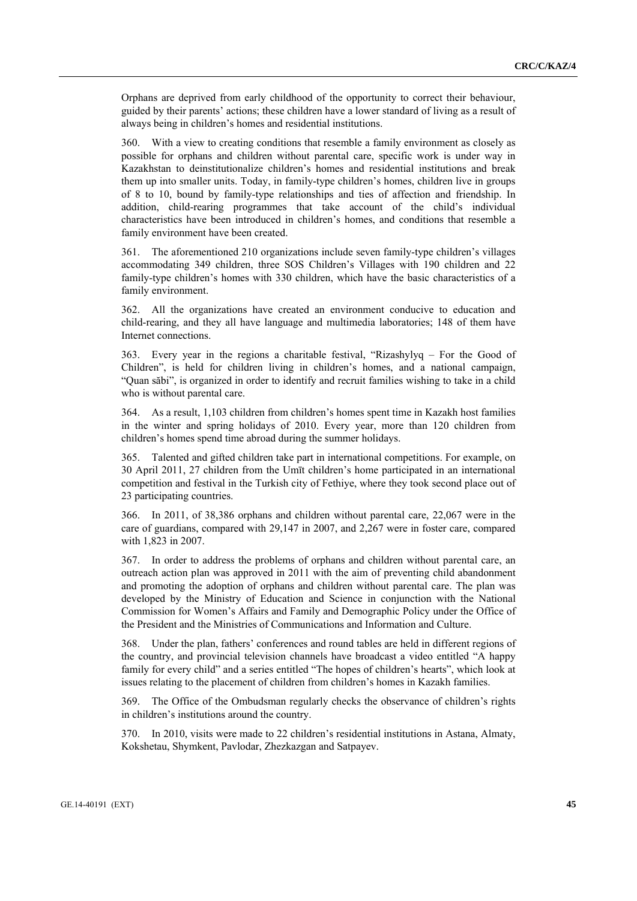Orphans are deprived from early childhood of the opportunity to correct their behaviour, guided by their parents' actions; these children have a lower standard of living as a result of always being in children's homes and residential institutions.

360. With a view to creating conditions that resemble a family environment as closely as possible for orphans and children without parental care, specific work is under way in Kazakhstan to deinstitutionalize children's homes and residential institutions and break them up into smaller units. Today, in family-type children's homes, children live in groups of 8 to 10, bound by family-type relationships and ties of affection and friendship. In addition, child-rearing programmes that take account of the child's individual characteristics have been introduced in children's homes, and conditions that resemble a family environment have been created.

361. The aforementioned 210 organizations include seven family-type children's villages accommodating 349 children, three SOS Children's Villages with 190 children and 22 family-type children's homes with 330 children, which have the basic characteristics of a family environment.

362. All the organizations have created an environment conducive to education and child-rearing, and they all have language and multimedia laboratories; 148 of them have Internet connections.

363. Every year in the regions a charitable festival, "Rizashylyq – For the Good of Children", is held for children living in children's homes, and a national campaign, "Quan săbi", is organized in order to identify and recruit families wishing to take in a child who is without parental care.

364. As a result, 1,103 children from children's homes spent time in Kazakh host families in the winter and spring holidays of 2010. Every year, more than 120 children from children's homes spend time abroad during the summer holidays.

365. Talented and gifted children take part in international competitions. For example, on 30 April 2011, 27 children from the Umīt children's home participated in an international competition and festival in the Turkish city of Fethiye, where they took second place out of 23 participating countries.

366. In 2011, of 38,386 orphans and children without parental care, 22,067 were in the care of guardians, compared with 29,147 in 2007, and 2,267 were in foster care, compared with 1,823 in 2007.

367. In order to address the problems of orphans and children without parental care, an outreach action plan was approved in 2011 with the aim of preventing child abandonment and promoting the adoption of orphans and children without parental care. The plan was developed by the Ministry of Education and Science in conjunction with the National Commission for Women's Affairs and Family and Demographic Policy under the Office of the President and the Ministries of Communications and Information and Culture.

368. Under the plan, fathers' conferences and round tables are held in different regions of the country, and provincial television channels have broadcast a video entitled "A happy family for every child" and a series entitled "The hopes of children's hearts", which look at issues relating to the placement of children from children's homes in Kazakh families.

369. The Office of the Ombudsman regularly checks the observance of children's rights in children's institutions around the country.

370. In 2010, visits were made to 22 children's residential institutions in Astana, Almaty, Kokshetau, Shymkent, Pavlodar, Zhezkazgan and Satpayev.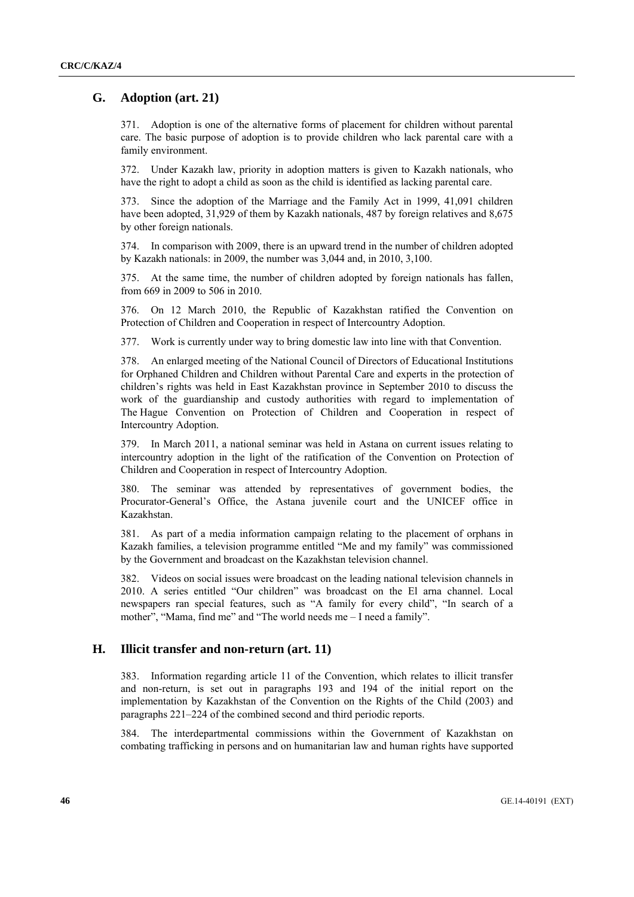## G. Adoption (art. 21)

371. Adoption is one of the alternative forms of placement for children without parental care. The basic purpose of adoption is to provide children who lack parental care with a family environment.

372. Under Kazakh law, priority in adoption matters is given to Kazakh nationals, who have the right to adopt a child as soon as the child is identified as lacking parental care.

373. Since the adoption of the Marriage and the Family Act in 1999, 41,091 children have been adopted, 31,929 of them by Kazakh nationals, 487 by foreign relatives and 8,675 by other foreign nationals.

374. In comparison with 2009, there is an upward trend in the number of children adopted by Kazakh nationals: in 2009, the number was 3,044 and, in 2010, 3,100.

375. At the same time, the number of children adopted by foreign nationals has fallen, from 669 in 2009 to 506 in 2010.

376. On 12 March 2010, the Republic of Kazakhstan ratified the Convention on Protection of Children and Cooperation in respect of Intercountry Adoption.

377. Work is currently under way to bring domestic law into line with that Convention.

378. An enlarged meeting of the National Council of Directors of Educational Institutions for Orphaned Children and Children without Parental Care and experts in the protection of children's rights was held in East Kazakhstan province in September 2010 to discuss the work of the guardianship and custody authorities with regard to implementation of The Hague Convention on Protection of Children and Cooperation in respect of Intercountry Adoption.

379. In March 2011, a national seminar was held in Astana on current issues relating to intercountry adoption in the light of the ratification of the Convention on Protection of Children and Cooperation in respect of Intercountry Adoption.

380. The seminar was attended by representatives of government bodies, the Procurator-General's Office, the Astana juvenile court and the UNICEF office in Kazakhstan.

381. As part of a media information campaign relating to the placement of orphans in Kazakh families, a television programme entitled "Me and my family" was commissioned by the Government and broadcast on the Kazakhstan television channel.

382. Videos on social issues were broadcast on the leading national television channels in 2010. A series entitled "Our children" was broadcast on the El arna channel. Local newspapers ran special features, such as "A family for every child", "In search of a mother", "Mama, find me" and "The world needs me – I need a family".

## H. Illicit transfer and non-return (art. 11)

383. Information regarding article 11 of the Convention, which relates to illicit transfer and non-return, is set out in paragraphs 193 and 194 of the initial report on the implementation by Kazakhstan of the Convention on the Rights of the Child (2003) and paragraphs 221–224 of the combined second and third periodic reports.

384. The interdepartmental commissions within the Government of Kazakhstan on combating trafficking in persons and on humanitarian law and human rights have supported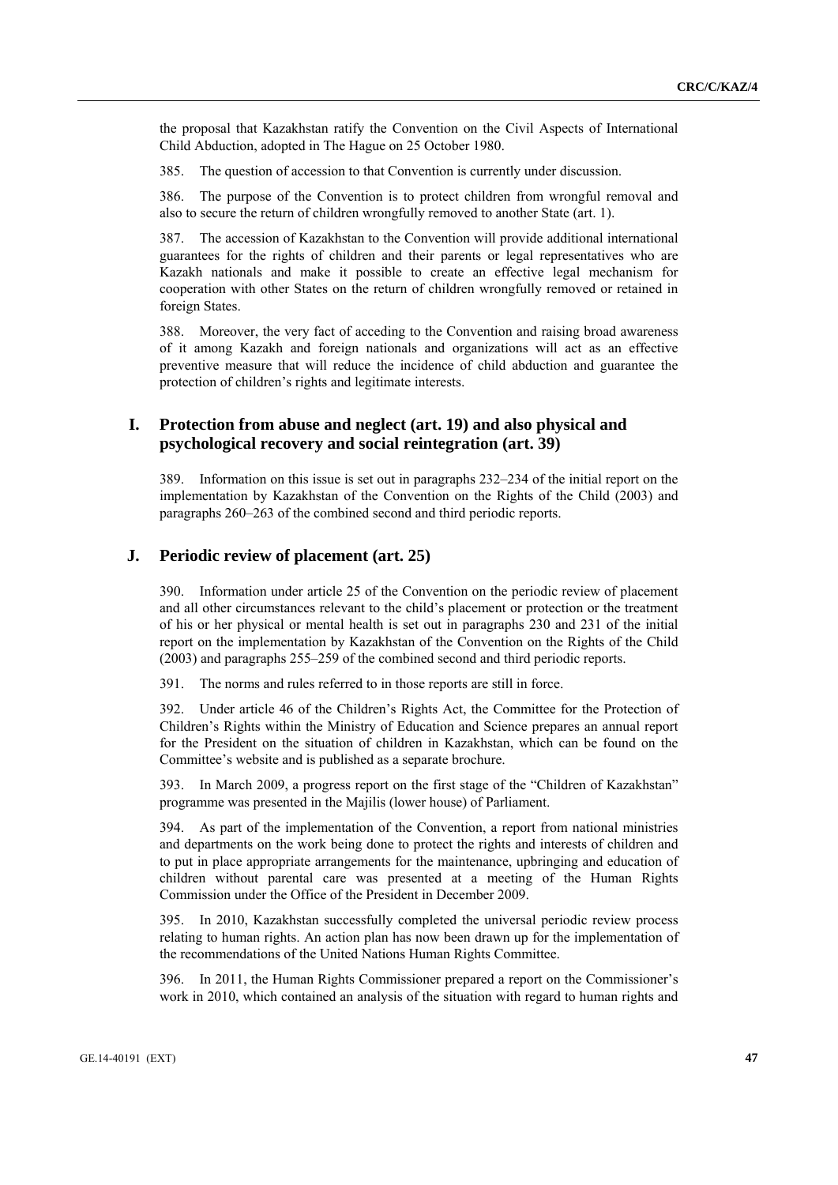the proposal that Kazakhstan ratify the Convention on the Civil Aspects of International Child Abduction, adopted in The Hague on 25 October 1980.

385. The question of accession to that Convention is currently under discussion.

386. The purpose of the Convention is to protect children from wrongful removal and also to secure the return of children wrongfully removed to another State (art. 1).

387. The accession of Kazakhstan to the Convention will provide additional international guarantees for the rights of children and their parents or legal representatives who are Kazakh nationals and make it possible to create an effective legal mechanism for cooperation with other States on the return of children wrongfully removed or retained in foreign States.

388. Moreover, the very fact of acceding to the Convention and raising broad awareness of it among Kazakh and foreign nationals and organizations will act as an effective preventive measure that will reduce the incidence of child abduction and guarantee the protection of children's rights and legitimate interests.

## I. Protection from abuse and neglect (art. 19) and also physical and psychological recovery and social reintegration (art. 39)

389. Information on this issue is set out in paragraphs 232–234 of the initial report on the implementation by Kazakhstan of the Convention on the Rights of the Child (2003) and paragraphs 260–263 of the combined second and third periodic reports.

## J. Periodic review of placement (art. 25)

390. Information under article 25 of the Convention on the periodic review of placement and all other circumstances relevant to the child's placement or protection or the treatment of his or her physical or mental health is set out in paragraphs 230 and 231 of the initial report on the implementation by Kazakhstan of the Convention on the Rights of the Child (2003) and paragraphs 255–259 of the combined second and third periodic reports.

391. The norms and rules referred to in those reports are still in force.

392. Under article 46 of the Children's Rights Act, the Committee for the Protection of Children's Rights within the Ministry of Education and Science prepares an annual report for the President on the situation of children in Kazakhstan, which can be found on the Committee's website and is published as a separate brochure.

393. In March 2009, a progress report on the first stage of the "Children of Kazakhstan" programme was presented in the Majilis (lower house) of Parliament.

394. As part of the implementation of the Convention, a report from national ministries and departments on the work being done to protect the rights and interests of children and to put in place appropriate arrangements for the maintenance, upbringing and education of children without parental care was presented at a meeting of the Human Rights Commission under the Office of the President in December 2009.

395. In 2010, Kazakhstan successfully completed the universal periodic review process relating to human rights. An action plan has now been drawn up for the implementation of the recommendations of the United Nations Human Rights Committee.

396. In 2011, the Human Rights Commissioner prepared a report on the Commissioner's work in 2010, which contained an analysis of the situation with regard to human rights and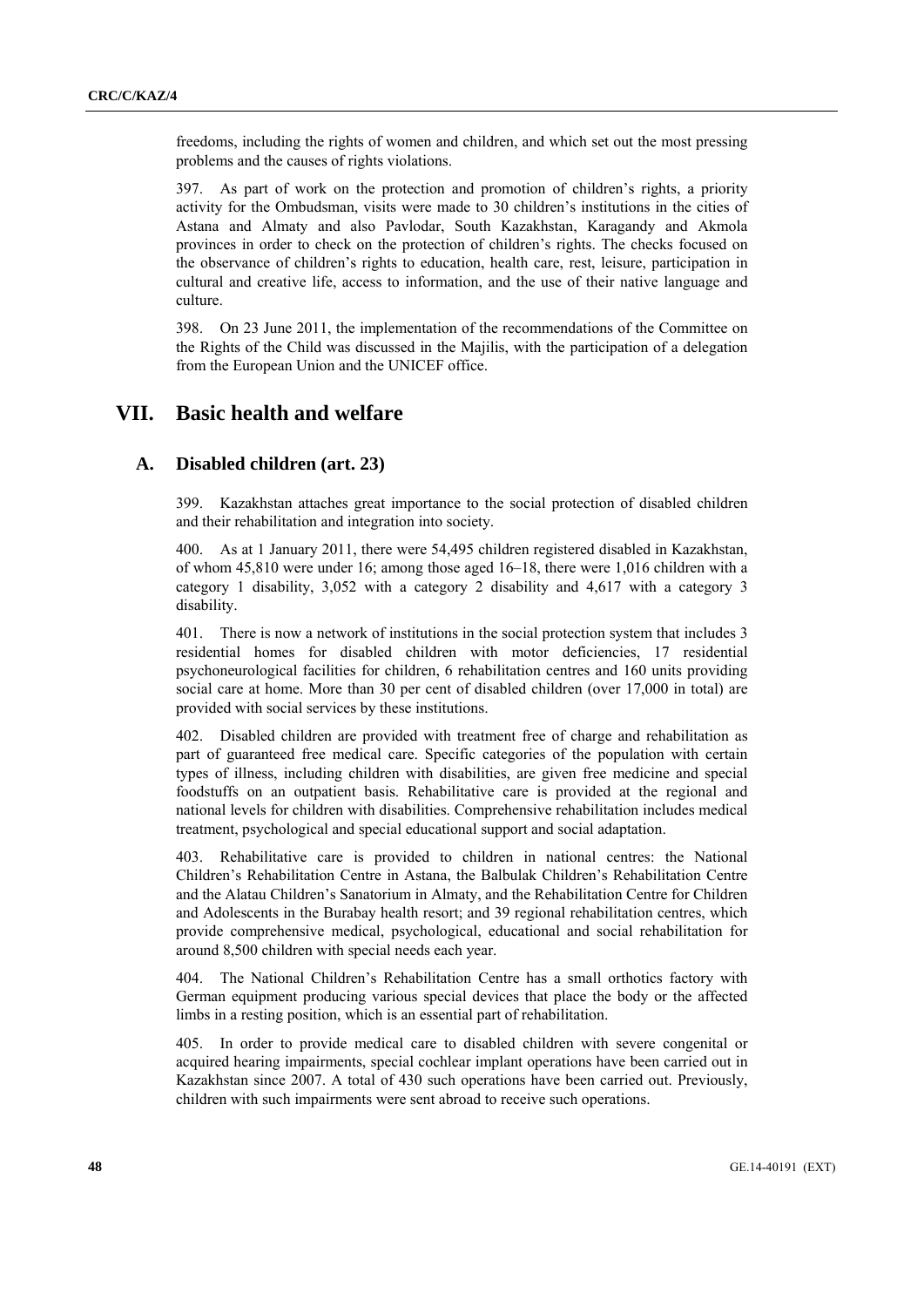freedoms, including the rights of women and children, and which set out the most pressing problems and the causes of rights violations.

397. As part of work on the protection and promotion of children's rights, a priority activity for the Ombudsman, visits were made to 30 children's institutions in the cities of Astana and Almaty and also Pavlodar, South Kazakhstan, Karagandy and Akmola provinces in order to check on the protection of children's rights. The checks focused on the observance of children's rights to education, health care, rest, leisure, participation in cultural and creative life, access to information, and the use of their native language and culture.

398. On 23 June 2011, the implementation of the recommendations of the Committee on the Rights of the Child was discussed in the Majilis, with the participation of a delegation from the European Union and the UNICEF office.

# VII. Basic health and welfare

## A. Disabled children (art. 23)

399. Kazakhstan attaches great importance to the social protection of disabled children and their rehabilitation and integration into society.

400. As at 1 January 2011, there were 54,495 children registered disabled in Kazakhstan, of whom 45,810 were under 16; among those aged 16–18, there were 1,016 children with a category 1 disability, 3,052 with a category 2 disability and 4,617 with a category 3 disability.

401. There is now a network of institutions in the social protection system that includes 3 residential homes for disabled children with motor deficiencies, 17 residential psychoneurological facilities for children, 6 rehabilitation centres and 160 units providing social care at home. More than 30 per cent of disabled children (over 17,000 in total) are provided with social services by these institutions.

402. Disabled children are provided with treatment free of charge and rehabilitation as part of guaranteed free medical care. Specific categories of the population with certain types of illness, including children with disabilities, are given free medicine and special foodstuffs on an outpatient basis. Rehabilitative care is provided at the regional and national levels for children with disabilities. Comprehensive rehabilitation includes medical treatment, psychological and special educational support and social adaptation.

403. Rehabilitative care is provided to children in national centres: the National Children's Rehabilitation Centre in Astana, the Balbulak Children's Rehabilitation Centre and the Alatau Children's Sanatorium in Almaty, and the Rehabilitation Centre for Children and Adolescents in the Burabay health resort; and 39 regional rehabilitation centres, which provide comprehensive medical, psychological, educational and social rehabilitation for around 8,500 children with special needs each year.

404. The National Children's Rehabilitation Centre has a small orthotics factory with German equipment producing various special devices that place the body or the affected limbs in a resting position, which is an essential part of rehabilitation.

405. In order to provide medical care to disabled children with severe congenital or acquired hearing impairments, special cochlear implant operations have been carried out in Kazakhstan since 2007. A total of 430 such operations have been carried out. Previously, children with such impairments were sent abroad to receive such operations.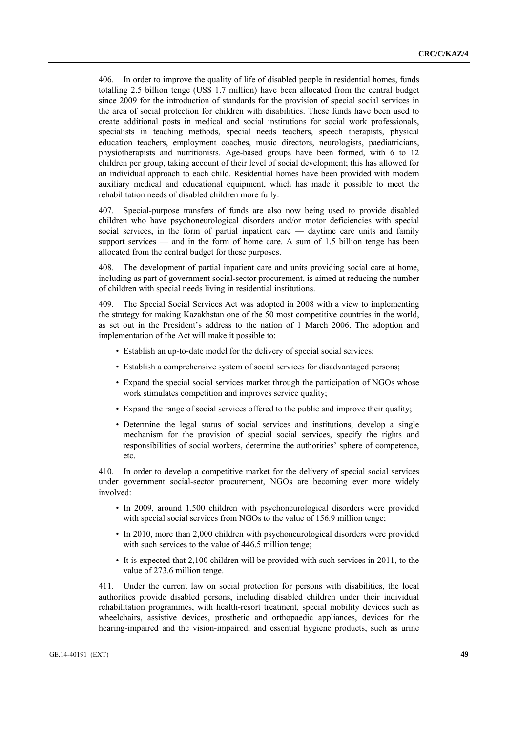406. In order to improve the quality of life of disabled people in residential homes, funds totalling 2.5 billion tenge (US$ 1.7 million) have been allocated from the central budget since 2009 for the introduction of standards for the provision of special social services in the area of social protection for children with disabilities. These funds have been used to create additional posts in medical and social institutions for social work professionals, specialists in teaching methods, special needs teachers, speech therapists, physical education teachers, employment coaches, music directors, neurologists, paediatricians, physiotherapists and nutritionists. Age-based groups have been formed, with 6 to 12 children per group, taking account of their level of social development; this has allowed for an individual approach to each child. Residential homes have been provided with modern auxiliary medical and educational equipment, which has made it possible to meet the rehabilitation needs of disabled children more fully.

407. Special-purpose transfers of funds are also now being used to provide disabled children who have psychoneurological disorders and/or motor deficiencies with special social services, in the form of partial inpatient care — daytime care units and family support services — and in the form of home care. A sum of 1.5 billion tenge has been allocated from the central budget for these purposes.

408. The development of partial inpatient care and units providing social care at home, including as part of government social-sector procurement, is aimed at reducing the number of children with special needs living in residential institutions.

409. The Special Social Services Act was adopted in 2008 with a view to implementing the strategy for making Kazakhstan one of the 50 most competitive countries in the world, as set out in the President's address to the nation of 1 March 2006. The adoption and implementation of the Act will make it possible to:

- Establish an up-to-date model for the delivery of special social services;
- Establish a comprehensive system of social services for disadvantaged persons;
- Expand the special social services market through the participation of NGOs whose work stimulates competition and improves service quality;
- Expand the range of social services offered to the public and improve their quality;
- Determine the legal status of social services and institutions, develop a single mechanism for the provision of special social services, specify the rights and responsibilities of social workers, determine the authorities' sphere of competence, etc.

410. In order to develop a competitive market for the delivery of special social services under government social-sector procurement, NGOs are becoming ever more widely involved:

- In 2009, around 1,500 children with psychoneurological disorders were provided with special social services from NGOs to the value of 156.9 million tenge;
- In 2010, more than 2,000 children with psychoneurological disorders were provided with such services to the value of 446.5 million tenge;
- It is expected that 2,100 children will be provided with such services in 2011, to the value of 273.6 million tenge.

411. Under the current law on social protection for persons with disabilities, the local authorities provide disabled persons, including disabled children under their individual rehabilitation programmes, with health-resort treatment, special mobility devices such as wheelchairs, assistive devices, prosthetic and orthopaedic appliances, devices for the hearing-impaired and the vision-impaired, and essential hygiene products, such as urine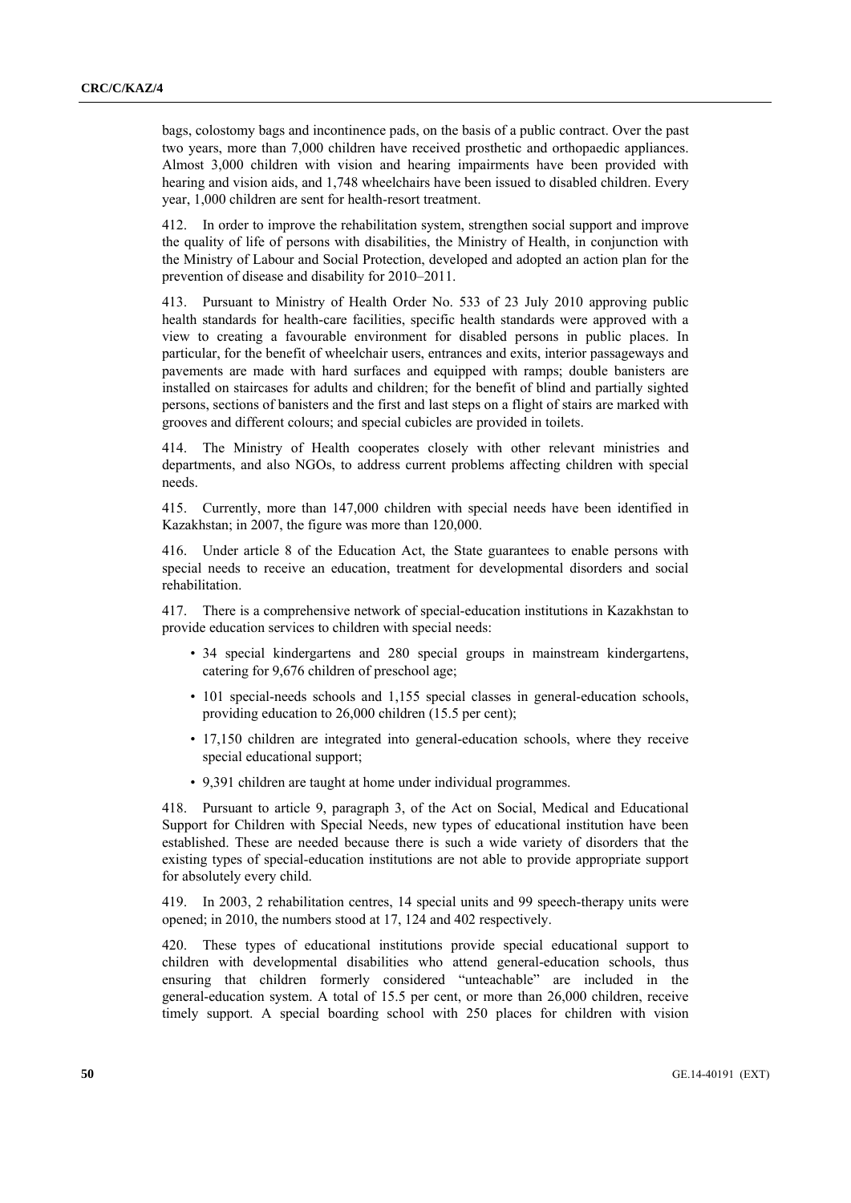bags, colostomy bags and incontinence pads, on the basis of a public contract. Over the past two years, more than 7,000 children have received prosthetic and orthopaedic appliances. Almost 3,000 children with vision and hearing impairments have been provided with hearing and vision aids, and 1,748 wheelchairs have been issued to disabled children. Every year, 1,000 children are sent for health-resort treatment.

412. In order to improve the rehabilitation system, strengthen social support and improve the quality of life of persons with disabilities, the Ministry of Health, in conjunction with the Ministry of Labour and Social Protection, developed and adopted an action plan for the prevention of disease and disability for 2010–2011.

413. Pursuant to Ministry of Health Order No. 533 of 23 July 2010 approving public health standards for health-care facilities, specific health standards were approved with a view to creating a favourable environment for disabled persons in public places. In particular, for the benefit of wheelchair users, entrances and exits, interior passageways and pavements are made with hard surfaces and equipped with ramps; double banisters are installed on staircases for adults and children; for the benefit of blind and partially sighted persons, sections of banisters and the first and last steps on a flight of stairs are marked with grooves and different colours; and special cubicles are provided in toilets.

414. The Ministry of Health cooperates closely with other relevant ministries and departments, and also NGOs, to address current problems affecting children with special needs.

415. Currently, more than 147,000 children with special needs have been identified in Kazakhstan; in 2007, the figure was more than 120,000.

416. Under article 8 of the Education Act, the State guarantees to enable persons with special needs to receive an education, treatment for developmental disorders and social rehabilitation.

417. There is a comprehensive network of special-education institutions in Kazakhstan to provide education services to children with special needs:

- 34 special kindergartens and 280 special groups in mainstream kindergartens, catering for 9,676 children of preschool age;
- 101 special-needs schools and 1,155 special classes in general-education schools, providing education to 26,000 children (15.5 per cent);
- 17,150 children are integrated into general-education schools, where they receive special educational support;
- 9,391 children are taught at home under individual programmes.

418. Pursuant to article 9, paragraph 3, of the Act on Social, Medical and Educational Support for Children with Special Needs, new types of educational institution have been established. These are needed because there is such a wide variety of disorders that the existing types of special-education institutions are not able to provide appropriate support for absolutely every child.

419. In 2003, 2 rehabilitation centres, 14 special units and 99 speech-therapy units were opened; in 2010, the numbers stood at 17, 124 and 402 respectively.

420. These types of educational institutions provide special educational support to children with developmental disabilities who attend general-education schools, thus ensuring that children formerly considered "unteachable" are included in the general-education system. A total of 15.5 per cent, or more than 26,000 children, receive timely support. A special boarding school with 250 places for children with vision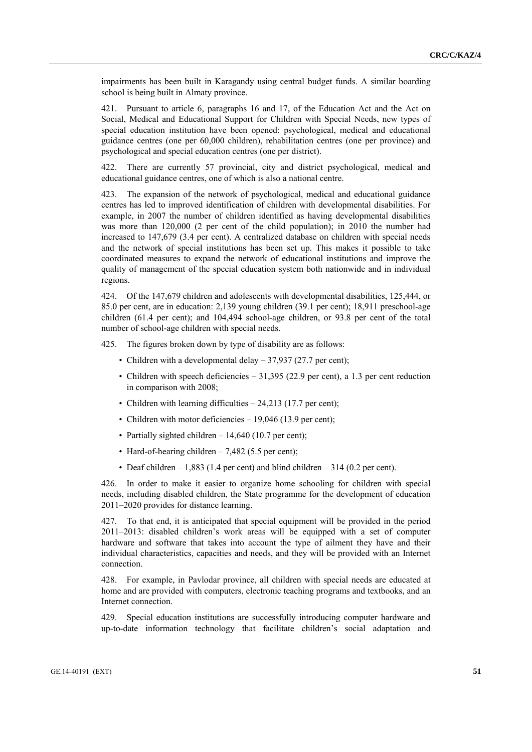impairments has been built in Karagandy using central budget funds. A similar boarding school is being built in Almaty province.

421. Pursuant to article 6, paragraphs 16 and 17, of the Education Act and the Act on Social, Medical and Educational Support for Children with Special Needs, new types of special education institution have been opened: psychological, medical and educational guidance centres (one per 60,000 children), rehabilitation centres (one per province) and psychological and special education centres (one per district).

422. There are currently 57 provincial, city and district psychological, medical and educational guidance centres, one of which is also a national centre.

423. The expansion of the network of psychological, medical and educational guidance centres has led to improved identification of children with developmental disabilities. For example, in 2007 the number of children identified as having developmental disabilities was more than 120,000 (2 per cent of the child population); in 2010 the number had increased to 147,679 (3.4 per cent). A centralized database on children with special needs and the network of special institutions has been set up. This makes it possible to take coordinated measures to expand the network of educational institutions and improve the quality of management of the special education system both nationwide and in individual regions.

424. Of the 147,679 children and adolescents with developmental disabilities, 125,444, or 85.0 per cent, are in education: 2,139 young children (39.1 per cent); 18,911 preschool-age children (61.4 per cent); and 104,494 school-age children, or 93.8 per cent of the total number of school-age children with special needs.

425. The figures broken down by type of disability are as follows:

- Children with a developmental delay – 37,937 (27.7 per cent);
- Children with speech deficiencies – 31,395 (22.9 per cent), a 1.3 per cent reduction in comparison with 2008;
- Children with learning difficulties – 24,213 (17.7 per cent);
- Children with motor deficiencies – 19,046 (13.9 per cent);
- Partially sighted children – 14,640 (10.7 per cent);
- Hard-of-hearing children – 7,482 (5.5 per cent);
- Deaf children – 1,883 (1.4 per cent) and blind children – 314 (0.2 per cent).

426. In order to make it easier to organize home schooling for children with special needs, including disabled children, the State programme for the development of education 2011–2020 provides for distance learning.

427. To that end, it is anticipated that special equipment will be provided in the period 2011–2013: disabled children's work areas will be equipped with a set of computer hardware and software that takes into account the type of ailment they have and their individual characteristics, capacities and needs, and they will be provided with an Internet connection.

428. For example, in Pavlodar province, all children with special needs are educated at home and are provided with computers, electronic teaching programs and textbooks, and an Internet connection.

429. Special education institutions are successfully introducing computer hardware and up-to-date information technology that facilitate children's social adaptation and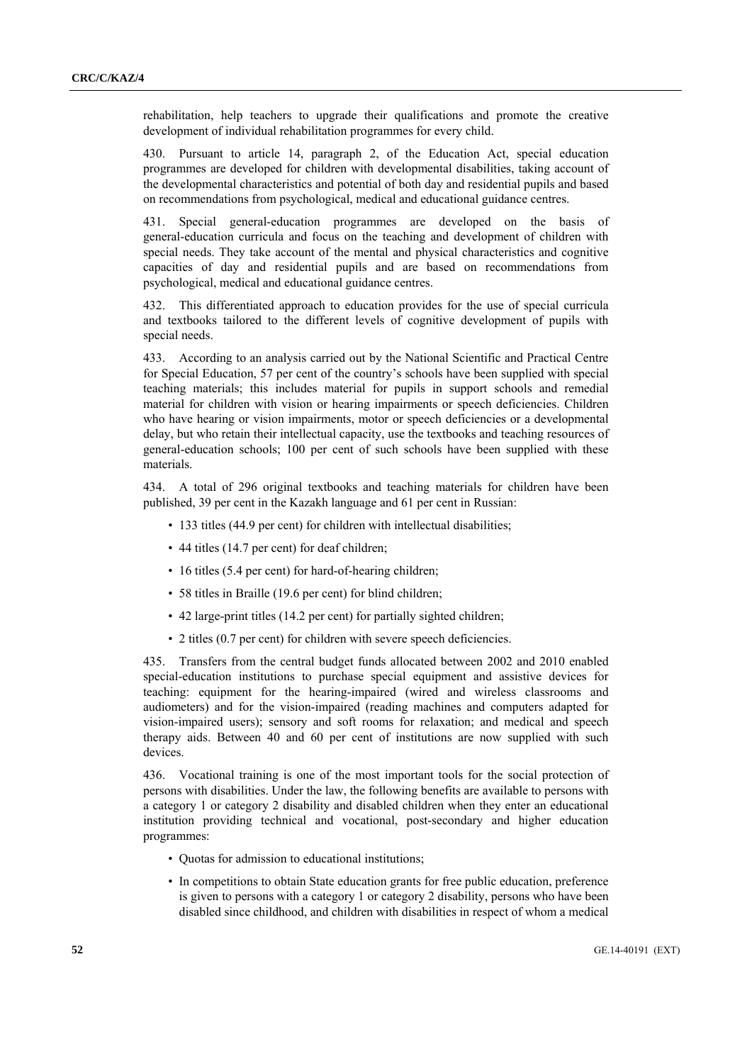rehabilitation, help teachers to upgrade their qualifications and promote the creative development of individual rehabilitation programmes for every child.

430. Pursuant to article 14, paragraph 2, of the Education Act, special education programmes are developed for children with developmental disabilities, taking account of the developmental characteristics and potential of both day and residential pupils and based on recommendations from psychological, medical and educational guidance centres.

431. Special general-education programmes are developed on the basis of general-education curricula and focus on the teaching and development of children with special needs. They take account of the mental and physical characteristics and cognitive capacities of day and residential pupils and are based on recommendations from psychological, medical and educational guidance centres.

432. This differentiated approach to education provides for the use of special curricula and textbooks tailored to the different levels of cognitive development of pupils with special needs.

433. According to an analysis carried out by the National Scientific and Practical Centre for Special Education, 57 per cent of the country's schools have been supplied with special teaching materials; this includes material for pupils in support schools and remedial material for children with vision or hearing impairments or speech deficiencies. Children who have hearing or vision impairments, motor or speech deficiencies or a developmental delay, but who retain their intellectual capacity, use the textbooks and teaching resources of general-education schools; 100 per cent of such schools have been supplied with these materials.

434. A total of 296 original textbooks and teaching materials for children have been published, 39 per cent in the Kazakh language and 61 per cent in Russian:

- 133 titles (44.9 per cent) for children with intellectual disabilities;
- 44 titles (14.7 per cent) for deaf children;
- 16 titles (5.4 per cent) for hard-of-hearing children;
- 58 titles in Braille (19.6 per cent) for blind children;
- 42 large-print titles (14.2 per cent) for partially sighted children;
- 2 titles (0.7 per cent) for children with severe speech deficiencies.

435. Transfers from the central budget funds allocated between 2002 and 2010 enabled special-education institutions to purchase special equipment and assistive devices for teaching: equipment for the hearing-impaired (wired and wireless classrooms and audiometers) and for the vision-impaired (reading machines and computers adapted for vision-impaired users); sensory and soft rooms for relaxation; and medical and speech therapy aids. Between 40 and 60 per cent of institutions are now supplied with such devices.

436. Vocational training is one of the most important tools for the social protection of persons with disabilities. Under the law, the following benefits are available to persons with a category 1 or category 2 disability and disabled children when they enter an educational institution providing technical and vocational, post-secondary and higher education programmes:

- Quotas for admission to educational institutions;
- In competitions to obtain State education grants for free public education, preference is given to persons with a category 1 or category 2 disability, persons who have been disabled since childhood, and children with disabilities in respect of whom a medical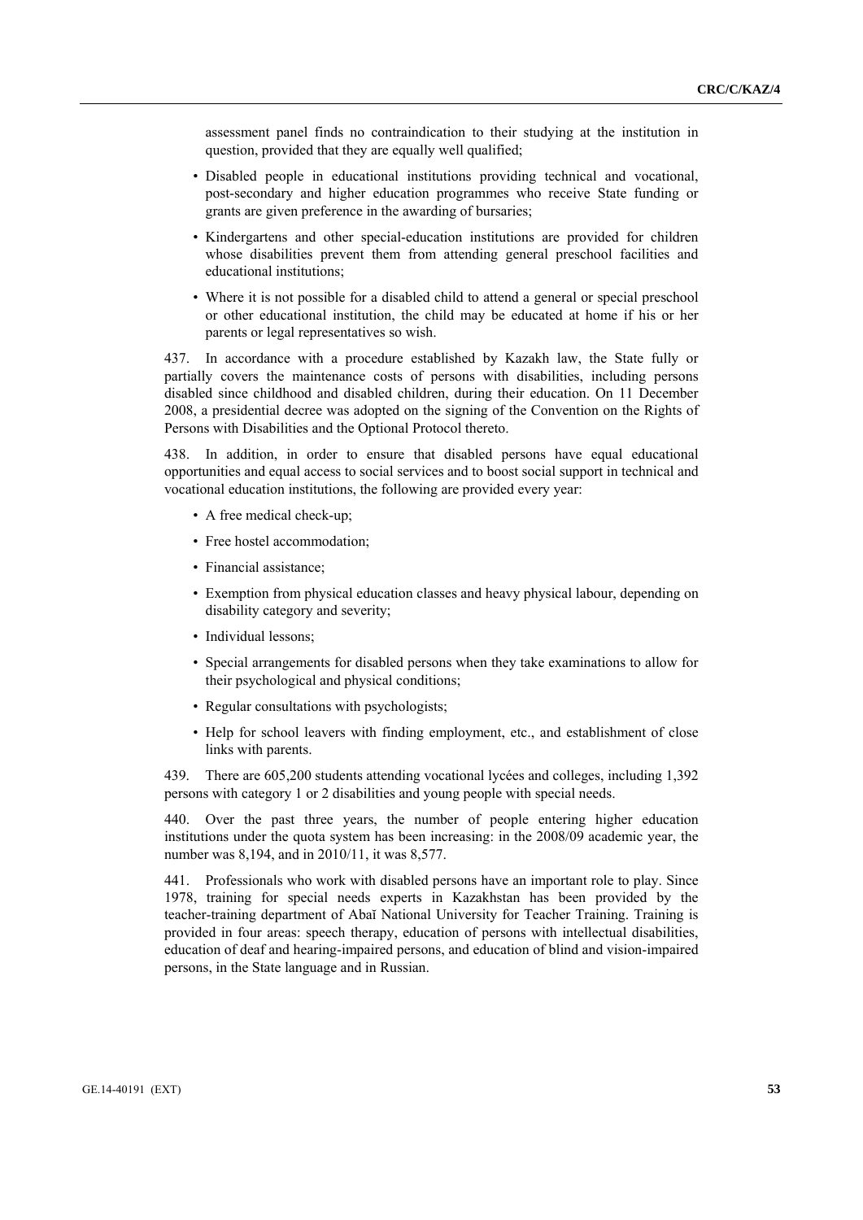assessment panel finds no contraindication to their studying at the institution in question, provided that they are equally well qualified;

- Disabled people in educational institutions providing technical and vocational, post-secondary and higher education programmes who receive State funding or grants are given preference in the awarding of bursaries;
- Kindergartens and other special-education institutions are provided for children whose disabilities prevent them from attending general preschool facilities and educational institutions;
- Where it is not possible for a disabled child to attend a general or special preschool or other educational institution, the child may be educated at home if his or her parents or legal representatives so wish.

437. In accordance with a procedure established by Kazakh law, the State fully or partially covers the maintenance costs of persons with disabilities, including persons disabled since childhood and disabled children, during their education. On 11 December 2008, a presidential decree was adopted on the signing of the Convention on the Rights of Persons with Disabilities and the Optional Protocol thereto.

438. In addition, in order to ensure that disabled persons have equal educational opportunities and equal access to social services and to boost social support in technical and vocational education institutions, the following are provided every year:

- A free medical check-up;
- Free hostel accommodation;
- Financial assistance;
- Exemption from physical education classes and heavy physical labour, depending on disability category and severity;
- Individual lessons;
- Special arrangements for disabled persons when they take examinations to allow for their psychological and physical conditions;
- Regular consultations with psychologists;
- Help for school leavers with finding employment, etc., and establishment of close links with parents.

439. There are 605,200 students attending vocational lycées and colleges, including 1,392 persons with category 1 or 2 disabilities and young people with special needs.

440. Over the past three years, the number of people entering higher education institutions under the quota system has been increasing: in the 2008/09 academic year, the number was 8,194, and in 2010/11, it was 8,577.

441. Professionals who work with disabled persons have an important role to play. Since 1978, training for special needs experts in Kazakhstan has been provided by the teacher-training department of Abaï National University for Teacher Training. Training is provided in four areas: speech therapy, education of persons with intellectual disabilities, education of deaf and hearing-impaired persons, and education of blind and vision-impaired persons, in the State language and in Russian.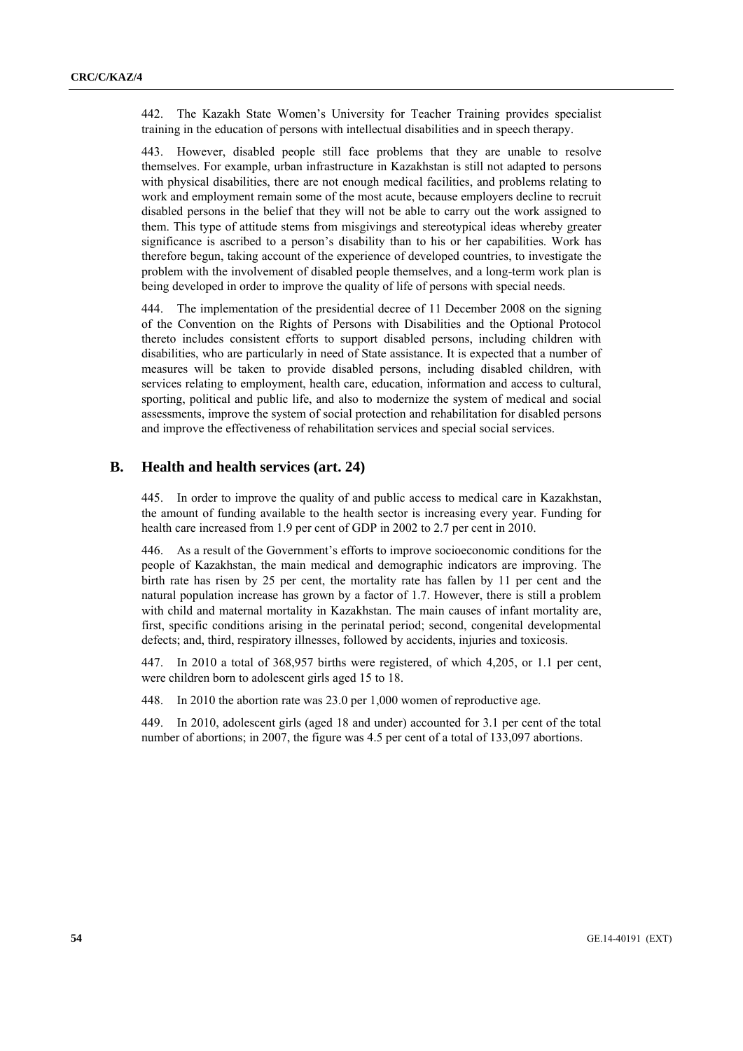442. The Kazakh State Women's University for Teacher Training provides specialist training in the education of persons with intellectual disabilities and in speech therapy.

443. However, disabled people still face problems that they are unable to resolve themselves. For example, urban infrastructure in Kazakhstan is still not adapted to persons with physical disabilities, there are not enough medical facilities, and problems relating to work and employment remain some of the most acute, because employers decline to recruit disabled persons in the belief that they will not be able to carry out the work assigned to them. This type of attitude stems from misgivings and stereotypical ideas whereby greater significance is ascribed to a person's disability than to his or her capabilities. Work has therefore begun, taking account of the experience of developed countries, to investigate the problem with the involvement of disabled people themselves, and a long-term work plan is being developed in order to improve the quality of life of persons with special needs.

444. The implementation of the presidential decree of 11 December 2008 on the signing of the Convention on the Rights of Persons with Disabilities and the Optional Protocol thereto includes consistent efforts to support disabled persons, including children with disabilities, who are particularly in need of State assistance. It is expected that a number of measures will be taken to provide disabled persons, including disabled children, with services relating to employment, health care, education, information and access to cultural, sporting, political and public life, and also to modernize the system of medical and social assessments, improve the system of social protection and rehabilitation for disabled persons and improve the effectiveness of rehabilitation services and special social services.

## B. Health and health services (art. 24)

445. In order to improve the quality of and public access to medical care in Kazakhstan, the amount of funding available to the health sector is increasing every year. Funding for health care increased from 1.9 per cent of GDP in 2002 to 2.7 per cent in 2010.

446. As a result of the Government's efforts to improve socioeconomic conditions for the people of Kazakhstan, the main medical and demographic indicators are improving. The birth rate has risen by 25 per cent, the mortality rate has fallen by 11 per cent and the natural population increase has grown by a factor of 1.7. However, there is still a problem with child and maternal mortality in Kazakhstan. The main causes of infant mortality are, first, specific conditions arising in the perinatal period; second, congenital developmental defects; and, third, respiratory illnesses, followed by accidents, injuries and toxicosis.

447. In 2010 a total of 368,957 births were registered, of which 4,205, or 1.1 per cent, were children born to adolescent girls aged 15 to 18.

448. In 2010 the abortion rate was 23.0 per 1,000 women of reproductive age.

449. In 2010, adolescent girls (aged 18 and under) accounted for 3.1 per cent of the total number of abortions; in 2007, the figure was 4.5 per cent of a total of 133,097 abortions.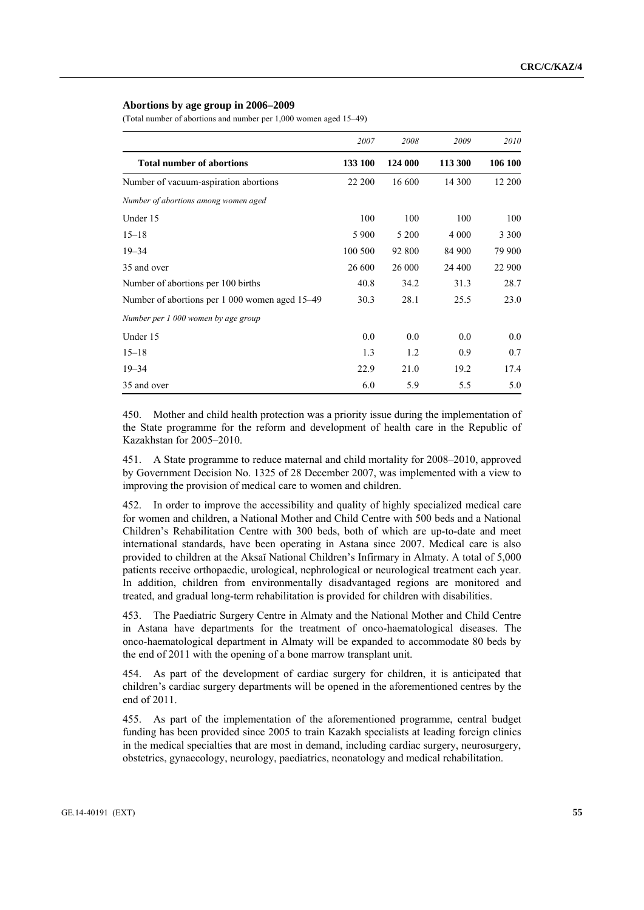**Abortions by age group in 2006–2009**

(Total number of abortions and number per 1,000 women aged 15–49)

| | *2007* | *2008* | *2009* | *2010* |
|---|---|---|---|---|
| **Total number of abortions** | **133 100** | **124 000** | **113 300** | **106 100** |
| Number of vacuum-aspiration abortions | 22 200 | 16 600 | 14 300 | 12 200 |
| *Number of abortions among women aged* | | | | |
| Under 15 | 100 | 100 | 100 | 100 |
| 15–18 | 5 900 | 5 200 | 4 000 | 3 300 |
| 19–34 | 100 500 | 92 800 | 84 900 | 79 900 |
| 35 and over | 26 600 | 26 000 | 24 400 | 22 900 |
| Number of abortions per 100 births | 40.8 | 34.2 | 31.3 | 28.7 |
| Number of abortions per 1 000 women aged 15–49 | 30.3 | 28.1 | 25.5 | 23.0 |
| *Number per 1 000 women by age group* | | | | |
| Under 15 | 0.0 | 0.0 | 0.0 | 0.0 |
| 15–18 | 1.3 | 1.2 | 0.9 | 0.7 |
| 19–34 | 22.9 | 21.0 | 19.2 | 17.4 |
| 35 and over | 6.0 | 5.9 | 5.5 | 5.0 |

450. Mother and child health protection was a priority issue during the implementation of the State programme for the reform and development of health care in the Republic of Kazakhstan for 2005–2010.

451. A State programme to reduce maternal and child mortality for 2008–2010, approved by Government Decision No. 1325 of 28 December 2007, was implemented with a view to improving the provision of medical care to women and children.

452. In order to improve the accessibility and quality of highly specialized medical care for women and children, a National Mother and Child Centre with 500 beds and a National Children's Rehabilitation Centre with 300 beds, both of which are up-to-date and meet international standards, have been operating in Astana since 2007. Medical care is also provided to children at the Aksaï National Children's Infirmary in Almaty. A total of 5,000 patients receive orthopaedic, urological, nephrological or neurological treatment each year. In addition, children from environmentally disadvantaged regions are monitored and treated, and gradual long-term rehabilitation is provided for children with disabilities.

453. The Paediatric Surgery Centre in Almaty and the National Mother and Child Centre in Astana have departments for the treatment of onco-haematological diseases. The onco-haematological department in Almaty will be expanded to accommodate 80 beds by the end of 2011 with the opening of a bone marrow transplant unit.

454. As part of the development of cardiac surgery for children, it is anticipated that children's cardiac surgery departments will be opened in the aforementioned centres by the end of 2011.

455. As part of the implementation of the aforementioned programme, central budget funding has been provided since 2005 to train Kazakh specialists at leading foreign clinics in the medical specialties that are most in demand, including cardiac surgery, neurosurgery, obstetrics, gynaecology, neurology, paediatrics, neonatology and medical rehabilitation.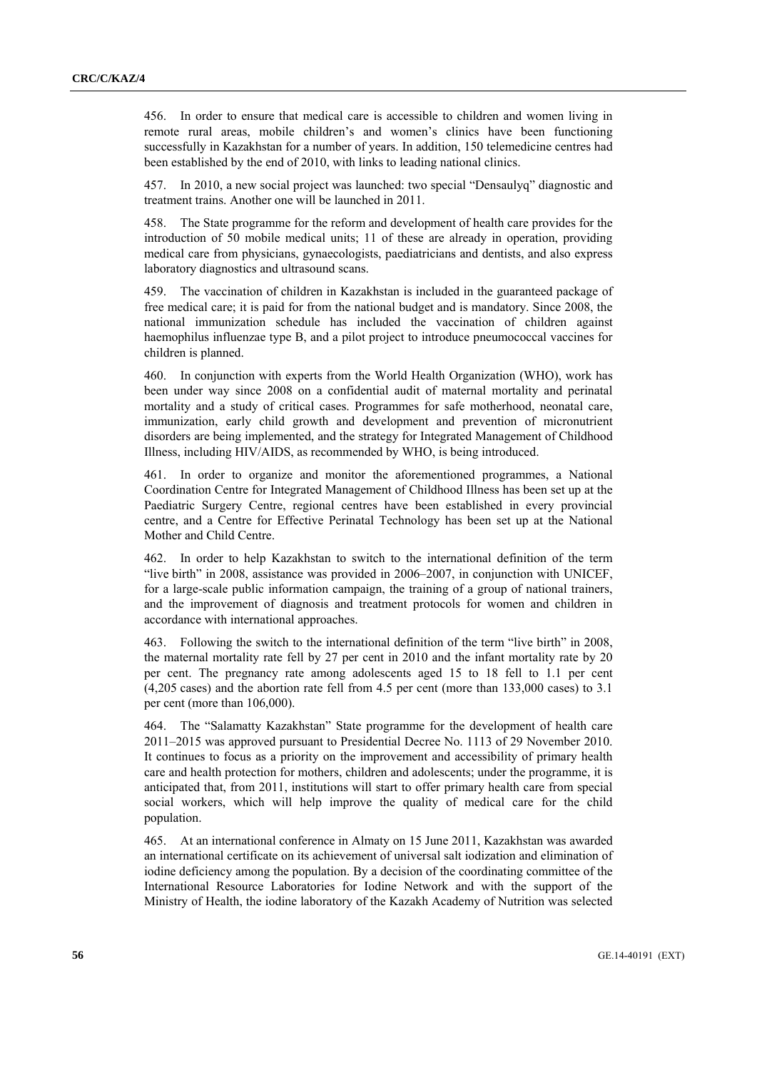456. In order to ensure that medical care is accessible to children and women living in remote rural areas, mobile children's and women's clinics have been functioning successfully in Kazakhstan for a number of years. In addition, 150 telemedicine centres had been established by the end of 2010, with links to leading national clinics.

457. In 2010, a new social project was launched: two special "Densaulyq" diagnostic and treatment trains. Another one will be launched in 2011.

458. The State programme for the reform and development of health care provides for the introduction of 50 mobile medical units; 11 of these are already in operation, providing medical care from physicians, gynaecologists, paediatricians and dentists, and also express laboratory diagnostics and ultrasound scans.

459. The vaccination of children in Kazakhstan is included in the guaranteed package of free medical care; it is paid for from the national budget and is mandatory. Since 2008, the national immunization schedule has included the vaccination of children against haemophilus influenzae type B, and a pilot project to introduce pneumococcal vaccines for children is planned.

460. In conjunction with experts from the World Health Organization (WHO), work has been under way since 2008 on a confidential audit of maternal mortality and perinatal mortality and a study of critical cases. Programmes for safe motherhood, neonatal care, immunization, early child growth and development and prevention of micronutrient disorders are being implemented, and the strategy for Integrated Management of Childhood Illness, including HIV/AIDS, as recommended by WHO, is being introduced.

461. In order to organize and monitor the aforementioned programmes, a National Coordination Centre for Integrated Management of Childhood Illness has been set up at the Paediatric Surgery Centre, regional centres have been established in every provincial centre, and a Centre for Effective Perinatal Technology has been set up at the National Mother and Child Centre.

462. In order to help Kazakhstan to switch to the international definition of the term "live birth" in 2008, assistance was provided in 2006–2007, in conjunction with UNICEF, for a large-scale public information campaign, the training of a group of national trainers, and the improvement of diagnosis and treatment protocols for women and children in accordance with international approaches.

463. Following the switch to the international definition of the term "live birth" in 2008, the maternal mortality rate fell by 27 per cent in 2010 and the infant mortality rate by 20 per cent. The pregnancy rate among adolescents aged 15 to 18 fell to 1.1 per cent (4,205 cases) and the abortion rate fell from 4.5 per cent (more than 133,000 cases) to 3.1 per cent (more than 106,000).

464. The "Salamatty Kazakhstan" State programme for the development of health care 2011–2015 was approved pursuant to Presidential Decree No. 1113 of 29 November 2010. It continues to focus as a priority on the improvement and accessibility of primary health care and health protection for mothers, children and adolescents; under the programme, it is anticipated that, from 2011, institutions will start to offer primary health care from special social workers, which will help improve the quality of medical care for the child population.

465. At an international conference in Almaty on 15 June 2011, Kazakhstan was awarded an international certificate on its achievement of universal salt iodization and elimination of iodine deficiency among the population. By a decision of the coordinating committee of the International Resource Laboratories for Iodine Network and with the support of the Ministry of Health, the iodine laboratory of the Kazakh Academy of Nutrition was selected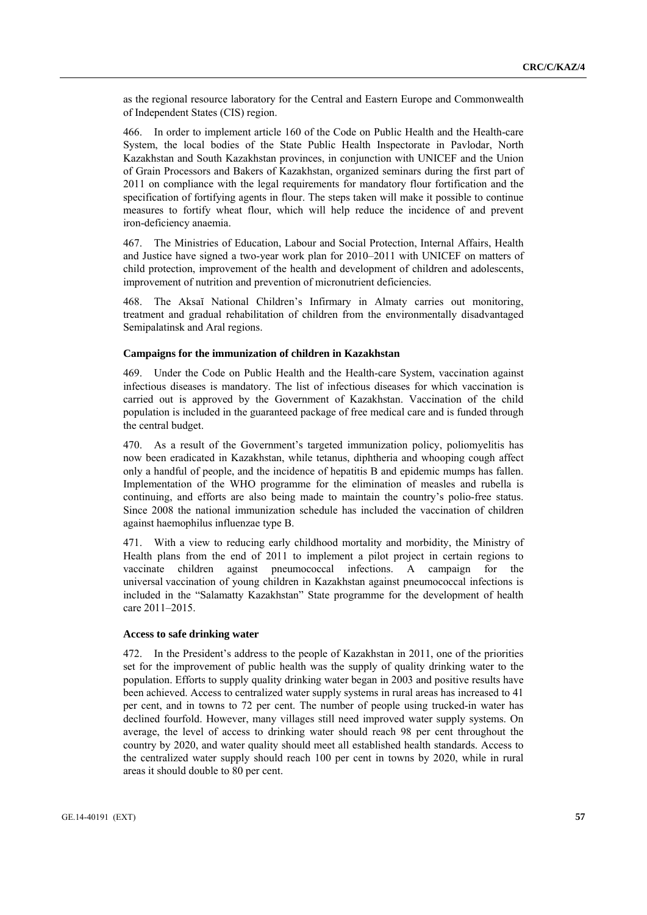as the regional resource laboratory for the Central and Eastern Europe and Commonwealth of Independent States (CIS) region.

466. In order to implement article 160 of the Code on Public Health and the Health-care System, the local bodies of the State Public Health Inspectorate in Pavlodar, North Kazakhstan and South Kazakhstan provinces, in conjunction with UNICEF and the Union of Grain Processors and Bakers of Kazakhstan, organized seminars during the first part of 2011 on compliance with the legal requirements for mandatory flour fortification and the specification of fortifying agents in flour. The steps taken will make it possible to continue measures to fortify wheat flour, which will help reduce the incidence of and prevent iron-deficiency anaemia.

467. The Ministries of Education, Labour and Social Protection, Internal Affairs, Health and Justice have signed a two-year work plan for 2010–2011 with UNICEF on matters of child protection, improvement of the health and development of children and adolescents, improvement of nutrition and prevention of micronutrient deficiencies.

468. The Aksaĭ National Children's Infirmary in Almaty carries out monitoring, treatment and gradual rehabilitation of children from the environmentally disadvantaged Semipalatinsk and Aral regions.

### Campaigns for the immunization of children in Kazakhstan

469. Under the Code on Public Health and the Health-care System, vaccination against infectious diseases is mandatory. The list of infectious diseases for which vaccination is carried out is approved by the Government of Kazakhstan. Vaccination of the child population is included in the guaranteed package of free medical care and is funded through the central budget.

470. As a result of the Government's targeted immunization policy, poliomyelitis has now been eradicated in Kazakhstan, while tetanus, diphtheria and whooping cough affect only a handful of people, and the incidence of hepatitis B and epidemic mumps has fallen. Implementation of the WHO programme for the elimination of measles and rubella is continuing, and efforts are also being made to maintain the country's polio-free status. Since 2008 the national immunization schedule has included the vaccination of children against haemophilus influenzae type B.

471. With a view to reducing early childhood mortality and morbidity, the Ministry of Health plans from the end of 2011 to implement a pilot project in certain regions to vaccinate children against pneumococcal infections. A campaign for the universal vaccination of young children in Kazakhstan against pneumococcal infections is included in the "Salamatty Kazakhstan" State programme for the development of health care 2011–2015.

### Access to safe drinking water

472. In the President's address to the people of Kazakhstan in 2011, one of the priorities set for the improvement of public health was the supply of quality drinking water to the population. Efforts to supply quality drinking water began in 2003 and positive results have been achieved. Access to centralized water supply systems in rural areas has increased to 41 per cent, and in towns to 72 per cent. The number of people using trucked-in water has declined fourfold. However, many villages still need improved water supply systems. On average, the level of access to drinking water should reach 98 per cent throughout the country by 2020, and water quality should meet all established health standards. Access to the centralized water supply should reach 100 per cent in towns by 2020, while in rural areas it should double to 80 per cent.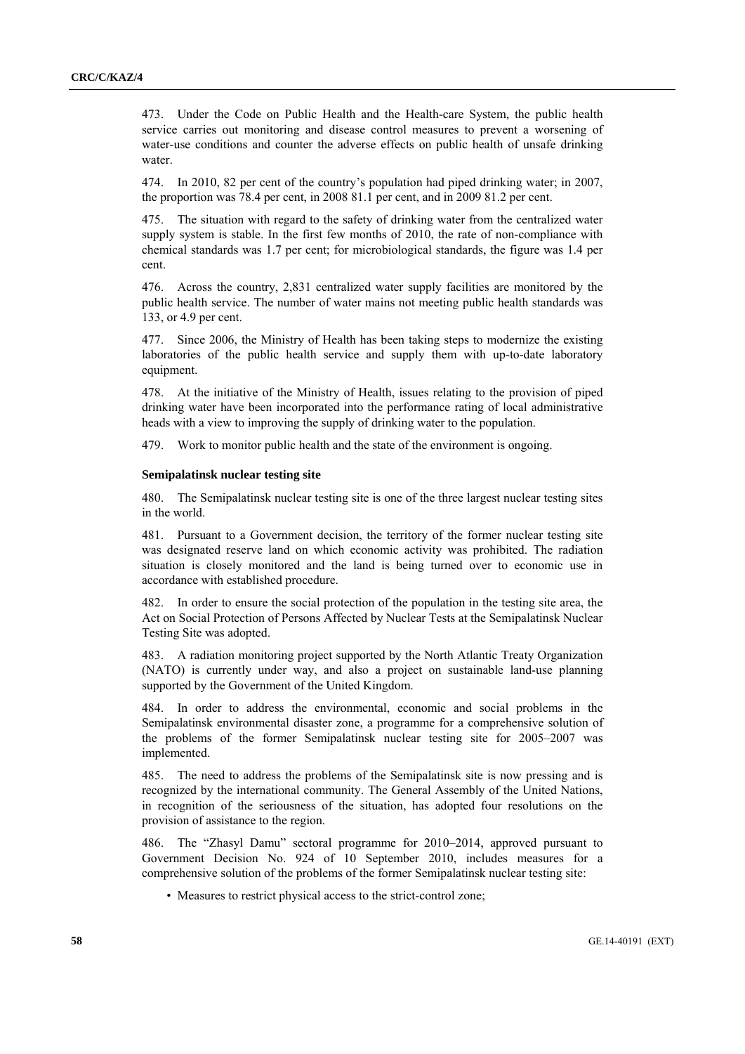473. Under the Code on Public Health and the Health-care System, the public health service carries out monitoring and disease control measures to prevent a worsening of water-use conditions and counter the adverse effects on public health of unsafe drinking water.

474. In 2010, 82 per cent of the country's population had piped drinking water; in 2007, the proportion was 78.4 per cent, in 2008 81.1 per cent, and in 2009 81.2 per cent.

475. The situation with regard to the safety of drinking water from the centralized water supply system is stable. In the first few months of 2010, the rate of non-compliance with chemical standards was 1.7 per cent; for microbiological standards, the figure was 1.4 per cent.

476. Across the country, 2,831 centralized water supply facilities are monitored by the public health service. The number of water mains not meeting public health standards was 133, or 4.9 per cent.

477. Since 2006, the Ministry of Health has been taking steps to modernize the existing laboratories of the public health service and supply them with up-to-date laboratory equipment.

478. At the initiative of the Ministry of Health, issues relating to the provision of piped drinking water have been incorporated into the performance rating of local administrative heads with a view to improving the supply of drinking water to the population.

479. Work to monitor public health and the state of the environment is ongoing.

### Semipalatinsk nuclear testing site

480. The Semipalatinsk nuclear testing site is one of the three largest nuclear testing sites in the world.

481. Pursuant to a Government decision, the territory of the former nuclear testing site was designated reserve land on which economic activity was prohibited. The radiation situation is closely monitored and the land is being turned over to economic use in accordance with established procedure.

482. In order to ensure the social protection of the population in the testing site area, the Act on Social Protection of Persons Affected by Nuclear Tests at the Semipalatinsk Nuclear Testing Site was adopted.

483. A radiation monitoring project supported by the North Atlantic Treaty Organization (NATO) is currently under way, and also a project on sustainable land-use planning supported by the Government of the United Kingdom.

484. In order to address the environmental, economic and social problems in the Semipalatinsk environmental disaster zone, a programme for a comprehensive solution of the problems of the former Semipalatinsk nuclear testing site for 2005–2007 was implemented.

485. The need to address the problems of the Semipalatinsk site is now pressing and is recognized by the international community. The General Assembly of the United Nations, in recognition of the seriousness of the situation, has adopted four resolutions on the provision of assistance to the region.

486. The "Zhasyl Damu" sectoral programme for 2010–2014, approved pursuant to Government Decision No. 924 of 10 September 2010, includes measures for a comprehensive solution of the problems of the former Semipalatinsk nuclear testing site:

- Measures to restrict physical access to the strict-control zone;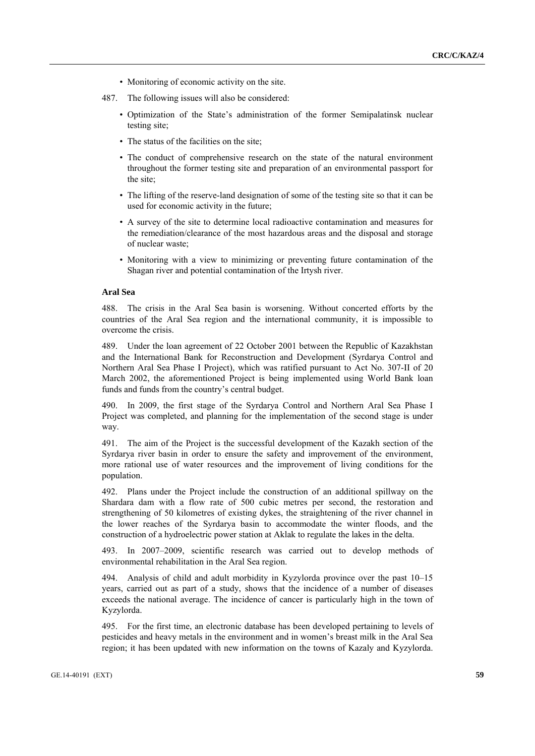- Monitoring of economic activity on the site.

487. The following issues will also be considered:

- Optimization of the State's administration of the former Semipalatinsk nuclear testing site;
- The status of the facilities on the site;
- The conduct of comprehensive research on the state of the natural environment throughout the former testing site and preparation of an environmental passport for the site;
- The lifting of the reserve-land designation of some of the testing site so that it can be used for economic activity in the future;
- A survey of the site to determine local radioactive contamination and measures for the remediation/clearance of the most hazardous areas and the disposal and storage of nuclear waste;
- Monitoring with a view to minimizing or preventing future contamination of the Shagan river and potential contamination of the Irtysh river.

**Aral Sea**

488. The crisis in the Aral Sea basin is worsening. Without concerted efforts by the countries of the Aral Sea region and the international community, it is impossible to overcome the crisis.

489. Under the loan agreement of 22 October 2001 between the Republic of Kazakhstan and the International Bank for Reconstruction and Development (Syrdarya Control and Northern Aral Sea Phase I Project), which was ratified pursuant to Act No. 307-II of 20 March 2002, the aforementioned Project is being implemented using World Bank loan funds and funds from the country's central budget.

490. In 2009, the first stage of the Syrdarya Control and Northern Aral Sea Phase I Project was completed, and planning for the implementation of the second stage is under way.

491. The aim of the Project is the successful development of the Kazakh section of the Syrdarya river basin in order to ensure the safety and improvement of the environment, more rational use of water resources and the improvement of living conditions for the population.

492. Plans under the Project include the construction of an additional spillway on the Shardara dam with a flow rate of 500 cubic metres per second, the restoration and strengthening of 50 kilometres of existing dykes, the straightening of the river channel in the lower reaches of the Syrdarya basin to accommodate the winter floods, and the construction of a hydroelectric power station at Aklak to regulate the lakes in the delta.

493. In 2007–2009, scientific research was carried out to develop methods of environmental rehabilitation in the Aral Sea region.

494. Analysis of child and adult morbidity in Kyzylorda province over the past 10–15 years, carried out as part of a study, shows that the incidence of a number of diseases exceeds the national average. The incidence of cancer is particularly high in the town of Kyzylorda.

495. For the first time, an electronic database has been developed pertaining to levels of pesticides and heavy metals in the environment and in women's breast milk in the Aral Sea region; it has been updated with new information on the towns of Kazaly and Kyzylorda.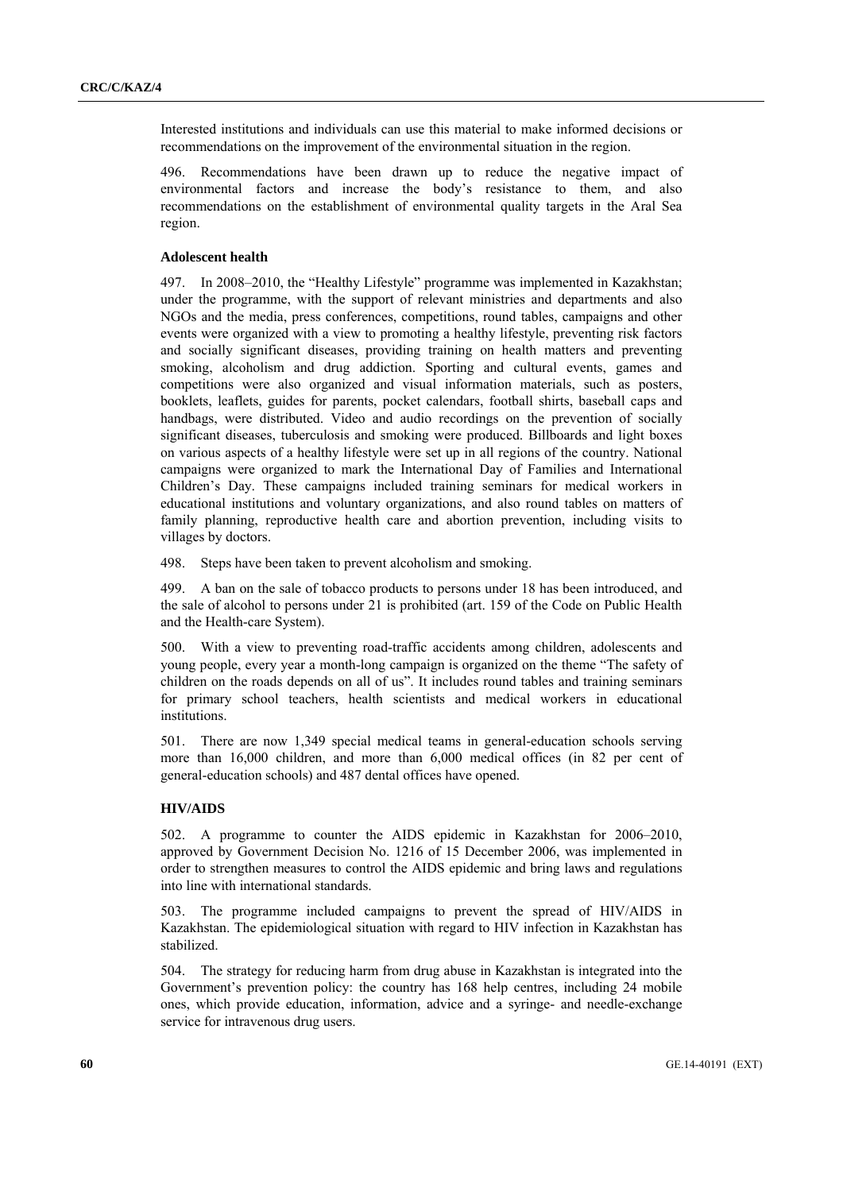Interested institutions and individuals can use this material to make informed decisions or recommendations on the improvement of the environmental situation in the region.

496. Recommendations have been drawn up to reduce the negative impact of environmental factors and increase the body's resistance to them, and also recommendations on the establishment of environmental quality targets in the Aral Sea region.

**Adolescent health**

497. In 2008–2010, the "Healthy Lifestyle" programme was implemented in Kazakhstan; under the programme, with the support of relevant ministries and departments and also NGOs and the media, press conferences, competitions, round tables, campaigns and other events were organized with a view to promoting a healthy lifestyle, preventing risk factors and socially significant diseases, providing training on health matters and preventing smoking, alcoholism and drug addiction. Sporting and cultural events, games and competitions were also organized and visual information materials, such as posters, booklets, leaflets, guides for parents, pocket calendars, football shirts, baseball caps and handbags, were distributed. Video and audio recordings on the prevention of socially significant diseases, tuberculosis and smoking were produced. Billboards and light boxes on various aspects of a healthy lifestyle were set up in all regions of the country. National campaigns were organized to mark the International Day of Families and International Children's Day. These campaigns included training seminars for medical workers in educational institutions and voluntary organizations, and also round tables on matters of family planning, reproductive health care and abortion prevention, including visits to villages by doctors.

498. Steps have been taken to prevent alcoholism and smoking.

499. A ban on the sale of tobacco products to persons under 18 has been introduced, and the sale of alcohol to persons under 21 is prohibited (art. 159 of the Code on Public Health and the Health-care System).

500. With a view to preventing road-traffic accidents among children, adolescents and young people, every year a month-long campaign is organized on the theme "The safety of children on the roads depends on all of us". It includes round tables and training seminars for primary school teachers, health scientists and medical workers in educational institutions.

501. There are now 1,349 special medical teams in general-education schools serving more than 16,000 children, and more than 6,000 medical offices (in 82 per cent of general-education schools) and 487 dental offices have opened.

**HIV/AIDS**

502. A programme to counter the AIDS epidemic in Kazakhstan for 2006–2010, approved by Government Decision No. 1216 of 15 December 2006, was implemented in order to strengthen measures to control the AIDS epidemic and bring laws and regulations into line with international standards.

503. The programme included campaigns to prevent the spread of HIV/AIDS in Kazakhstan. The epidemiological situation with regard to HIV infection in Kazakhstan has stabilized.

504. The strategy for reducing harm from drug abuse in Kazakhstan is integrated into the Government's prevention policy: the country has 168 help centres, including 24 mobile ones, which provide education, information, advice and a syringe- and needle-exchange service for intravenous drug users.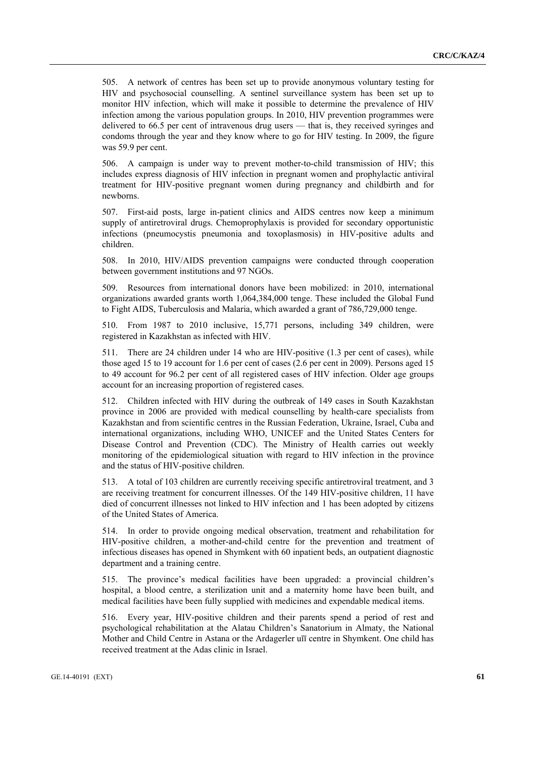505. A network of centres has been set up to provide anonymous voluntary testing for HIV and psychosocial counselling. A sentinel surveillance system has been set up to monitor HIV infection, which will make it possible to determine the prevalence of HIV infection among the various population groups. In 2010, HIV prevention programmes were delivered to 66.5 per cent of intravenous drug users — that is, they received syringes and condoms through the year and they know where to go for HIV testing. In 2009, the figure was 59.9 per cent.

506. A campaign is under way to prevent mother-to-child transmission of HIV; this includes express diagnosis of HIV infection in pregnant women and prophylactic antiviral treatment for HIV-positive pregnant women during pregnancy and childbirth and for newborns.

507. First-aid posts, large in-patient clinics and AIDS centres now keep a minimum supply of antiretroviral drugs. Chemoprophylaxis is provided for secondary opportunistic infections (pneumocystis pneumonia and toxoplasmosis) in HIV-positive adults and children.

508. In 2010, HIV/AIDS prevention campaigns were conducted through cooperation between government institutions and 97 NGOs.

509. Resources from international donors have been mobilized: in 2010, international organizations awarded grants worth 1,064,384,000 tenge. These included the Global Fund to Fight AIDS, Tuberculosis and Malaria, which awarded a grant of 786,729,000 tenge.

510. From 1987 to 2010 inclusive, 15,771 persons, including 349 children, were registered in Kazakhstan as infected with HIV.

511. There are 24 children under 14 who are HIV-positive (1.3 per cent of cases), while those aged 15 to 19 account for 1.6 per cent of cases (2.6 per cent in 2009). Persons aged 15 to 49 account for 96.2 per cent of all registered cases of HIV infection. Older age groups account for an increasing proportion of registered cases.

512. Children infected with HIV during the outbreak of 149 cases in South Kazakhstan province in 2006 are provided with medical counselling by health-care specialists from Kazakhstan and from scientific centres in the Russian Federation, Ukraine, Israel, Cuba and international organizations, including WHO, UNICEF and the United States Centers for Disease Control and Prevention (CDC). The Ministry of Health carries out weekly monitoring of the epidemiological situation with regard to HIV infection in the province and the status of HIV-positive children.

513. A total of 103 children are currently receiving specific antiretroviral treatment, and 3 are receiving treatment for concurrent illnesses. Of the 149 HIV-positive children, 11 have died of concurrent illnesses not linked to HIV infection and 1 has been adopted by citizens of the United States of America.

514. In order to provide ongoing medical observation, treatment and rehabilitation for HIV-positive children, a mother-and-child centre for the prevention and treatment of infectious diseases has opened in Shymkent with 60 inpatient beds, an outpatient diagnostic department and a training centre.

515. The province's medical facilities have been upgraded: a provincial children's hospital, a blood centre, a sterilization unit and a maternity home have been built, and medical facilities have been fully supplied with medicines and expendable medical items.

516. Every year, HIV-positive children and their parents spend a period of rest and psychological rehabilitation at the Alatau Children's Sanatorium in Almaty, the National Mother and Child Centre in Astana or the Ardagerler uīī centre in Shymkent. One child has received treatment at the Adas clinic in Israel.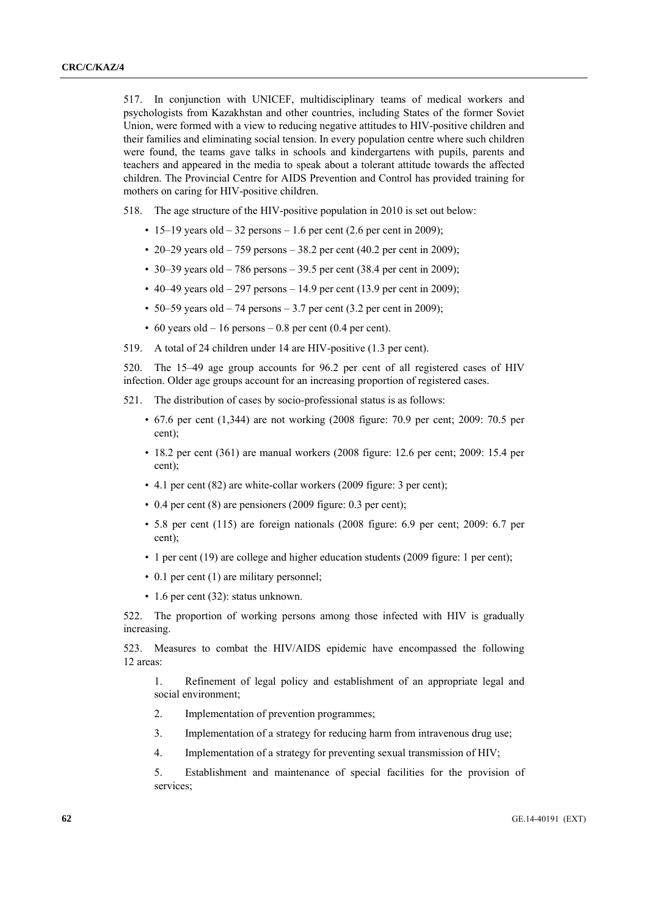517. In conjunction with UNICEF, multidisciplinary teams of medical workers and psychologists from Kazakhstan and other countries, including States of the former Soviet Union, were formed with a view to reducing negative attitudes to HIV-positive children and their families and eliminating social tension. In every population centre where such children were found, the teams gave talks in schools and kindergartens with pupils, parents and teachers and appeared in the media to speak about a tolerant attitude towards the affected children. The Provincial Centre for AIDS Prevention and Control has provided training for mothers on caring for HIV-positive children.

518. The age structure of the HIV-positive population in 2010 is set out below:

- 15–19 years old – 32 persons – 1.6 per cent (2.6 per cent in 2009);
- 20–29 years old – 759 persons – 38.2 per cent (40.2 per cent in 2009);
- 30–39 years old – 786 persons – 39.5 per cent (38.4 per cent in 2009);
- 40–49 years old – 297 persons – 14.9 per cent (13.9 per cent in 2009);
- 50–59 years old – 74 persons – 3.7 per cent (3.2 per cent in 2009);
- 60 years old – 16 persons – 0.8 per cent (0.4 per cent).

519. A total of 24 children under 14 are HIV-positive (1.3 per cent).

520. The 15–49 age group accounts for 96.2 per cent of all registered cases of HIV infection. Older age groups account for an increasing proportion of registered cases.

521. The distribution of cases by socio-professional status is as follows:

- 67.6 per cent (1,344) are not working (2008 figure: 70.9 per cent; 2009: 70.5 per cent);
- 18.2 per cent (361) are manual workers (2008 figure: 12.6 per cent; 2009: 15.4 per cent);
- 4.1 per cent (82) are white-collar workers (2009 figure: 3 per cent);
- 0.4 per cent (8) are pensioners (2009 figure: 0.3 per cent);
- 5.8 per cent (115) are foreign nationals (2008 figure: 6.9 per cent; 2009: 6.7 per cent);
- 1 per cent (19) are college and higher education students (2009 figure: 1 per cent);
- 0.1 per cent (1) are military personnel;
- 1.6 per cent (32): status unknown.

522. The proportion of working persons among those infected with HIV is gradually increasing.

523. Measures to combat the HIV/AIDS epidemic have encompassed the following 12 areas:

1. Refinement of legal policy and establishment of an appropriate legal and social environment;
2. Implementation of prevention programmes;
3. Implementation of a strategy for reducing harm from intravenous drug use;
4. Implementation of a strategy for preventing sexual transmission of HIV;
5. Establishment and maintenance of special facilities for the provision of services;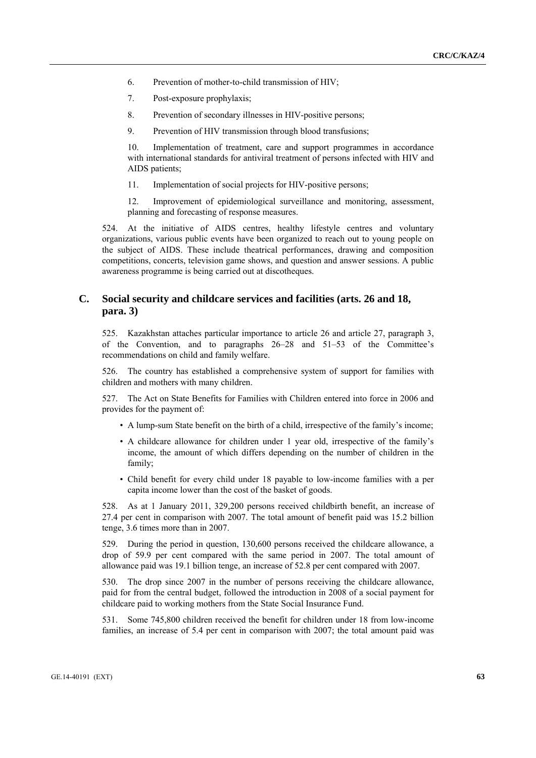6. Prevention of mother-to-child transmission of HIV;

7. Post-exposure prophylaxis;

8. Prevention of secondary illnesses in HIV-positive persons;

9. Prevention of HIV transmission through blood transfusions;

10. Implementation of treatment, care and support programmes in accordance with international standards for antiviral treatment of persons infected with HIV and AIDS patients;

11. Implementation of social projects for HIV-positive persons;

12. Improvement of epidemiological surveillance and monitoring, assessment, planning and forecasting of response measures.

524. At the initiative of AIDS centres, healthy lifestyle centres and voluntary organizations, various public events have been organized to reach out to young people on the subject of AIDS. These include theatrical performances, drawing and composition competitions, concerts, television game shows, and question and answer sessions. A public awareness programme is being carried out at discotheques.

## C. Social security and childcare services and facilities (arts. 26 and 18, para. 3)

525. Kazakhstan attaches particular importance to article 26 and article 27, paragraph 3, of the Convention, and to paragraphs 26–28 and 51–53 of the Committee's recommendations on child and family welfare.

526. The country has established a comprehensive system of support for families with children and mothers with many children.

527. The Act on State Benefits for Families with Children entered into force in 2006 and provides for the payment of:

- A lump-sum State benefit on the birth of a child, irrespective of the family's income;
- A childcare allowance for children under 1 year old, irrespective of the family's income, the amount of which differs depending on the number of children in the family;
- Child benefit for every child under 18 payable to low-income families with a per capita income lower than the cost of the basket of goods.

528. As at 1 January 2011, 329,200 persons received childbirth benefit, an increase of 27.4 per cent in comparison with 2007. The total amount of benefit paid was 15.2 billion tenge, 3.6 times more than in 2007.

529. During the period in question, 130,600 persons received the childcare allowance, a drop of 59.9 per cent compared with the same period in 2007. The total amount of allowance paid was 19.1 billion tenge, an increase of 52.8 per cent compared with 2007.

530. The drop since 2007 in the number of persons receiving the childcare allowance, paid for from the central budget, followed the introduction in 2008 of a social payment for childcare paid to working mothers from the State Social Insurance Fund.

531. Some 745,800 children received the benefit for children under 18 from low-income families, an increase of 5.4 per cent in comparison with 2007; the total amount paid was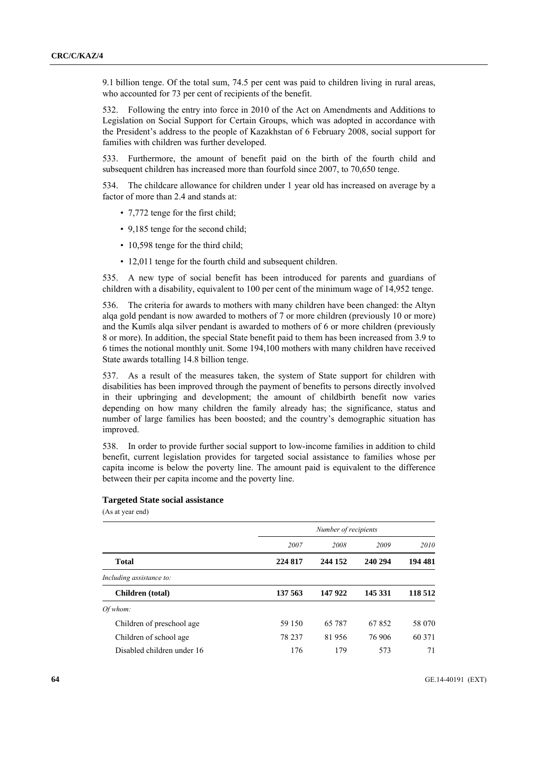9.1 billion tenge. Of the total sum, 74.5 per cent was paid to children living in rural areas, who accounted for 73 per cent of recipients of the benefit.

532. Following the entry into force in 2010 of the Act on Amendments and Additions to Legislation on Social Support for Certain Groups, which was adopted in accordance with the President's address to the people of Kazakhstan of 6 February 2008, social support for families with children was further developed.

533. Furthermore, the amount of benefit paid on the birth of the fourth child and subsequent children has increased more than fourfold since 2007, to 70,650 tenge.

534. The childcare allowance for children under 1 year old has increased on average by a factor of more than 2.4 and stands at:

- 7,772 tenge for the first child;
- 9,185 tenge for the second child;
- 10,598 tenge for the third child;
- 12,011 tenge for the fourth child and subsequent children.

535. A new type of social benefit has been introduced for parents and guardians of children with a disability, equivalent to 100 per cent of the minimum wage of 14,952 tenge.

536. The criteria for awards to mothers with many children have been changed: the Altyn alqa gold pendant is now awarded to mothers of 7 or more children (previously 10 or more) and the Kumīs alqa silver pendant is awarded to mothers of 6 or more children (previously 8 or more). In addition, the special State benefit paid to them has been increased from 3.9 to 6 times the notional monthly unit. Some 194,100 mothers with many children have received State awards totalling 14.8 billion tenge.

537. As a result of the measures taken, the system of State support for children with disabilities has been improved through the payment of benefits to persons directly involved in their upbringing and development; the amount of childbirth benefit now varies depending on how many children the family already has; the significance, status and number of large families has been boosted; and the country's demographic situation has improved.

538. In order to provide further social support to low-income families in addition to child benefit, current legislation provides for targeted social assistance to families whose per capita income is below the poverty line. The amount paid is equivalent to the difference between their per capita income and the poverty line.

**Targeted State social assistance**

(As at year end)

| | *Number of recipients* | | | |
|---|---|---|---|---|
| | *2007* | *2008* | *2009* | *2010* |
| **Total** | **224 817** | **244 152** | **240 294** | **194 481** |
| *Including assistance to:* | | | | |
| **Children (total)** | **137 563** | **147 922** | **145 331** | **118 512** |
| *Of whom:* | | | | |
| Children of preschool age | 59 150 | 65 787 | 67 852 | 58 070 |
| Children of school age | 78 237 | 81 956 | 76 906 | 60 371 |
| Disabled children under 16 | 176 | 179 | 573 | 71 |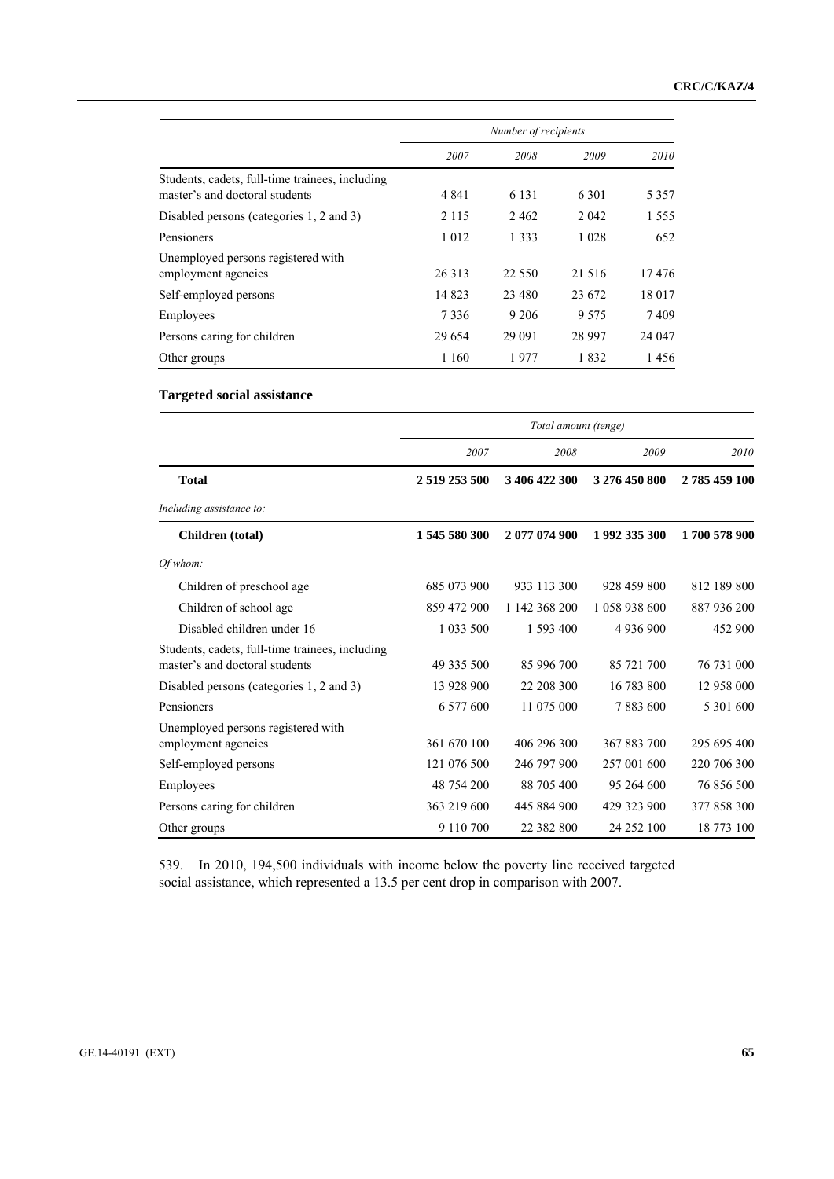| | Number of recipients | | | |
|---|---|---|---|---|
| | 2007 | 2008 | 2009 | 2010 |
| Students, cadets, full-time trainees, including master's and doctoral students | 4 841 | 6 131 | 6 301 | 5 357 |
| Disabled persons (categories 1, 2 and 3) | 2 115 | 2 462 | 2 042 | 1 555 |
| Pensioners | 1 012 | 1 333 | 1 028 | 652 |
| Unemployed persons registered with employment agencies | 26 313 | 22 550 | 21 516 | 17 476 |
| Self-employed persons | 14 823 | 23 480 | 23 672 | 18 017 |
| Employees | 7 336 | 9 206 | 9 575 | 7 409 |
| Persons caring for children | 29 654 | 29 091 | 28 997 | 24 047 |
| Other groups | 1 160 | 1 977 | 1 832 | 1 456 |

**Targeted social assistance**

| | Total amount (tenge) | | | |
|---|---|---|---|---|
| | 2007 | 2008 | 2009 | 2010 |
| **Total** | **2 519 253 500** | **3 406 422 300** | **3 276 450 800** | **2 785 459 100** |
| *Including assistance to:* | | | | |
| **Children (total)** | **1 545 580 300** | **2 077 074 900** | **1 992 335 300** | **1 700 578 900** |
| *Of whom:* | | | | |
| Children of preschool age | 685 073 900 | 933 113 300 | 928 459 800 | 812 189 800 |
| Children of school age | 859 472 900 | 1 142 368 200 | 1 058 938 600 | 887 936 200 |
| Disabled children under 16 | 1 033 500 | 1 593 400 | 4 936 900 | 452 900 |
| Students, cadets, full-time trainees, including master's and doctoral students | 49 335 500 | 85 996 700 | 85 721 700 | 76 731 000 |
| Disabled persons (categories 1, 2 and 3) | 13 928 900 | 22 208 300 | 16 783 800 | 12 958 000 |
| Pensioners | 6 577 600 | 11 075 000 | 7 883 600 | 5 301 600 |
| Unemployed persons registered with employment agencies | 361 670 100 | 406 296 300 | 367 883 700 | 295 695 400 |
| Self-employed persons | 121 076 500 | 246 797 900 | 257 001 600 | 220 706 300 |
| Employees | 48 754 200 | 88 705 400 | 95 264 600 | 76 856 500 |
| Persons caring for children | 363 219 600 | 445 884 900 | 429 323 900 | 377 858 300 |
| Other groups | 9 110 700 | 22 382 800 | 24 252 100 | 18 773 100 |

539. In 2010, 194,500 individuals with income below the poverty line received targeted social assistance, which represented a 13.5 per cent drop in comparison with 2007.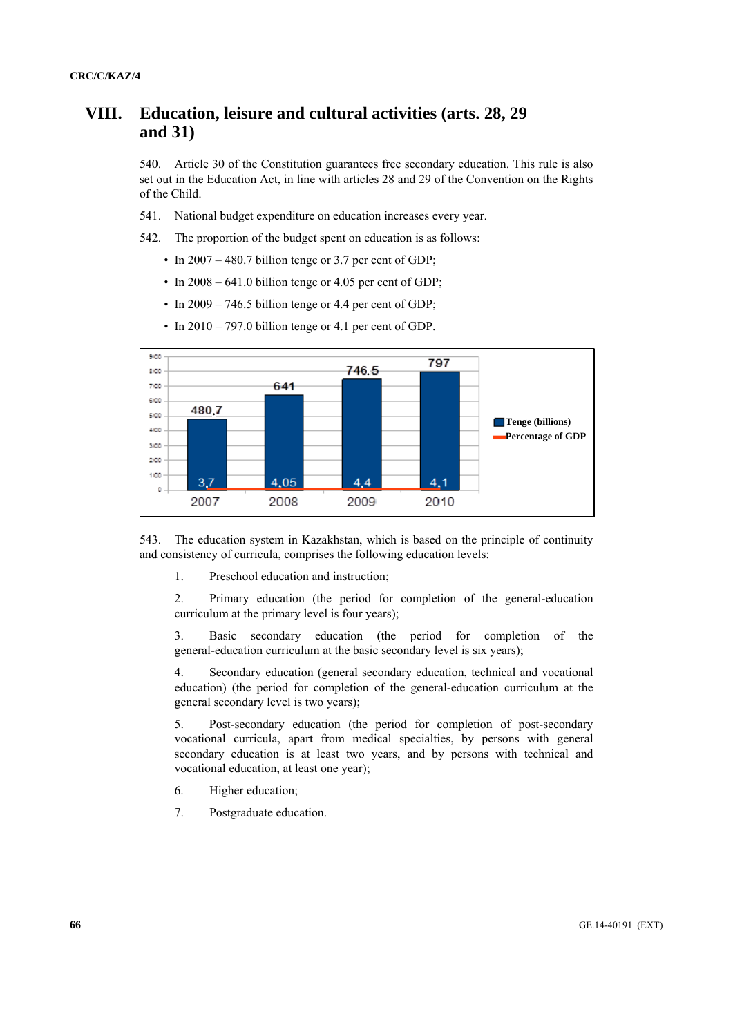# VIII. Education, leisure and cultural activities (arts. 28, 29 and 31)

540. Article 30 of the Constitution guarantees free secondary education. This rule is also set out in the Education Act, in line with articles 28 and 29 of the Convention on the Rights of the Child.

541. National budget expenditure on education increases every year.

542. The proportion of the budget spent on education is as follows:

- In 2007 – 480.7 billion tenge or 3.7 per cent of GDP;
- In 2008 – 641.0 billion tenge or 4.05 per cent of GDP;
- In 2009 – 746.5 billion tenge or 4.4 per cent of GDP;
- In 2010 – 797.0 billion tenge or 4.1 per cent of GDP.

| | 2007 | 2008 | 2009 | 2010 |
|---|---|---|---|---|
| Tenge (billions) | 480,7 | 641 | 746.5 | 797 |
| Percentage of GDP | 3,7 | 4,05 | 4,4 | 4,1 |

543. The education system in Kazakhstan, which is based on the principle of continuity and consistency of curricula, comprises the following education levels:

1. Preschool education and instruction;

2. Primary education (the period for completion of the general-education curriculum at the primary level is four years);

3. Basic secondary education (the period for completion of the general-education curriculum at the basic secondary level is six years);

4. Secondary education (general secondary education, technical and vocational education) (the period for completion of the general-education curriculum at the general secondary level is two years);

5. Post-secondary education (the period for completion of post-secondary vocational curricula, apart from medical specialties, by persons with general secondary education is at least two years, and by persons with technical and vocational education, at least one year);

6. Higher education;

7. Postgraduate education.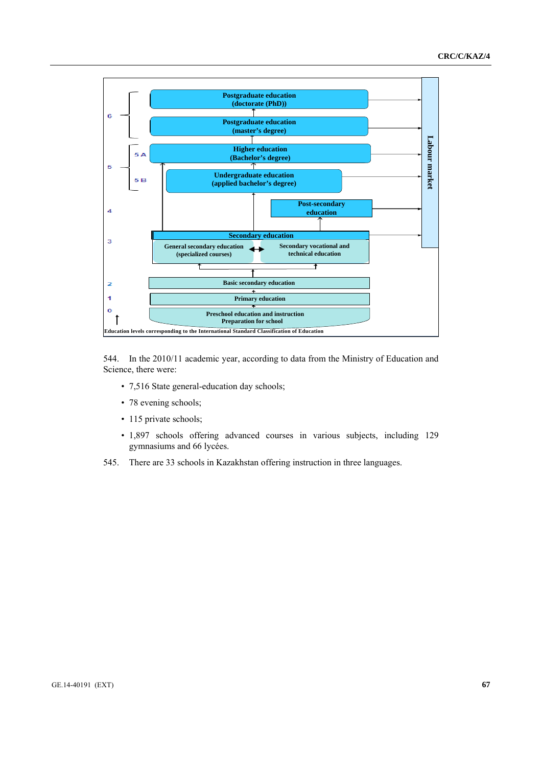Postgraduate education
(doctorate (PhD))

Postgraduate education
(master's degree)

Higher education
(Bachelor's degree)

Undergraduate education
(applied bachelor's degree)

Post-secondary
education

Secondary education

General secondary education
(specialized courses)

Secondary vocational and
technical education

Basic secondary education

Primary education

Preschool education and instruction
Preparation for school

Labour market

6, 5 A, 5, 5 B, 4, 3, 2, 1, 0

Education levels corresponding to the International Standard Classification of Education

544. In the 2010/11 academic year, according to data from the Ministry of Education and Science, there were:

- 7,516 State general-education day schools;
- 78 evening schools;
- 115 private schools;
- 1,897 schools offering advanced courses in various subjects, including 129 gymnasiums and 66 lycées.

545. There are 33 schools in Kazakhstan offering instruction in three languages.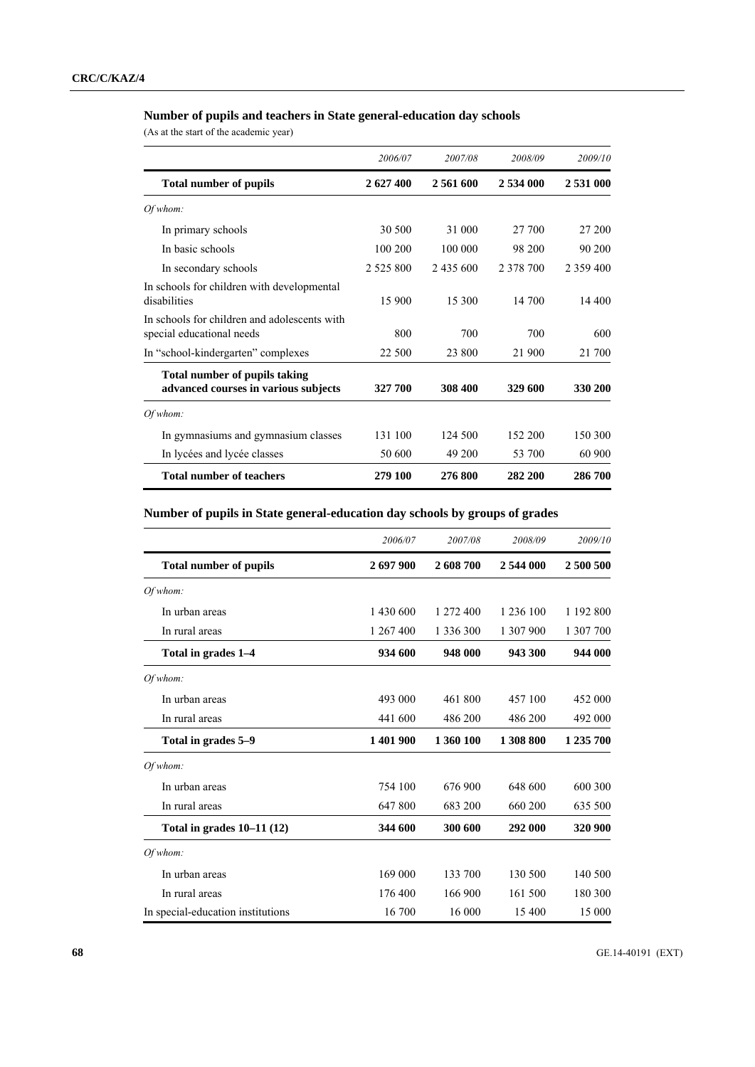**Number of pupils and teachers in State general-education day schools**

(As at the start of the academic year)

| | *2006/07* | *2007/08* | *2008/09* | *2009/10* |
|---|---|---|---|---|
| **Total number of pupils** | **2 627 400** | **2 561 600** | **2 534 000** | **2 531 000** |
| *Of whom:* | | | | |
| In primary schools | 30 500 | 31 000 | 27 700 | 27 200 |
| In basic schools | 100 200 | 100 000 | 98 200 | 90 200 |
| In secondary schools | 2 525 800 | 2 435 600 | 2 378 700 | 2 359 400 |
| In schools for children with developmental disabilities | 15 900 | 15 300 | 14 700 | 14 400 |
| In schools for children and adolescents with special educational needs | 800 | 700 | 700 | 600 |
| In "school-kindergarten" complexes | 22 500 | 23 800 | 21 900 | 21 700 |
| **Total number of pupils taking advanced courses in various subjects** | **327 700** | **308 400** | **329 600** | **330 200** |
| *Of whom:* | | | | |
| In gymnasiums and gymnasium classes | 131 100 | 124 500 | 152 200 | 150 300 |
| In lycées and lycée classes | 50 600 | 49 200 | 53 700 | 60 900 |
| **Total number of teachers** | **279 100** | **276 800** | **282 200** | **286 700** |

**Number of pupils in State general-education day schools by groups of grades**

| | *2006/07* | *2007/08* | *2008/09* | *2009/10* |
|---|---|---|---|---|
| **Total number of pupils** | **2 697 900** | **2 608 700** | **2 544 000** | **2 500 500** |
| *Of whom:* | | | | |
| In urban areas | 1 430 600 | 1 272 400 | 1 236 100 | 1 192 800 |
| In rural areas | 1 267 400 | 1 336 300 | 1 307 900 | 1 307 700 |
| **Total in grades 1–4** | **934 600** | **948 000** | **943 300** | **944 000** |
| *Of whom:* | | | | |
| In urban areas | 493 000 | 461 800 | 457 100 | 452 000 |
| In rural areas | 441 600 | 486 200 | 486 200 | 492 000 |
| **Total in grades 5–9** | **1 401 900** | **1 360 100** | **1 308 800** | **1 235 700** |
| *Of whom:* | | | | |
| In urban areas | 754 100 | 676 900 | 648 600 | 600 300 |
| In rural areas | 647 800 | 683 200 | 660 200 | 635 500 |
| **Total in grades 10–11 (12)** | **344 600** | **300 600** | **292 000** | **320 900** |
| *Of whom:* | | | | |
| In urban areas | 169 000 | 133 700 | 130 500 | 140 500 |
| In rural areas | 176 400 | 166 900 | 161 500 | 180 300 |
| In special-education institutions | 16 700 | 16 000 | 15 400 | 15 000 |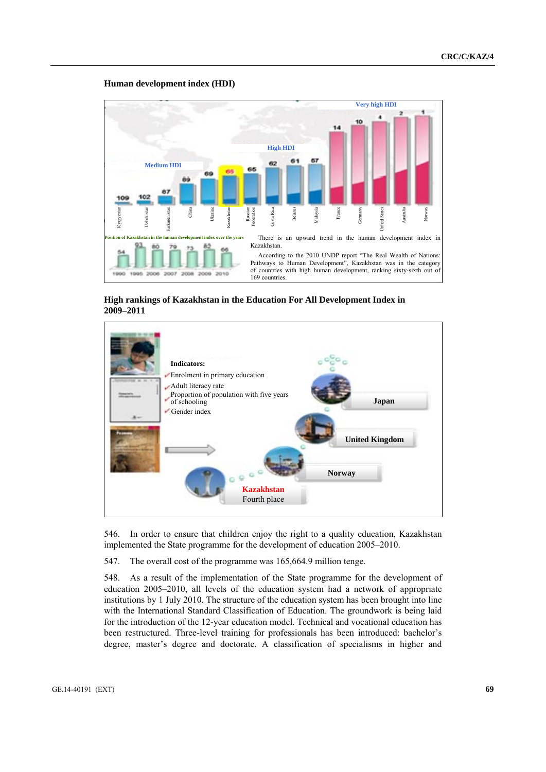**Human development index (HDI)**

Very high HDI

High HDI

Medium HDI

| Country | Rank |
|---|---|
| Kyrgyzstan | 109 |
| Uzbekistan | 102 |
| Turkmenistan | 87 |
| China | 89 |
| Ukraine | 69 |
| Kazakhstan | 66 |
| Russian Federation | 65 |
| Costa Rica | 62 |
| Belarus | 61 |
| Malaysia | 57 |
| France | 14 |
| Germany | 10 |
| United States | 4 |
| Australia | 2 |
| Norway | 1 |

Position of Kazakhstan in the human development index over the years

| 1990 | 1995 | 2006 | 2007 | 2008 | 2009 | 2010 |
|---|---|---|---|---|---|---|
| 54 | 93 | 80 | 79 | 73 | 82 | 66 |

There is an upward trend in the human development index in Kazakhstan.

According to the 2010 UNDP report "The Real Wealth of Nations: Pathways to Human Development", Kazakhstan was in the category of countries with high human development, ranking sixty-sixth out of 169 countries.

**High rankings of Kazakhstan in the Education For All Development Index in 2009–2011**

**Indicators:**

- Enrolment in primary education
- Adult literacy rate
- Proportion of population with five years of schooling
- Gender index

Japan

United Kingdom

Norway

Kazakhstan
Fourth place

546. In order to ensure that children enjoy the right to a quality education, Kazakhstan implemented the State programme for the development of education 2005–2010.

547. The overall cost of the programme was 165,664.9 million tenge.

548. As a result of the implementation of the State programme for the development of education 2005–2010, all levels of the education system had a network of appropriate institutions by 1 July 2010. The structure of the education system has been brought into line with the International Standard Classification of Education. The groundwork is being laid for the introduction of the 12-year education model. Technical and vocational education has been restructured. Three-level training for professionals has been introduced: bachelor's degree, master's degree and doctorate. A classification of specialisms in higher and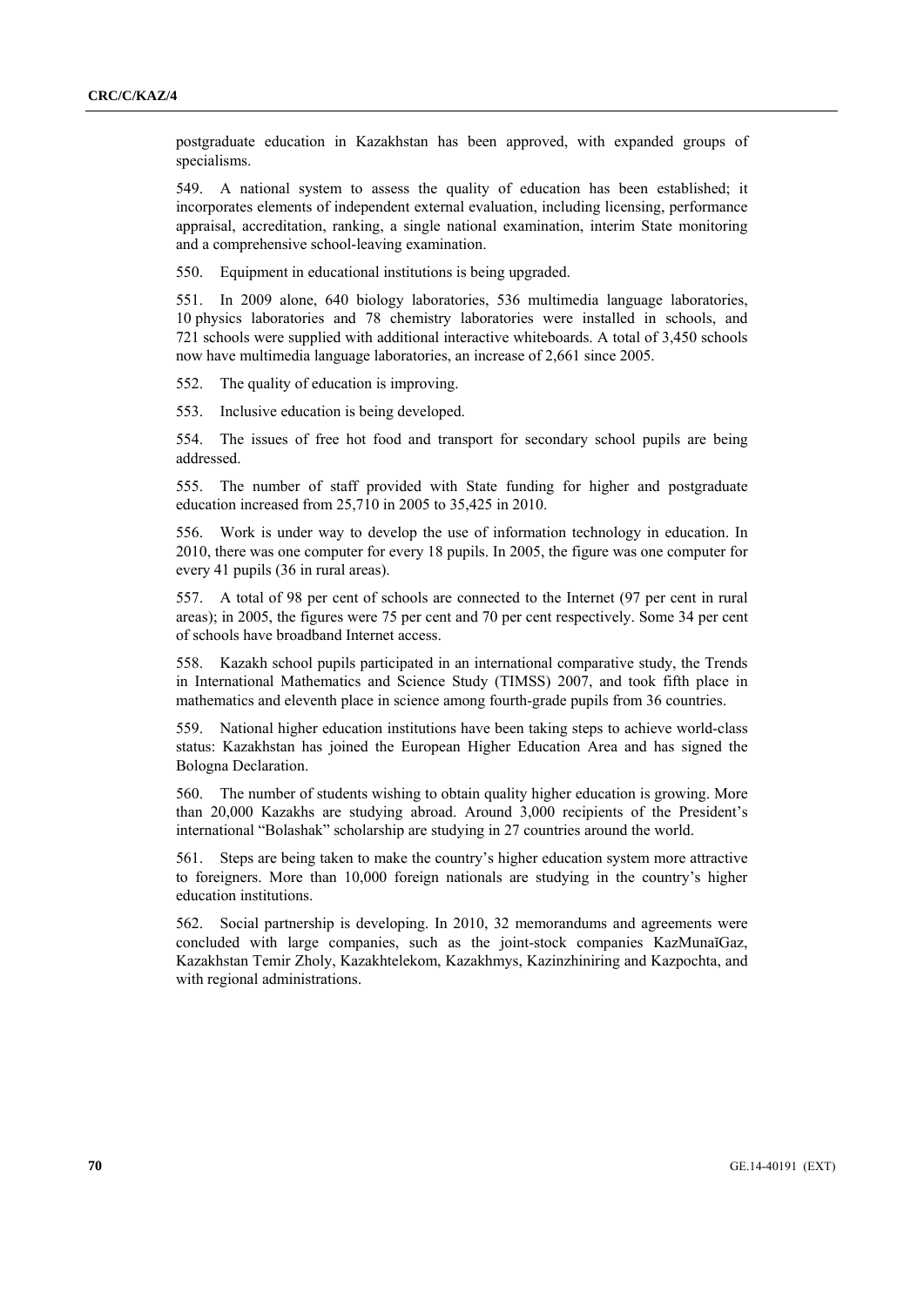postgraduate education in Kazakhstan has been approved, with expanded groups of specialisms.

549. A national system to assess the quality of education has been established; it incorporates elements of independent external evaluation, including licensing, performance appraisal, accreditation, ranking, a single national examination, interim State monitoring and a comprehensive school-leaving examination.

550. Equipment in educational institutions is being upgraded.

551. In 2009 alone, 640 biology laboratories, 536 multimedia language laboratories, 10 physics laboratories and 78 chemistry laboratories were installed in schools, and 721 schools were supplied with additional interactive whiteboards. A total of 3,450 schools now have multimedia language laboratories, an increase of 2,661 since 2005.

552. The quality of education is improving.

553. Inclusive education is being developed.

554. The issues of free hot food and transport for secondary school pupils are being addressed.

555. The number of staff provided with State funding for higher and postgraduate education increased from 25,710 in 2005 to 35,425 in 2010.

556. Work is under way to develop the use of information technology in education. In 2010, there was one computer for every 18 pupils. In 2005, the figure was one computer for every 41 pupils (36 in rural areas).

557. A total of 98 per cent of schools are connected to the Internet (97 per cent in rural areas); in 2005, the figures were 75 per cent and 70 per cent respectively. Some 34 per cent of schools have broadband Internet access.

558. Kazakh school pupils participated in an international comparative study, the Trends in International Mathematics and Science Study (TIMSS) 2007, and took fifth place in mathematics and eleventh place in science among fourth-grade pupils from 36 countries.

559. National higher education institutions have been taking steps to achieve world-class status: Kazakhstan has joined the European Higher Education Area and has signed the Bologna Declaration.

560. The number of students wishing to obtain quality higher education is growing. More than 20,000 Kazakhs are studying abroad. Around 3,000 recipients of the President's international "Bolashak" scholarship are studying in 27 countries around the world.

561. Steps are being taken to make the country's higher education system more attractive to foreigners. More than 10,000 foreign nationals are studying in the country's higher education institutions.

562. Social partnership is developing. In 2010, 32 memorandums and agreements were concluded with large companies, such as the joint-stock companies KazMunaïGaz, Kazakhstan Temir Zholy, Kazakhtelekom, Kazakhmys, Kazinzhiniring and Kazpochta, and with regional administrations.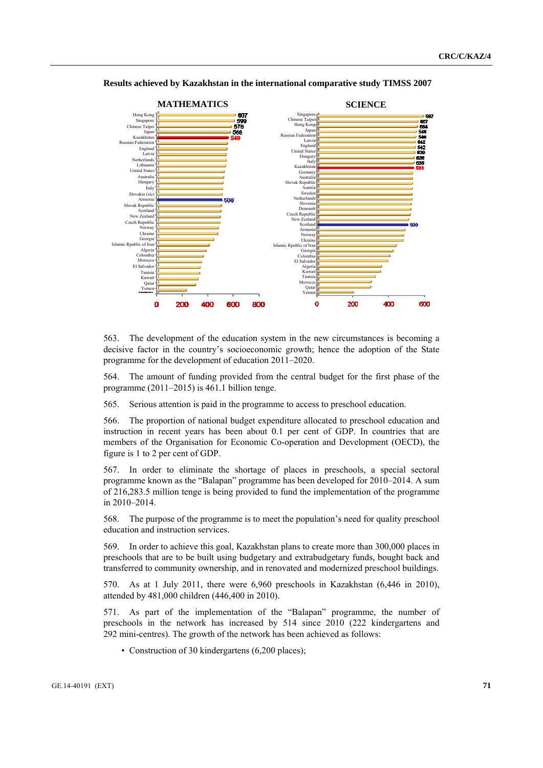**Results achieved by Kazakhstan in the international comparative study TIMSS 2007**

**MATHEMATICS**

| Country | Score |
|---|---|
| Hong Kong | 607 |
| Singapore | 599 |
| Chinese Taipei | 576 |
| Japan | 568 |
| Kazakhstan | 549 |
| Russian Federation | |
| England | |
| Latvia | |
| Netherlands | |
| Lithuania | |
| United States | |
| Australia | |
| Hungary | |
| Italy | |
| Slovakia (sic) | |
| Armenia | 500 |
| Slovak Republic | |
| Scotland | |
| New Zealand | |
| Czech Republic | |
| Norway | |
| Ukraine | |
| Georgia | |
| Islamic Rpublic of Iran | |
| Algeria | |
| Colombia | |
| Morocco | |
| El Salvador | |
| Tunisia | |
| Kuwait | |
| Qatar | |
| Yemen | |

**SCIENCE**

| Country | Score |
|---|---|
| Singapore | 587 |
| Chinese Taipei | 557 |
| Hong Kong | 554 |
| Japan | 548 |
| Russian Federation | 546 |
| Latvia | 542 |
| England | 542 |
| United States | 539 |
| Hungary | 536 |
| Italy | 535 |
| Kazakhstan | 533 |
| Germany | |
| Australia | |
| Slovak Republic | |
| Austria | |
| Sweden | |
| Netherlands | |
| Slovenia | |
| Denmark | |
| Czech Republic | |
| New Zealand | |
| Scotland | 500 |
| Armenia | |
| Norway | |
| Ukraine | |
| Islamic Rpublic of Iran | |
| Georgia | |
| Colombia | |
| El Salvador | |
| Algeria | |
| Kuwait | |
| Tunisia | |
| Morocco | |
| Qatar | |
| Yemen | |

563. The development of the education system in the new circumstances is becoming a decisive factor in the country's socioeconomic growth; hence the adoption of the State programme for the development of education 2011–2020.

564. The amount of funding provided from the central budget for the first phase of the programme (2011–2015) is 461.1 billion tenge.

565. Serious attention is paid in the programme to access to preschool education.

566. The proportion of national budget expenditure allocated to preschool education and instruction in recent years has been about 0.1 per cent of GDP. In countries that are members of the Organisation for Economic Co-operation and Development (OECD), the figure is 1 to 2 per cent of GDP.

567. In order to eliminate the shortage of places in preschools, a special sectoral programme known as the "Balapan" programme has been developed for 2010–2014. A sum of 216,283.5 million tenge is being provided to fund the implementation of the programme in 2010–2014.

568. The purpose of the programme is to meet the population's need for quality preschool education and instruction services.

569. In order to achieve this goal, Kazakhstan plans to create more than 300,000 places in preschools that are to be built using budgetary and extrabudgetary funds, bought back and transferred to community ownership, and in renovated and modernized preschool buildings.

570. As at 1 July 2011, there were 6,960 preschools in Kazakhstan (6,446 in 2010), attended by 481,000 children (446,400 in 2010).

571. As part of the implementation of the "Balapan" programme, the number of preschools in the network has increased by 514 since 2010 (222 kindergartens and 292 mini-centres). The growth of the network has been achieved as follows:

- Construction of 30 kindergartens (6,200 places);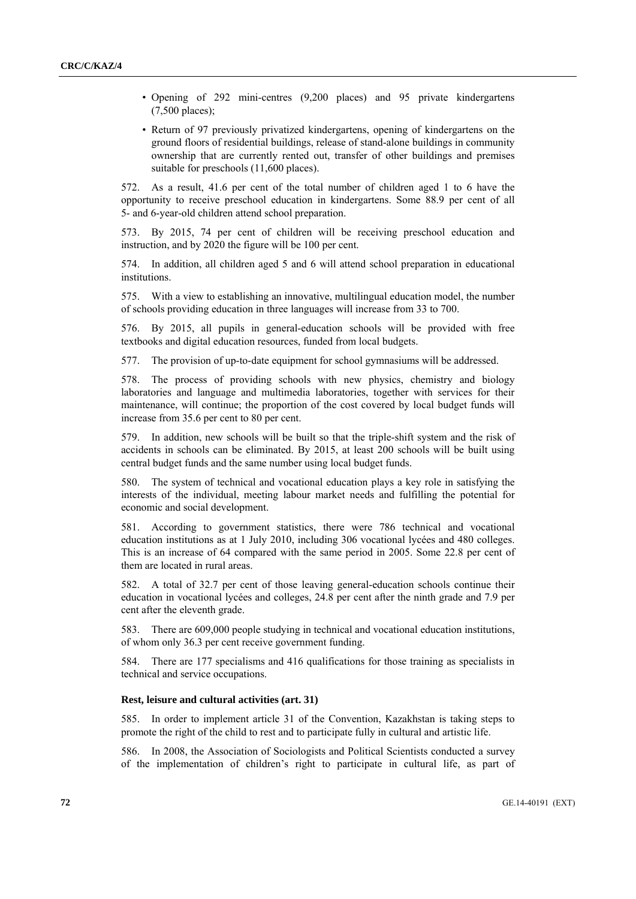- Opening of 292 mini-centres (9,200 places) and 95 private kindergartens (7,500 places);
- Return of 97 previously privatized kindergartens, opening of kindergartens on the ground floors of residential buildings, release of stand-alone buildings in community ownership that are currently rented out, transfer of other buildings and premises suitable for preschools (11,600 places).

572. As a result, 41.6 per cent of the total number of children aged 1 to 6 have the opportunity to receive preschool education in kindergartens. Some 88.9 per cent of all 5- and 6-year-old children attend school preparation.

573. By 2015, 74 per cent of children will be receiving preschool education and instruction, and by 2020 the figure will be 100 per cent.

574. In addition, all children aged 5 and 6 will attend school preparation in educational institutions.

575. With a view to establishing an innovative, multilingual education model, the number of schools providing education in three languages will increase from 33 to 700.

576. By 2015, all pupils in general-education schools will be provided with free textbooks and digital education resources, funded from local budgets.

577. The provision of up-to-date equipment for school gymnasiums will be addressed.

578. The process of providing schools with new physics, chemistry and biology laboratories and language and multimedia laboratories, together with services for their maintenance, will continue; the proportion of the cost covered by local budget funds will increase from 35.6 per cent to 80 per cent.

579. In addition, new schools will be built so that the triple-shift system and the risk of accidents in schools can be eliminated. By 2015, at least 200 schools will be built using central budget funds and the same number using local budget funds.

580. The system of technical and vocational education plays a key role in satisfying the interests of the individual, meeting labour market needs and fulfilling the potential for economic and social development.

581. According to government statistics, there were 786 technical and vocational education institutions as at 1 July 2010, including 306 vocational lycées and 480 colleges. This is an increase of 64 compared with the same period in 2005. Some 22.8 per cent of them are located in rural areas.

582. A total of 32.7 per cent of those leaving general-education schools continue their education in vocational lycées and colleges, 24.8 per cent after the ninth grade and 7.9 per cent after the eleventh grade.

583. There are 609,000 people studying in technical and vocational education institutions, of whom only 36.3 per cent receive government funding.

584. There are 177 specialisms and 416 qualifications for those training as specialists in technical and service occupations.

### Rest, leisure and cultural activities (art. 31)

585. In order to implement article 31 of the Convention, Kazakhstan is taking steps to promote the right of the child to rest and to participate fully in cultural and artistic life.

586. In 2008, the Association of Sociologists and Political Scientists conducted a survey of the implementation of children's right to participate in cultural life, as part of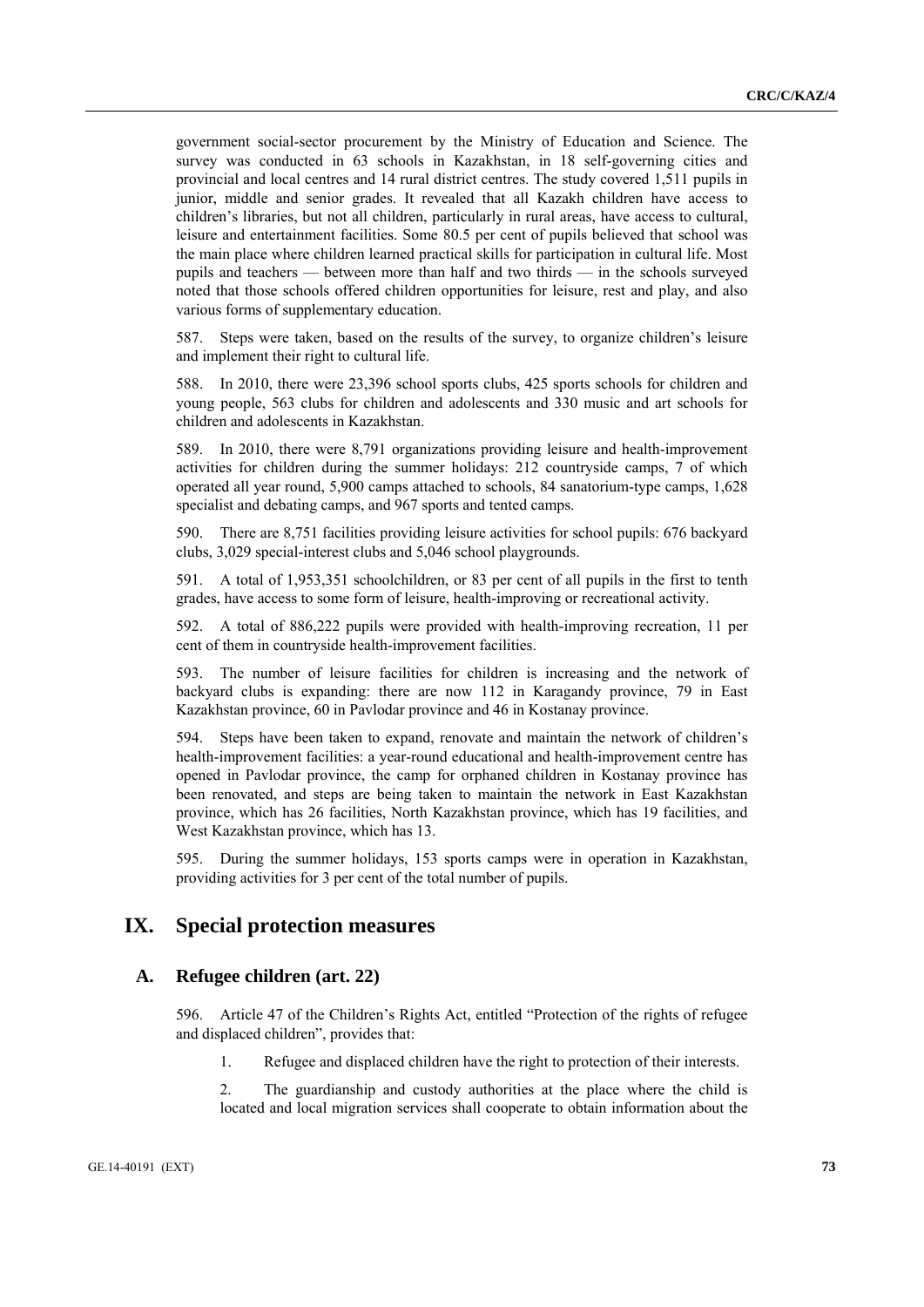government social-sector procurement by the Ministry of Education and Science. The survey was conducted in 63 schools in Kazakhstan, in 18 self-governing cities and provincial and local centres and 14 rural district centres. The study covered 1,511 pupils in junior, middle and senior grades. It revealed that all Kazakh children have access to children's libraries, but not all children, particularly in rural areas, have access to cultural, leisure and entertainment facilities. Some 80.5 per cent of pupils believed that school was the main place where children learned practical skills for participation in cultural life. Most pupils and teachers — between more than half and two thirds — in the schools surveyed noted that those schools offered children opportunities for leisure, rest and play, and also various forms of supplementary education.

587. Steps were taken, based on the results of the survey, to organize children's leisure and implement their right to cultural life.

588. In 2010, there were 23,396 school sports clubs, 425 sports schools for children and young people, 563 clubs for children and adolescents and 330 music and art schools for children and adolescents in Kazakhstan.

589. In 2010, there were 8,791 organizations providing leisure and health-improvement activities for children during the summer holidays: 212 countryside camps, 7 of which operated all year round, 5,900 camps attached to schools, 84 sanatorium-type camps, 1,628 specialist and debating camps, and 967 sports and tented camps.

590. There are 8,751 facilities providing leisure activities for school pupils: 676 backyard clubs, 3,029 special-interest clubs and 5,046 school playgrounds.

591. A total of 1,953,351 schoolchildren, or 83 per cent of all pupils in the first to tenth grades, have access to some form of leisure, health-improving or recreational activity.

592. A total of 886,222 pupils were provided with health-improving recreation, 11 per cent of them in countryside health-improvement facilities.

593. The number of leisure facilities for children is increasing and the network of backyard clubs is expanding: there are now 112 in Karagandy province, 79 in East Kazakhstan province, 60 in Pavlodar province and 46 in Kostanay province.

594. Steps have been taken to expand, renovate and maintain the network of children's health-improvement facilities: a year-round educational and health-improvement centre has opened in Pavlodar province, the camp for orphaned children in Kostanay province has been renovated, and steps are being taken to maintain the network in East Kazakhstan province, which has 26 facilities, North Kazakhstan province, which has 19 facilities, and West Kazakhstan province, which has 13.

595. During the summer holidays, 153 sports camps were in operation in Kazakhstan, providing activities for 3 per cent of the total number of pupils.

# IX. Special protection measures

## A. Refugee children (art. 22)

596. Article 47 of the Children's Rights Act, entitled "Protection of the rights of refugee and displaced children", provides that:

1. Refugee and displaced children have the right to protection of their interests.

2. The guardianship and custody authorities at the place where the child is located and local migration services shall cooperate to obtain information about the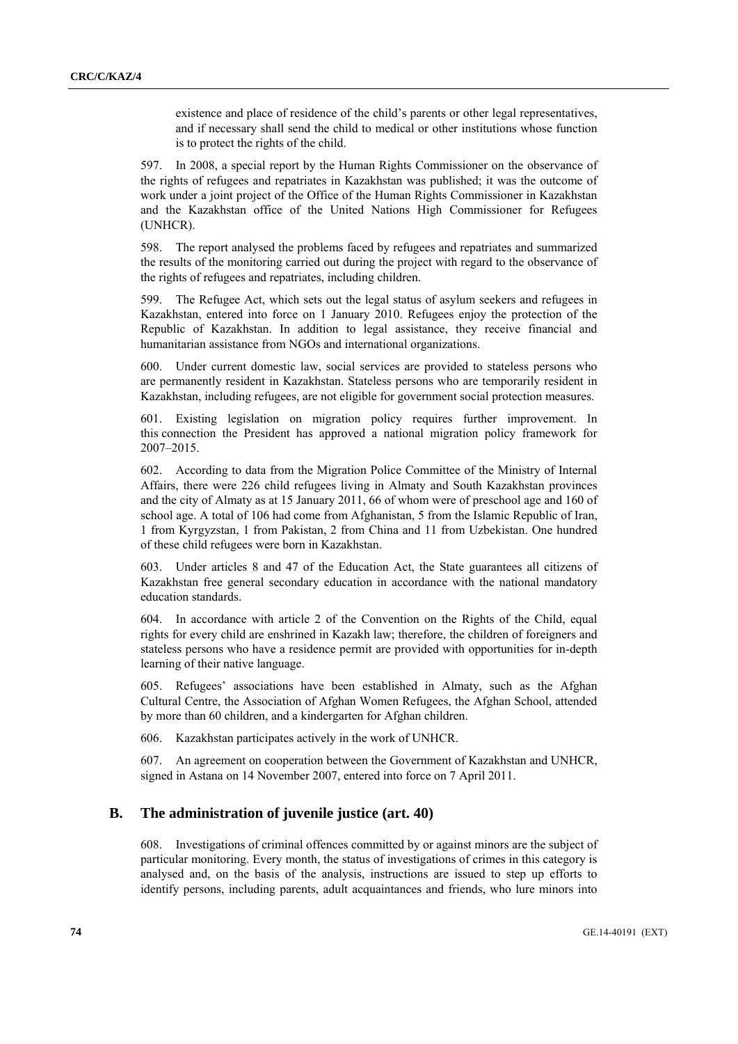existence and place of residence of the child's parents or other legal representatives, and if necessary shall send the child to medical or other institutions whose function is to protect the rights of the child.

597. In 2008, a special report by the Human Rights Commissioner on the observance of the rights of refugees and repatriates in Kazakhstan was published; it was the outcome of work under a joint project of the Office of the Human Rights Commissioner in Kazakhstan and the Kazakhstan office of the United Nations High Commissioner for Refugees (UNHCR).

598. The report analysed the problems faced by refugees and repatriates and summarized the results of the monitoring carried out during the project with regard to the observance of the rights of refugees and repatriates, including children.

599. The Refugee Act, which sets out the legal status of asylum seekers and refugees in Kazakhstan, entered into force on 1 January 2010. Refugees enjoy the protection of the Republic of Kazakhstan. In addition to legal assistance, they receive financial and humanitarian assistance from NGOs and international organizations.

600. Under current domestic law, social services are provided to stateless persons who are permanently resident in Kazakhstan. Stateless persons who are temporarily resident in Kazakhstan, including refugees, are not eligible for government social protection measures.

601. Existing legislation on migration policy requires further improvement. In this connection the President has approved a national migration policy framework for 2007–2015.

602. According to data from the Migration Police Committee of the Ministry of Internal Affairs, there were 226 child refugees living in Almaty and South Kazakhstan provinces and the city of Almaty as at 15 January 2011, 66 of whom were of preschool age and 160 of school age. A total of 106 had come from Afghanistan, 5 from the Islamic Republic of Iran, 1 from Kyrgyzstan, 1 from Pakistan, 2 from China and 11 from Uzbekistan. One hundred of these child refugees were born in Kazakhstan.

603. Under articles 8 and 47 of the Education Act, the State guarantees all citizens of Kazakhstan free general secondary education in accordance with the national mandatory education standards.

604. In accordance with article 2 of the Convention on the Rights of the Child, equal rights for every child are enshrined in Kazakh law; therefore, the children of foreigners and stateless persons who have a residence permit are provided with opportunities for in-depth learning of their native language.

605. Refugees' associations have been established in Almaty, such as the Afghan Cultural Centre, the Association of Afghan Women Refugees, the Afghan School, attended by more than 60 children, and a kindergarten for Afghan children.

606. Kazakhstan participates actively in the work of UNHCR.

607. An agreement on cooperation between the Government of Kazakhstan and UNHCR, signed in Astana on 14 November 2007, entered into force on 7 April 2011.

## B. The administration of juvenile justice (art. 40)

608. Investigations of criminal offences committed by or against minors are the subject of particular monitoring. Every month, the status of investigations of crimes in this category is analysed and, on the basis of the analysis, instructions are issued to step up efforts to identify persons, including parents, adult acquaintances and friends, who lure minors into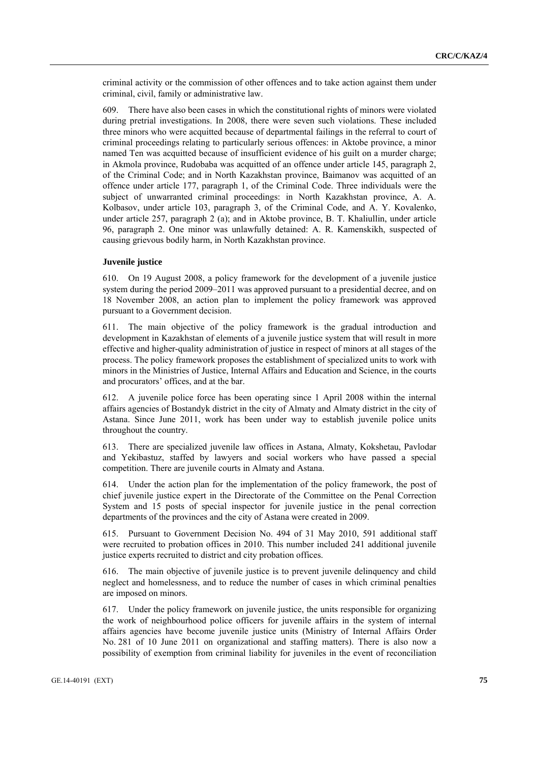criminal activity or the commission of other offences and to take action against them under criminal, civil, family or administrative law.

609. There have also been cases in which the constitutional rights of minors were violated during pretrial investigations. In 2008, there were seven such violations. These included three minors who were acquitted because of departmental failings in the referral to court of criminal proceedings relating to particularly serious offences: in Aktobe province, a minor named Ten was acquitted because of insufficient evidence of his guilt on a murder charge; in Akmola province, Rudobaba was acquitted of an offence under article 145, paragraph 2, of the Criminal Code; and in North Kazakhstan province, Baimanov was acquitted of an offence under article 177, paragraph 1, of the Criminal Code. Three individuals were the subject of unwarranted criminal proceedings: in North Kazakhstan province, A. A. Kolbasov, under article 103, paragraph 3, of the Criminal Code, and A. Y. Kovalenko, under article 257, paragraph 2 (a); and in Aktobe province, B. T. Khaliullin, under article 96, paragraph 2. One minor was unlawfully detained: A. R. Kamenskikh, suspected of causing grievous bodily harm, in North Kazakhstan province.

**Juvenile justice**

610. On 19 August 2008, a policy framework for the development of a juvenile justice system during the period 2009–2011 was approved pursuant to a presidential decree, and on 18 November 2008, an action plan to implement the policy framework was approved pursuant to a Government decision.

611. The main objective of the policy framework is the gradual introduction and development in Kazakhstan of elements of a juvenile justice system that will result in more effective and higher-quality administration of justice in respect of minors at all stages of the process. The policy framework proposes the establishment of specialized units to work with minors in the Ministries of Justice, Internal Affairs and Education and Science, in the courts and procurators' offices, and at the bar.

612. A juvenile police force has been operating since 1 April 2008 within the internal affairs agencies of Bostandyk district in the city of Almaty and Almaty district in the city of Astana. Since June 2011, work has been under way to establish juvenile police units throughout the country.

613. There are specialized juvenile law offices in Astana, Almaty, Kokshetau, Pavlodar and Yekibastuz, staffed by lawyers and social workers who have passed a special competition. There are juvenile courts in Almaty and Astana.

614. Under the action plan for the implementation of the policy framework, the post of chief juvenile justice expert in the Directorate of the Committee on the Penal Correction System and 15 posts of special inspector for juvenile justice in the penal correction departments of the provinces and the city of Astana were created in 2009.

615. Pursuant to Government Decision No. 494 of 31 May 2010, 591 additional staff were recruited to probation offices in 2010. This number included 241 additional juvenile justice experts recruited to district and city probation offices.

616. The main objective of juvenile justice is to prevent juvenile delinquency and child neglect and homelessness, and to reduce the number of cases in which criminal penalties are imposed on minors.

617. Under the policy framework on juvenile justice, the units responsible for organizing the work of neighbourhood police officers for juvenile affairs in the system of internal affairs agencies have become juvenile justice units (Ministry of Internal Affairs Order No. 281 of 10 June 2011 on organizational and staffing matters). There is also now a possibility of exemption from criminal liability for juveniles in the event of reconciliation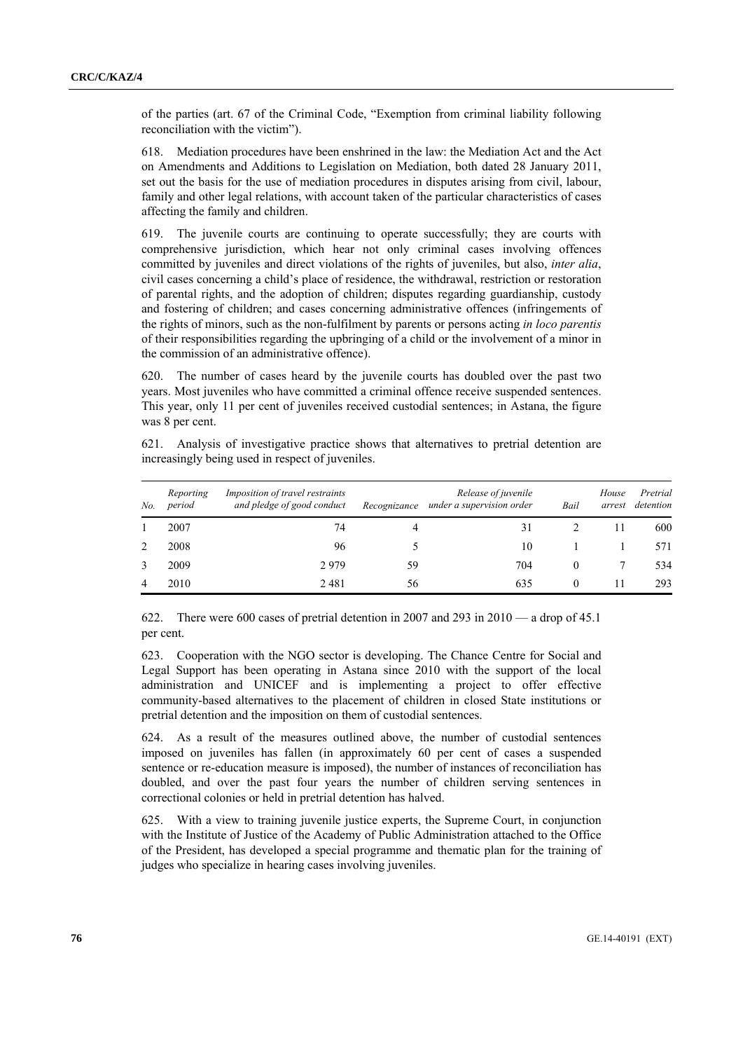of the parties (art. 67 of the Criminal Code, "Exemption from criminal liability following reconciliation with the victim").

618. Mediation procedures have been enshrined in the law: the Mediation Act and the Act on Amendments and Additions to Legislation on Mediation, both dated 28 January 2011, set out the basis for the use of mediation procedures in disputes arising from civil, labour, family and other legal relations, with account taken of the particular characteristics of cases affecting the family and children.

619. The juvenile courts are continuing to operate successfully; they are courts with comprehensive jurisdiction, which hear not only criminal cases involving offences committed by juveniles and direct violations of the rights of juveniles, but also, *inter alia*, civil cases concerning a child's place of residence, the withdrawal, restriction or restoration of parental rights, and the adoption of children; disputes regarding guardianship, custody and fostering of children; and cases concerning administrative offences (infringements of the rights of minors, such as the non-fulfilment by parents or persons acting *in loco parentis* of their responsibilities regarding the upbringing of a child or the involvement of a minor in the commission of an administrative offence).

620. The number of cases heard by the juvenile courts has doubled over the past two years. Most juveniles who have committed a criminal offence receive suspended sentences. This year, only 11 per cent of juveniles received custodial sentences; in Astana, the figure was 8 per cent.

621. Analysis of investigative practice shows that alternatives to pretrial detention are increasingly being used in respect of juveniles.

| *No.* | *Reporting period* | *Imposition of travel restraints and pledge of good conduct* | *Recognizance* | *Release of juvenile under a supervision order* | *Bail* | *House arrest* | *Pretrial detention* |
|---|---|---|---|---|---|---|---|
| 1 | 2007 | 74 | 4 | 31 | 2 | 11 | 600 |
| 2 | 2008 | 96 | 5 | 10 | 1 | 1 | 571 |
| 3 | 2009 | 2 979 | 59 | 704 | 0 | 7 | 534 |
| 4 | 2010 | 2 481 | 56 | 635 | 0 | 11 | 293 |

622. There were 600 cases of pretrial detention in 2007 and 293 in 2010 — a drop of 45.1 per cent.

623. Cooperation with the NGO sector is developing. The Chance Centre for Social and Legal Support has been operating in Astana since 2010 with the support of the local administration and UNICEF and is implementing a project to offer effective community-based alternatives to the placement of children in closed State institutions or pretrial detention and the imposition on them of custodial sentences.

624. As a result of the measures outlined above, the number of custodial sentences imposed on juveniles has fallen (in approximately 60 per cent of cases a suspended sentence or re-education measure is imposed), the number of instances of reconciliation has doubled, and over the past four years the number of children serving sentences in correctional colonies or held in pretrial detention has halved.

625. With a view to training juvenile justice experts, the Supreme Court, in conjunction with the Institute of Justice of the Academy of Public Administration attached to the Office of the President, has developed a special programme and thematic plan for the training of judges who specialize in hearing cases involving juveniles.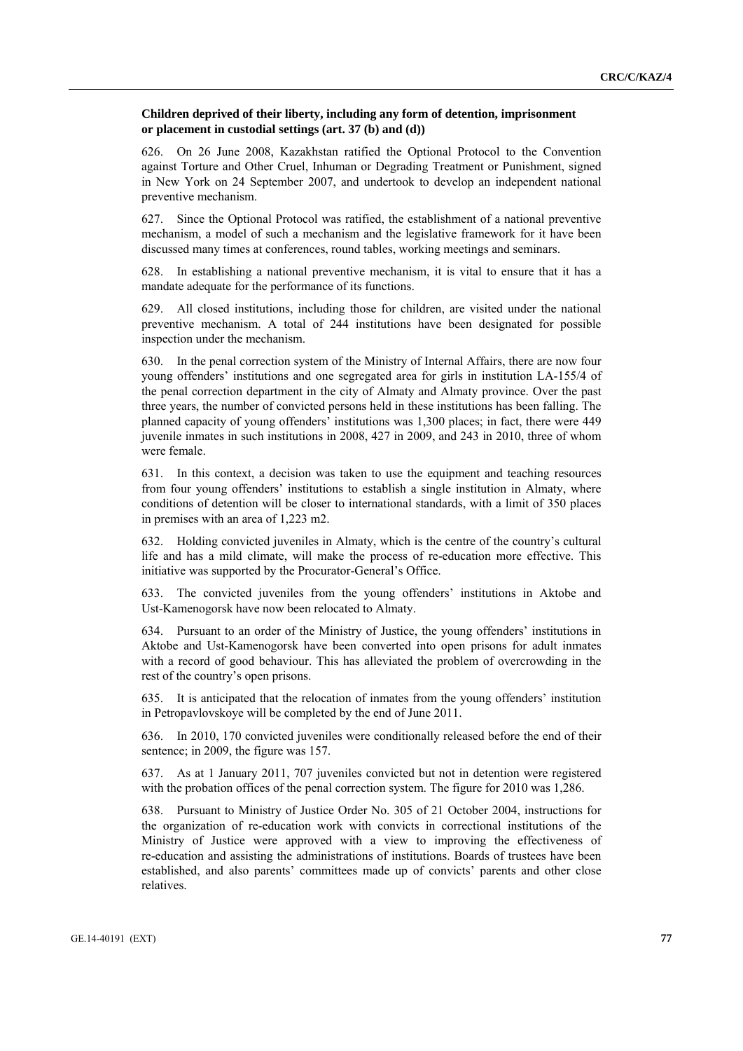### Children deprived of their liberty, including any form of detention, imprisonment or placement in custodial settings (art. 37 (b) and (d))

626. On 26 June 2008, Kazakhstan ratified the Optional Protocol to the Convention against Torture and Other Cruel, Inhuman or Degrading Treatment or Punishment, signed in New York on 24 September 2007, and undertook to develop an independent national preventive mechanism.

627. Since the Optional Protocol was ratified, the establishment of a national preventive mechanism, a model of such a mechanism and the legislative framework for it have been discussed many times at conferences, round tables, working meetings and seminars.

628. In establishing a national preventive mechanism, it is vital to ensure that it has a mandate adequate for the performance of its functions.

629. All closed institutions, including those for children, are visited under the national preventive mechanism. A total of 244 institutions have been designated for possible inspection under the mechanism.

630. In the penal correction system of the Ministry of Internal Affairs, there are now four young offenders' institutions and one segregated area for girls in institution LA-155/4 of the penal correction department in the city of Almaty and Almaty province. Over the past three years, the number of convicted persons held in these institutions has been falling. The planned capacity of young offenders' institutions was 1,300 places; in fact, there were 449 juvenile inmates in such institutions in 2008, 427 in 2009, and 243 in 2010, three of whom were female.

631. In this context, a decision was taken to use the equipment and teaching resources from four young offenders' institutions to establish a single institution in Almaty, where conditions of detention will be closer to international standards, with a limit of 350 places in premises with an area of 1,223 m2.

632. Holding convicted juveniles in Almaty, which is the centre of the country's cultural life and has a mild climate, will make the process of re-education more effective. This initiative was supported by the Procurator-General's Office.

633. The convicted juveniles from the young offenders' institutions in Aktobe and Ust-Kamenogorsk have now been relocated to Almaty.

634. Pursuant to an order of the Ministry of Justice, the young offenders' institutions in Aktobe and Ust-Kamenogorsk have been converted into open prisons for adult inmates with a record of good behaviour. This has alleviated the problem of overcrowding in the rest of the country's open prisons.

635. It is anticipated that the relocation of inmates from the young offenders' institution in Petropavlovskoye will be completed by the end of June 2011.

636. In 2010, 170 convicted juveniles were conditionally released before the end of their sentence; in 2009, the figure was 157.

637. As at 1 January 2011, 707 juveniles convicted but not in detention were registered with the probation offices of the penal correction system. The figure for 2010 was 1,286.

638. Pursuant to Ministry of Justice Order No. 305 of 21 October 2004, instructions for the organization of re-education work with convicts in correctional institutions of the Ministry of Justice were approved with a view to improving the effectiveness of re-education and assisting the administrations of institutions. Boards of trustees have been established, and also parents' committees made up of convicts' parents and other close relatives.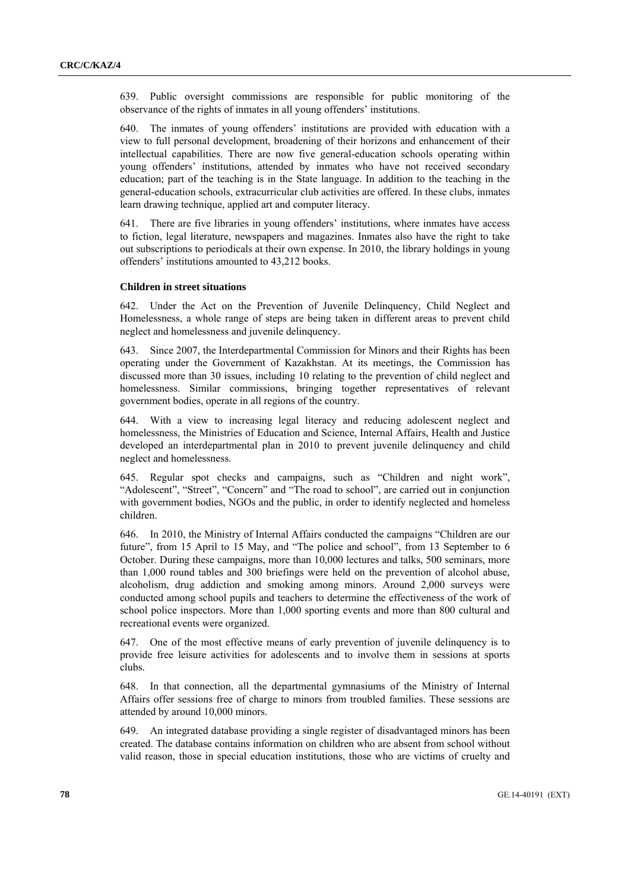639. Public oversight commissions are responsible for public monitoring of the observance of the rights of inmates in all young offenders' institutions.

640. The inmates of young offenders' institutions are provided with education with a view to full personal development, broadening of their horizons and enhancement of their intellectual capabilities. There are now five general-education schools operating within young offenders' institutions, attended by inmates who have not received secondary education; part of the teaching is in the State language. In addition to the teaching in the general-education schools, extracurricular club activities are offered. In these clubs, inmates learn drawing technique, applied art and computer literacy.

641. There are five libraries in young offenders' institutions, where inmates have access to fiction, legal literature, newspapers and magazines. Inmates also have the right to take out subscriptions to periodicals at their own expense. In 2010, the library holdings in young offenders' institutions amounted to 43,212 books.

**Children in street situations**

642. Under the Act on the Prevention of Juvenile Delinquency, Child Neglect and Homelessness, a whole range of steps are being taken in different areas to prevent child neglect and homelessness and juvenile delinquency.

643. Since 2007, the Interdepartmental Commission for Minors and their Rights has been operating under the Government of Kazakhstan. At its meetings, the Commission has discussed more than 30 issues, including 10 relating to the prevention of child neglect and homelessness. Similar commissions, bringing together representatives of relevant government bodies, operate in all regions of the country.

644. With a view to increasing legal literacy and reducing adolescent neglect and homelessness, the Ministries of Education and Science, Internal Affairs, Health and Justice developed an interdepartmental plan in 2010 to prevent juvenile delinquency and child neglect and homelessness.

645. Regular spot checks and campaigns, such as "Children and night work", "Adolescent", "Street", "Concern" and "The road to school", are carried out in conjunction with government bodies, NGOs and the public, in order to identify neglected and homeless children.

646. In 2010, the Ministry of Internal Affairs conducted the campaigns "Children are our future", from 15 April to 15 May, and "The police and school", from 13 September to 6 October. During these campaigns, more than 10,000 lectures and talks, 500 seminars, more than 1,000 round tables and 300 briefings were held on the prevention of alcohol abuse, alcoholism, drug addiction and smoking among minors. Around 2,000 surveys were conducted among school pupils and teachers to determine the effectiveness of the work of school police inspectors. More than 1,000 sporting events and more than 800 cultural and recreational events were organized.

647. One of the most effective means of early prevention of juvenile delinquency is to provide free leisure activities for adolescents and to involve them in sessions at sports clubs.

648. In that connection, all the departmental gymnasiums of the Ministry of Internal Affairs offer sessions free of charge to minors from troubled families. These sessions are attended by around 10,000 minors.

649. An integrated database providing a single register of disadvantaged minors has been created. The database contains information on children who are absent from school without valid reason, those in special education institutions, those who are victims of cruelty and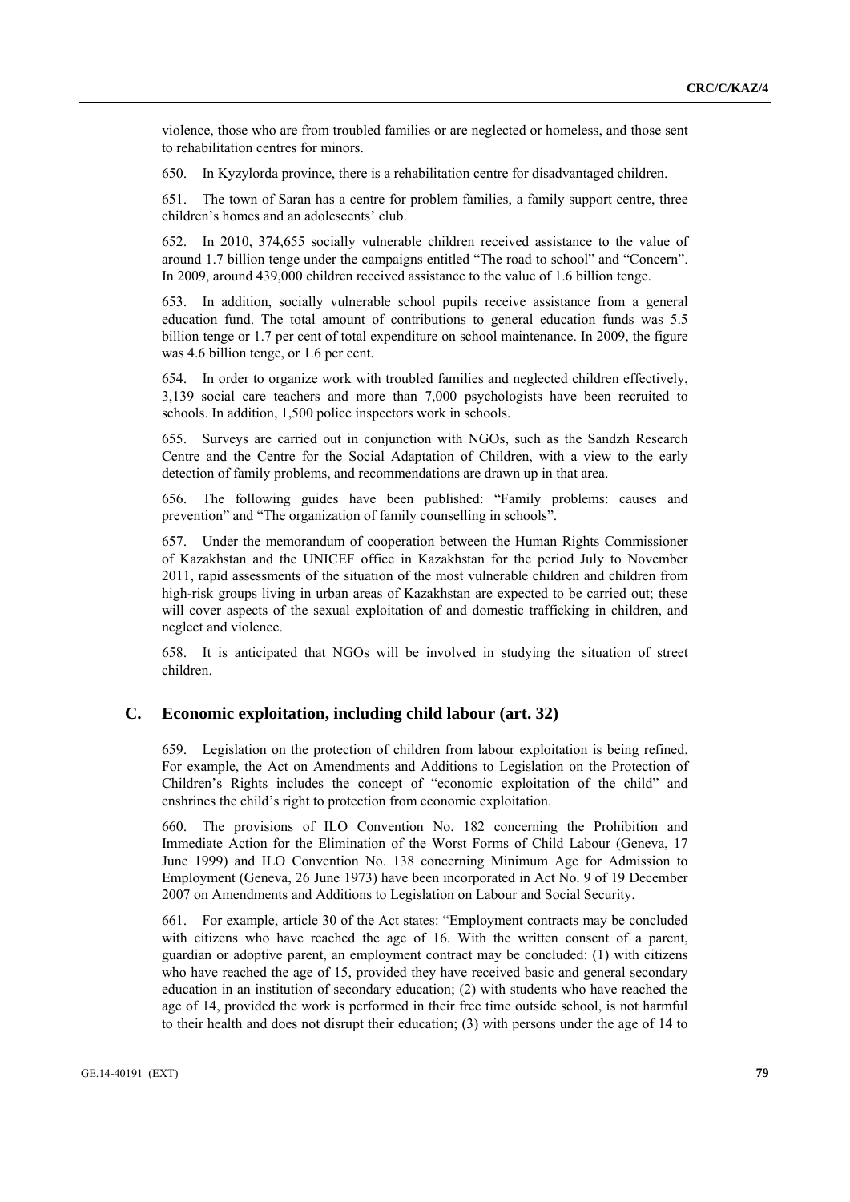violence, those who are from troubled families or are neglected or homeless, and those sent to rehabilitation centres for minors.

650. In Kyzylorda province, there is a rehabilitation centre for disadvantaged children.

651. The town of Saran has a centre for problem families, a family support centre, three children's homes and an adolescents' club.

652. In 2010, 374,655 socially vulnerable children received assistance to the value of around 1.7 billion tenge under the campaigns entitled "The road to school" and "Concern". In 2009, around 439,000 children received assistance to the value of 1.6 billion tenge.

653. In addition, socially vulnerable school pupils receive assistance from a general education fund. The total amount of contributions to general education funds was 5.5 billion tenge or 1.7 per cent of total expenditure on school maintenance. In 2009, the figure was 4.6 billion tenge, or 1.6 per cent.

654. In order to organize work with troubled families and neglected children effectively, 3,139 social care teachers and more than 7,000 psychologists have been recruited to schools. In addition, 1,500 police inspectors work in schools.

655. Surveys are carried out in conjunction with NGOs, such as the Sandzh Research Centre and the Centre for the Social Adaptation of Children, with a view to the early detection of family problems, and recommendations are drawn up in that area.

656. The following guides have been published: "Family problems: causes and prevention" and "The organization of family counselling in schools".

657. Under the memorandum of cooperation between the Human Rights Commissioner of Kazakhstan and the UNICEF office in Kazakhstan for the period July to November 2011, rapid assessments of the situation of the most vulnerable children and children from high-risk groups living in urban areas of Kazakhstan are expected to be carried out; these will cover aspects of the sexual exploitation of and domestic trafficking in children, and neglect and violence.

658. It is anticipated that NGOs will be involved in studying the situation of street children.

## C. Economic exploitation, including child labour (art. 32)

659. Legislation on the protection of children from labour exploitation is being refined. For example, the Act on Amendments and Additions to Legislation on the Protection of Children's Rights includes the concept of "economic exploitation of the child" and enshrines the child's right to protection from economic exploitation.

660. The provisions of ILO Convention No. 182 concerning the Prohibition and Immediate Action for the Elimination of the Worst Forms of Child Labour (Geneva, 17 June 1999) and ILO Convention No. 138 concerning Minimum Age for Admission to Employment (Geneva, 26 June 1973) have been incorporated in Act No. 9 of 19 December 2007 on Amendments and Additions to Legislation on Labour and Social Security.

661. For example, article 30 of the Act states: "Employment contracts may be concluded with citizens who have reached the age of 16. With the written consent of a parent, guardian or adoptive parent, an employment contract may be concluded: (1) with citizens who have reached the age of 15, provided they have received basic and general secondary education in an institution of secondary education; (2) with students who have reached the age of 14, provided the work is performed in their free time outside school, is not harmful to their health and does not disrupt their education; (3) with persons under the age of 14 to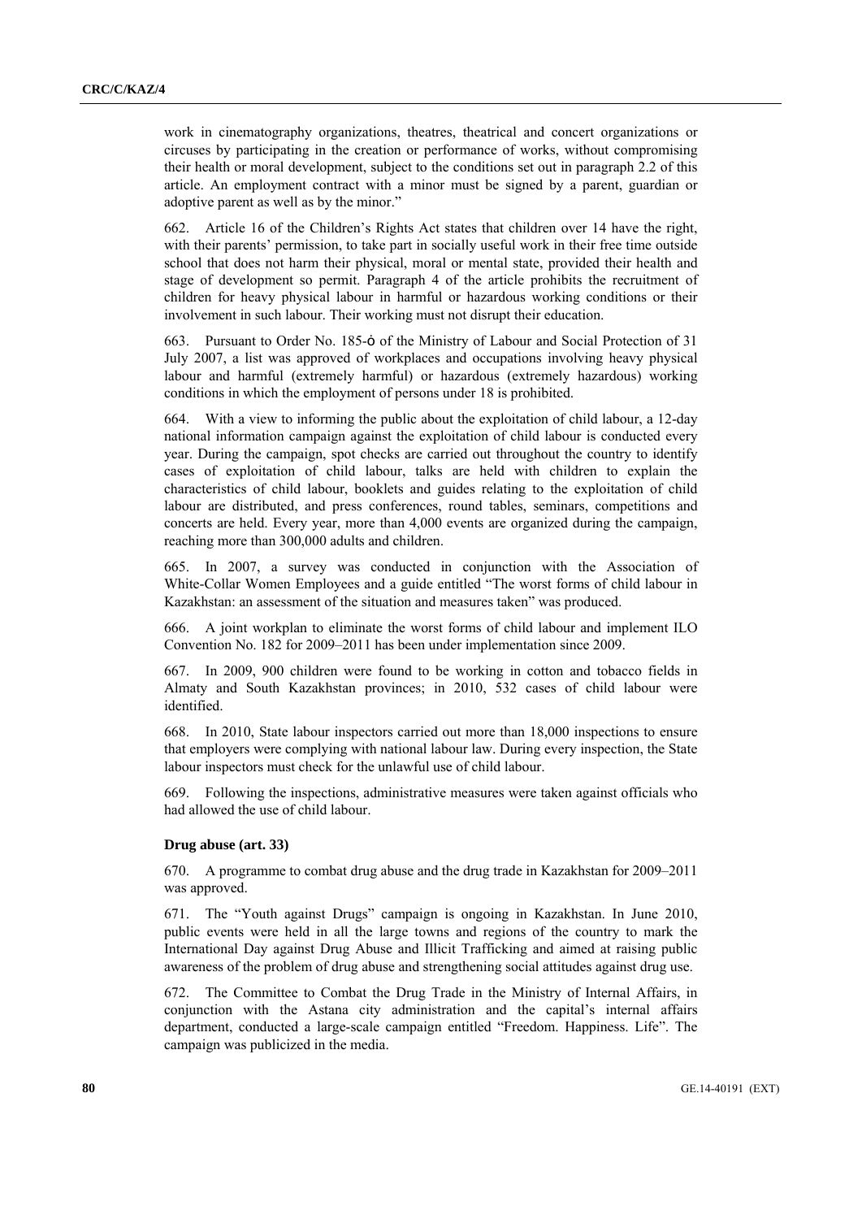work in cinematography organizations, theatres, theatrical and concert organizations or circuses by participating in the creation or performance of works, without compromising their health or moral development, subject to the conditions set out in paragraph 2.2 of this article. An employment contract with a minor must be signed by a parent, guardian or adoptive parent as well as by the minor."

662. Article 16 of the Children's Rights Act states that children over 14 have the right, with their parents' permission, to take part in socially useful work in their free time outside school that does not harm their physical, moral or mental state, provided their health and stage of development so permit. Paragraph 4 of the article prohibits the recruitment of children for heavy physical labour in harmful or hazardous working conditions or their involvement in such labour. Their working must not disrupt their education.

663. Pursuant to Order No. 185-ӧ of the Ministry of Labour and Social Protection of 31 July 2007, a list was approved of workplaces and occupations involving heavy physical labour and harmful (extremely harmful) or hazardous (extremely hazardous) working conditions in which the employment of persons under 18 is prohibited.

664. With a view to informing the public about the exploitation of child labour, a 12-day national information campaign against the exploitation of child labour is conducted every year. During the campaign, spot checks are carried out throughout the country to identify cases of exploitation of child labour, talks are held with children to explain the characteristics of child labour, booklets and guides relating to the exploitation of child labour are distributed, and press conferences, round tables, seminars, competitions and concerts are held. Every year, more than 4,000 events are organized during the campaign, reaching more than 300,000 adults and children.

665. In 2007, a survey was conducted in conjunction with the Association of White-Collar Women Employees and a guide entitled "The worst forms of child labour in Kazakhstan: an assessment of the situation and measures taken" was produced.

666. A joint workplan to eliminate the worst forms of child labour and implement ILO Convention No. 182 for 2009–2011 has been under implementation since 2009.

667. In 2009, 900 children were found to be working in cotton and tobacco fields in Almaty and South Kazakhstan provinces; in 2010, 532 cases of child labour were identified.

668. In 2010, State labour inspectors carried out more than 18,000 inspections to ensure that employers were complying with national labour law. During every inspection, the State labour inspectors must check for the unlawful use of child labour.

669. Following the inspections, administrative measures were taken against officials who had allowed the use of child labour.

### Drug abuse (art. 33)

670. A programme to combat drug abuse and the drug trade in Kazakhstan for 2009–2011 was approved.

671. The "Youth against Drugs" campaign is ongoing in Kazakhstan. In June 2010, public events were held in all the large towns and regions of the country to mark the International Day against Drug Abuse and Illicit Trafficking and aimed at raising public awareness of the problem of drug abuse and strengthening social attitudes against drug use.

672. The Committee to Combat the Drug Trade in the Ministry of Internal Affairs, in conjunction with the Astana city administration and the capital's internal affairs department, conducted a large-scale campaign entitled "Freedom. Happiness. Life". The campaign was publicized in the media.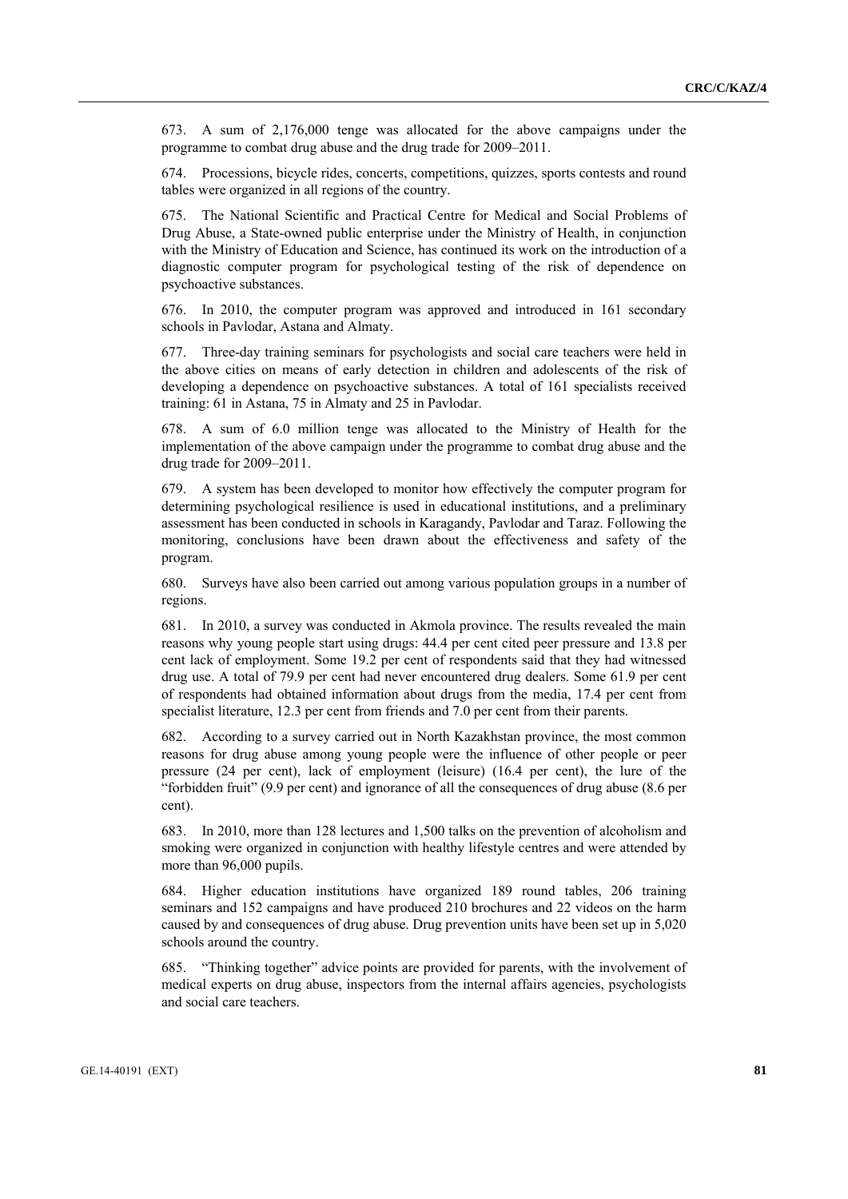673. A sum of 2,176,000 tenge was allocated for the above campaigns under the programme to combat drug abuse and the drug trade for 2009–2011.

674. Processions, bicycle rides, concerts, competitions, quizzes, sports contests and round tables were organized in all regions of the country.

675. The National Scientific and Practical Centre for Medical and Social Problems of Drug Abuse, a State-owned public enterprise under the Ministry of Health, in conjunction with the Ministry of Education and Science, has continued its work on the introduction of a diagnostic computer program for psychological testing of the risk of dependence on psychoactive substances.

676. In 2010, the computer program was approved and introduced in 161 secondary schools in Pavlodar, Astana and Almaty.

677. Three-day training seminars for psychologists and social care teachers were held in the above cities on means of early detection in children and adolescents of the risk of developing a dependence on psychoactive substances. A total of 161 specialists received training: 61 in Astana, 75 in Almaty and 25 in Pavlodar.

678. A sum of 6.0 million tenge was allocated to the Ministry of Health for the implementation of the above campaign under the programme to combat drug abuse and the drug trade for 2009–2011.

679. A system has been developed to monitor how effectively the computer program for determining psychological resilience is used in educational institutions, and a preliminary assessment has been conducted in schools in Karagandy, Pavlodar and Taraz. Following the monitoring, conclusions have been drawn about the effectiveness and safety of the program.

680. Surveys have also been carried out among various population groups in a number of regions.

681. In 2010, a survey was conducted in Akmola province. The results revealed the main reasons why young people start using drugs: 44.4 per cent cited peer pressure and 13.8 per cent lack of employment. Some 19.2 per cent of respondents said that they had witnessed drug use. A total of 79.9 per cent had never encountered drug dealers. Some 61.9 per cent of respondents had obtained information about drugs from the media, 17.4 per cent from specialist literature, 12.3 per cent from friends and 7.0 per cent from their parents.

682. According to a survey carried out in North Kazakhstan province, the most common reasons for drug abuse among young people were the influence of other people or peer pressure (24 per cent), lack of employment (leisure) (16.4 per cent), the lure of the "forbidden fruit" (9.9 per cent) and ignorance of all the consequences of drug abuse (8.6 per cent).

683. In 2010, more than 128 lectures and 1,500 talks on the prevention of alcoholism and smoking were organized in conjunction with healthy lifestyle centres and were attended by more than 96,000 pupils.

684. Higher education institutions have organized 189 round tables, 206 training seminars and 152 campaigns and have produced 210 brochures and 22 videos on the harm caused by and consequences of drug abuse. Drug prevention units have been set up in 5,020 schools around the country.

685. "Thinking together" advice points are provided for parents, with the involvement of medical experts on drug abuse, inspectors from the internal affairs agencies, psychologists and social care teachers.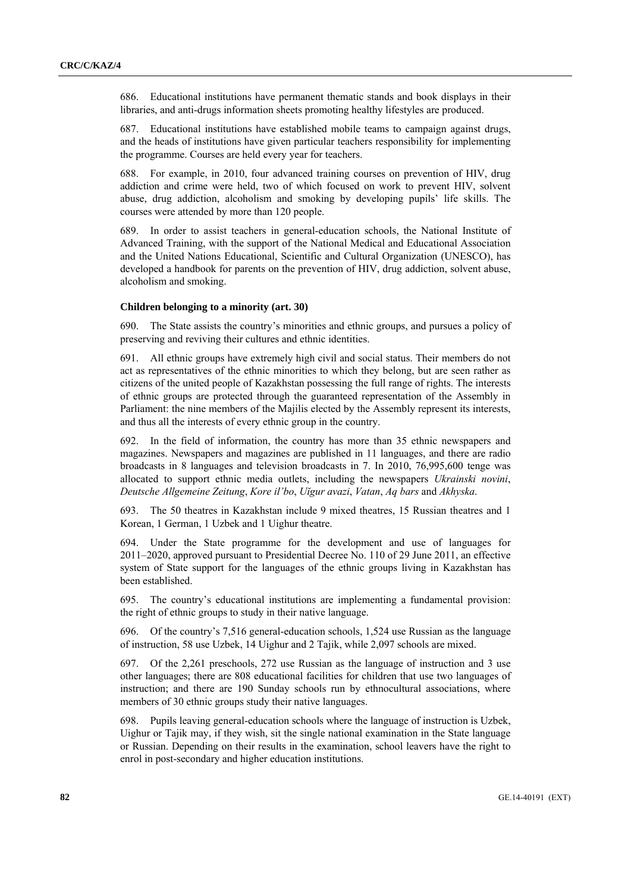686. Educational institutions have permanent thematic stands and book displays in their libraries, and anti-drugs information sheets promoting healthy lifestyles are produced.

687. Educational institutions have established mobile teams to campaign against drugs, and the heads of institutions have given particular teachers responsibility for implementing the programme. Courses are held every year for teachers.

688. For example, in 2010, four advanced training courses on prevention of HIV, drug addiction and crime were held, two of which focused on work to prevent HIV, solvent abuse, drug addiction, alcoholism and smoking by developing pupils' life skills. The courses were attended by more than 120 people.

689. In order to assist teachers in general-education schools, the National Institute of Advanced Training, with the support of the National Medical and Educational Association and the United Nations Educational, Scientific and Cultural Organization (UNESCO), has developed a handbook for parents on the prevention of HIV, drug addiction, solvent abuse, alcoholism and smoking.

### Children belonging to a minority (art. 30)

690. The State assists the country's minorities and ethnic groups, and pursues a policy of preserving and reviving their cultures and ethnic identities.

691. All ethnic groups have extremely high civil and social status. Their members do not act as representatives of the ethnic minorities to which they belong, but are seen rather as citizens of the united people of Kazakhstan possessing the full range of rights. The interests of ethnic groups are protected through the guaranteed representation of the Assembly in Parliament: the nine members of the Majilis elected by the Assembly represent its interests, and thus all the interests of every ethnic group in the country.

692. In the field of information, the country has more than 35 ethnic newspapers and magazines. Newspapers and magazines are published in 11 languages, and there are radio broadcasts in 8 languages and television broadcasts in 7. In 2010, 76,995,600 tenge was allocated to support ethnic media outlets, including the newspapers *Ukrainski novini*, *Deutsche Allgemeine Zeitung*, *Kore il'bo*, *Uĭgur avazi*, *Vatan*, *Aq bars* and *Akhyska*.

693. The 50 theatres in Kazakhstan include 9 mixed theatres, 15 Russian theatres and 1 Korean, 1 German, 1 Uzbek and 1 Uighur theatre.

694. Under the State programme for the development and use of languages for 2011–2020, approved pursuant to Presidential Decree No. 110 of 29 June 2011, an effective system of State support for the languages of the ethnic groups living in Kazakhstan has been established.

695. The country's educational institutions are implementing a fundamental provision: the right of ethnic groups to study in their native language.

696. Of the country's 7,516 general-education schools, 1,524 use Russian as the language of instruction, 58 use Uzbek, 14 Uighur and 2 Tajik, while 2,097 schools are mixed.

697. Of the 2,261 preschools, 272 use Russian as the language of instruction and 3 use other languages; there are 808 educational facilities for children that use two languages of instruction; and there are 190 Sunday schools run by ethnocultural associations, where members of 30 ethnic groups study their native languages.

698. Pupils leaving general-education schools where the language of instruction is Uzbek, Uighur or Tajik may, if they wish, sit the single national examination in the State language or Russian. Depending on their results in the examination, school leavers have the right to enrol in post-secondary and higher education institutions.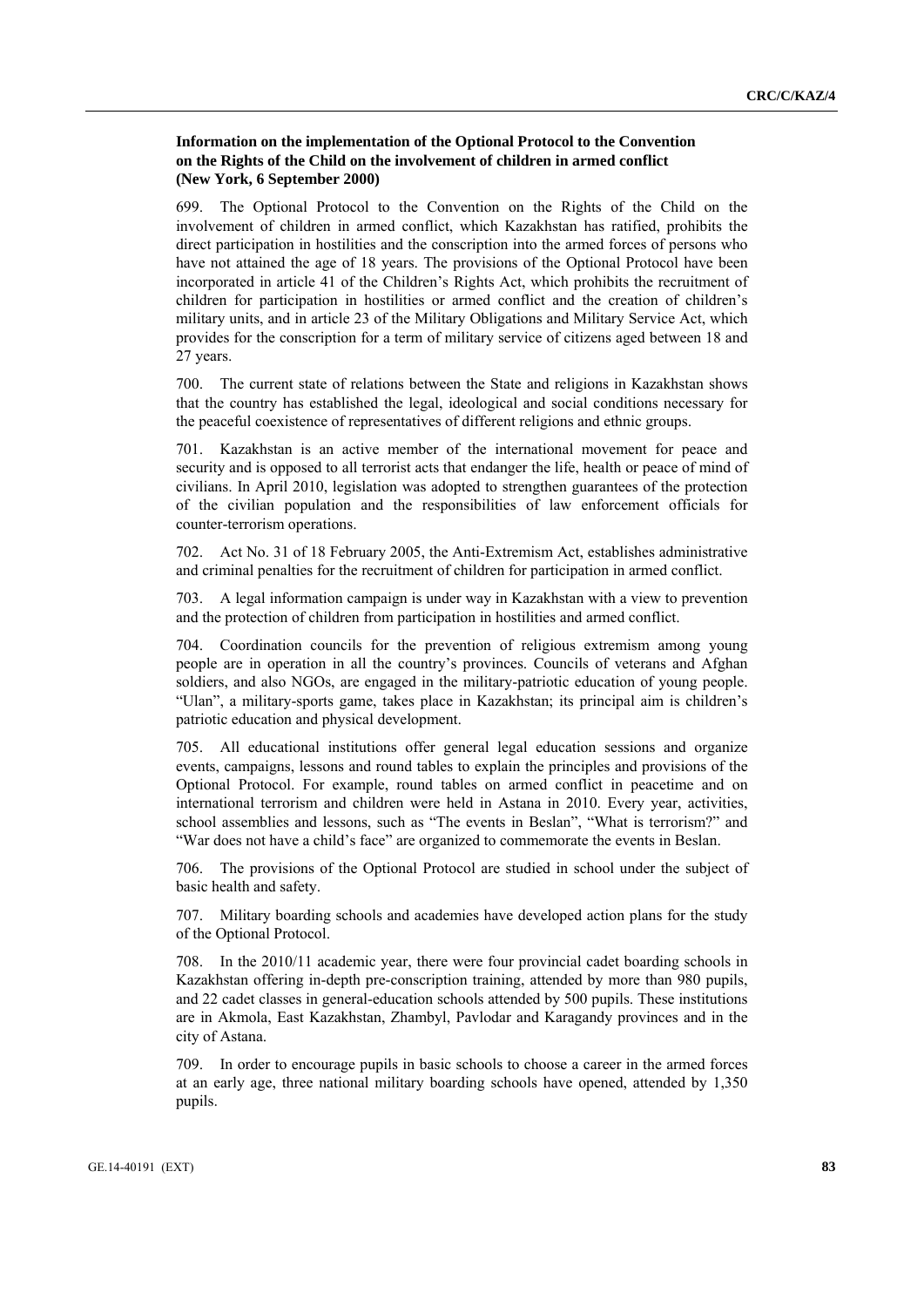**Information on the implementation of the Optional Protocol to the Convention on the Rights of the Child on the involvement of children in armed conflict (New York, 6 September 2000)**

699. The Optional Protocol to the Convention on the Rights of the Child on the involvement of children in armed conflict, which Kazakhstan has ratified, prohibits the direct participation in hostilities and the conscription into the armed forces of persons who have not attained the age of 18 years. The provisions of the Optional Protocol have been incorporated in article 41 of the Children's Rights Act, which prohibits the recruitment of children for participation in hostilities or armed conflict and the creation of children's military units, and in article 23 of the Military Obligations and Military Service Act, which provides for the conscription for a term of military service of citizens aged between 18 and 27 years.

700. The current state of relations between the State and religions in Kazakhstan shows that the country has established the legal, ideological and social conditions necessary for the peaceful coexistence of representatives of different religions and ethnic groups.

701. Kazakhstan is an active member of the international movement for peace and security and is opposed to all terrorist acts that endanger the life, health or peace of mind of civilians. In April 2010, legislation was adopted to strengthen guarantees of the protection of the civilian population and the responsibilities of law enforcement officials for counter-terrorism operations.

702. Act No. 31 of 18 February 2005, the Anti-Extremism Act, establishes administrative and criminal penalties for the recruitment of children for participation in armed conflict.

703. A legal information campaign is under way in Kazakhstan with a view to prevention and the protection of children from participation in hostilities and armed conflict.

704. Coordination councils for the prevention of religious extremism among young people are in operation in all the country's provinces. Councils of veterans and Afghan soldiers, and also NGOs, are engaged in the military-patriotic education of young people. "Ulan", a military-sports game, takes place in Kazakhstan; its principal aim is children's patriotic education and physical development.

705. All educational institutions offer general legal education sessions and organize events, campaigns, lessons and round tables to explain the principles and provisions of the Optional Protocol. For example, round tables on armed conflict in peacetime and on international terrorism and children were held in Astana in 2010. Every year, activities, school assemblies and lessons, such as "The events in Beslan", "What is terrorism?" and "War does not have a child's face" are organized to commemorate the events in Beslan.

706. The provisions of the Optional Protocol are studied in school under the subject of basic health and safety.

707. Military boarding schools and academies have developed action plans for the study of the Optional Protocol.

708. In the 2010/11 academic year, there were four provincial cadet boarding schools in Kazakhstan offering in-depth pre-conscription training, attended by more than 980 pupils, and 22 cadet classes in general-education schools attended by 500 pupils. These institutions are in Akmola, East Kazakhstan, Zhambyl, Pavlodar and Karagandy provinces and in the city of Astana.

709. In order to encourage pupils in basic schools to choose a career in the armed forces at an early age, three national military boarding schools have opened, attended by 1,350 pupils.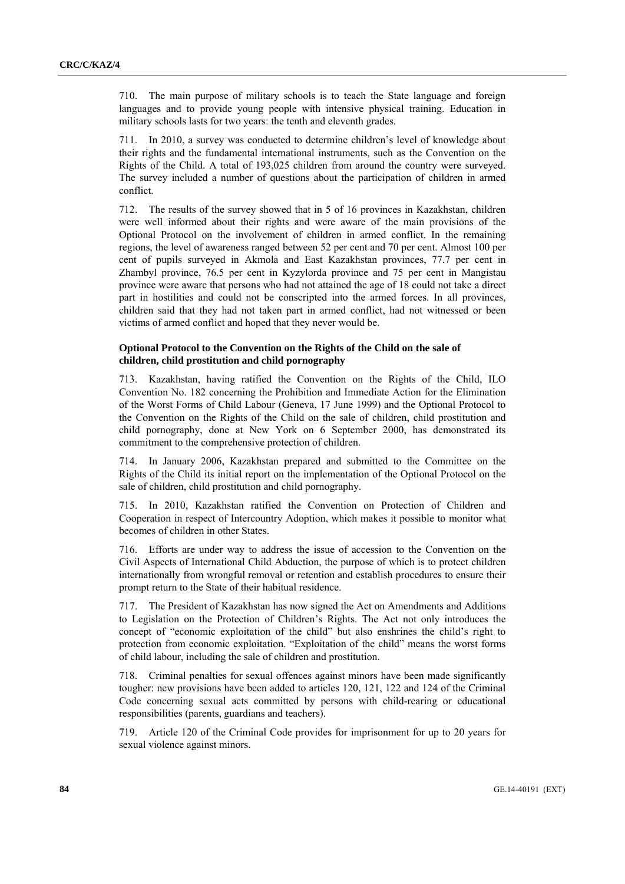710. The main purpose of military schools is to teach the State language and foreign languages and to provide young people with intensive physical training. Education in military schools lasts for two years: the tenth and eleventh grades.

711. In 2010, a survey was conducted to determine children's level of knowledge about their rights and the fundamental international instruments, such as the Convention on the Rights of the Child. A total of 193,025 children from around the country were surveyed. The survey included a number of questions about the participation of children in armed conflict.

712. The results of the survey showed that in 5 of 16 provinces in Kazakhstan, children were well informed about their rights and were aware of the main provisions of the Optional Protocol on the involvement of children in armed conflict. In the remaining regions, the level of awareness ranged between 52 per cent and 70 per cent. Almost 100 per cent of pupils surveyed in Akmola and East Kazakhstan provinces, 77.7 per cent in Zhambyl province, 76.5 per cent in Kyzylorda province and 75 per cent in Mangistau province were aware that persons who had not attained the age of 18 could not take a direct part in hostilities and could not be conscripted into the armed forces. In all provinces, children said that they had not taken part in armed conflict, had not witnessed or been victims of armed conflict and hoped that they never would be.

**Optional Protocol to the Convention on the Rights of the Child on the sale of children, child prostitution and child pornography**

713. Kazakhstan, having ratified the Convention on the Rights of the Child, ILO Convention No. 182 concerning the Prohibition and Immediate Action for the Elimination of the Worst Forms of Child Labour (Geneva, 17 June 1999) and the Optional Protocol to the Convention on the Rights of the Child on the sale of children, child prostitution and child pornography, done at New York on 6 September 2000, has demonstrated its commitment to the comprehensive protection of children.

714. In January 2006, Kazakhstan prepared and submitted to the Committee on the Rights of the Child its initial report on the implementation of the Optional Protocol on the sale of children, child prostitution and child pornography.

715. In 2010, Kazakhstan ratified the Convention on Protection of Children and Cooperation in respect of Intercountry Adoption, which makes it possible to monitor what becomes of children in other States.

716. Efforts are under way to address the issue of accession to the Convention on the Civil Aspects of International Child Abduction, the purpose of which is to protect children internationally from wrongful removal or retention and establish procedures to ensure their prompt return to the State of their habitual residence.

717. The President of Kazakhstan has now signed the Act on Amendments and Additions to Legislation on the Protection of Children's Rights. The Act not only introduces the concept of "economic exploitation of the child" but also enshrines the child's right to protection from economic exploitation. "Exploitation of the child" means the worst forms of child labour, including the sale of children and prostitution.

718. Criminal penalties for sexual offences against minors have been made significantly tougher: new provisions have been added to articles 120, 121, 122 and 124 of the Criminal Code concerning sexual acts committed by persons with child-rearing or educational responsibilities (parents, guardians and teachers).

719. Article 120 of the Criminal Code provides for imprisonment for up to 20 years for sexual violence against minors.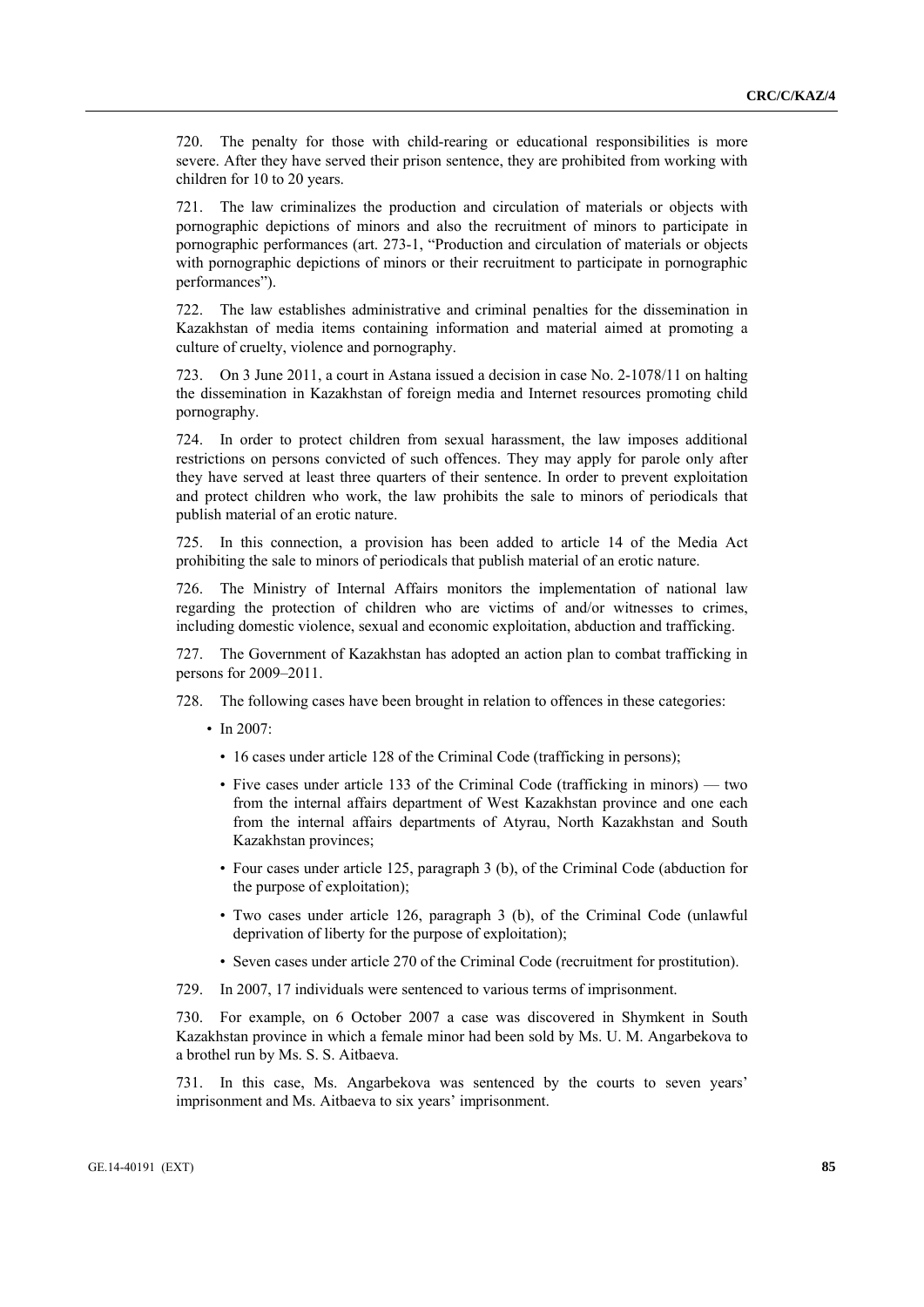720. The penalty for those with child-rearing or educational responsibilities is more severe. After they have served their prison sentence, they are prohibited from working with children for 10 to 20 years.

721. The law criminalizes the production and circulation of materials or objects with pornographic depictions of minors and also the recruitment of minors to participate in pornographic performances (art. 273-1, "Production and circulation of materials or objects with pornographic depictions of minors or their recruitment to participate in pornographic performances").

722. The law establishes administrative and criminal penalties for the dissemination in Kazakhstan of media items containing information and material aimed at promoting a culture of cruelty, violence and pornography.

723. On 3 June 2011, a court in Astana issued a decision in case No. 2-1078/11 on halting the dissemination in Kazakhstan of foreign media and Internet resources promoting child pornography.

724. In order to protect children from sexual harassment, the law imposes additional restrictions on persons convicted of such offences. They may apply for parole only after they have served at least three quarters of their sentence. In order to prevent exploitation and protect children who work, the law prohibits the sale to minors of periodicals that publish material of an erotic nature.

725. In this connection, a provision has been added to article 14 of the Media Act prohibiting the sale to minors of periodicals that publish material of an erotic nature.

726. The Ministry of Internal Affairs monitors the implementation of national law regarding the protection of children who are victims of and/or witnesses to crimes, including domestic violence, sexual and economic exploitation, abduction and trafficking.

727. The Government of Kazakhstan has adopted an action plan to combat trafficking in persons for 2009–2011.

728. The following cases have been brought in relation to offences in these categories:

- In 2007:
  - 16 cases under article 128 of the Criminal Code (trafficking in persons);
  - Five cases under article 133 of the Criminal Code (trafficking in minors) — two from the internal affairs department of West Kazakhstan province and one each from the internal affairs departments of Atyrau, North Kazakhstan and South Kazakhstan provinces;
  - Four cases under article 125, paragraph 3 (b), of the Criminal Code (abduction for the purpose of exploitation);
  - Two cases under article 126, paragraph 3 (b), of the Criminal Code (unlawful deprivation of liberty for the purpose of exploitation);
  - Seven cases under article 270 of the Criminal Code (recruitment for prostitution).

729. In 2007, 17 individuals were sentenced to various terms of imprisonment.

730. For example, on 6 October 2007 a case was discovered in Shymkent in South Kazakhstan province in which a female minor had been sold by Ms. U. M. Angarbekova to a brothel run by Ms. S. S. Aitbaeva.

731. In this case, Ms. Angarbekova was sentenced by the courts to seven years' imprisonment and Ms. Aitbaeva to six years' imprisonment.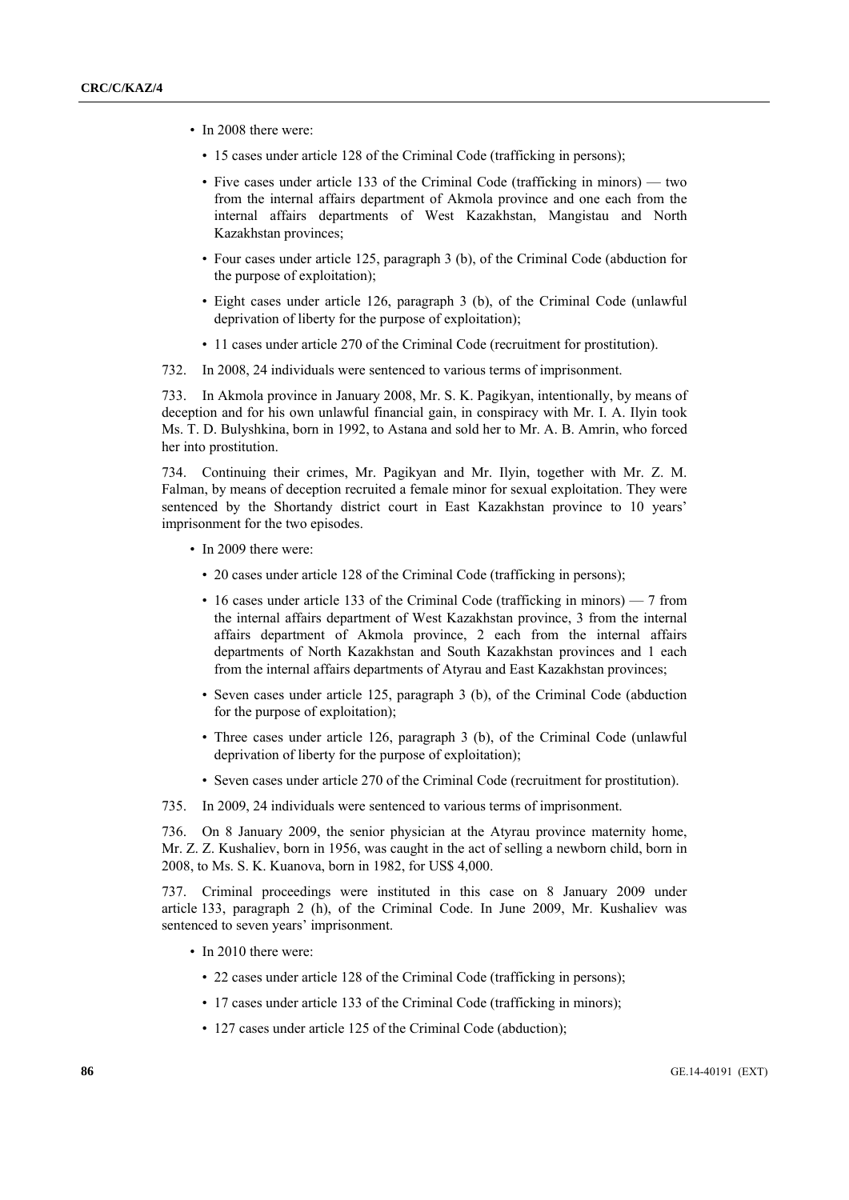- In 2008 there were:
  - 15 cases under article 128 of the Criminal Code (trafficking in persons);
  - Five cases under article 133 of the Criminal Code (trafficking in minors) — two from the internal affairs department of Akmola province and one each from the internal affairs departments of West Kazakhstan, Mangistau and North Kazakhstan provinces;
  - Four cases under article 125, paragraph 3 (b), of the Criminal Code (abduction for the purpose of exploitation);
  - Eight cases under article 126, paragraph 3 (b), of the Criminal Code (unlawful deprivation of liberty for the purpose of exploitation);
  - 11 cases under article 270 of the Criminal Code (recruitment for prostitution).

732. In 2008, 24 individuals were sentenced to various terms of imprisonment.

733. In Akmola province in January 2008, Mr. S. K. Pagikyan, intentionally, by means of deception and for his own unlawful financial gain, in conspiracy with Mr. I. A. Ilyin took Ms. T. D. Bulyshkina, born in 1992, to Astana and sold her to Mr. A. B. Amrin, who forced her into prostitution.

734. Continuing their crimes, Mr. Pagikyan and Mr. Ilyin, together with Mr. Z. M. Falman, by means of deception recruited a female minor for sexual exploitation. They were sentenced by the Shortandy district court in East Kazakhstan province to 10 years' imprisonment for the two episodes.

- In 2009 there were:
  - 20 cases under article 128 of the Criminal Code (trafficking in persons);
  - 16 cases under article 133 of the Criminal Code (trafficking in minors) — 7 from the internal affairs department of West Kazakhstan province, 3 from the internal affairs department of Akmola province, 2 each from the internal affairs departments of North Kazakhstan and South Kazakhstan provinces and 1 each from the internal affairs departments of Atyrau and East Kazakhstan provinces;
  - Seven cases under article 125, paragraph 3 (b), of the Criminal Code (abduction for the purpose of exploitation);
  - Three cases under article 126, paragraph 3 (b), of the Criminal Code (unlawful deprivation of liberty for the purpose of exploitation);
  - Seven cases under article 270 of the Criminal Code (recruitment for prostitution).

735. In 2009, 24 individuals were sentenced to various terms of imprisonment.

736. On 8 January 2009, the senior physician at the Atyrau province maternity home, Mr. Z. Z. Kushaliev, born in 1956, was caught in the act of selling a newborn child, born in 2008, to Ms. S. K. Kuanova, born in 1982, for US$ 4,000.

737. Criminal proceedings were instituted in this case on 8 January 2009 under article 133, paragraph 2 (h), of the Criminal Code. In June 2009, Mr. Kushaliev was sentenced to seven years' imprisonment.

- In 2010 there were:
  - 22 cases under article 128 of the Criminal Code (trafficking in persons);
  - 17 cases under article 133 of the Criminal Code (trafficking in minors);
  - 127 cases under article 125 of the Criminal Code (abduction);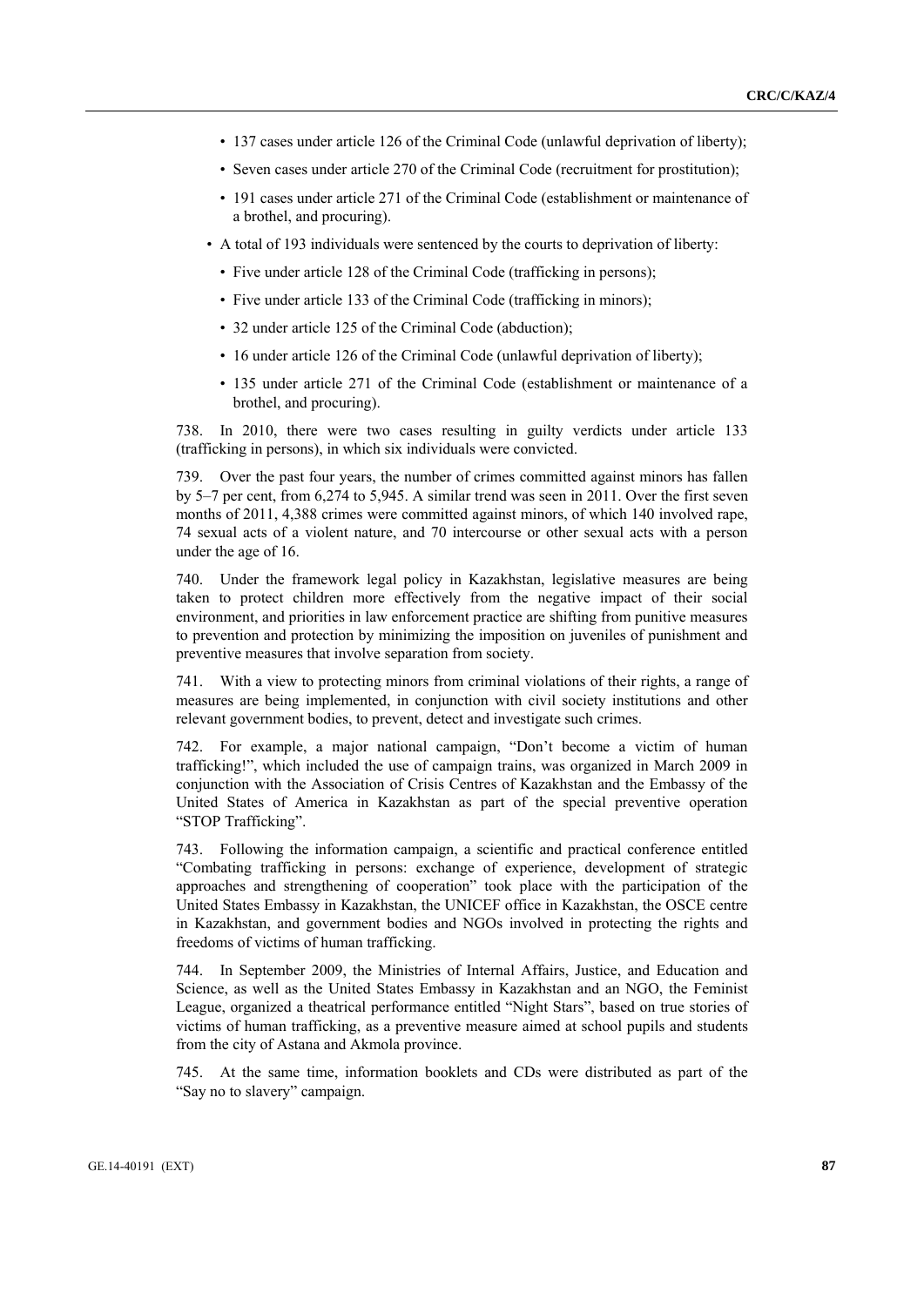- 137 cases under article 126 of the Criminal Code (unlawful deprivation of liberty);
    - Seven cases under article 270 of the Criminal Code (recruitment for prostitution);
    - 191 cases under article 271 of the Criminal Code (establishment or maintenance of a brothel, and procuring).
- A total of 193 individuals were sentenced by the courts to deprivation of liberty:
    - Five under article 128 of the Criminal Code (trafficking in persons);
    - Five under article 133 of the Criminal Code (trafficking in minors);
    - 32 under article 125 of the Criminal Code (abduction);
    - 16 under article 126 of the Criminal Code (unlawful deprivation of liberty);
    - 135 under article 271 of the Criminal Code (establishment or maintenance of a brothel, and procuring).

738. In 2010, there were two cases resulting in guilty verdicts under article 133 (trafficking in persons), in which six individuals were convicted.

739. Over the past four years, the number of crimes committed against minors has fallen by 5–7 per cent, from 6,274 to 5,945. A similar trend was seen in 2011. Over the first seven months of 2011, 4,388 crimes were committed against minors, of which 140 involved rape, 74 sexual acts of a violent nature, and 70 intercourse or other sexual acts with a person under the age of 16.

740. Under the framework legal policy in Kazakhstan, legislative measures are being taken to protect children more effectively from the negative impact of their social environment, and priorities in law enforcement practice are shifting from punitive measures to prevention and protection by minimizing the imposition on juveniles of punishment and preventive measures that involve separation from society.

741. With a view to protecting minors from criminal violations of their rights, a range of measures are being implemented, in conjunction with civil society institutions and other relevant government bodies, to prevent, detect and investigate such crimes.

742. For example, a major national campaign, "Don't become a victim of human trafficking!", which included the use of campaign trains, was organized in March 2009 in conjunction with the Association of Crisis Centres of Kazakhstan and the Embassy of the United States of America in Kazakhstan as part of the special preventive operation "STOP Trafficking".

743. Following the information campaign, a scientific and practical conference entitled "Combating trafficking in persons: exchange of experience, development of strategic approaches and strengthening of cooperation" took place with the participation of the United States Embassy in Kazakhstan, the UNICEF office in Kazakhstan, the OSCE centre in Kazakhstan, and government bodies and NGOs involved in protecting the rights and freedoms of victims of human trafficking.

744. In September 2009, the Ministries of Internal Affairs, Justice, and Education and Science, as well as the United States Embassy in Kazakhstan and an NGO, the Feminist League, organized a theatrical performance entitled "Night Stars", based on true stories of victims of human trafficking, as a preventive measure aimed at school pupils and students from the city of Astana and Akmola province.

745. At the same time, information booklets and CDs were distributed as part of the "Say no to slavery" campaign.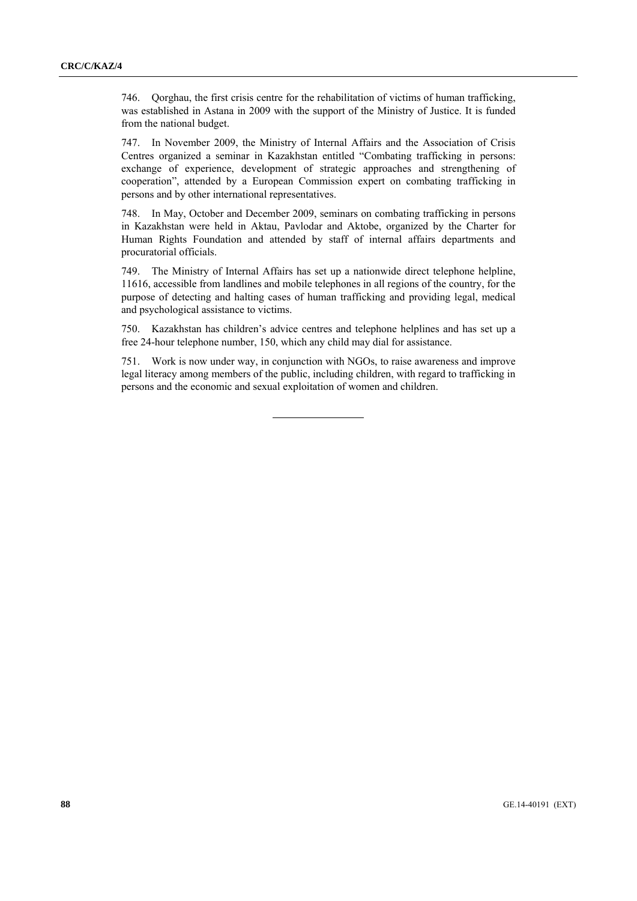746. Qorghau, the first crisis centre for the rehabilitation of victims of human trafficking, was established in Astana in 2009 with the support of the Ministry of Justice. It is funded from the national budget.

747. In November 2009, the Ministry of Internal Affairs and the Association of Crisis Centres organized a seminar in Kazakhstan entitled "Combating trafficking in persons: exchange of experience, development of strategic approaches and strengthening of cooperation", attended by a European Commission expert on combating trafficking in persons and by other international representatives.

748. In May, October and December 2009, seminars on combating trafficking in persons in Kazakhstan were held in Aktau, Pavlodar and Aktobe, organized by the Charter for Human Rights Foundation and attended by staff of internal affairs departments and procuratorial officials.

749. The Ministry of Internal Affairs has set up a nationwide direct telephone helpline, 11616, accessible from landlines and mobile telephones in all regions of the country, for the purpose of detecting and halting cases of human trafficking and providing legal, medical and psychological assistance to victims.

750. Kazakhstan has children's advice centres and telephone helplines and has set up a free 24-hour telephone number, 150, which any child may dial for assistance.

751. Work is now under way, in conjunction with NGOs, to raise awareness and improve legal literacy among members of the public, including children, with regard to trafficking in persons and the economic and sexual exploitation of women and children.